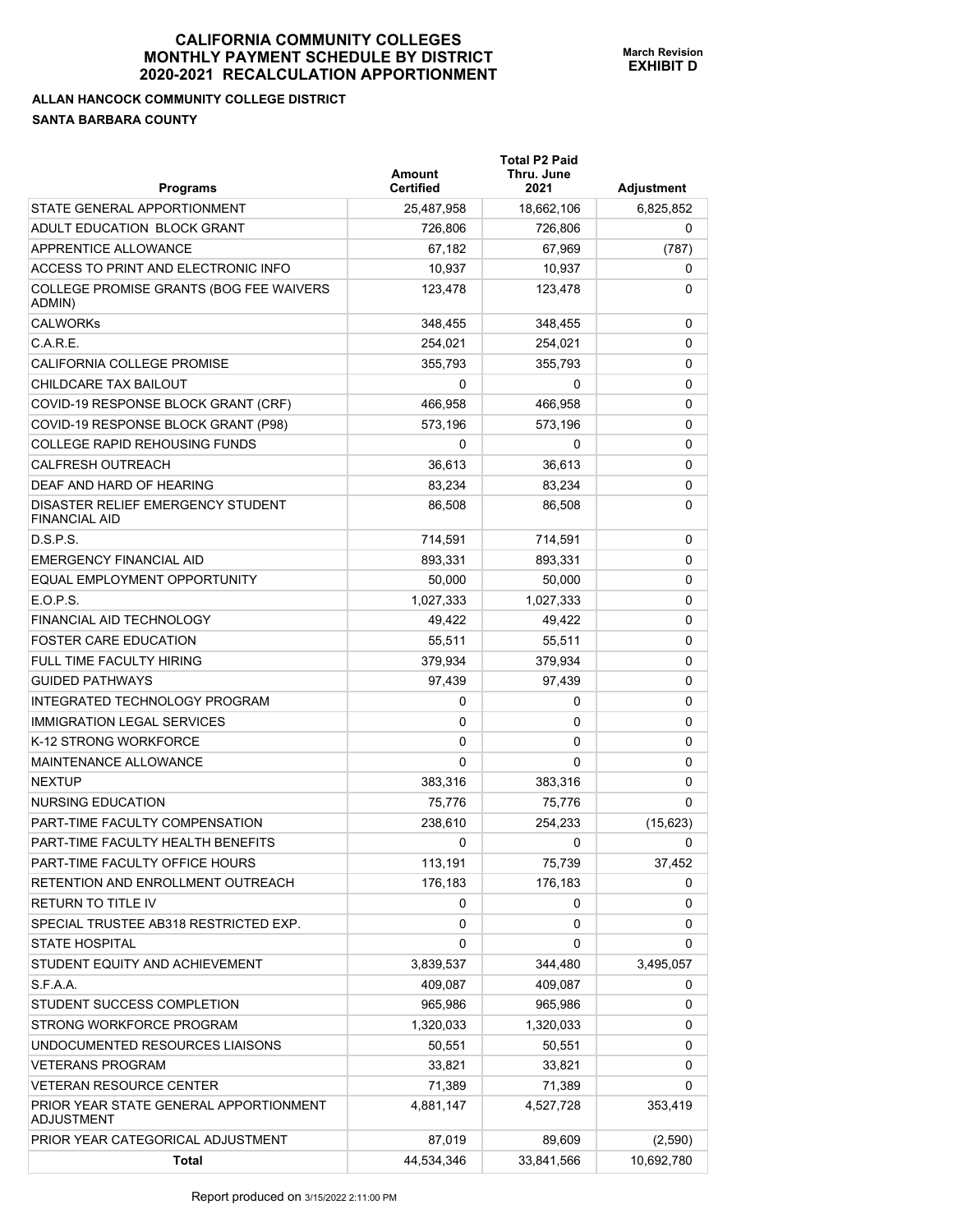# CALIFORNIA COMMUNITY COLLEGES
# MONTHLY PAYMENT SCHEDULE BY DISTRICT
# 2020-2021 RECALCULATION APPORTIONMENT

**March Revision**
**EXHIBIT D**

**ALLAN HANCOCK COMMUNITY COLLEGE DISTRICT**

**SANTA BARBARA COUNTY**

| Programs | Amount Certified | Total P2 Paid Thru. June 2021 | Adjustment |
|---|---|---|---|
| STATE GENERAL APPORTIONMENT | 25,487,958 | 18,662,106 | 6,825,852 |
| ADULT EDUCATION BLOCK GRANT | 726,806 | 726,806 | 0 |
| APPRENTICE ALLOWANCE | 67,182 | 67,969 | (787) |
| ACCESS TO PRINT AND ELECTRONIC INFO | 10,937 | 10,937 | 0 |
| COLLEGE PROMISE GRANTS (BOG FEE WAIVERS ADMIN) | 123,478 | 123,478 | 0 |
| CALWORKs | 348,455 | 348,455 | 0 |
| C.A.R.E. | 254,021 | 254,021 | 0 |
| CALIFORNIA COLLEGE PROMISE | 355,793 | 355,793 | 0 |
| CHILDCARE TAX BAILOUT | 0 | 0 | 0 |
| COVID-19 RESPONSE BLOCK GRANT (CRF) | 466,958 | 466,958 | 0 |
| COVID-19 RESPONSE BLOCK GRANT (P98) | 573,196 | 573,196 | 0 |
| COLLEGE RAPID REHOUSING FUNDS | 0 | 0 | 0 |
| CALFRESH OUTREACH | 36,613 | 36,613 | 0 |
| DEAF AND HARD OF HEARING | 83,234 | 83,234 | 0 |
| DISASTER RELIEF EMERGENCY STUDENT FINANCIAL AID | 86,508 | 86,508 | 0 |
| D.S.P.S. | 714,591 | 714,591 | 0 |
| EMERGENCY FINANCIAL AID | 893,331 | 893,331 | 0 |
| EQUAL EMPLOYMENT OPPORTUNITY | 50,000 | 50,000 | 0 |
| E.O.P.S. | 1,027,333 | 1,027,333 | 0 |
| FINANCIAL AID TECHNOLOGY | 49,422 | 49,422 | 0 |
| FOSTER CARE EDUCATION | 55,511 | 55,511 | 0 |
| FULL TIME FACULTY HIRING | 379,934 | 379,934 | 0 |
| GUIDED PATHWAYS | 97,439 | 97,439 | 0 |
| INTEGRATED TECHNOLOGY PROGRAM | 0 | 0 | 0 |
| IMMIGRATION LEGAL SERVICES | 0 | 0 | 0 |
| K-12 STRONG WORKFORCE | 0 | 0 | 0 |
| MAINTENANCE ALLOWANCE | 0 | 0 | 0 |
| NEXTUP | 383,316 | 383,316 | 0 |
| NURSING EDUCATION | 75,776 | 75,776 | 0 |
| PART-TIME FACULTY COMPENSATION | 238,610 | 254,233 | (15,623) |
| PART-TIME FACULTY HEALTH BENEFITS | 0 | 0 | 0 |
| PART-TIME FACULTY OFFICE HOURS | 113,191 | 75,739 | 37,452 |
| RETENTION AND ENROLLMENT OUTREACH | 176,183 | 176,183 | 0 |
| RETURN TO TITLE IV | 0 | 0 | 0 |
| SPECIAL TRUSTEE AB318 RESTRICTED EXP. | 0 | 0 | 0 |
| STATE HOSPITAL | 0 | 0 | 0 |
| STUDENT EQUITY AND ACHIEVEMENT | 3,839,537 | 344,480 | 3,495,057 |
| S.F.A.A. | 409,087 | 409,087 | 0 |
| STUDENT SUCCESS COMPLETION | 965,986 | 965,986 | 0 |
| STRONG WORKFORCE PROGRAM | 1,320,033 | 1,320,033 | 0 |
| UNDOCUMENTED RESOURCES LIAISONS | 50,551 | 50,551 | 0 |
| VETERANS PROGRAM | 33,821 | 33,821 | 0 |
| VETERAN RESOURCE CENTER | 71,389 | 71,389 | 0 |
| PRIOR YEAR STATE GENERAL APPORTIONMENT ADJUSTMENT | 4,881,147 | 4,527,728 | 353,419 |
| PRIOR YEAR CATEGORICAL ADJUSTMENT | 87,019 | 89,609 | (2,590) |
| **Total** | 44,534,346 | 33,841,566 | 10,692,780 |

Report produced on 3/15/2022 2:11:00 PM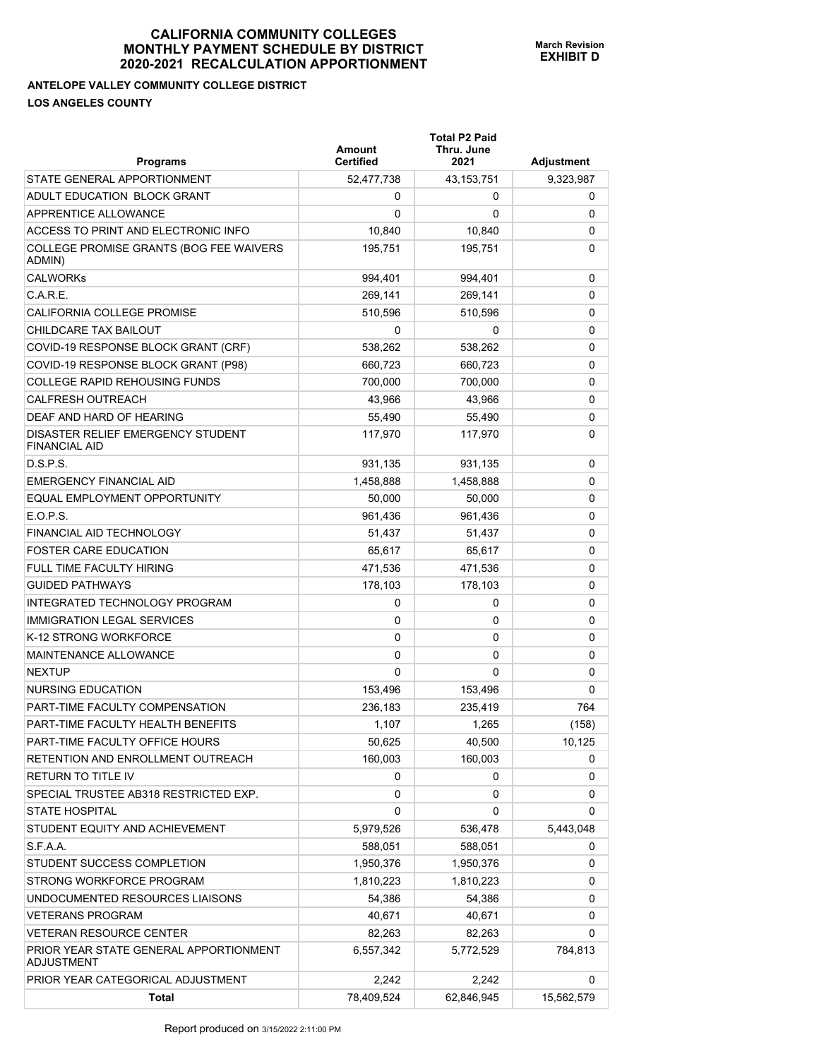# CALIFORNIA COMMUNITY COLLEGES MONTHLY PAYMENT SCHEDULE BY DISTRICT 2020-2021 RECALCULATION APPORTIONMENT

**March Revision EXHIBIT D**

**ANTELOPE VALLEY COMMUNITY COLLEGE DISTRICT**

**LOS ANGELES COUNTY**

| Programs | Amount Certified | Total P2 Paid Thru. June 2021 | Adjustment |
|---|---|---|---|
| STATE GENERAL APPORTIONMENT | 52,477,738 | 43,153,751 | 9,323,987 |
| ADULT EDUCATION BLOCK GRANT | 0 | 0 | 0 |
| APPRENTICE ALLOWANCE | 0 | 0 | 0 |
| ACCESS TO PRINT AND ELECTRONIC INFO | 10,840 | 10,840 | 0 |
| COLLEGE PROMISE GRANTS (BOG FEE WAIVERS ADMIN) | 195,751 | 195,751 | 0 |
| CALWORKs | 994,401 | 994,401 | 0 |
| C.A.R.E. | 269,141 | 269,141 | 0 |
| CALIFORNIA COLLEGE PROMISE | 510,596 | 510,596 | 0 |
| CHILDCARE TAX BAILOUT | 0 | 0 | 0 |
| COVID-19 RESPONSE BLOCK GRANT (CRF) | 538,262 | 538,262 | 0 |
| COVID-19 RESPONSE BLOCK GRANT (P98) | 660,723 | 660,723 | 0 |
| COLLEGE RAPID REHOUSING FUNDS | 700,000 | 700,000 | 0 |
| CALFRESH OUTREACH | 43,966 | 43,966 | 0 |
| DEAF AND HARD OF HEARING | 55,490 | 55,490 | 0 |
| DISASTER RELIEF EMERGENCY STUDENT FINANCIAL AID | 117,970 | 117,970 | 0 |
| D.S.P.S. | 931,135 | 931,135 | 0 |
| EMERGENCY FINANCIAL AID | 1,458,888 | 1,458,888 | 0 |
| EQUAL EMPLOYMENT OPPORTUNITY | 50,000 | 50,000 | 0 |
| E.O.P.S. | 961,436 | 961,436 | 0 |
| FINANCIAL AID TECHNOLOGY | 51,437 | 51,437 | 0 |
| FOSTER CARE EDUCATION | 65,617 | 65,617 | 0 |
| FULL TIME FACULTY HIRING | 471,536 | 471,536 | 0 |
| GUIDED PATHWAYS | 178,103 | 178,103 | 0 |
| INTEGRATED TECHNOLOGY PROGRAM | 0 | 0 | 0 |
| IMMIGRATION LEGAL SERVICES | 0 | 0 | 0 |
| K-12 STRONG WORKFORCE | 0 | 0 | 0 |
| MAINTENANCE ALLOWANCE | 0 | 0 | 0 |
| NEXTUP | 0 | 0 | 0 |
| NURSING EDUCATION | 153,496 | 153,496 | 0 |
| PART-TIME FACULTY COMPENSATION | 236,183 | 235,419 | 764 |
| PART-TIME FACULTY HEALTH BENEFITS | 1,107 | 1,265 | (158) |
| PART-TIME FACULTY OFFICE HOURS | 50,625 | 40,500 | 10,125 |
| RETENTION AND ENROLLMENT OUTREACH | 160,003 | 160,003 | 0 |
| RETURN TO TITLE IV | 0 | 0 | 0 |
| SPECIAL TRUSTEE AB318 RESTRICTED EXP. | 0 | 0 | 0 |
| STATE HOSPITAL | 0 | 0 | 0 |
| STUDENT EQUITY AND ACHIEVEMENT | 5,979,526 | 536,478 | 5,443,048 |
| S.F.A.A. | 588,051 | 588,051 | 0 |
| STUDENT SUCCESS COMPLETION | 1,950,376 | 1,950,376 | 0 |
| STRONG WORKFORCE PROGRAM | 1,810,223 | 1,810,223 | 0 |
| UNDOCUMENTED RESOURCES LIAISONS | 54,386 | 54,386 | 0 |
| VETERANS PROGRAM | 40,671 | 40,671 | 0 |
| VETERAN RESOURCE CENTER | 82,263 | 82,263 | 0 |
| PRIOR YEAR STATE GENERAL APPORTIONMENT ADJUSTMENT | 6,557,342 | 5,772,529 | 784,813 |
| PRIOR YEAR CATEGORICAL ADJUSTMENT | 2,242 | 2,242 | 0 |
| **Total** | 78,409,524 | 62,846,945 | 15,562,579 |

Report produced on 3/15/2022 2:11:00 PM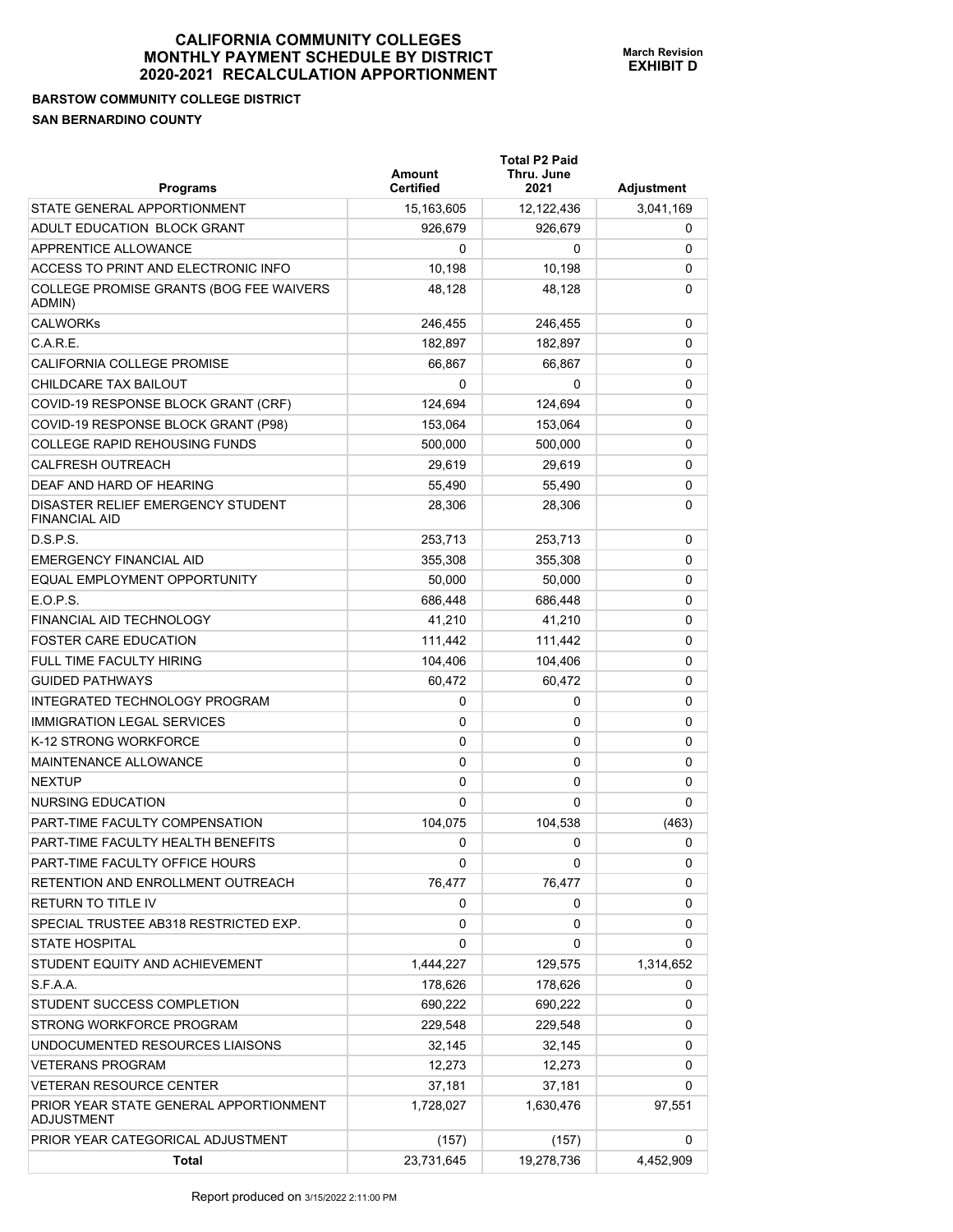# CALIFORNIA COMMUNITY COLLEGES
# MONTHLY PAYMENT SCHEDULE BY DISTRICT
# 2020-2021 RECALCULATION APPORTIONMENT

**March Revision**
**EXHIBIT D**

**BARSTOW COMMUNITY COLLEGE DISTRICT**

**SAN BERNARDINO COUNTY**

| Programs | Amount Certified | Total P2 Paid Thru. June 2021 | Adjustment |
|---|---|---|---|
| STATE GENERAL APPORTIONMENT | 15,163,605 | 12,122,436 | 3,041,169 |
| ADULT EDUCATION BLOCK GRANT | 926,679 | 926,679 | 0 |
| APPRENTICE ALLOWANCE | 0 | 0 | 0 |
| ACCESS TO PRINT AND ELECTRONIC INFO | 10,198 | 10,198 | 0 |
| COLLEGE PROMISE GRANTS (BOG FEE WAIVERS ADMIN) | 48,128 | 48,128 | 0 |
| CALWORKs | 246,455 | 246,455 | 0 |
| C.A.R.E. | 182,897 | 182,897 | 0 |
| CALIFORNIA COLLEGE PROMISE | 66,867 | 66,867 | 0 |
| CHILDCARE TAX BAILOUT | 0 | 0 | 0 |
| COVID-19 RESPONSE BLOCK GRANT (CRF) | 124,694 | 124,694 | 0 |
| COVID-19 RESPONSE BLOCK GRANT (P98) | 153,064 | 153,064 | 0 |
| COLLEGE RAPID REHOUSING FUNDS | 500,000 | 500,000 | 0 |
| CALFRESH OUTREACH | 29,619 | 29,619 | 0 |
| DEAF AND HARD OF HEARING | 55,490 | 55,490 | 0 |
| DISASTER RELIEF EMERGENCY STUDENT FINANCIAL AID | 28,306 | 28,306 | 0 |
| D.S.P.S. | 253,713 | 253,713 | 0 |
| EMERGENCY FINANCIAL AID | 355,308 | 355,308 | 0 |
| EQUAL EMPLOYMENT OPPORTUNITY | 50,000 | 50,000 | 0 |
| E.O.P.S. | 686,448 | 686,448 | 0 |
| FINANCIAL AID TECHNOLOGY | 41,210 | 41,210 | 0 |
| FOSTER CARE EDUCATION | 111,442 | 111,442 | 0 |
| FULL TIME FACULTY HIRING | 104,406 | 104,406 | 0 |
| GUIDED PATHWAYS | 60,472 | 60,472 | 0 |
| INTEGRATED TECHNOLOGY PROGRAM | 0 | 0 | 0 |
| IMMIGRATION LEGAL SERVICES | 0 | 0 | 0 |
| K-12 STRONG WORKFORCE | 0 | 0 | 0 |
| MAINTENANCE ALLOWANCE | 0 | 0 | 0 |
| NEXTUP | 0 | 0 | 0 |
| NURSING EDUCATION | 0 | 0 | 0 |
| PART-TIME FACULTY COMPENSATION | 104,075 | 104,538 | (463) |
| PART-TIME FACULTY HEALTH BENEFITS | 0 | 0 | 0 |
| PART-TIME FACULTY OFFICE HOURS | 0 | 0 | 0 |
| RETENTION AND ENROLLMENT OUTREACH | 76,477 | 76,477 | 0 |
| RETURN TO TITLE IV | 0 | 0 | 0 |
| SPECIAL TRUSTEE AB318 RESTRICTED EXP. | 0 | 0 | 0 |
| STATE HOSPITAL | 0 | 0 | 0 |
| STUDENT EQUITY AND ACHIEVEMENT | 1,444,227 | 129,575 | 1,314,652 |
| S.F.A.A. | 178,626 | 178,626 | 0 |
| STUDENT SUCCESS COMPLETION | 690,222 | 690,222 | 0 |
| STRONG WORKFORCE PROGRAM | 229,548 | 229,548 | 0 |
| UNDOCUMENTED RESOURCES LIAISONS | 32,145 | 32,145 | 0 |
| VETERANS PROGRAM | 12,273 | 12,273 | 0 |
| VETERAN RESOURCE CENTER | 37,181 | 37,181 | 0 |
| PRIOR YEAR STATE GENERAL APPORTIONMENT ADJUSTMENT | 1,728,027 | 1,630,476 | 97,551 |
| PRIOR YEAR CATEGORICAL ADJUSTMENT | (157) | (157) | 0 |
| **Total** | 23,731,645 | 19,278,736 | 4,452,909 |

Report produced on 3/15/2022 2:11:00 PM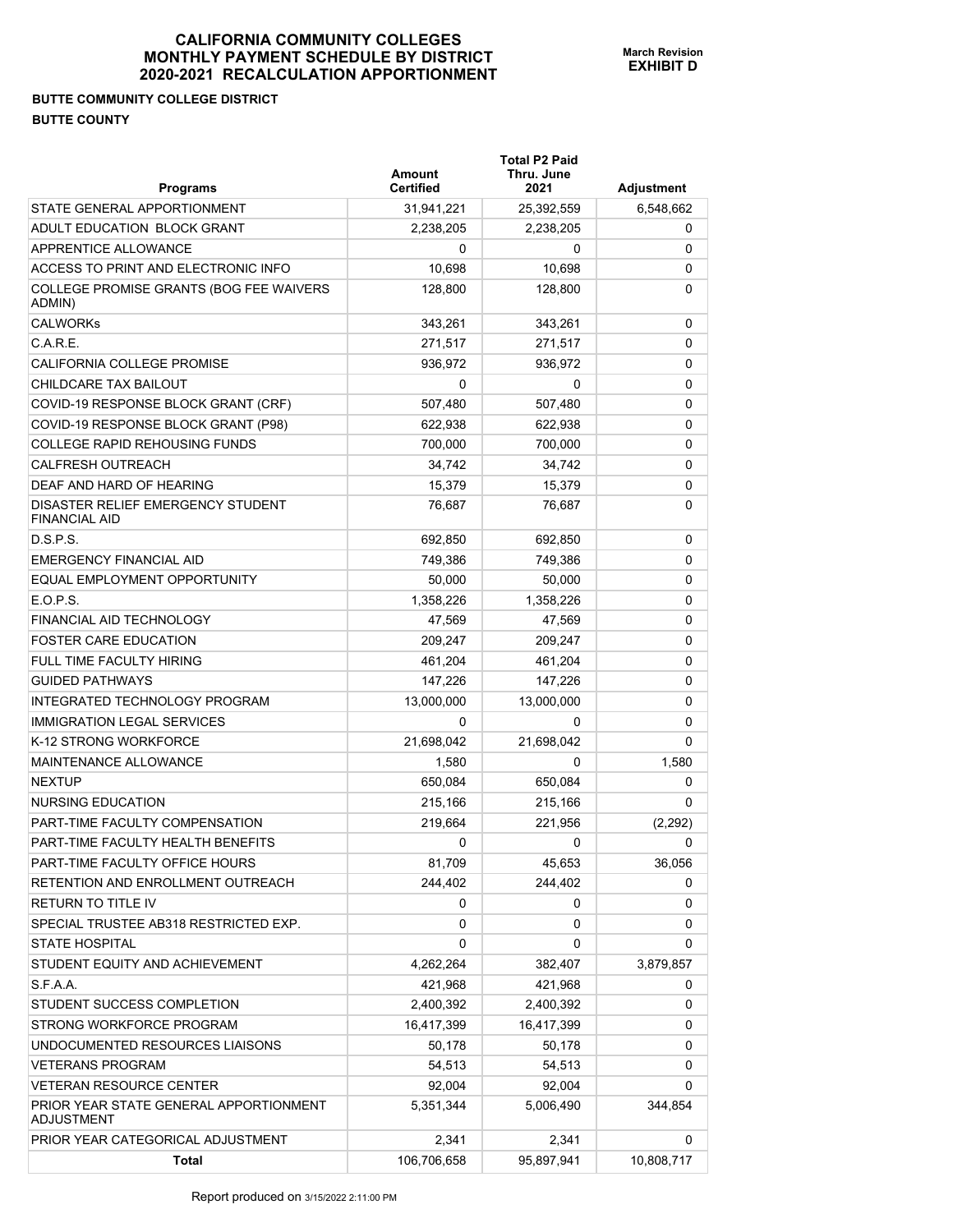# CALIFORNIA COMMUNITY COLLEGES MONTHLY PAYMENT SCHEDULE BY DISTRICT 2020-2021 RECALCULATION APPORTIONMENT

**March Revision**
**EXHIBIT D**

**BUTTE COMMUNITY COLLEGE DISTRICT**
**BUTTE COUNTY**

| Programs | Amount Certified | Total P2 Paid Thru. June 2021 | Adjustment |
|---|---|---|---|
| STATE GENERAL APPORTIONMENT | 31,941,221 | 25,392,559 | 6,548,662 |
| ADULT EDUCATION BLOCK GRANT | 2,238,205 | 2,238,205 | 0 |
| APPRENTICE ALLOWANCE | 0 | 0 | 0 |
| ACCESS TO PRINT AND ELECTRONIC INFO | 10,698 | 10,698 | 0 |
| COLLEGE PROMISE GRANTS (BOG FEE WAIVERS ADMIN) | 128,800 | 128,800 | 0 |
| CALWORKs | 343,261 | 343,261 | 0 |
| C.A.R.E. | 271,517 | 271,517 | 0 |
| CALIFORNIA COLLEGE PROMISE | 936,972 | 936,972 | 0 |
| CHILDCARE TAX BAILOUT | 0 | 0 | 0 |
| COVID-19 RESPONSE BLOCK GRANT (CRF) | 507,480 | 507,480 | 0 |
| COVID-19 RESPONSE BLOCK GRANT (P98) | 622,938 | 622,938 | 0 |
| COLLEGE RAPID REHOUSING FUNDS | 700,000 | 700,000 | 0 |
| CALFRESH OUTREACH | 34,742 | 34,742 | 0 |
| DEAF AND HARD OF HEARING | 15,379 | 15,379 | 0 |
| DISASTER RELIEF EMERGENCY STUDENT FINANCIAL AID | 76,687 | 76,687 | 0 |
| D.S.P.S. | 692,850 | 692,850 | 0 |
| EMERGENCY FINANCIAL AID | 749,386 | 749,386 | 0 |
| EQUAL EMPLOYMENT OPPORTUNITY | 50,000 | 50,000 | 0 |
| E.O.P.S. | 1,358,226 | 1,358,226 | 0 |
| FINANCIAL AID TECHNOLOGY | 47,569 | 47,569 | 0 |
| FOSTER CARE EDUCATION | 209,247 | 209,247 | 0 |
| FULL TIME FACULTY HIRING | 461,204 | 461,204 | 0 |
| GUIDED PATHWAYS | 147,226 | 147,226 | 0 |
| INTEGRATED TECHNOLOGY PROGRAM | 13,000,000 | 13,000,000 | 0 |
| IMMIGRATION LEGAL SERVICES | 0 | 0 | 0 |
| K-12 STRONG WORKFORCE | 21,698,042 | 21,698,042 | 0 |
| MAINTENANCE ALLOWANCE | 1,580 | 0 | 1,580 |
| NEXTUP | 650,084 | 650,084 | 0 |
| NURSING EDUCATION | 215,166 | 215,166 | 0 |
| PART-TIME FACULTY COMPENSATION | 219,664 | 221,956 | (2,292) |
| PART-TIME FACULTY HEALTH BENEFITS | 0 | 0 | 0 |
| PART-TIME FACULTY OFFICE HOURS | 81,709 | 45,653 | 36,056 |
| RETENTION AND ENROLLMENT OUTREACH | 244,402 | 244,402 | 0 |
| RETURN TO TITLE IV | 0 | 0 | 0 |
| SPECIAL TRUSTEE AB318 RESTRICTED EXP. | 0 | 0 | 0 |
| STATE HOSPITAL | 0 | 0 | 0 |
| STUDENT EQUITY AND ACHIEVEMENT | 4,262,264 | 382,407 | 3,879,857 |
| S.F.A.A. | 421,968 | 421,968 | 0 |
| STUDENT SUCCESS COMPLETION | 2,400,392 | 2,400,392 | 0 |
| STRONG WORKFORCE PROGRAM | 16,417,399 | 16,417,399 | 0 |
| UNDOCUMENTED RESOURCES LIAISONS | 50,178 | 50,178 | 0 |
| VETERANS PROGRAM | 54,513 | 54,513 | 0 |
| VETERAN RESOURCE CENTER | 92,004 | 92,004 | 0 |
| PRIOR YEAR STATE GENERAL APPORTIONMENT ADJUSTMENT | 5,351,344 | 5,006,490 | 344,854 |
| PRIOR YEAR CATEGORICAL ADJUSTMENT | 2,341 | 2,341 | 0 |
| **Total** | 106,706,658 | 95,897,941 | 10,808,717 |

Report produced on 3/15/2022 2:11:00 PM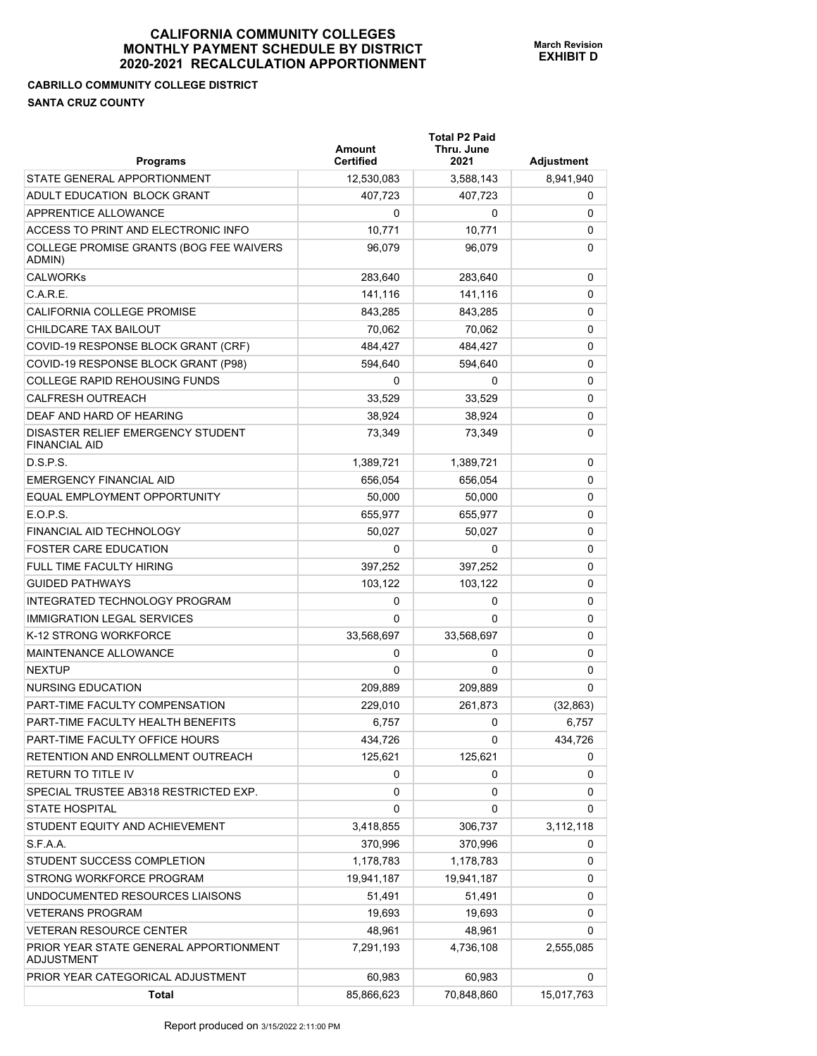# CALIFORNIA COMMUNITY COLLEGES
# MONTHLY PAYMENT SCHEDULE BY DISTRICT
# 2020-2021 RECALCULATION APPORTIONMENT

**March Revision**
**EXHIBIT D**

**CABRILLO COMMUNITY COLLEGE DISTRICT**

**SANTA CRUZ COUNTY**

| Programs | Amount Certified | Total P2 Paid Thru. June 2021 | Adjustment |
|---|---|---|---|
| STATE GENERAL APPORTIONMENT | 12,530,083 | 3,588,143 | 8,941,940 |
| ADULT EDUCATION BLOCK GRANT | 407,723 | 407,723 | 0 |
| APPRENTICE ALLOWANCE | 0 | 0 | 0 |
| ACCESS TO PRINT AND ELECTRONIC INFO | 10,771 | 10,771 | 0 |
| COLLEGE PROMISE GRANTS (BOG FEE WAIVERS ADMIN) | 96,079 | 96,079 | 0 |
| CALWORKs | 283,640 | 283,640 | 0 |
| C.A.R.E. | 141,116 | 141,116 | 0 |
| CALIFORNIA COLLEGE PROMISE | 843,285 | 843,285 | 0 |
| CHILDCARE TAX BAILOUT | 70,062 | 70,062 | 0 |
| COVID-19 RESPONSE BLOCK GRANT (CRF) | 484,427 | 484,427 | 0 |
| COVID-19 RESPONSE BLOCK GRANT (P98) | 594,640 | 594,640 | 0 |
| COLLEGE RAPID REHOUSING FUNDS | 0 | 0 | 0 |
| CALFRESH OUTREACH | 33,529 | 33,529 | 0 |
| DEAF AND HARD OF HEARING | 38,924 | 38,924 | 0 |
| DISASTER RELIEF EMERGENCY STUDENT FINANCIAL AID | 73,349 | 73,349 | 0 |
| D.S.P.S. | 1,389,721 | 1,389,721 | 0 |
| EMERGENCY FINANCIAL AID | 656,054 | 656,054 | 0 |
| EQUAL EMPLOYMENT OPPORTUNITY | 50,000 | 50,000 | 0 |
| E.O.P.S. | 655,977 | 655,977 | 0 |
| FINANCIAL AID TECHNOLOGY | 50,027 | 50,027 | 0 |
| FOSTER CARE EDUCATION | 0 | 0 | 0 |
| FULL TIME FACULTY HIRING | 397,252 | 397,252 | 0 |
| GUIDED PATHWAYS | 103,122 | 103,122 | 0 |
| INTEGRATED TECHNOLOGY PROGRAM | 0 | 0 | 0 |
| IMMIGRATION LEGAL SERVICES | 0 | 0 | 0 |
| K-12 STRONG WORKFORCE | 33,568,697 | 33,568,697 | 0 |
| MAINTENANCE ALLOWANCE | 0 | 0 | 0 |
| NEXTUP | 0 | 0 | 0 |
| NURSING EDUCATION | 209,889 | 209,889 | 0 |
| PART-TIME FACULTY COMPENSATION | 229,010 | 261,873 | (32,863) |
| PART-TIME FACULTY HEALTH BENEFITS | 6,757 | 0 | 6,757 |
| PART-TIME FACULTY OFFICE HOURS | 434,726 | 0 | 434,726 |
| RETENTION AND ENROLLMENT OUTREACH | 125,621 | 125,621 | 0 |
| RETURN TO TITLE IV | 0 | 0 | 0 |
| SPECIAL TRUSTEE AB318 RESTRICTED EXP. | 0 | 0 | 0 |
| STATE HOSPITAL | 0 | 0 | 0 |
| STUDENT EQUITY AND ACHIEVEMENT | 3,418,855 | 306,737 | 3,112,118 |
| S.F.A.A. | 370,996 | 370,996 | 0 |
| STUDENT SUCCESS COMPLETION | 1,178,783 | 1,178,783 | 0 |
| STRONG WORKFORCE PROGRAM | 19,941,187 | 19,941,187 | 0 |
| UNDOCUMENTED RESOURCES LIAISONS | 51,491 | 51,491 | 0 |
| VETERANS PROGRAM | 19,693 | 19,693 | 0 |
| VETERAN RESOURCE CENTER | 48,961 | 48,961 | 0 |
| PRIOR YEAR STATE GENERAL APPORTIONMENT ADJUSTMENT | 7,291,193 | 4,736,108 | 2,555,085 |
| PRIOR YEAR CATEGORICAL ADJUSTMENT | 60,983 | 60,983 | 0 |
| **Total** | 85,866,623 | 70,848,860 | 15,017,763 |

Report produced on 3/15/2022 2:11:00 PM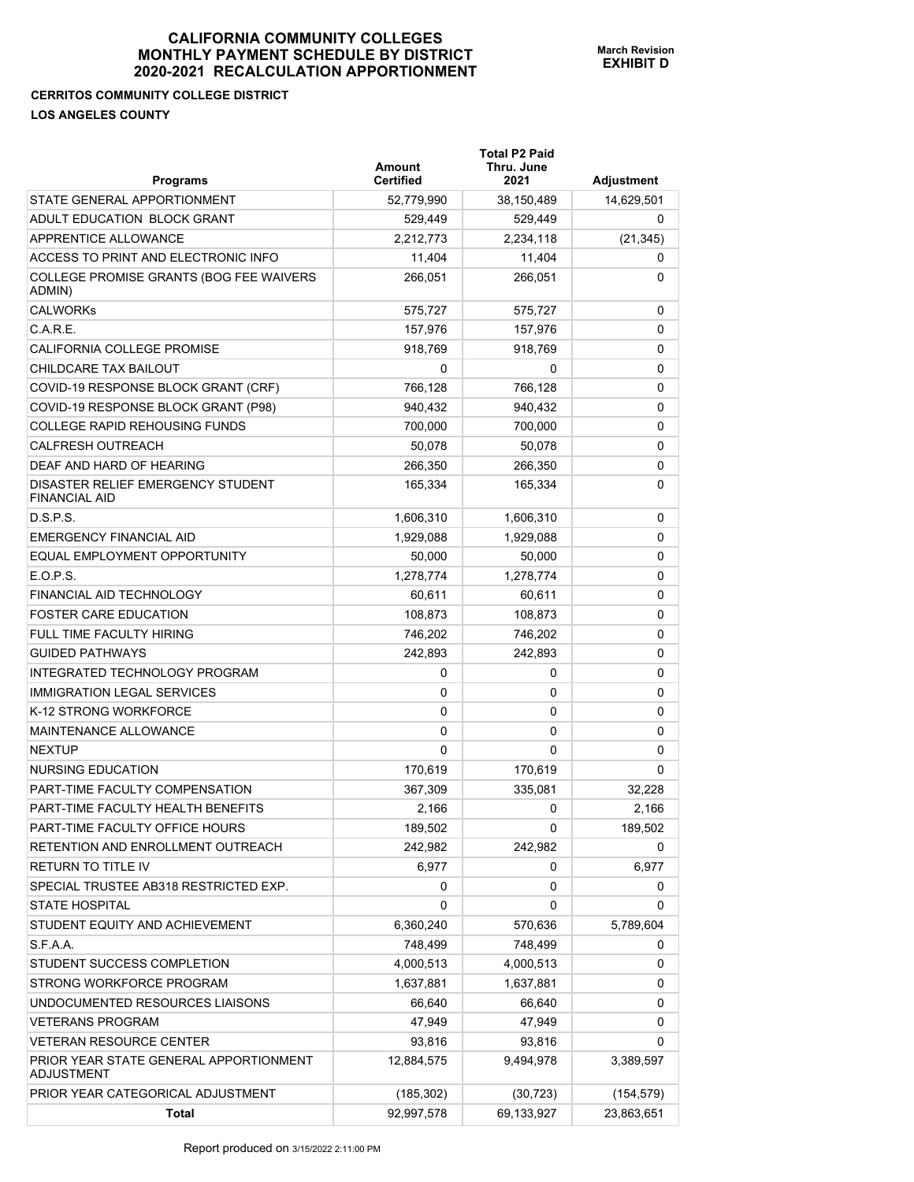# CALIFORNIA COMMUNITY COLLEGES MONTHLY PAYMENT SCHEDULE BY DISTRICT 2020-2021 RECALCULATION APPORTIONMENT

**March Revision EXHIBIT D**

**CERRITOS COMMUNITY COLLEGE DISTRICT**

**LOS ANGELES COUNTY**

| Programs | Amount Certified | Total P2 Paid Thru. June 2021 | Adjustment |
|---|---|---|---|
| STATE GENERAL APPORTIONMENT | 52,779,990 | 38,150,489 | 14,629,501 |
| ADULT EDUCATION BLOCK GRANT | 529,449 | 529,449 | 0 |
| APPRENTICE ALLOWANCE | 2,212,773 | 2,234,118 | (21,345) |
| ACCESS TO PRINT AND ELECTRONIC INFO | 11,404 | 11,404 | 0 |
| COLLEGE PROMISE GRANTS (BOG FEE WAIVERS ADMIN) | 266,051 | 266,051 | 0 |
| CALWORKs | 575,727 | 575,727 | 0 |
| C.A.R.E. | 157,976 | 157,976 | 0 |
| CALIFORNIA COLLEGE PROMISE | 918,769 | 918,769 | 0 |
| CHILDCARE TAX BAILOUT | 0 | 0 | 0 |
| COVID-19 RESPONSE BLOCK GRANT (CRF) | 766,128 | 766,128 | 0 |
| COVID-19 RESPONSE BLOCK GRANT (P98) | 940,432 | 940,432 | 0 |
| COLLEGE RAPID REHOUSING FUNDS | 700,000 | 700,000 | 0 |
| CALFRESH OUTREACH | 50,078 | 50,078 | 0 |
| DEAF AND HARD OF HEARING | 266,350 | 266,350 | 0 |
| DISASTER RELIEF EMERGENCY STUDENT FINANCIAL AID | 165,334 | 165,334 | 0 |
| D.S.P.S. | 1,606,310 | 1,606,310 | 0 |
| EMERGENCY FINANCIAL AID | 1,929,088 | 1,929,088 | 0 |
| EQUAL EMPLOYMENT OPPORTUNITY | 50,000 | 50,000 | 0 |
| E.O.P.S. | 1,278,774 | 1,278,774 | 0 |
| FINANCIAL AID TECHNOLOGY | 60,611 | 60,611 | 0 |
| FOSTER CARE EDUCATION | 108,873 | 108,873 | 0 |
| FULL TIME FACULTY HIRING | 746,202 | 746,202 | 0 |
| GUIDED PATHWAYS | 242,893 | 242,893 | 0 |
| INTEGRATED TECHNOLOGY PROGRAM | 0 | 0 | 0 |
| IMMIGRATION LEGAL SERVICES | 0 | 0 | 0 |
| K-12 STRONG WORKFORCE | 0 | 0 | 0 |
| MAINTENANCE ALLOWANCE | 0 | 0 | 0 |
| NEXTUP | 0 | 0 | 0 |
| NURSING EDUCATION | 170,619 | 170,619 | 0 |
| PART-TIME FACULTY COMPENSATION | 367,309 | 335,081 | 32,228 |
| PART-TIME FACULTY HEALTH BENEFITS | 2,166 | 0 | 2,166 |
| PART-TIME FACULTY OFFICE HOURS | 189,502 | 0 | 189,502 |
| RETENTION AND ENROLLMENT OUTREACH | 242,982 | 242,982 | 0 |
| RETURN TO TITLE IV | 6,977 | 0 | 6,977 |
| SPECIAL TRUSTEE AB318 RESTRICTED EXP. | 0 | 0 | 0 |
| STATE HOSPITAL | 0 | 0 | 0 |
| STUDENT EQUITY AND ACHIEVEMENT | 6,360,240 | 570,636 | 5,789,604 |
| S.F.A.A. | 748,499 | 748,499 | 0 |
| STUDENT SUCCESS COMPLETION | 4,000,513 | 4,000,513 | 0 |
| STRONG WORKFORCE PROGRAM | 1,637,881 | 1,637,881 | 0 |
| UNDOCUMENTED RESOURCES LIAISONS | 66,640 | 66,640 | 0 |
| VETERANS PROGRAM | 47,949 | 47,949 | 0 |
| VETERAN RESOURCE CENTER | 93,816 | 93,816 | 0 |
| PRIOR YEAR STATE GENERAL APPORTIONMENT ADJUSTMENT | 12,884,575 | 9,494,978 | 3,389,597 |
| PRIOR YEAR CATEGORICAL ADJUSTMENT | (185,302) | (30,723) | (154,579) |
| **Total** | 92,997,578 | 69,133,927 | 23,863,651 |

Report produced on 3/15/2022 2:11:00 PM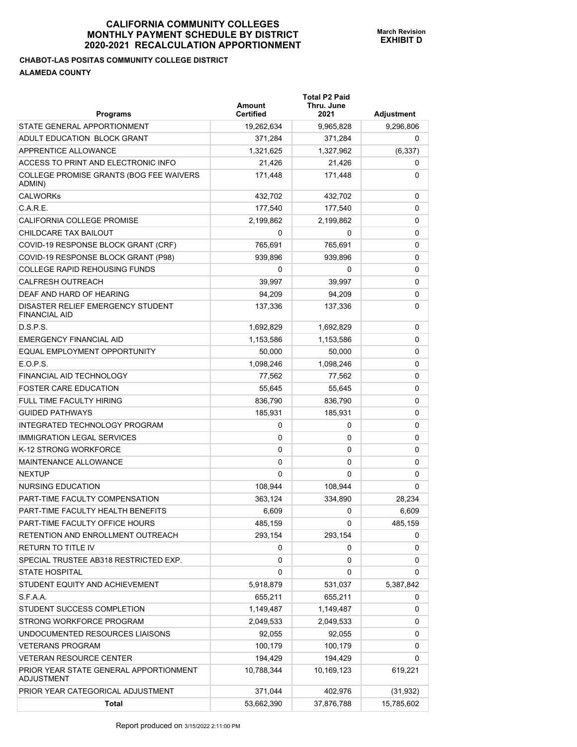# CALIFORNIA COMMUNITY COLLEGES MONTHLY PAYMENT SCHEDULE BY DISTRICT 2020-2021 RECALCULATION APPORTIONMENT

**March Revision**
**EXHIBIT D**

**CHABOT-LAS POSITAS COMMUNITY COLLEGE DISTRICT**

**ALAMEDA COUNTY**

| Programs | Amount Certified | Total P2 Paid Thru. June 2021 | Adjustment |
|---|---|---|---|
| STATE GENERAL APPORTIONMENT | 19,262,634 | 9,965,828 | 9,296,806 |
| ADULT EDUCATION BLOCK GRANT | 371,284 | 371,284 | 0 |
| APPRENTICE ALLOWANCE | 1,321,625 | 1,327,962 | (6,337) |
| ACCESS TO PRINT AND ELECTRONIC INFO | 21,426 | 21,426 | 0 |
| COLLEGE PROMISE GRANTS (BOG FEE WAIVERS ADMIN) | 171,448 | 171,448 | 0 |
| CALWORKs | 432,702 | 432,702 | 0 |
| C.A.R.E. | 177,540 | 177,540 | 0 |
| CALIFORNIA COLLEGE PROMISE | 2,199,862 | 2,199,862 | 0 |
| CHILDCARE TAX BAILOUT | 0 | 0 | 0 |
| COVID-19 RESPONSE BLOCK GRANT (CRF) | 765,691 | 765,691 | 0 |
| COVID-19 RESPONSE BLOCK GRANT (P98) | 939,896 | 939,896 | 0 |
| COLLEGE RAPID REHOUSING FUNDS | 0 | 0 | 0 |
| CALFRESH OUTREACH | 39,997 | 39,997 | 0 |
| DEAF AND HARD OF HEARING | 94,209 | 94,209 | 0 |
| DISASTER RELIEF EMERGENCY STUDENT FINANCIAL AID | 137,336 | 137,336 | 0 |
| D.S.P.S. | 1,692,829 | 1,692,829 | 0 |
| EMERGENCY FINANCIAL AID | 1,153,586 | 1,153,586 | 0 |
| EQUAL EMPLOYMENT OPPORTUNITY | 50,000 | 50,000 | 0 |
| E.O.P.S. | 1,098,246 | 1,098,246 | 0 |
| FINANCIAL AID TECHNOLOGY | 77,562 | 77,562 | 0 |
| FOSTER CARE EDUCATION | 55,645 | 55,645 | 0 |
| FULL TIME FACULTY HIRING | 836,790 | 836,790 | 0 |
| GUIDED PATHWAYS | 185,931 | 185,931 | 0 |
| INTEGRATED TECHNOLOGY PROGRAM | 0 | 0 | 0 |
| IMMIGRATION LEGAL SERVICES | 0 | 0 | 0 |
| K-12 STRONG WORKFORCE | 0 | 0 | 0 |
| MAINTENANCE ALLOWANCE | 0 | 0 | 0 |
| NEXTUP | 0 | 0 | 0 |
| NURSING EDUCATION | 108,944 | 108,944 | 0 |
| PART-TIME FACULTY COMPENSATION | 363,124 | 334,890 | 28,234 |
| PART-TIME FACULTY HEALTH BENEFITS | 6,609 | 0 | 6,609 |
| PART-TIME FACULTY OFFICE HOURS | 485,159 | 0 | 485,159 |
| RETENTION AND ENROLLMENT OUTREACH | 293,154 | 293,154 | 0 |
| RETURN TO TITLE IV | 0 | 0 | 0 |
| SPECIAL TRUSTEE AB318 RESTRICTED EXP. | 0 | 0 | 0 |
| STATE HOSPITAL | 0 | 0 | 0 |
| STUDENT EQUITY AND ACHIEVEMENT | 5,918,879 | 531,037 | 5,387,842 |
| S.F.A.A. | 655,211 | 655,211 | 0 |
| STUDENT SUCCESS COMPLETION | 1,149,487 | 1,149,487 | 0 |
| STRONG WORKFORCE PROGRAM | 2,049,533 | 2,049,533 | 0 |
| UNDOCUMENTED RESOURCES LIAISONS | 92,055 | 92,055 | 0 |
| VETERANS PROGRAM | 100,179 | 100,179 | 0 |
| VETERAN RESOURCE CENTER | 194,429 | 194,429 | 0 |
| PRIOR YEAR STATE GENERAL APPORTIONMENT ADJUSTMENT | 10,788,344 | 10,169,123 | 619,221 |
| PRIOR YEAR CATEGORICAL ADJUSTMENT | 371,044 | 402,976 | (31,932) |
| **Total** | 53,662,390 | 37,876,788 | 15,785,602 |

Report produced on 3/15/2022 2:11:00 PM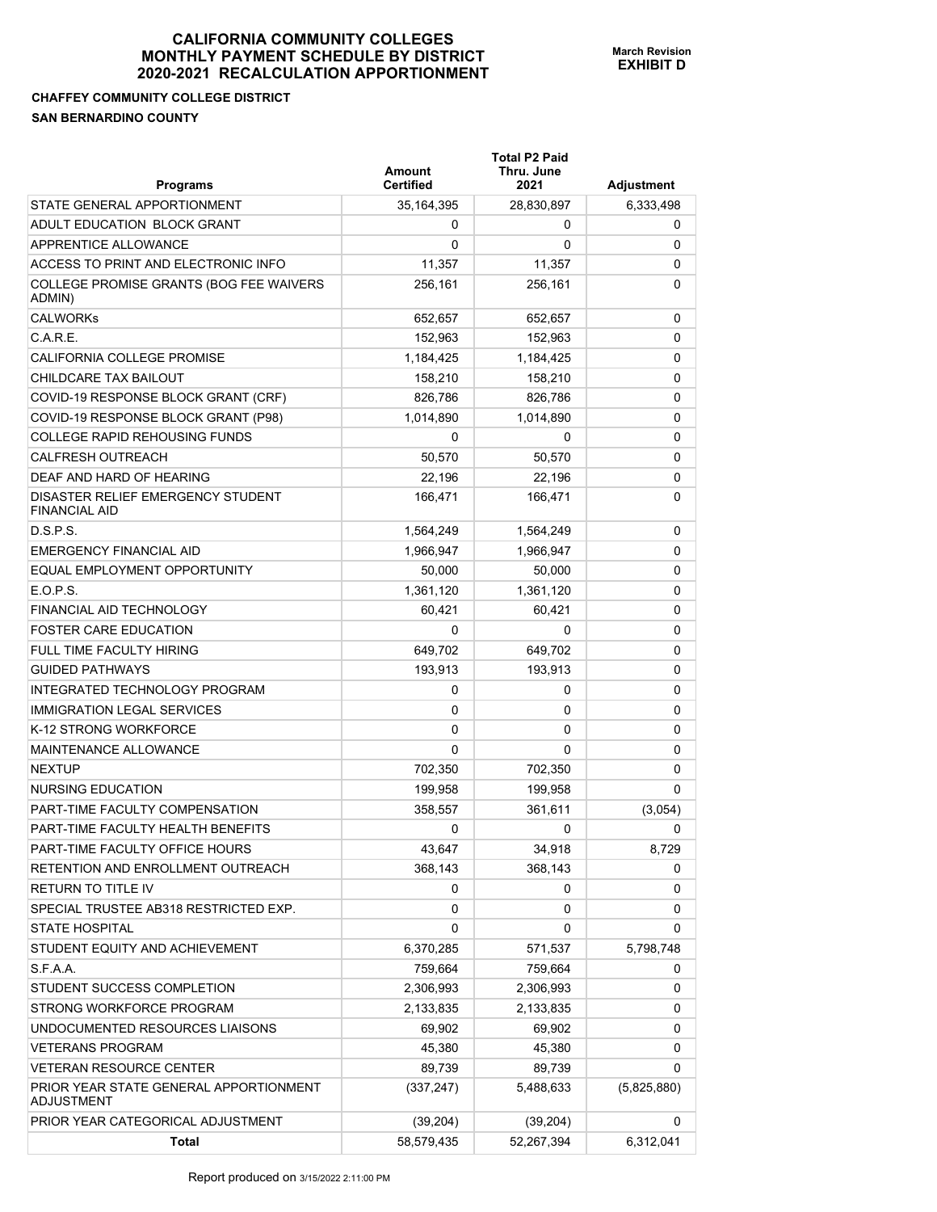# CALIFORNIA COMMUNITY COLLEGES MONTHLY PAYMENT SCHEDULE BY DISTRICT 2020-2021 RECALCULATION APPORTIONMENT

**March Revision EXHIBIT D**

**CHAFFEY COMMUNITY COLLEGE DISTRICT**

**SAN BERNARDINO COUNTY**

| Programs | Amount Certified | Total P2 Paid Thru. June 2021 | Adjustment |
|---|---|---|---|
| STATE GENERAL APPORTIONMENT | 35,164,395 | 28,830,897 | 6,333,498 |
| ADULT EDUCATION BLOCK GRANT | 0 | 0 | 0 |
| APPRENTICE ALLOWANCE | 0 | 0 | 0 |
| ACCESS TO PRINT AND ELECTRONIC INFO | 11,357 | 11,357 | 0 |
| COLLEGE PROMISE GRANTS (BOG FEE WAIVERS ADMIN) | 256,161 | 256,161 | 0 |
| CALWORKs | 652,657 | 652,657 | 0 |
| C.A.R.E. | 152,963 | 152,963 | 0 |
| CALIFORNIA COLLEGE PROMISE | 1,184,425 | 1,184,425 | 0 |
| CHILDCARE TAX BAILOUT | 158,210 | 158,210 | 0 |
| COVID-19 RESPONSE BLOCK GRANT (CRF) | 826,786 | 826,786 | 0 |
| COVID-19 RESPONSE BLOCK GRANT (P98) | 1,014,890 | 1,014,890 | 0 |
| COLLEGE RAPID REHOUSING FUNDS | 0 | 0 | 0 |
| CALFRESH OUTREACH | 50,570 | 50,570 | 0 |
| DEAF AND HARD OF HEARING | 22,196 | 22,196 | 0 |
| DISASTER RELIEF EMERGENCY STUDENT FINANCIAL AID | 166,471 | 166,471 | 0 |
| D.S.P.S. | 1,564,249 | 1,564,249 | 0 |
| EMERGENCY FINANCIAL AID | 1,966,947 | 1,966,947 | 0 |
| EQUAL EMPLOYMENT OPPORTUNITY | 50,000 | 50,000 | 0 |
| E.O.P.S. | 1,361,120 | 1,361,120 | 0 |
| FINANCIAL AID TECHNOLOGY | 60,421 | 60,421 | 0 |
| FOSTER CARE EDUCATION | 0 | 0 | 0 |
| FULL TIME FACULTY HIRING | 649,702 | 649,702 | 0 |
| GUIDED PATHWAYS | 193,913 | 193,913 | 0 |
| INTEGRATED TECHNOLOGY PROGRAM | 0 | 0 | 0 |
| IMMIGRATION LEGAL SERVICES | 0 | 0 | 0 |
| K-12 STRONG WORKFORCE | 0 | 0 | 0 |
| MAINTENANCE ALLOWANCE | 0 | 0 | 0 |
| NEXTUP | 702,350 | 702,350 | 0 |
| NURSING EDUCATION | 199,958 | 199,958 | 0 |
| PART-TIME FACULTY COMPENSATION | 358,557 | 361,611 | (3,054) |
| PART-TIME FACULTY HEALTH BENEFITS | 0 | 0 | 0 |
| PART-TIME FACULTY OFFICE HOURS | 43,647 | 34,918 | 8,729 |
| RETENTION AND ENROLLMENT OUTREACH | 368,143 | 368,143 | 0 |
| RETURN TO TITLE IV | 0 | 0 | 0 |
| SPECIAL TRUSTEE AB318 RESTRICTED EXP. | 0 | 0 | 0 |
| STATE HOSPITAL | 0 | 0 | 0 |
| STUDENT EQUITY AND ACHIEVEMENT | 6,370,285 | 571,537 | 5,798,748 |
| S.F.A.A. | 759,664 | 759,664 | 0 |
| STUDENT SUCCESS COMPLETION | 2,306,993 | 2,306,993 | 0 |
| STRONG WORKFORCE PROGRAM | 2,133,835 | 2,133,835 | 0 |
| UNDOCUMENTED RESOURCES LIAISONS | 69,902 | 69,902 | 0 |
| VETERANS PROGRAM | 45,380 | 45,380 | 0 |
| VETERAN RESOURCE CENTER | 89,739 | 89,739 | 0 |
| PRIOR YEAR STATE GENERAL APPORTIONMENT ADJUSTMENT | (337,247) | 5,488,633 | (5,825,880) |
| PRIOR YEAR CATEGORICAL ADJUSTMENT | (39,204) | (39,204) | 0 |
| **Total** | 58,579,435 | 52,267,394 | 6,312,041 |

Report produced on 3/15/2022 2:11:00 PM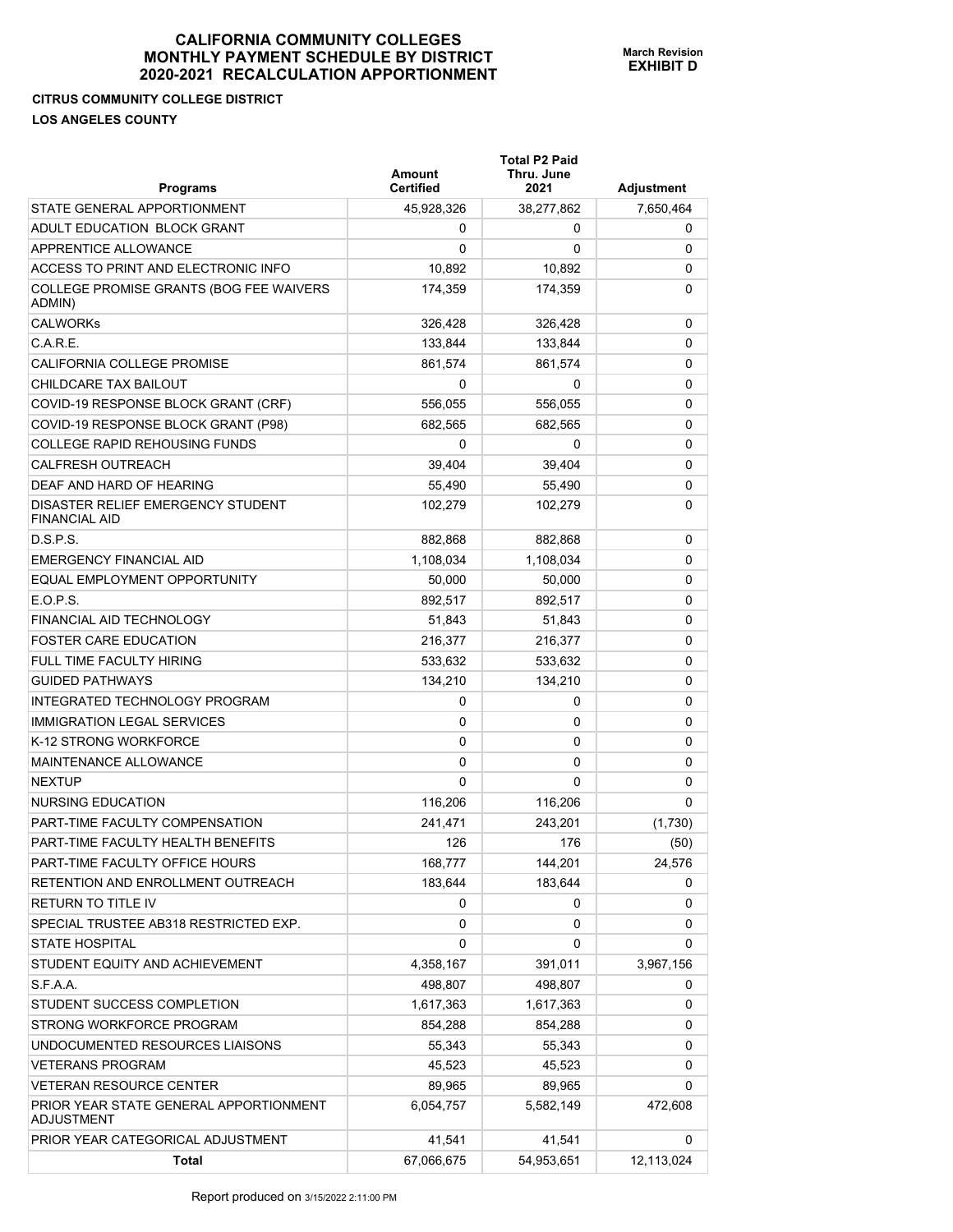# CALIFORNIA COMMUNITY COLLEGES
# MONTHLY PAYMENT SCHEDULE BY DISTRICT
# 2020-2021 RECALCULATION APPORTIONMENT

**March Revision**
**EXHIBIT D**

**CITRUS COMMUNITY COLLEGE DISTRICT**

**LOS ANGELES COUNTY**

| Programs | Amount Certified | Total P2 Paid Thru. June 2021 | Adjustment |
|---|---|---|---|
| STATE GENERAL APPORTIONMENT | 45,928,326 | 38,277,862 | 7,650,464 |
| ADULT EDUCATION BLOCK GRANT | 0 | 0 | 0 |
| APPRENTICE ALLOWANCE | 0 | 0 | 0 |
| ACCESS TO PRINT AND ELECTRONIC INFO | 10,892 | 10,892 | 0 |
| COLLEGE PROMISE GRANTS (BOG FEE WAIVERS ADMIN) | 174,359 | 174,359 | 0 |
| CALWORKs | 326,428 | 326,428 | 0 |
| C.A.R.E. | 133,844 | 133,844 | 0 |
| CALIFORNIA COLLEGE PROMISE | 861,574 | 861,574 | 0 |
| CHILDCARE TAX BAILOUT | 0 | 0 | 0 |
| COVID-19 RESPONSE BLOCK GRANT (CRF) | 556,055 | 556,055 | 0 |
| COVID-19 RESPONSE BLOCK GRANT (P98) | 682,565 | 682,565 | 0 |
| COLLEGE RAPID REHOUSING FUNDS | 0 | 0 | 0 |
| CALFRESH OUTREACH | 39,404 | 39,404 | 0 |
| DEAF AND HARD OF HEARING | 55,490 | 55,490 | 0 |
| DISASTER RELIEF EMERGENCY STUDENT FINANCIAL AID | 102,279 | 102,279 | 0 |
| D.S.P.S. | 882,868 | 882,868 | 0 |
| EMERGENCY FINANCIAL AID | 1,108,034 | 1,108,034 | 0 |
| EQUAL EMPLOYMENT OPPORTUNITY | 50,000 | 50,000 | 0 |
| E.O.P.S. | 892,517 | 892,517 | 0 |
| FINANCIAL AID TECHNOLOGY | 51,843 | 51,843 | 0 |
| FOSTER CARE EDUCATION | 216,377 | 216,377 | 0 |
| FULL TIME FACULTY HIRING | 533,632 | 533,632 | 0 |
| GUIDED PATHWAYS | 134,210 | 134,210 | 0 |
| INTEGRATED TECHNOLOGY PROGRAM | 0 | 0 | 0 |
| IMMIGRATION LEGAL SERVICES | 0 | 0 | 0 |
| K-12 STRONG WORKFORCE | 0 | 0 | 0 |
| MAINTENANCE ALLOWANCE | 0 | 0 | 0 |
| NEXTUP | 0 | 0 | 0 |
| NURSING EDUCATION | 116,206 | 116,206 | 0 |
| PART-TIME FACULTY COMPENSATION | 241,471 | 243,201 | (1,730) |
| PART-TIME FACULTY HEALTH BENEFITS | 126 | 176 | (50) |
| PART-TIME FACULTY OFFICE HOURS | 168,777 | 144,201 | 24,576 |
| RETENTION AND ENROLLMENT OUTREACH | 183,644 | 183,644 | 0 |
| RETURN TO TITLE IV | 0 | 0 | 0 |
| SPECIAL TRUSTEE AB318 RESTRICTED EXP. | 0 | 0 | 0 |
| STATE HOSPITAL | 0 | 0 | 0 |
| STUDENT EQUITY AND ACHIEVEMENT | 4,358,167 | 391,011 | 3,967,156 |
| S.F.A.A. | 498,807 | 498,807 | 0 |
| STUDENT SUCCESS COMPLETION | 1,617,363 | 1,617,363 | 0 |
| STRONG WORKFORCE PROGRAM | 854,288 | 854,288 | 0 |
| UNDOCUMENTED RESOURCES LIAISONS | 55,343 | 55,343 | 0 |
| VETERANS PROGRAM | 45,523 | 45,523 | 0 |
| VETERAN RESOURCE CENTER | 89,965 | 89,965 | 0 |
| PRIOR YEAR STATE GENERAL APPORTIONMENT ADJUSTMENT | 6,054,757 | 5,582,149 | 472,608 |
| PRIOR YEAR CATEGORICAL ADJUSTMENT | 41,541 | 41,541 | 0 |
| **Total** | 67,066,675 | 54,953,651 | 12,113,024 |

Report produced on 3/15/2022 2:11:00 PM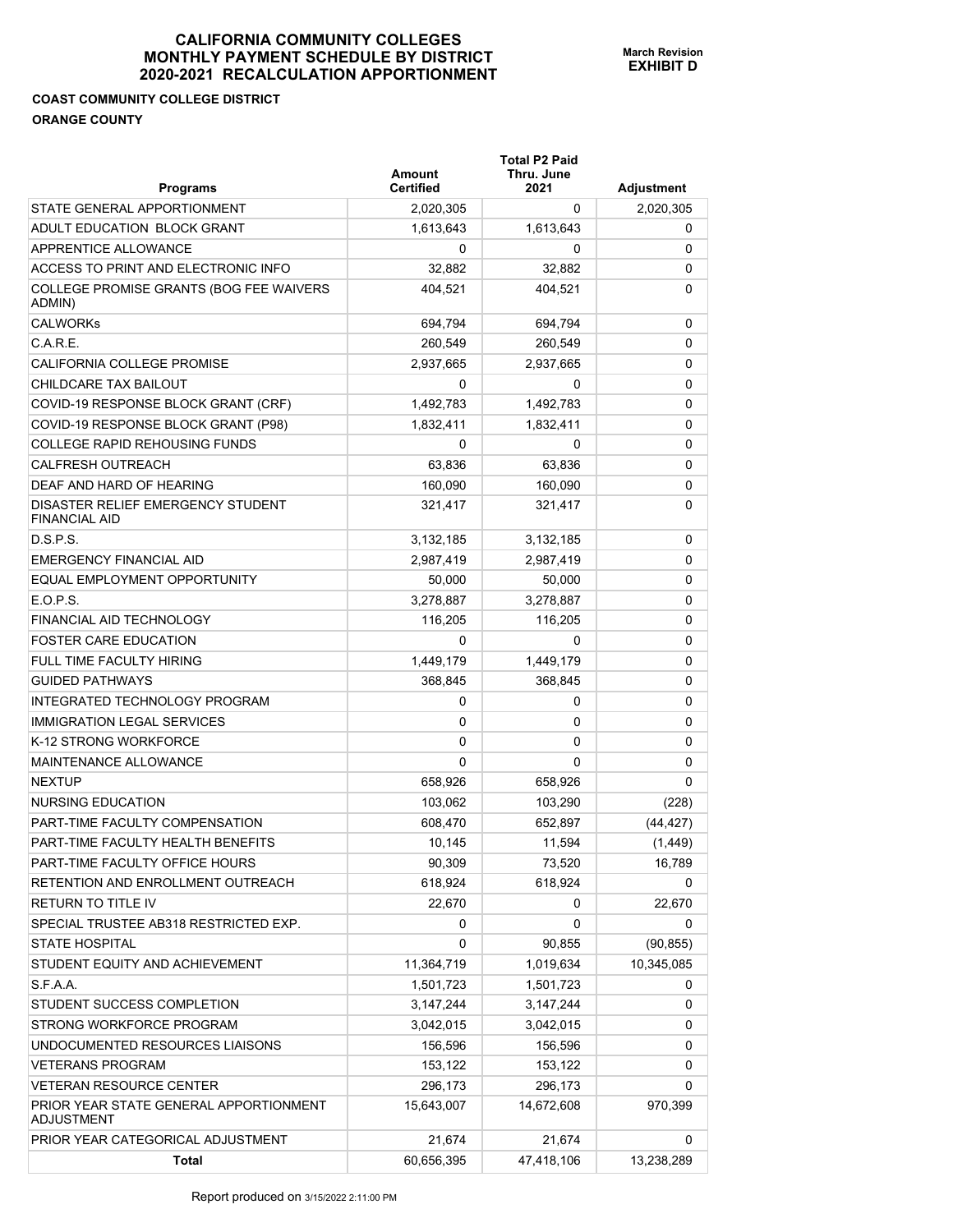# CALIFORNIA COMMUNITY COLLEGES MONTHLY PAYMENT SCHEDULE BY DISTRICT 2020-2021 RECALCULATION APPORTIONMENT

**March Revision**
**EXHIBIT D**

**COAST COMMUNITY COLLEGE DISTRICT**

**ORANGE COUNTY**

| Programs | Amount Certified | Total P2 Paid Thru. June 2021 | Adjustment |
|---|---|---|---|
| STATE GENERAL APPORTIONMENT | 2,020,305 | 0 | 2,020,305 |
| ADULT EDUCATION BLOCK GRANT | 1,613,643 | 1,613,643 | 0 |
| APPRENTICE ALLOWANCE | 0 | 0 | 0 |
| ACCESS TO PRINT AND ELECTRONIC INFO | 32,882 | 32,882 | 0 |
| COLLEGE PROMISE GRANTS (BOG FEE WAIVERS ADMIN) | 404,521 | 404,521 | 0 |
| CALWORKs | 694,794 | 694,794 | 0 |
| C.A.R.E. | 260,549 | 260,549 | 0 |
| CALIFORNIA COLLEGE PROMISE | 2,937,665 | 2,937,665 | 0 |
| CHILDCARE TAX BAILOUT | 0 | 0 | 0 |
| COVID-19 RESPONSE BLOCK GRANT (CRF) | 1,492,783 | 1,492,783 | 0 |
| COVID-19 RESPONSE BLOCK GRANT (P98) | 1,832,411 | 1,832,411 | 0 |
| COLLEGE RAPID REHOUSING FUNDS | 0 | 0 | 0 |
| CALFRESH OUTREACH | 63,836 | 63,836 | 0 |
| DEAF AND HARD OF HEARING | 160,090 | 160,090 | 0 |
| DISASTER RELIEF EMERGENCY STUDENT FINANCIAL AID | 321,417 | 321,417 | 0 |
| D.S.P.S. | 3,132,185 | 3,132,185 | 0 |
| EMERGENCY FINANCIAL AID | 2,987,419 | 2,987,419 | 0 |
| EQUAL EMPLOYMENT OPPORTUNITY | 50,000 | 50,000 | 0 |
| E.O.P.S. | 3,278,887 | 3,278,887 | 0 |
| FINANCIAL AID TECHNOLOGY | 116,205 | 116,205 | 0 |
| FOSTER CARE EDUCATION | 0 | 0 | 0 |
| FULL TIME FACULTY HIRING | 1,449,179 | 1,449,179 | 0 |
| GUIDED PATHWAYS | 368,845 | 368,845 | 0 |
| INTEGRATED TECHNOLOGY PROGRAM | 0 | 0 | 0 |
| IMMIGRATION LEGAL SERVICES | 0 | 0 | 0 |
| K-12 STRONG WORKFORCE | 0 | 0 | 0 |
| MAINTENANCE ALLOWANCE | 0 | 0 | 0 |
| NEXTUP | 658,926 | 658,926 | 0 |
| NURSING EDUCATION | 103,062 | 103,290 | (228) |
| PART-TIME FACULTY COMPENSATION | 608,470 | 652,897 | (44,427) |
| PART-TIME FACULTY HEALTH BENEFITS | 10,145 | 11,594 | (1,449) |
| PART-TIME FACULTY OFFICE HOURS | 90,309 | 73,520 | 16,789 |
| RETENTION AND ENROLLMENT OUTREACH | 618,924 | 618,924 | 0 |
| RETURN TO TITLE IV | 22,670 | 0 | 22,670 |
| SPECIAL TRUSTEE AB318 RESTRICTED EXP. | 0 | 0 | 0 |
| STATE HOSPITAL | 0 | 90,855 | (90,855) |
| STUDENT EQUITY AND ACHIEVEMENT | 11,364,719 | 1,019,634 | 10,345,085 |
| S.F.A.A. | 1,501,723 | 1,501,723 | 0 |
| STUDENT SUCCESS COMPLETION | 3,147,244 | 3,147,244 | 0 |
| STRONG WORKFORCE PROGRAM | 3,042,015 | 3,042,015 | 0 |
| UNDOCUMENTED RESOURCES LIAISONS | 156,596 | 156,596 | 0 |
| VETERANS PROGRAM | 153,122 | 153,122 | 0 |
| VETERAN RESOURCE CENTER | 296,173 | 296,173 | 0 |
| PRIOR YEAR STATE GENERAL APPORTIONMENT ADJUSTMENT | 15,643,007 | 14,672,608 | 970,399 |
| PRIOR YEAR CATEGORICAL ADJUSTMENT | 21,674 | 21,674 | 0 |
| **Total** | 60,656,395 | 47,418,106 | 13,238,289 |

Report produced on 3/15/2022 2:11:00 PM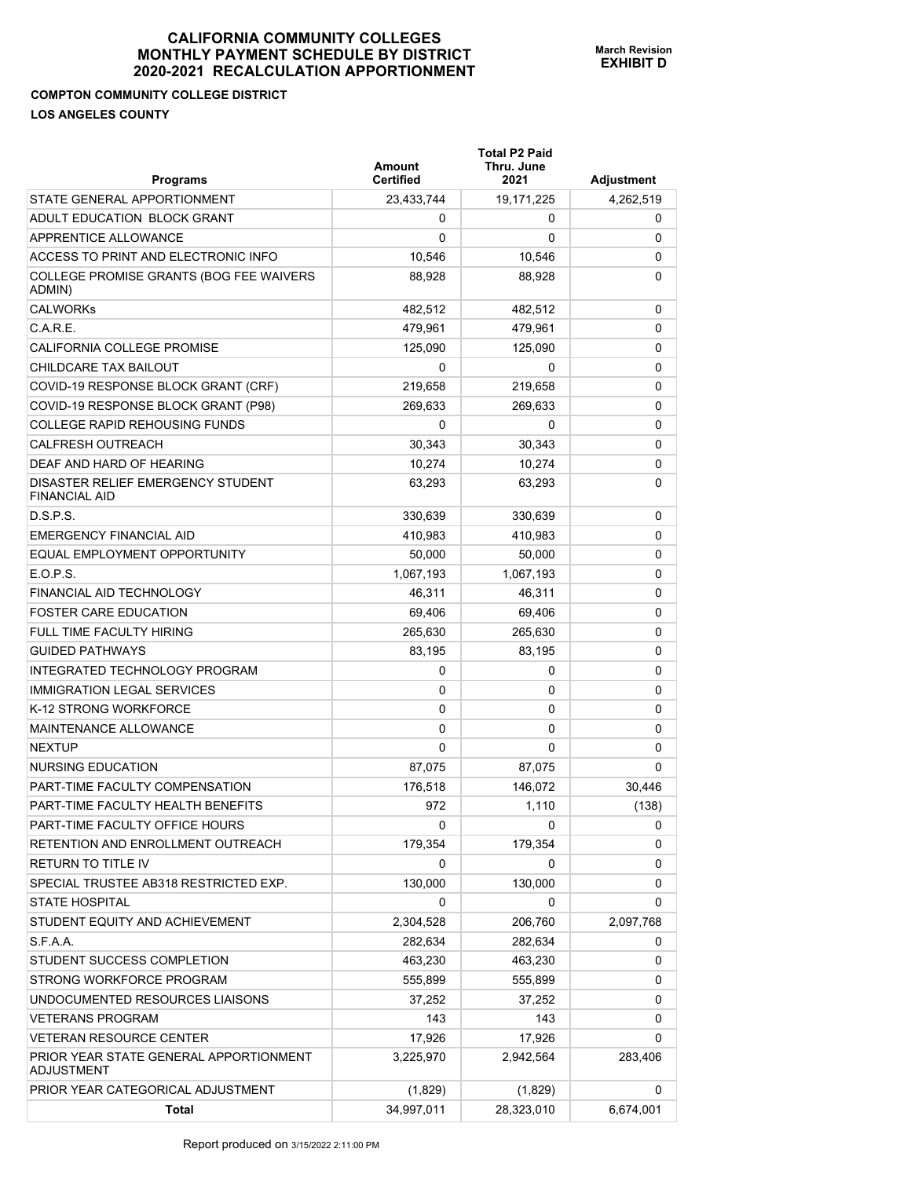# CALIFORNIA COMMUNITY COLLEGES
# MONTHLY PAYMENT SCHEDULE BY DISTRICT
# 2020-2021 RECALCULATION APPORTIONMENT

**March Revision**
**EXHIBIT D**

**COMPTON COMMUNITY COLLEGE DISTRICT**

**LOS ANGELES COUNTY**

| Programs | Amount Certified | Total P2 Paid Thru. June 2021 | Adjustment |
|---|---|---|---|
| STATE GENERAL APPORTIONMENT | 23,433,744 | 19,171,225 | 4,262,519 |
| ADULT EDUCATION BLOCK GRANT | 0 | 0 | 0 |
| APPRENTICE ALLOWANCE | 0 | 0 | 0 |
| ACCESS TO PRINT AND ELECTRONIC INFO | 10,546 | 10,546 | 0 |
| COLLEGE PROMISE GRANTS (BOG FEE WAIVERS ADMIN) | 88,928 | 88,928 | 0 |
| CALWORKs | 482,512 | 482,512 | 0 |
| C.A.R.E. | 479,961 | 479,961 | 0 |
| CALIFORNIA COLLEGE PROMISE | 125,090 | 125,090 | 0 |
| CHILDCARE TAX BAILOUT | 0 | 0 | 0 |
| COVID-19 RESPONSE BLOCK GRANT (CRF) | 219,658 | 219,658 | 0 |
| COVID-19 RESPONSE BLOCK GRANT (P98) | 269,633 | 269,633 | 0 |
| COLLEGE RAPID REHOUSING FUNDS | 0 | 0 | 0 |
| CALFRESH OUTREACH | 30,343 | 30,343 | 0 |
| DEAF AND HARD OF HEARING | 10,274 | 10,274 | 0 |
| DISASTER RELIEF EMERGENCY STUDENT FINANCIAL AID | 63,293 | 63,293 | 0 |
| D.S.P.S. | 330,639 | 330,639 | 0 |
| EMERGENCY FINANCIAL AID | 410,983 | 410,983 | 0 |
| EQUAL EMPLOYMENT OPPORTUNITY | 50,000 | 50,000 | 0 |
| E.O.P.S. | 1,067,193 | 1,067,193 | 0 |
| FINANCIAL AID TECHNOLOGY | 46,311 | 46,311 | 0 |
| FOSTER CARE EDUCATION | 69,406 | 69,406 | 0 |
| FULL TIME FACULTY HIRING | 265,630 | 265,630 | 0 |
| GUIDED PATHWAYS | 83,195 | 83,195 | 0 |
| INTEGRATED TECHNOLOGY PROGRAM | 0 | 0 | 0 |
| IMMIGRATION LEGAL SERVICES | 0 | 0 | 0 |
| K-12 STRONG WORKFORCE | 0 | 0 | 0 |
| MAINTENANCE ALLOWANCE | 0 | 0 | 0 |
| NEXTUP | 0 | 0 | 0 |
| NURSING EDUCATION | 87,075 | 87,075 | 0 |
| PART-TIME FACULTY COMPENSATION | 176,518 | 146,072 | 30,446 |
| PART-TIME FACULTY HEALTH BENEFITS | 972 | 1,110 | (138) |
| PART-TIME FACULTY OFFICE HOURS | 0 | 0 | 0 |
| RETENTION AND ENROLLMENT OUTREACH | 179,354 | 179,354 | 0 |
| RETURN TO TITLE IV | 0 | 0 | 0 |
| SPECIAL TRUSTEE AB318 RESTRICTED EXP. | 130,000 | 130,000 | 0 |
| STATE HOSPITAL | 0 | 0 | 0 |
| STUDENT EQUITY AND ACHIEVEMENT | 2,304,528 | 206,760 | 2,097,768 |
| S.F.A.A. | 282,634 | 282,634 | 0 |
| STUDENT SUCCESS COMPLETION | 463,230 | 463,230 | 0 |
| STRONG WORKFORCE PROGRAM | 555,899 | 555,899 | 0 |
| UNDOCUMENTED RESOURCES LIAISONS | 37,252 | 37,252 | 0 |
| VETERANS PROGRAM | 143 | 143 | 0 |
| VETERAN RESOURCE CENTER | 17,926 | 17,926 | 0 |
| PRIOR YEAR STATE GENERAL APPORTIONMENT ADJUSTMENT | 3,225,970 | 2,942,564 | 283,406 |
| PRIOR YEAR CATEGORICAL ADJUSTMENT | (1,829) | (1,829) | 0 |
| **Total** | 34,997,011 | 28,323,010 | 6,674,001 |

Report produced on 3/15/2022 2:11:00 PM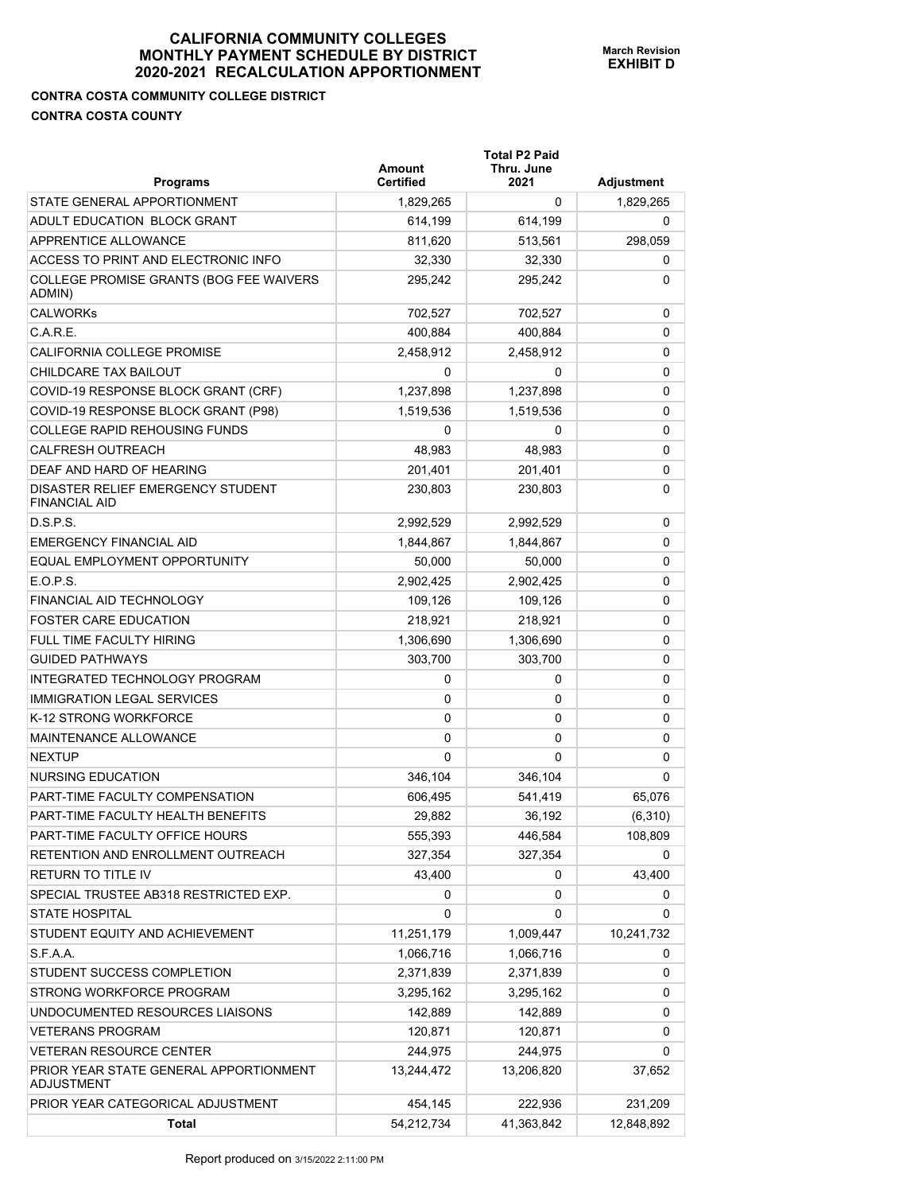# CALIFORNIA COMMUNITY COLLEGES MONTHLY PAYMENT SCHEDULE BY DISTRICT 2020-2021 RECALCULATION APPORTIONMENT

**March Revision**
**EXHIBIT D**

**CONTRA COSTA COMMUNITY COLLEGE DISTRICT**

**CONTRA COSTA COUNTY**

| Programs | Amount Certified | Total P2 Paid Thru. June 2021 | Adjustment |
|---|---|---|---|
| STATE GENERAL APPORTIONMENT | 1,829,265 | 0 | 1,829,265 |
| ADULT EDUCATION BLOCK GRANT | 614,199 | 614,199 | 0 |
| APPRENTICE ALLOWANCE | 811,620 | 513,561 | 298,059 |
| ACCESS TO PRINT AND ELECTRONIC INFO | 32,330 | 32,330 | 0 |
| COLLEGE PROMISE GRANTS (BOG FEE WAIVERS ADMIN) | 295,242 | 295,242 | 0 |
| CALWORKs | 702,527 | 702,527 | 0 |
| C.A.R.E. | 400,884 | 400,884 | 0 |
| CALIFORNIA COLLEGE PROMISE | 2,458,912 | 2,458,912 | 0 |
| CHILDCARE TAX BAILOUT | 0 | 0 | 0 |
| COVID-19 RESPONSE BLOCK GRANT (CRF) | 1,237,898 | 1,237,898 | 0 |
| COVID-19 RESPONSE BLOCK GRANT (P98) | 1,519,536 | 1,519,536 | 0 |
| COLLEGE RAPID REHOUSING FUNDS | 0 | 0 | 0 |
| CALFRESH OUTREACH | 48,983 | 48,983 | 0 |
| DEAF AND HARD OF HEARING | 201,401 | 201,401 | 0 |
| DISASTER RELIEF EMERGENCY STUDENT FINANCIAL AID | 230,803 | 230,803 | 0 |
| D.S.P.S. | 2,992,529 | 2,992,529 | 0 |
| EMERGENCY FINANCIAL AID | 1,844,867 | 1,844,867 | 0 |
| EQUAL EMPLOYMENT OPPORTUNITY | 50,000 | 50,000 | 0 |
| E.O.P.S. | 2,902,425 | 2,902,425 | 0 |
| FINANCIAL AID TECHNOLOGY | 109,126 | 109,126 | 0 |
| FOSTER CARE EDUCATION | 218,921 | 218,921 | 0 |
| FULL TIME FACULTY HIRING | 1,306,690 | 1,306,690 | 0 |
| GUIDED PATHWAYS | 303,700 | 303,700 | 0 |
| INTEGRATED TECHNOLOGY PROGRAM | 0 | 0 | 0 |
| IMMIGRATION LEGAL SERVICES | 0 | 0 | 0 |
| K-12 STRONG WORKFORCE | 0 | 0 | 0 |
| MAINTENANCE ALLOWANCE | 0 | 0 | 0 |
| NEXTUP | 0 | 0 | 0 |
| NURSING EDUCATION | 346,104 | 346,104 | 0 |
| PART-TIME FACULTY COMPENSATION | 606,495 | 541,419 | 65,076 |
| PART-TIME FACULTY HEALTH BENEFITS | 29,882 | 36,192 | (6,310) |
| PART-TIME FACULTY OFFICE HOURS | 555,393 | 446,584 | 108,809 |
| RETENTION AND ENROLLMENT OUTREACH | 327,354 | 327,354 | 0 |
| RETURN TO TITLE IV | 43,400 | 0 | 43,400 |
| SPECIAL TRUSTEE AB318 RESTRICTED EXP. | 0 | 0 | 0 |
| STATE HOSPITAL | 0 | 0 | 0 |
| STUDENT EQUITY AND ACHIEVEMENT | 11,251,179 | 1,009,447 | 10,241,732 |
| S.F.A.A. | 1,066,716 | 1,066,716 | 0 |
| STUDENT SUCCESS COMPLETION | 2,371,839 | 2,371,839 | 0 |
| STRONG WORKFORCE PROGRAM | 3,295,162 | 3,295,162 | 0 |
| UNDOCUMENTED RESOURCES LIAISONS | 142,889 | 142,889 | 0 |
| VETERANS PROGRAM | 120,871 | 120,871 | 0 |
| VETERAN RESOURCE CENTER | 244,975 | 244,975 | 0 |
| PRIOR YEAR STATE GENERAL APPORTIONMENT ADJUSTMENT | 13,244,472 | 13,206,820 | 37,652 |
| PRIOR YEAR CATEGORICAL ADJUSTMENT | 454,145 | 222,936 | 231,209 |
| **Total** | 54,212,734 | 41,363,842 | 12,848,892 |

Report produced on 3/15/2022 2:11:00 PM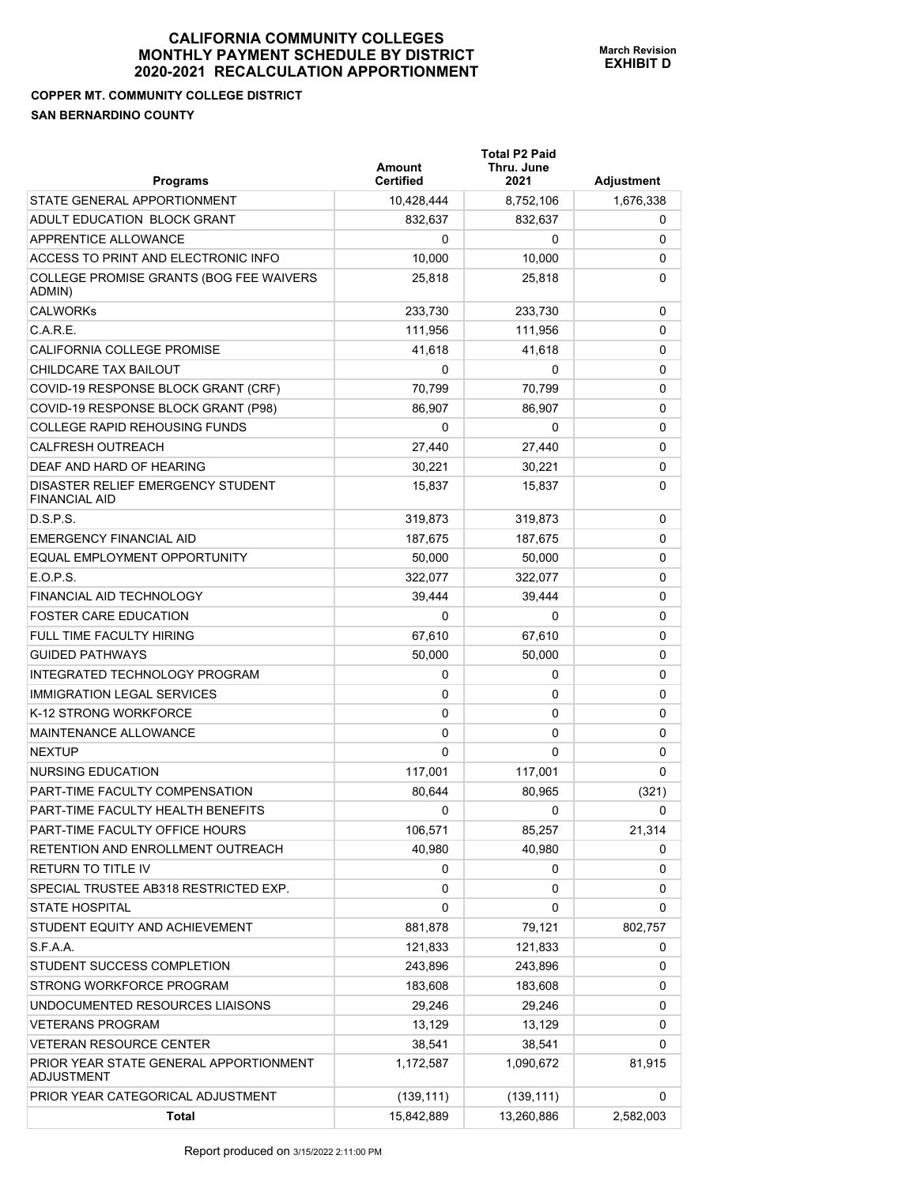# CALIFORNIA COMMUNITY COLLEGES MONTHLY PAYMENT SCHEDULE BY DISTRICT 2020-2021 RECALCULATION APPORTIONMENT

**March Revision**
**EXHIBIT D**

**COPPER MT. COMMUNITY COLLEGE DISTRICT**
**SAN BERNARDINO COUNTY**

| Programs | Amount Certified | Total P2 Paid Thru. June 2021 | Adjustment |
|---|---|---|---|
| STATE GENERAL APPORTIONMENT | 10,428,444 | 8,752,106 | 1,676,338 |
| ADULT EDUCATION BLOCK GRANT | 832,637 | 832,637 | 0 |
| APPRENTICE ALLOWANCE | 0 | 0 | 0 |
| ACCESS TO PRINT AND ELECTRONIC INFO | 10,000 | 10,000 | 0 |
| COLLEGE PROMISE GRANTS (BOG FEE WAIVERS ADMIN) | 25,818 | 25,818 | 0 |
| CALWORKs | 233,730 | 233,730 | 0 |
| C.A.R.E. | 111,956 | 111,956 | 0 |
| CALIFORNIA COLLEGE PROMISE | 41,618 | 41,618 | 0 |
| CHILDCARE TAX BAILOUT | 0 | 0 | 0 |
| COVID-19 RESPONSE BLOCK GRANT (CRF) | 70,799 | 70,799 | 0 |
| COVID-19 RESPONSE BLOCK GRANT (P98) | 86,907 | 86,907 | 0 |
| COLLEGE RAPID REHOUSING FUNDS | 0 | 0 | 0 |
| CALFRESH OUTREACH | 27,440 | 27,440 | 0 |
| DEAF AND HARD OF HEARING | 30,221 | 30,221 | 0 |
| DISASTER RELIEF EMERGENCY STUDENT FINANCIAL AID | 15,837 | 15,837 | 0 |
| D.S.P.S. | 319,873 | 319,873 | 0 |
| EMERGENCY FINANCIAL AID | 187,675 | 187,675 | 0 |
| EQUAL EMPLOYMENT OPPORTUNITY | 50,000 | 50,000 | 0 |
| E.O.P.S. | 322,077 | 322,077 | 0 |
| FINANCIAL AID TECHNOLOGY | 39,444 | 39,444 | 0 |
| FOSTER CARE EDUCATION | 0 | 0 | 0 |
| FULL TIME FACULTY HIRING | 67,610 | 67,610 | 0 |
| GUIDED PATHWAYS | 50,000 | 50,000 | 0 |
| INTEGRATED TECHNOLOGY PROGRAM | 0 | 0 | 0 |
| IMMIGRATION LEGAL SERVICES | 0 | 0 | 0 |
| K-12 STRONG WORKFORCE | 0 | 0 | 0 |
| MAINTENANCE ALLOWANCE | 0 | 0 | 0 |
| NEXTUP | 0 | 0 | 0 |
| NURSING EDUCATION | 117,001 | 117,001 | 0 |
| PART-TIME FACULTY COMPENSATION | 80,644 | 80,965 | (321) |
| PART-TIME FACULTY HEALTH BENEFITS | 0 | 0 | 0 |
| PART-TIME FACULTY OFFICE HOURS | 106,571 | 85,257 | 21,314 |
| RETENTION AND ENROLLMENT OUTREACH | 40,980 | 40,980 | 0 |
| RETURN TO TITLE IV | 0 | 0 | 0 |
| SPECIAL TRUSTEE AB318 RESTRICTED EXP. | 0 | 0 | 0 |
| STATE HOSPITAL | 0 | 0 | 0 |
| STUDENT EQUITY AND ACHIEVEMENT | 881,878 | 79,121 | 802,757 |
| S.F.A.A. | 121,833 | 121,833 | 0 |
| STUDENT SUCCESS COMPLETION | 243,896 | 243,896 | 0 |
| STRONG WORKFORCE PROGRAM | 183,608 | 183,608 | 0 |
| UNDOCUMENTED RESOURCES LIAISONS | 29,246 | 29,246 | 0 |
| VETERANS PROGRAM | 13,129 | 13,129 | 0 |
| VETERAN RESOURCE CENTER | 38,541 | 38,541 | 0 |
| PRIOR YEAR STATE GENERAL APPORTIONMENT ADJUSTMENT | 1,172,587 | 1,090,672 | 81,915 |
| PRIOR YEAR CATEGORICAL ADJUSTMENT | (139,111) | (139,111) | 0 |
| **Total** | 15,842,889 | 13,260,886 | 2,582,003 |

Report produced on 3/15/2022 2:11:00 PM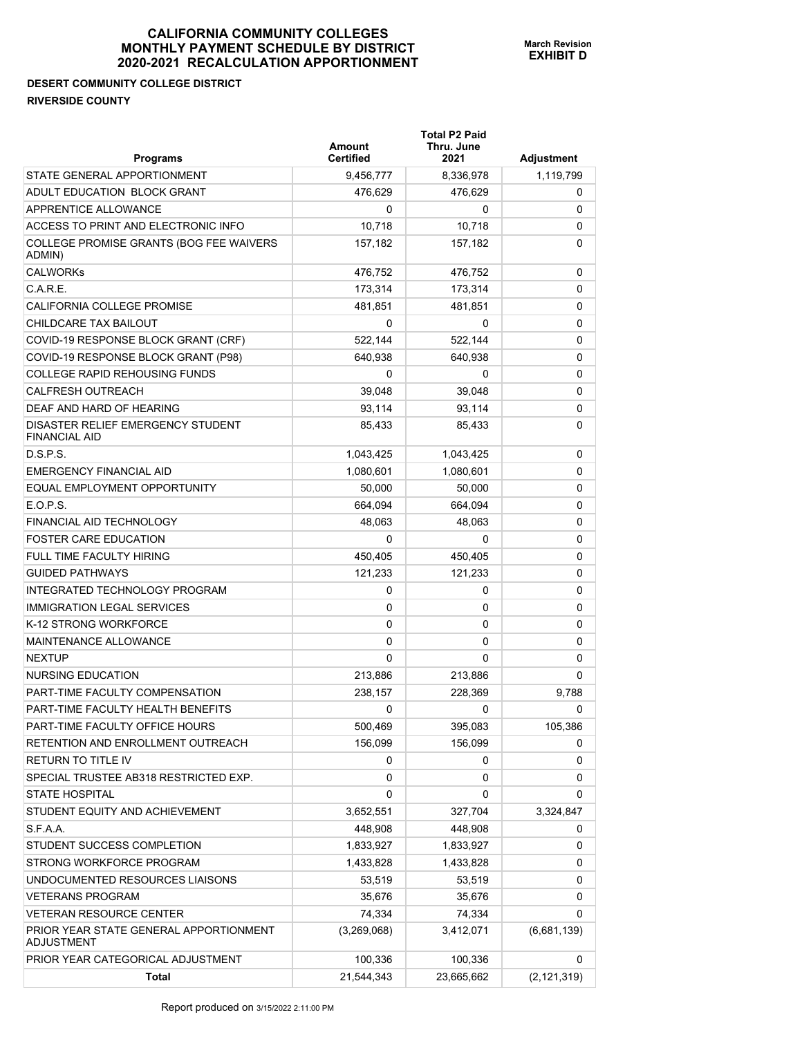# CALIFORNIA COMMUNITY COLLEGES MONTHLY PAYMENT SCHEDULE BY DISTRICT 2020-2021 RECALCULATION APPORTIONMENT

**March Revision**
**EXHIBIT D**

**DESERT COMMUNITY COLLEGE DISTRICT**
**RIVERSIDE COUNTY**

| Programs | Amount Certified | Total P2 Paid Thru. June 2021 | Adjustment |
|---|---|---|---|
| STATE GENERAL APPORTIONMENT | 9,456,777 | 8,336,978 | 1,119,799 |
| ADULT EDUCATION BLOCK GRANT | 476,629 | 476,629 | 0 |
| APPRENTICE ALLOWANCE | 0 | 0 | 0 |
| ACCESS TO PRINT AND ELECTRONIC INFO | 10,718 | 10,718 | 0 |
| COLLEGE PROMISE GRANTS (BOG FEE WAIVERS ADMIN) | 157,182 | 157,182 | 0 |
| CALWORKs | 476,752 | 476,752 | 0 |
| C.A.R.E. | 173,314 | 173,314 | 0 |
| CALIFORNIA COLLEGE PROMISE | 481,851 | 481,851 | 0 |
| CHILDCARE TAX BAILOUT | 0 | 0 | 0 |
| COVID-19 RESPONSE BLOCK GRANT (CRF) | 522,144 | 522,144 | 0 |
| COVID-19 RESPONSE BLOCK GRANT (P98) | 640,938 | 640,938 | 0 |
| COLLEGE RAPID REHOUSING FUNDS | 0 | 0 | 0 |
| CALFRESH OUTREACH | 39,048 | 39,048 | 0 |
| DEAF AND HARD OF HEARING | 93,114 | 93,114 | 0 |
| DISASTER RELIEF EMERGENCY STUDENT FINANCIAL AID | 85,433 | 85,433 | 0 |
| D.S.P.S. | 1,043,425 | 1,043,425 | 0 |
| EMERGENCY FINANCIAL AID | 1,080,601 | 1,080,601 | 0 |
| EQUAL EMPLOYMENT OPPORTUNITY | 50,000 | 50,000 | 0 |
| E.O.P.S. | 664,094 | 664,094 | 0 |
| FINANCIAL AID TECHNOLOGY | 48,063 | 48,063 | 0 |
| FOSTER CARE EDUCATION | 0 | 0 | 0 |
| FULL TIME FACULTY HIRING | 450,405 | 450,405 | 0 |
| GUIDED PATHWAYS | 121,233 | 121,233 | 0 |
| INTEGRATED TECHNOLOGY PROGRAM | 0 | 0 | 0 |
| IMMIGRATION LEGAL SERVICES | 0 | 0 | 0 |
| K-12 STRONG WORKFORCE | 0 | 0 | 0 |
| MAINTENANCE ALLOWANCE | 0 | 0 | 0 |
| NEXTUP | 0 | 0 | 0 |
| NURSING EDUCATION | 213,886 | 213,886 | 0 |
| PART-TIME FACULTY COMPENSATION | 238,157 | 228,369 | 9,788 |
| PART-TIME FACULTY HEALTH BENEFITS | 0 | 0 | 0 |
| PART-TIME FACULTY OFFICE HOURS | 500,469 | 395,083 | 105,386 |
| RETENTION AND ENROLLMENT OUTREACH | 156,099 | 156,099 | 0 |
| RETURN TO TITLE IV | 0 | 0 | 0 |
| SPECIAL TRUSTEE AB318 RESTRICTED EXP. | 0 | 0 | 0 |
| STATE HOSPITAL | 0 | 0 | 0 |
| STUDENT EQUITY AND ACHIEVEMENT | 3,652,551 | 327,704 | 3,324,847 |
| S.F.A.A. | 448,908 | 448,908 | 0 |
| STUDENT SUCCESS COMPLETION | 1,833,927 | 1,833,927 | 0 |
| STRONG WORKFORCE PROGRAM | 1,433,828 | 1,433,828 | 0 |
| UNDOCUMENTED RESOURCES LIAISONS | 53,519 | 53,519 | 0 |
| VETERANS PROGRAM | 35,676 | 35,676 | 0 |
| VETERAN RESOURCE CENTER | 74,334 | 74,334 | 0 |
| PRIOR YEAR STATE GENERAL APPORTIONMENT ADJUSTMENT | (3,269,068) | 3,412,071 | (6,681,139) |
| PRIOR YEAR CATEGORICAL ADJUSTMENT | 100,336 | 100,336 | 0 |
| **Total** | 21,544,343 | 23,665,662 | (2,121,319) |

Report produced on 3/15/2022 2:11:00 PM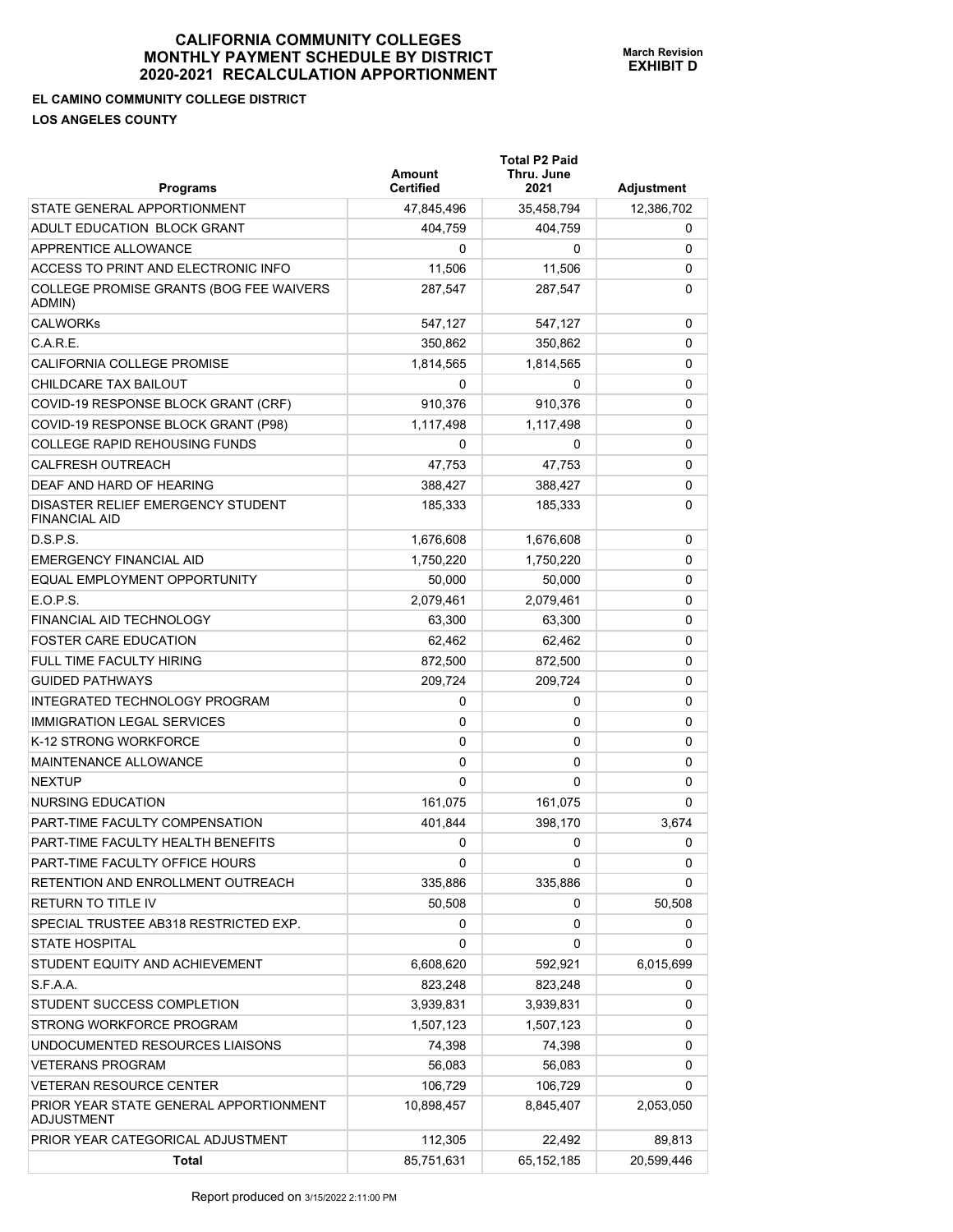# CALIFORNIA COMMUNITY COLLEGES
# MONTHLY PAYMENT SCHEDULE BY DISTRICT
# 2020-2021 RECALCULATION APPORTIONMENT

**March Revision**
**EXHIBIT D**

**EL CAMINO COMMUNITY COLLEGE DISTRICT**

**LOS ANGELES COUNTY**

| Programs | Amount Certified | Total P2 Paid Thru. June 2021 | Adjustment |
|---|---|---|---|
| STATE GENERAL APPORTIONMENT | 47,845,496 | 35,458,794 | 12,386,702 |
| ADULT EDUCATION BLOCK GRANT | 404,759 | 404,759 | 0 |
| APPRENTICE ALLOWANCE | 0 | 0 | 0 |
| ACCESS TO PRINT AND ELECTRONIC INFO | 11,506 | 11,506 | 0 |
| COLLEGE PROMISE GRANTS (BOG FEE WAIVERS ADMIN) | 287,547 | 287,547 | 0 |
| CALWORKs | 547,127 | 547,127 | 0 |
| C.A.R.E. | 350,862 | 350,862 | 0 |
| CALIFORNIA COLLEGE PROMISE | 1,814,565 | 1,814,565 | 0 |
| CHILDCARE TAX BAILOUT | 0 | 0 | 0 |
| COVID-19 RESPONSE BLOCK GRANT (CRF) | 910,376 | 910,376 | 0 |
| COVID-19 RESPONSE BLOCK GRANT (P98) | 1,117,498 | 1,117,498 | 0 |
| COLLEGE RAPID REHOUSING FUNDS | 0 | 0 | 0 |
| CALFRESH OUTREACH | 47,753 | 47,753 | 0 |
| DEAF AND HARD OF HEARING | 388,427 | 388,427 | 0 |
| DISASTER RELIEF EMERGENCY STUDENT FINANCIAL AID | 185,333 | 185,333 | 0 |
| D.S.P.S. | 1,676,608 | 1,676,608 | 0 |
| EMERGENCY FINANCIAL AID | 1,750,220 | 1,750,220 | 0 |
| EQUAL EMPLOYMENT OPPORTUNITY | 50,000 | 50,000 | 0 |
| E.O.P.S. | 2,079,461 | 2,079,461 | 0 |
| FINANCIAL AID TECHNOLOGY | 63,300 | 63,300 | 0 |
| FOSTER CARE EDUCATION | 62,462 | 62,462 | 0 |
| FULL TIME FACULTY HIRING | 872,500 | 872,500 | 0 |
| GUIDED PATHWAYS | 209,724 | 209,724 | 0 |
| INTEGRATED TECHNOLOGY PROGRAM | 0 | 0 | 0 |
| IMMIGRATION LEGAL SERVICES | 0 | 0 | 0 |
| K-12 STRONG WORKFORCE | 0 | 0 | 0 |
| MAINTENANCE ALLOWANCE | 0 | 0 | 0 |
| NEXTUP | 0 | 0 | 0 |
| NURSING EDUCATION | 161,075 | 161,075 | 0 |
| PART-TIME FACULTY COMPENSATION | 401,844 | 398,170 | 3,674 |
| PART-TIME FACULTY HEALTH BENEFITS | 0 | 0 | 0 |
| PART-TIME FACULTY OFFICE HOURS | 0 | 0 | 0 |
| RETENTION AND ENROLLMENT OUTREACH | 335,886 | 335,886 | 0 |
| RETURN TO TITLE IV | 50,508 | 0 | 50,508 |
| SPECIAL TRUSTEE AB318 RESTRICTED EXP. | 0 | 0 | 0 |
| STATE HOSPITAL | 0 | 0 | 0 |
| STUDENT EQUITY AND ACHIEVEMENT | 6,608,620 | 592,921 | 6,015,699 |
| S.F.A.A. | 823,248 | 823,248 | 0 |
| STUDENT SUCCESS COMPLETION | 3,939,831 | 3,939,831 | 0 |
| STRONG WORKFORCE PROGRAM | 1,507,123 | 1,507,123 | 0 |
| UNDOCUMENTED RESOURCES LIAISONS | 74,398 | 74,398 | 0 |
| VETERANS PROGRAM | 56,083 | 56,083 | 0 |
| VETERAN RESOURCE CENTER | 106,729 | 106,729 | 0 |
| PRIOR YEAR STATE GENERAL APPORTIONMENT ADJUSTMENT | 10,898,457 | 8,845,407 | 2,053,050 |
| PRIOR YEAR CATEGORICAL ADJUSTMENT | 112,305 | 22,492 | 89,813 |
| **Total** | 85,751,631 | 65,152,185 | 20,599,446 |

Report produced on 3/15/2022 2:11:00 PM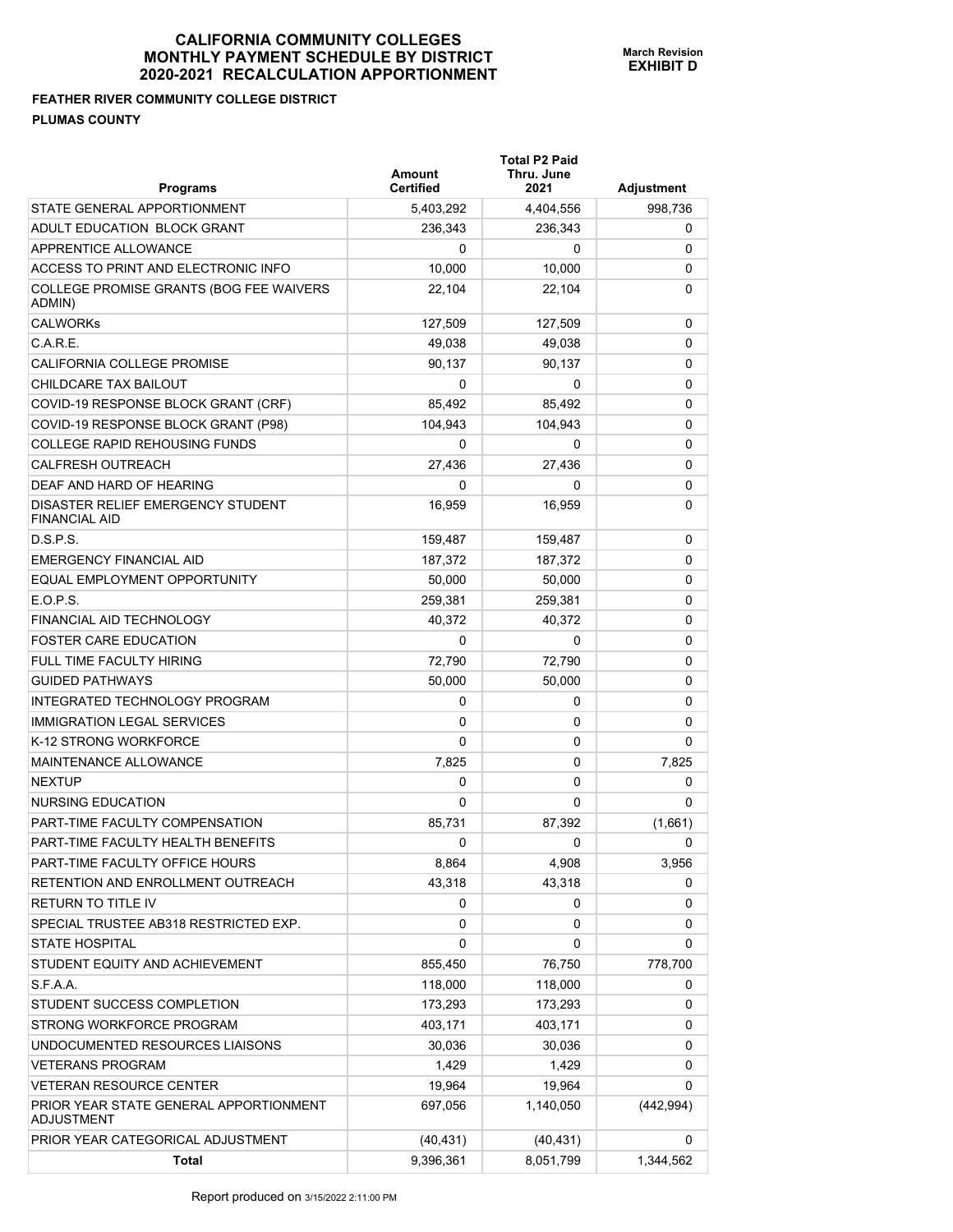# CALIFORNIA COMMUNITY COLLEGES
# MONTHLY PAYMENT SCHEDULE BY DISTRICT
# 2020-2021 RECALCULATION APPORTIONMENT

**March Revision**
**EXHIBIT D**

**FEATHER RIVER COMMUNITY COLLEGE DISTRICT**

**PLUMAS COUNTY**

| Programs | Amount Certified | Total P2 Paid Thru. June 2021 | Adjustment |
|---|---|---|---|
| STATE GENERAL APPORTIONMENT | 5,403,292 | 4,404,556 | 998,736 |
| ADULT EDUCATION BLOCK GRANT | 236,343 | 236,343 | 0 |
| APPRENTICE ALLOWANCE | 0 | 0 | 0 |
| ACCESS TO PRINT AND ELECTRONIC INFO | 10,000 | 10,000 | 0 |
| COLLEGE PROMISE GRANTS (BOG FEE WAIVERS ADMIN) | 22,104 | 22,104 | 0 |
| CALWORKs | 127,509 | 127,509 | 0 |
| C.A.R.E. | 49,038 | 49,038 | 0 |
| CALIFORNIA COLLEGE PROMISE | 90,137 | 90,137 | 0 |
| CHILDCARE TAX BAILOUT | 0 | 0 | 0 |
| COVID-19 RESPONSE BLOCK GRANT (CRF) | 85,492 | 85,492 | 0 |
| COVID-19 RESPONSE BLOCK GRANT (P98) | 104,943 | 104,943 | 0 |
| COLLEGE RAPID REHOUSING FUNDS | 0 | 0 | 0 |
| CALFRESH OUTREACH | 27,436 | 27,436 | 0 |
| DEAF AND HARD OF HEARING | 0 | 0 | 0 |
| DISASTER RELIEF EMERGENCY STUDENT FINANCIAL AID | 16,959 | 16,959 | 0 |
| D.S.P.S. | 159,487 | 159,487 | 0 |
| EMERGENCY FINANCIAL AID | 187,372 | 187,372 | 0 |
| EQUAL EMPLOYMENT OPPORTUNITY | 50,000 | 50,000 | 0 |
| E.O.P.S. | 259,381 | 259,381 | 0 |
| FINANCIAL AID TECHNOLOGY | 40,372 | 40,372 | 0 |
| FOSTER CARE EDUCATION | 0 | 0 | 0 |
| FULL TIME FACULTY HIRING | 72,790 | 72,790 | 0 |
| GUIDED PATHWAYS | 50,000 | 50,000 | 0 |
| INTEGRATED TECHNOLOGY PROGRAM | 0 | 0 | 0 |
| IMMIGRATION LEGAL SERVICES | 0 | 0 | 0 |
| K-12 STRONG WORKFORCE | 0 | 0 | 0 |
| MAINTENANCE ALLOWANCE | 7,825 | 0 | 7,825 |
| NEXTUP | 0 | 0 | 0 |
| NURSING EDUCATION | 0 | 0 | 0 |
| PART-TIME FACULTY COMPENSATION | 85,731 | 87,392 | (1,661) |
| PART-TIME FACULTY HEALTH BENEFITS | 0 | 0 | 0 |
| PART-TIME FACULTY OFFICE HOURS | 8,864 | 4,908 | 3,956 |
| RETENTION AND ENROLLMENT OUTREACH | 43,318 | 43,318 | 0 |
| RETURN TO TITLE IV | 0 | 0 | 0 |
| SPECIAL TRUSTEE AB318 RESTRICTED EXP. | 0 | 0 | 0 |
| STATE HOSPITAL | 0 | 0 | 0 |
| STUDENT EQUITY AND ACHIEVEMENT | 855,450 | 76,750 | 778,700 |
| S.F.A.A. | 118,000 | 118,000 | 0 |
| STUDENT SUCCESS COMPLETION | 173,293 | 173,293 | 0 |
| STRONG WORKFORCE PROGRAM | 403,171 | 403,171 | 0 |
| UNDOCUMENTED RESOURCES LIAISONS | 30,036 | 30,036 | 0 |
| VETERANS PROGRAM | 1,429 | 1,429 | 0 |
| VETERAN RESOURCE CENTER | 19,964 | 19,964 | 0 |
| PRIOR YEAR STATE GENERAL APPORTIONMENT ADJUSTMENT | 697,056 | 1,140,050 | (442,994) |
| PRIOR YEAR CATEGORICAL ADJUSTMENT | (40,431) | (40,431) | 0 |
| **Total** | 9,396,361 | 8,051,799 | 1,344,562 |

Report produced on 3/15/2022 2:11:00 PM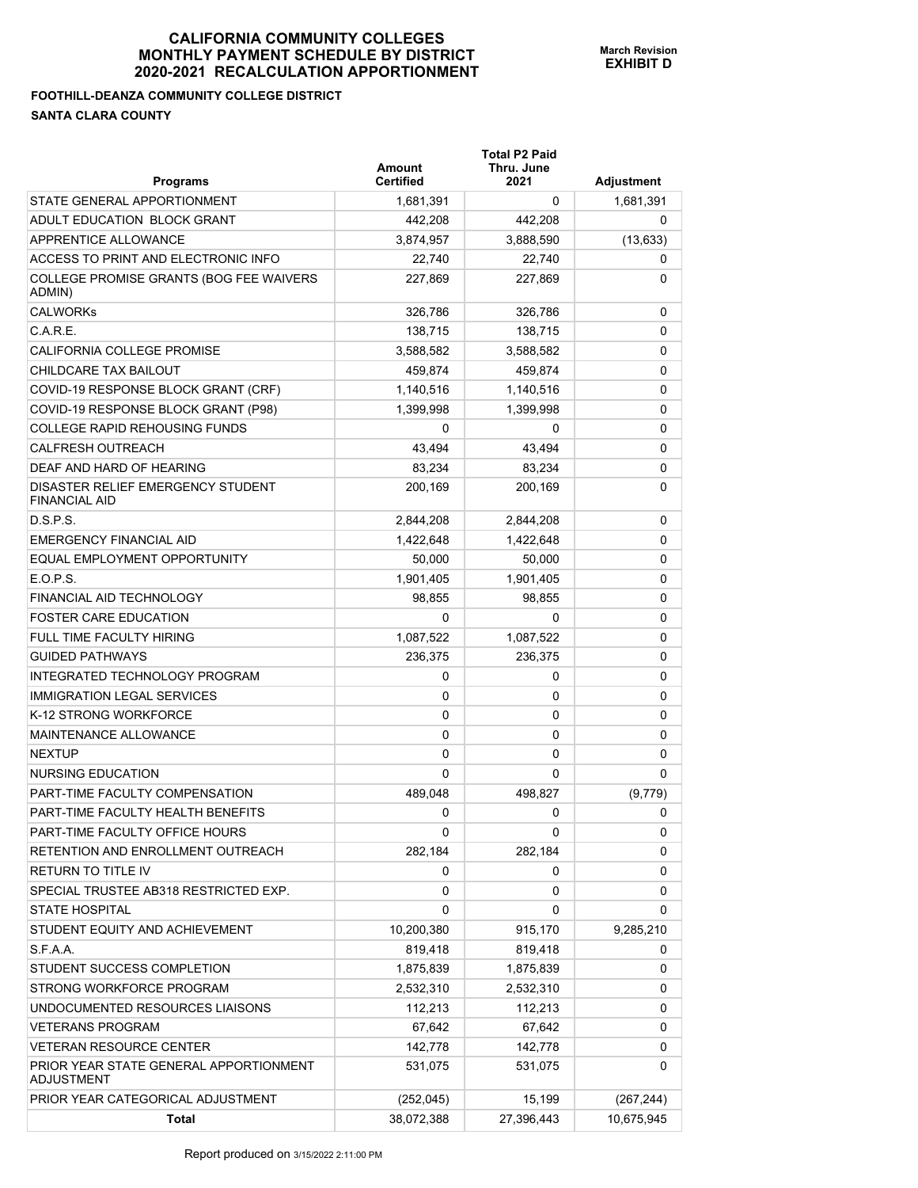# CALIFORNIA COMMUNITY COLLEGES
# MONTHLY PAYMENT SCHEDULE BY DISTRICT
# 2020-2021 RECALCULATION APPORTIONMENT

**March Revision**
**EXHIBIT D**

**FOOTHILL-DEANZA COMMUNITY COLLEGE DISTRICT**

**SANTA CLARA COUNTY**

| Programs | Amount Certified | Total P2 Paid Thru. June 2021 | Adjustment |
|---|---|---|---|
| STATE GENERAL APPORTIONMENT | 1,681,391 | 0 | 1,681,391 |
| ADULT EDUCATION BLOCK GRANT | 442,208 | 442,208 | 0 |
| APPRENTICE ALLOWANCE | 3,874,957 | 3,888,590 | (13,633) |
| ACCESS TO PRINT AND ELECTRONIC INFO | 22,740 | 22,740 | 0 |
| COLLEGE PROMISE GRANTS (BOG FEE WAIVERS ADMIN) | 227,869 | 227,869 | 0 |
| CALWORKs | 326,786 | 326,786 | 0 |
| C.A.R.E. | 138,715 | 138,715 | 0 |
| CALIFORNIA COLLEGE PROMISE | 3,588,582 | 3,588,582 | 0 |
| CHILDCARE TAX BAILOUT | 459,874 | 459,874 | 0 |
| COVID-19 RESPONSE BLOCK GRANT (CRF) | 1,140,516 | 1,140,516 | 0 |
| COVID-19 RESPONSE BLOCK GRANT (P98) | 1,399,998 | 1,399,998 | 0 |
| COLLEGE RAPID REHOUSING FUNDS | 0 | 0 | 0 |
| CALFRESH OUTREACH | 43,494 | 43,494 | 0 |
| DEAF AND HARD OF HEARING | 83,234 | 83,234 | 0 |
| DISASTER RELIEF EMERGENCY STUDENT FINANCIAL AID | 200,169 | 200,169 | 0 |
| D.S.P.S. | 2,844,208 | 2,844,208 | 0 |
| EMERGENCY FINANCIAL AID | 1,422,648 | 1,422,648 | 0 |
| EQUAL EMPLOYMENT OPPORTUNITY | 50,000 | 50,000 | 0 |
| E.O.P.S. | 1,901,405 | 1,901,405 | 0 |
| FINANCIAL AID TECHNOLOGY | 98,855 | 98,855 | 0 |
| FOSTER CARE EDUCATION | 0 | 0 | 0 |
| FULL TIME FACULTY HIRING | 1,087,522 | 1,087,522 | 0 |
| GUIDED PATHWAYS | 236,375 | 236,375 | 0 |
| INTEGRATED TECHNOLOGY PROGRAM | 0 | 0 | 0 |
| IMMIGRATION LEGAL SERVICES | 0 | 0 | 0 |
| K-12 STRONG WORKFORCE | 0 | 0 | 0 |
| MAINTENANCE ALLOWANCE | 0 | 0 | 0 |
| NEXTUP | 0 | 0 | 0 |
| NURSING EDUCATION | 0 | 0 | 0 |
| PART-TIME FACULTY COMPENSATION | 489,048 | 498,827 | (9,779) |
| PART-TIME FACULTY HEALTH BENEFITS | 0 | 0 | 0 |
| PART-TIME FACULTY OFFICE HOURS | 0 | 0 | 0 |
| RETENTION AND ENROLLMENT OUTREACH | 282,184 | 282,184 | 0 |
| RETURN TO TITLE IV | 0 | 0 | 0 |
| SPECIAL TRUSTEE AB318 RESTRICTED EXP. | 0 | 0 | 0 |
| STATE HOSPITAL | 0 | 0 | 0 |
| STUDENT EQUITY AND ACHIEVEMENT | 10,200,380 | 915,170 | 9,285,210 |
| S.F.A.A. | 819,418 | 819,418 | 0 |
| STUDENT SUCCESS COMPLETION | 1,875,839 | 1,875,839 | 0 |
| STRONG WORKFORCE PROGRAM | 2,532,310 | 2,532,310 | 0 |
| UNDOCUMENTED RESOURCES LIAISONS | 112,213 | 112,213 | 0 |
| VETERANS PROGRAM | 67,642 | 67,642 | 0 |
| VETERAN RESOURCE CENTER | 142,778 | 142,778 | 0 |
| PRIOR YEAR STATE GENERAL APPORTIONMENT ADJUSTMENT | 531,075 | 531,075 | 0 |
| PRIOR YEAR CATEGORICAL ADJUSTMENT | (252,045) | 15,199 | (267,244) |
| **Total** | 38,072,388 | 27,396,443 | 10,675,945 |

Report produced on 3/15/2022 2:11:00 PM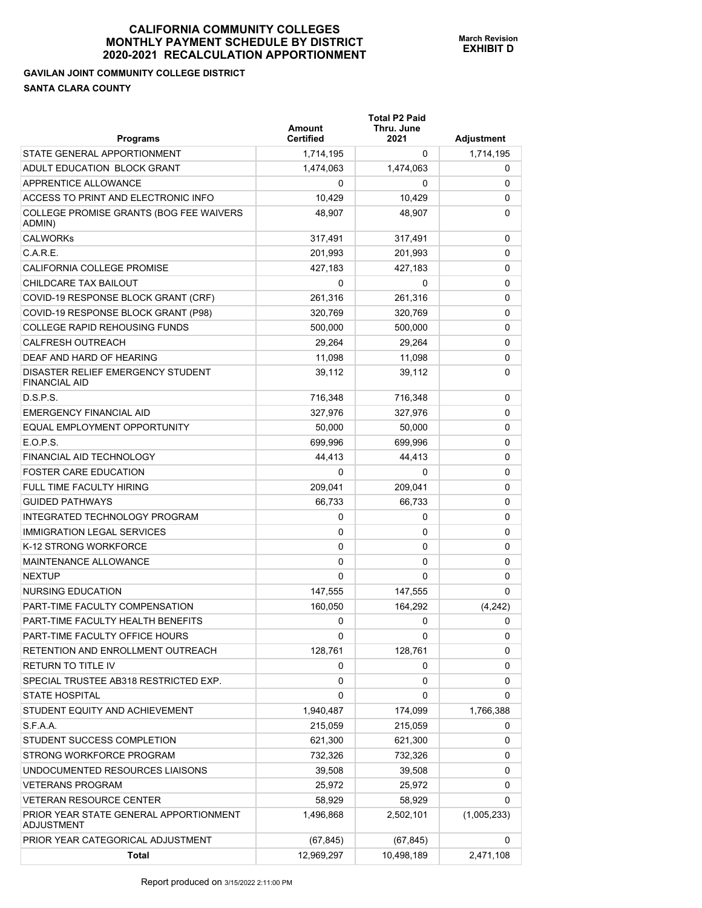# CALIFORNIA COMMUNITY COLLEGES
# MONTHLY PAYMENT SCHEDULE BY DISTRICT
# 2020-2021 RECALCULATION APPORTIONMENT

**March Revision**
**EXHIBIT D**

**GAVILAN JOINT COMMUNITY COLLEGE DISTRICT**

**SANTA CLARA COUNTY**

| Programs | Amount Certified | Total P2 Paid Thru. June 2021 | Adjustment |
|---|---|---|---|
| STATE GENERAL APPORTIONMENT | 1,714,195 | 0 | 1,714,195 |
| ADULT EDUCATION BLOCK GRANT | 1,474,063 | 1,474,063 | 0 |
| APPRENTICE ALLOWANCE | 0 | 0 | 0 |
| ACCESS TO PRINT AND ELECTRONIC INFO | 10,429 | 10,429 | 0 |
| COLLEGE PROMISE GRANTS (BOG FEE WAIVERS ADMIN) | 48,907 | 48,907 | 0 |
| CALWORKs | 317,491 | 317,491 | 0 |
| C.A.R.E. | 201,993 | 201,993 | 0 |
| CALIFORNIA COLLEGE PROMISE | 427,183 | 427,183 | 0 |
| CHILDCARE TAX BAILOUT | 0 | 0 | 0 |
| COVID-19 RESPONSE BLOCK GRANT (CRF) | 261,316 | 261,316 | 0 |
| COVID-19 RESPONSE BLOCK GRANT (P98) | 320,769 | 320,769 | 0 |
| COLLEGE RAPID REHOUSING FUNDS | 500,000 | 500,000 | 0 |
| CALFRESH OUTREACH | 29,264 | 29,264 | 0 |
| DEAF AND HARD OF HEARING | 11,098 | 11,098 | 0 |
| DISASTER RELIEF EMERGENCY STUDENT FINANCIAL AID | 39,112 | 39,112 | 0 |
| D.S.P.S. | 716,348 | 716,348 | 0 |
| EMERGENCY FINANCIAL AID | 327,976 | 327,976 | 0 |
| EQUAL EMPLOYMENT OPPORTUNITY | 50,000 | 50,000 | 0 |
| E.O.P.S. | 699,996 | 699,996 | 0 |
| FINANCIAL AID TECHNOLOGY | 44,413 | 44,413 | 0 |
| FOSTER CARE EDUCATION | 0 | 0 | 0 |
| FULL TIME FACULTY HIRING | 209,041 | 209,041 | 0 |
| GUIDED PATHWAYS | 66,733 | 66,733 | 0 |
| INTEGRATED TECHNOLOGY PROGRAM | 0 | 0 | 0 |
| IMMIGRATION LEGAL SERVICES | 0 | 0 | 0 |
| K-12 STRONG WORKFORCE | 0 | 0 | 0 |
| MAINTENANCE ALLOWANCE | 0 | 0 | 0 |
| NEXTUP | 0 | 0 | 0 |
| NURSING EDUCATION | 147,555 | 147,555 | 0 |
| PART-TIME FACULTY COMPENSATION | 160,050 | 164,292 | (4,242) |
| PART-TIME FACULTY HEALTH BENEFITS | 0 | 0 | 0 |
| PART-TIME FACULTY OFFICE HOURS | 0 | 0 | 0 |
| RETENTION AND ENROLLMENT OUTREACH | 128,761 | 128,761 | 0 |
| RETURN TO TITLE IV | 0 | 0 | 0 |
| SPECIAL TRUSTEE AB318 RESTRICTED EXP. | 0 | 0 | 0 |
| STATE HOSPITAL | 0 | 0 | 0 |
| STUDENT EQUITY AND ACHIEVEMENT | 1,940,487 | 174,099 | 1,766,388 |
| S.F.A.A. | 215,059 | 215,059 | 0 |
| STUDENT SUCCESS COMPLETION | 621,300 | 621,300 | 0 |
| STRONG WORKFORCE PROGRAM | 732,326 | 732,326 | 0 |
| UNDOCUMENTED RESOURCES LIAISONS | 39,508 | 39,508 | 0 |
| VETERANS PROGRAM | 25,972 | 25,972 | 0 |
| VETERAN RESOURCE CENTER | 58,929 | 58,929 | 0 |
| PRIOR YEAR STATE GENERAL APPORTIONMENT ADJUSTMENT | 1,496,868 | 2,502,101 | (1,005,233) |
| PRIOR YEAR CATEGORICAL ADJUSTMENT | (67,845) | (67,845) | 0 |
| **Total** | 12,969,297 | 10,498,189 | 2,471,108 |

Report produced on 3/15/2022 2:11:00 PM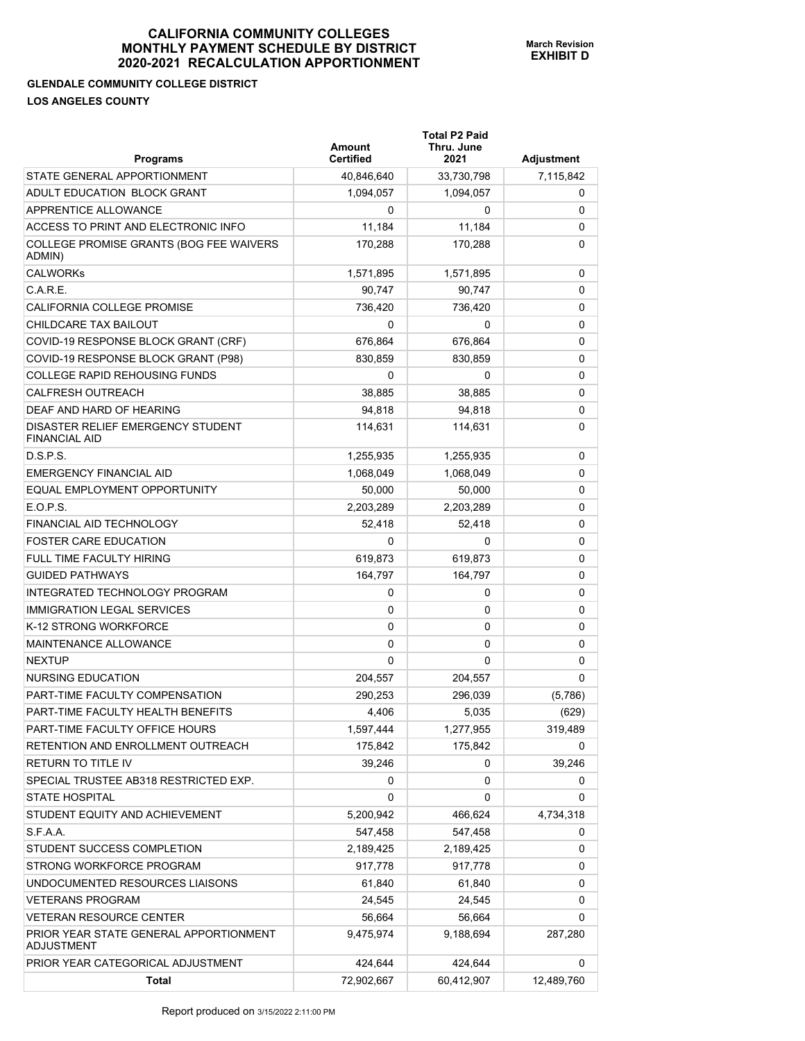# CALIFORNIA COMMUNITY COLLEGES
# MONTHLY PAYMENT SCHEDULE BY DISTRICT
# 2020-2021 RECALCULATION APPORTIONMENT

**March Revision**
**EXHIBIT D**

**GLENDALE COMMUNITY COLLEGE DISTRICT**

**LOS ANGELES COUNTY**

| Programs | Amount Certified | Total P2 Paid Thru. June 2021 | Adjustment |
|---|---|---|---|
| STATE GENERAL APPORTIONMENT | 40,846,640 | 33,730,798 | 7,115,842 |
| ADULT EDUCATION BLOCK GRANT | 1,094,057 | 1,094,057 | 0 |
| APPRENTICE ALLOWANCE | 0 | 0 | 0 |
| ACCESS TO PRINT AND ELECTRONIC INFO | 11,184 | 11,184 | 0 |
| COLLEGE PROMISE GRANTS (BOG FEE WAIVERS ADMIN) | 170,288 | 170,288 | 0 |
| CALWORKs | 1,571,895 | 1,571,895 | 0 |
| C.A.R.E. | 90,747 | 90,747 | 0 |
| CALIFORNIA COLLEGE PROMISE | 736,420 | 736,420 | 0 |
| CHILDCARE TAX BAILOUT | 0 | 0 | 0 |
| COVID-19 RESPONSE BLOCK GRANT (CRF) | 676,864 | 676,864 | 0 |
| COVID-19 RESPONSE BLOCK GRANT (P98) | 830,859 | 830,859 | 0 |
| COLLEGE RAPID REHOUSING FUNDS | 0 | 0 | 0 |
| CALFRESH OUTREACH | 38,885 | 38,885 | 0 |
| DEAF AND HARD OF HEARING | 94,818 | 94,818 | 0 |
| DISASTER RELIEF EMERGENCY STUDENT FINANCIAL AID | 114,631 | 114,631 | 0 |
| D.S.P.S. | 1,255,935 | 1,255,935 | 0 |
| EMERGENCY FINANCIAL AID | 1,068,049 | 1,068,049 | 0 |
| EQUAL EMPLOYMENT OPPORTUNITY | 50,000 | 50,000 | 0 |
| E.O.P.S. | 2,203,289 | 2,203,289 | 0 |
| FINANCIAL AID TECHNOLOGY | 52,418 | 52,418 | 0 |
| FOSTER CARE EDUCATION | 0 | 0 | 0 |
| FULL TIME FACULTY HIRING | 619,873 | 619,873 | 0 |
| GUIDED PATHWAYS | 164,797 | 164,797 | 0 |
| INTEGRATED TECHNOLOGY PROGRAM | 0 | 0 | 0 |
| IMMIGRATION LEGAL SERVICES | 0 | 0 | 0 |
| K-12 STRONG WORKFORCE | 0 | 0 | 0 |
| MAINTENANCE ALLOWANCE | 0 | 0 | 0 |
| NEXTUP | 0 | 0 | 0 |
| NURSING EDUCATION | 204,557 | 204,557 | 0 |
| PART-TIME FACULTY COMPENSATION | 290,253 | 296,039 | (5,786) |
| PART-TIME FACULTY HEALTH BENEFITS | 4,406 | 5,035 | (629) |
| PART-TIME FACULTY OFFICE HOURS | 1,597,444 | 1,277,955 | 319,489 |
| RETENTION AND ENROLLMENT OUTREACH | 175,842 | 175,842 | 0 |
| RETURN TO TITLE IV | 39,246 | 0 | 39,246 |
| SPECIAL TRUSTEE AB318 RESTRICTED EXP. | 0 | 0 | 0 |
| STATE HOSPITAL | 0 | 0 | 0 |
| STUDENT EQUITY AND ACHIEVEMENT | 5,200,942 | 466,624 | 4,734,318 |
| S.F.A.A. | 547,458 | 547,458 | 0 |
| STUDENT SUCCESS COMPLETION | 2,189,425 | 2,189,425 | 0 |
| STRONG WORKFORCE PROGRAM | 917,778 | 917,778 | 0 |
| UNDOCUMENTED RESOURCES LIAISONS | 61,840 | 61,840 | 0 |
| VETERANS PROGRAM | 24,545 | 24,545 | 0 |
| VETERAN RESOURCE CENTER | 56,664 | 56,664 | 0 |
| PRIOR YEAR STATE GENERAL APPORTIONMENT ADJUSTMENT | 9,475,974 | 9,188,694 | 287,280 |
| PRIOR YEAR CATEGORICAL ADJUSTMENT | 424,644 | 424,644 | 0 |
| **Total** | 72,902,667 | 60,412,907 | 12,489,760 |

Report produced on 3/15/2022 2:11:00 PM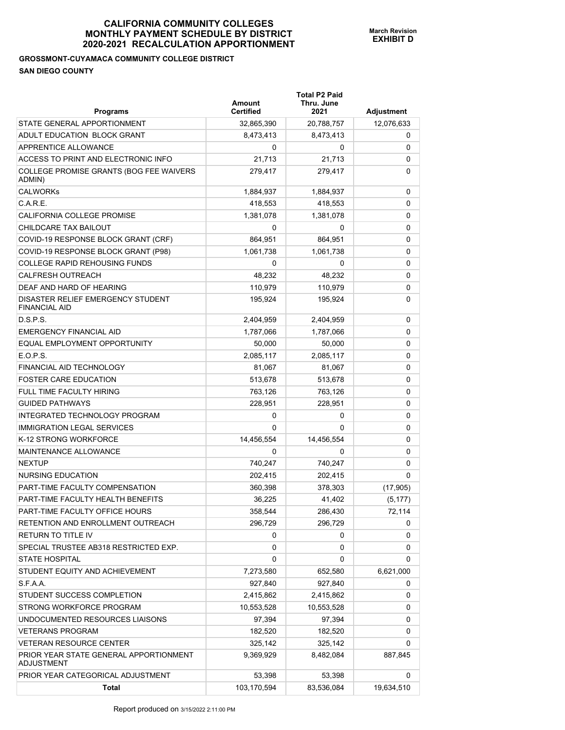# CALIFORNIA COMMUNITY COLLEGES
# MONTHLY PAYMENT SCHEDULE BY DISTRICT
# 2020-2021 RECALCULATION APPORTIONMENT

**March Revision**
**EXHIBIT D**

**GROSSMONT-CUYAMACA COMMUNITY COLLEGE DISTRICT**

**SAN DIEGO COUNTY**

| Programs | Amount Certified | Total P2 Paid Thru. June 2021 | Adjustment |
|---|---|---|---|
| STATE GENERAL APPORTIONMENT | 32,865,390 | 20,788,757 | 12,076,633 |
| ADULT EDUCATION BLOCK GRANT | 8,473,413 | 8,473,413 | 0 |
| APPRENTICE ALLOWANCE | 0 | 0 | 0 |
| ACCESS TO PRINT AND ELECTRONIC INFO | 21,713 | 21,713 | 0 |
| COLLEGE PROMISE GRANTS (BOG FEE WAIVERS ADMIN) | 279,417 | 279,417 | 0 |
| CALWORKs | 1,884,937 | 1,884,937 | 0 |
| C.A.R.E. | 418,553 | 418,553 | 0 |
| CALIFORNIA COLLEGE PROMISE | 1,381,078 | 1,381,078 | 0 |
| CHILDCARE TAX BAILOUT | 0 | 0 | 0 |
| COVID-19 RESPONSE BLOCK GRANT (CRF) | 864,951 | 864,951 | 0 |
| COVID-19 RESPONSE BLOCK GRANT (P98) | 1,061,738 | 1,061,738 | 0 |
| COLLEGE RAPID REHOUSING FUNDS | 0 | 0 | 0 |
| CALFRESH OUTREACH | 48,232 | 48,232 | 0 |
| DEAF AND HARD OF HEARING | 110,979 | 110,979 | 0 |
| DISASTER RELIEF EMERGENCY STUDENT FINANCIAL AID | 195,924 | 195,924 | 0 |
| D.S.P.S. | 2,404,959 | 2,404,959 | 0 |
| EMERGENCY FINANCIAL AID | 1,787,066 | 1,787,066 | 0 |
| EQUAL EMPLOYMENT OPPORTUNITY | 50,000 | 50,000 | 0 |
| E.O.P.S. | 2,085,117 | 2,085,117 | 0 |
| FINANCIAL AID TECHNOLOGY | 81,067 | 81,067 | 0 |
| FOSTER CARE EDUCATION | 513,678 | 513,678 | 0 |
| FULL TIME FACULTY HIRING | 763,126 | 763,126 | 0 |
| GUIDED PATHWAYS | 228,951 | 228,951 | 0 |
| INTEGRATED TECHNOLOGY PROGRAM | 0 | 0 | 0 |
| IMMIGRATION LEGAL SERVICES | 0 | 0 | 0 |
| K-12 STRONG WORKFORCE | 14,456,554 | 14,456,554 | 0 |
| MAINTENANCE ALLOWANCE | 0 | 0 | 0 |
| NEXTUP | 740,247 | 740,247 | 0 |
| NURSING EDUCATION | 202,415 | 202,415 | 0 |
| PART-TIME FACULTY COMPENSATION | 360,398 | 378,303 | (17,905) |
| PART-TIME FACULTY HEALTH BENEFITS | 36,225 | 41,402 | (5,177) |
| PART-TIME FACULTY OFFICE HOURS | 358,544 | 286,430 | 72,114 |
| RETENTION AND ENROLLMENT OUTREACH | 296,729 | 296,729 | 0 |
| RETURN TO TITLE IV | 0 | 0 | 0 |
| SPECIAL TRUSTEE AB318 RESTRICTED EXP. | 0 | 0 | 0 |
| STATE HOSPITAL | 0 | 0 | 0 |
| STUDENT EQUITY AND ACHIEVEMENT | 7,273,580 | 652,580 | 6,621,000 |
| S.F.A.A. | 927,840 | 927,840 | 0 |
| STUDENT SUCCESS COMPLETION | 2,415,862 | 2,415,862 | 0 |
| STRONG WORKFORCE PROGRAM | 10,553,528 | 10,553,528 | 0 |
| UNDOCUMENTED RESOURCES LIAISONS | 97,394 | 97,394 | 0 |
| VETERANS PROGRAM | 182,520 | 182,520 | 0 |
| VETERAN RESOURCE CENTER | 325,142 | 325,142 | 0 |
| PRIOR YEAR STATE GENERAL APPORTIONMENT ADJUSTMENT | 9,369,929 | 8,482,084 | 887,845 |
| PRIOR YEAR CATEGORICAL ADJUSTMENT | 53,398 | 53,398 | 0 |
| **Total** | 103,170,594 | 83,536,084 | 19,634,510 |

Report produced on 3/15/2022 2:11:00 PM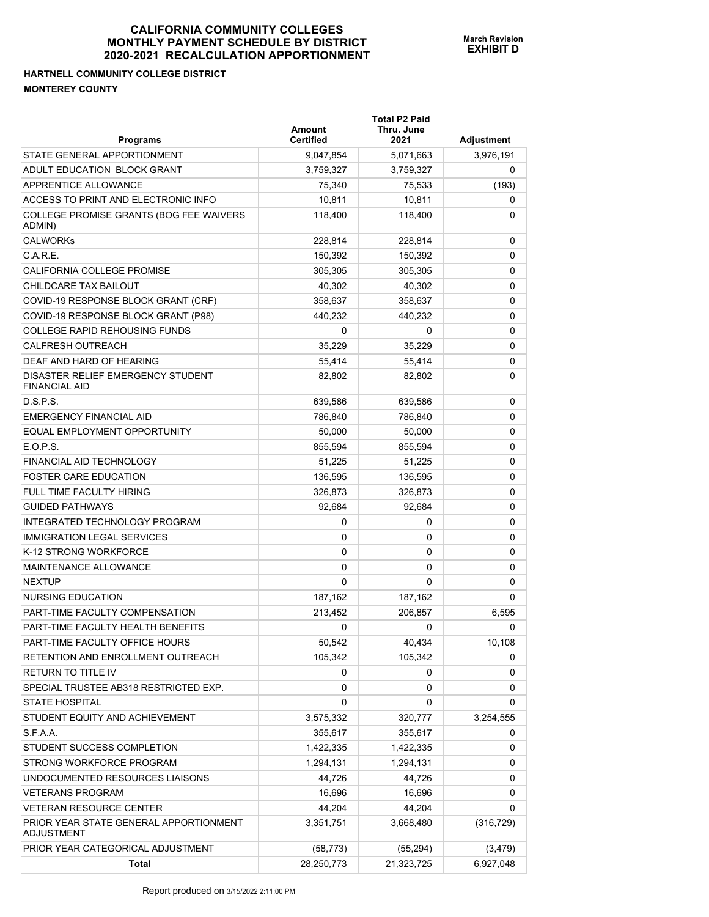# CALIFORNIA COMMUNITY COLLEGES
## MONTHLY PAYMENT SCHEDULE BY DISTRICT
## 2020-2021 RECALCULATION APPORTIONMENT

**March Revision**
**EXHIBIT D**

**HARTNELL COMMUNITY COLLEGE DISTRICT**

**MONTEREY COUNTY**

| Programs | Amount Certified | Total P2 Paid Thru. June 2021 | Adjustment |
|---|---|---|---|
| STATE GENERAL APPORTIONMENT | 9,047,854 | 5,071,663 | 3,976,191 |
| ADULT EDUCATION BLOCK GRANT | 3,759,327 | 3,759,327 | 0 |
| APPRENTICE ALLOWANCE | 75,340 | 75,533 | (193) |
| ACCESS TO PRINT AND ELECTRONIC INFO | 10,811 | 10,811 | 0 |
| COLLEGE PROMISE GRANTS (BOG FEE WAIVERS ADMIN) | 118,400 | 118,400 | 0 |
| CALWORKs | 228,814 | 228,814 | 0 |
| C.A.R.E. | 150,392 | 150,392 | 0 |
| CALIFORNIA COLLEGE PROMISE | 305,305 | 305,305 | 0 |
| CHILDCARE TAX BAILOUT | 40,302 | 40,302 | 0 |
| COVID-19 RESPONSE BLOCK GRANT (CRF) | 358,637 | 358,637 | 0 |
| COVID-19 RESPONSE BLOCK GRANT (P98) | 440,232 | 440,232 | 0 |
| COLLEGE RAPID REHOUSING FUNDS | 0 | 0 | 0 |
| CALFRESH OUTREACH | 35,229 | 35,229 | 0 |
| DEAF AND HARD OF HEARING | 55,414 | 55,414 | 0 |
| DISASTER RELIEF EMERGENCY STUDENT FINANCIAL AID | 82,802 | 82,802 | 0 |
| D.S.P.S. | 639,586 | 639,586 | 0 |
| EMERGENCY FINANCIAL AID | 786,840 | 786,840 | 0 |
| EQUAL EMPLOYMENT OPPORTUNITY | 50,000 | 50,000 | 0 |
| E.O.P.S. | 855,594 | 855,594 | 0 |
| FINANCIAL AID TECHNOLOGY | 51,225 | 51,225 | 0 |
| FOSTER CARE EDUCATION | 136,595 | 136,595 | 0 |
| FULL TIME FACULTY HIRING | 326,873 | 326,873 | 0 |
| GUIDED PATHWAYS | 92,684 | 92,684 | 0 |
| INTEGRATED TECHNOLOGY PROGRAM | 0 | 0 | 0 |
| IMMIGRATION LEGAL SERVICES | 0 | 0 | 0 |
| K-12 STRONG WORKFORCE | 0 | 0 | 0 |
| MAINTENANCE ALLOWANCE | 0 | 0 | 0 |
| NEXTUP | 0 | 0 | 0 |
| NURSING EDUCATION | 187,162 | 187,162 | 0 |
| PART-TIME FACULTY COMPENSATION | 213,452 | 206,857 | 6,595 |
| PART-TIME FACULTY HEALTH BENEFITS | 0 | 0 | 0 |
| PART-TIME FACULTY OFFICE HOURS | 50,542 | 40,434 | 10,108 |
| RETENTION AND ENROLLMENT OUTREACH | 105,342 | 105,342 | 0 |
| RETURN TO TITLE IV | 0 | 0 | 0 |
| SPECIAL TRUSTEE AB318 RESTRICTED EXP. | 0 | 0 | 0 |
| STATE HOSPITAL | 0 | 0 | 0 |
| STUDENT EQUITY AND ACHIEVEMENT | 3,575,332 | 320,777 | 3,254,555 |
| S.F.A.A. | 355,617 | 355,617 | 0 |
| STUDENT SUCCESS COMPLETION | 1,422,335 | 1,422,335 | 0 |
| STRONG WORKFORCE PROGRAM | 1,294,131 | 1,294,131 | 0 |
| UNDOCUMENTED RESOURCES LIAISONS | 44,726 | 44,726 | 0 |
| VETERANS PROGRAM | 16,696 | 16,696 | 0 |
| VETERAN RESOURCE CENTER | 44,204 | 44,204 | 0 |
| PRIOR YEAR STATE GENERAL APPORTIONMENT ADJUSTMENT | 3,351,751 | 3,668,480 | (316,729) |
| PRIOR YEAR CATEGORICAL ADJUSTMENT | (58,773) | (55,294) | (3,479) |
| **Total** | 28,250,773 | 21,323,725 | 6,927,048 |

Report produced on 3/15/2022 2:11:00 PM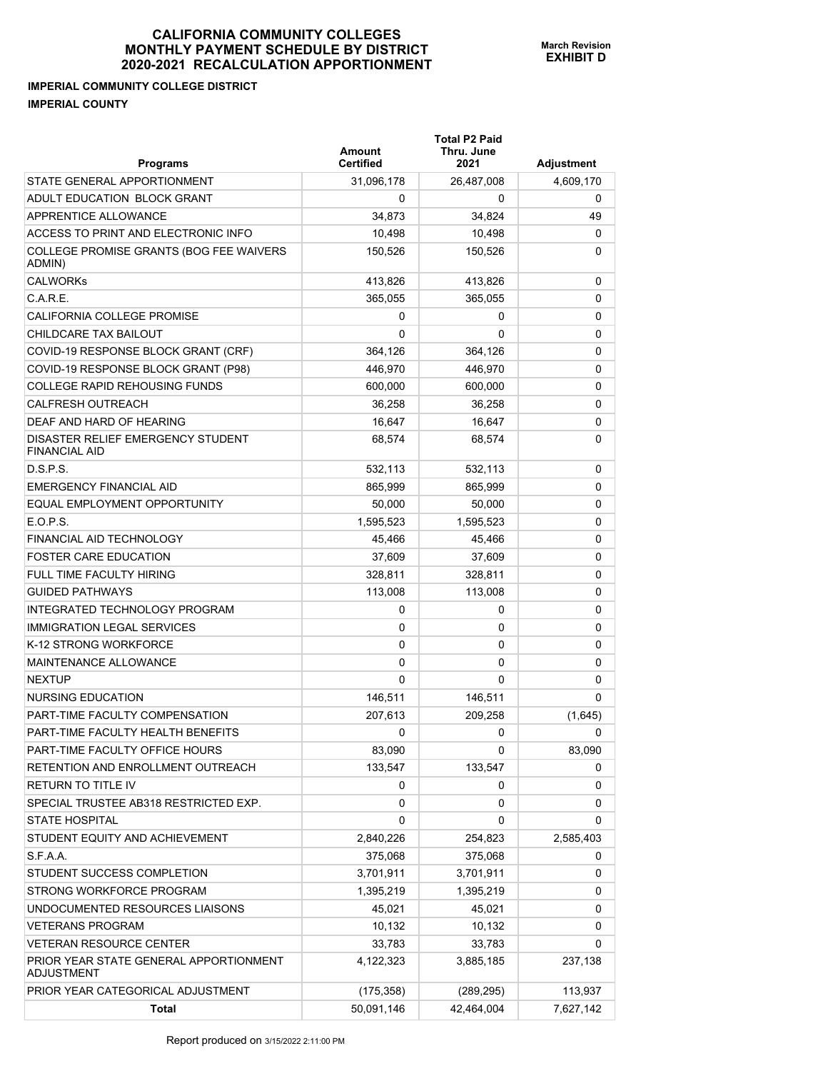# CALIFORNIA COMMUNITY COLLEGES
# MONTHLY PAYMENT SCHEDULE BY DISTRICT
# 2020-2021 RECALCULATION APPORTIONMENT

**March Revision**
**EXHIBIT D**

**IMPERIAL COMMUNITY COLLEGE DISTRICT**

**IMPERIAL COUNTY**

| Programs | Amount Certified | Total P2 Paid Thru. June 2021 | Adjustment |
|---|---|---|---|
| STATE GENERAL APPORTIONMENT | 31,096,178 | 26,487,008 | 4,609,170 |
| ADULT EDUCATION BLOCK GRANT | 0 | 0 | 0 |
| APPRENTICE ALLOWANCE | 34,873 | 34,824 | 49 |
| ACCESS TO PRINT AND ELECTRONIC INFO | 10,498 | 10,498 | 0 |
| COLLEGE PROMISE GRANTS (BOG FEE WAIVERS ADMIN) | 150,526 | 150,526 | 0 |
| CALWORKs | 413,826 | 413,826 | 0 |
| C.A.R.E. | 365,055 | 365,055 | 0 |
| CALIFORNIA COLLEGE PROMISE | 0 | 0 | 0 |
| CHILDCARE TAX BAILOUT | 0 | 0 | 0 |
| COVID-19 RESPONSE BLOCK GRANT (CRF) | 364,126 | 364,126 | 0 |
| COVID-19 RESPONSE BLOCK GRANT (P98) | 446,970 | 446,970 | 0 |
| COLLEGE RAPID REHOUSING FUNDS | 600,000 | 600,000 | 0 |
| CALFRESH OUTREACH | 36,258 | 36,258 | 0 |
| DEAF AND HARD OF HEARING | 16,647 | 16,647 | 0 |
| DISASTER RELIEF EMERGENCY STUDENT FINANCIAL AID | 68,574 | 68,574 | 0 |
| D.S.P.S. | 532,113 | 532,113 | 0 |
| EMERGENCY FINANCIAL AID | 865,999 | 865,999 | 0 |
| EQUAL EMPLOYMENT OPPORTUNITY | 50,000 | 50,000 | 0 |
| E.O.P.S. | 1,595,523 | 1,595,523 | 0 |
| FINANCIAL AID TECHNOLOGY | 45,466 | 45,466 | 0 |
| FOSTER CARE EDUCATION | 37,609 | 37,609 | 0 |
| FULL TIME FACULTY HIRING | 328,811 | 328,811 | 0 |
| GUIDED PATHWAYS | 113,008 | 113,008 | 0 |
| INTEGRATED TECHNOLOGY PROGRAM | 0 | 0 | 0 |
| IMMIGRATION LEGAL SERVICES | 0 | 0 | 0 |
| K-12 STRONG WORKFORCE | 0 | 0 | 0 |
| MAINTENANCE ALLOWANCE | 0 | 0 | 0 |
| NEXTUP | 0 | 0 | 0 |
| NURSING EDUCATION | 146,511 | 146,511 | 0 |
| PART-TIME FACULTY COMPENSATION | 207,613 | 209,258 | (1,645) |
| PART-TIME FACULTY HEALTH BENEFITS | 0 | 0 | 0 |
| PART-TIME FACULTY OFFICE HOURS | 83,090 | 0 | 83,090 |
| RETENTION AND ENROLLMENT OUTREACH | 133,547 | 133,547 | 0 |
| RETURN TO TITLE IV | 0 | 0 | 0 |
| SPECIAL TRUSTEE AB318 RESTRICTED EXP. | 0 | 0 | 0 |
| STATE HOSPITAL | 0 | 0 | 0 |
| STUDENT EQUITY AND ACHIEVEMENT | 2,840,226 | 254,823 | 2,585,403 |
| S.F.A.A. | 375,068 | 375,068 | 0 |
| STUDENT SUCCESS COMPLETION | 3,701,911 | 3,701,911 | 0 |
| STRONG WORKFORCE PROGRAM | 1,395,219 | 1,395,219 | 0 |
| UNDOCUMENTED RESOURCES LIAISONS | 45,021 | 45,021 | 0 |
| VETERANS PROGRAM | 10,132 | 10,132 | 0 |
| VETERAN RESOURCE CENTER | 33,783 | 33,783 | 0 |
| PRIOR YEAR STATE GENERAL APPORTIONMENT ADJUSTMENT | 4,122,323 | 3,885,185 | 237,138 |
| PRIOR YEAR CATEGORICAL ADJUSTMENT | (175,358) | (289,295) | 113,937 |
| **Total** | 50,091,146 | 42,464,004 | 7,627,142 |

Report produced on 3/15/2022 2:11:00 PM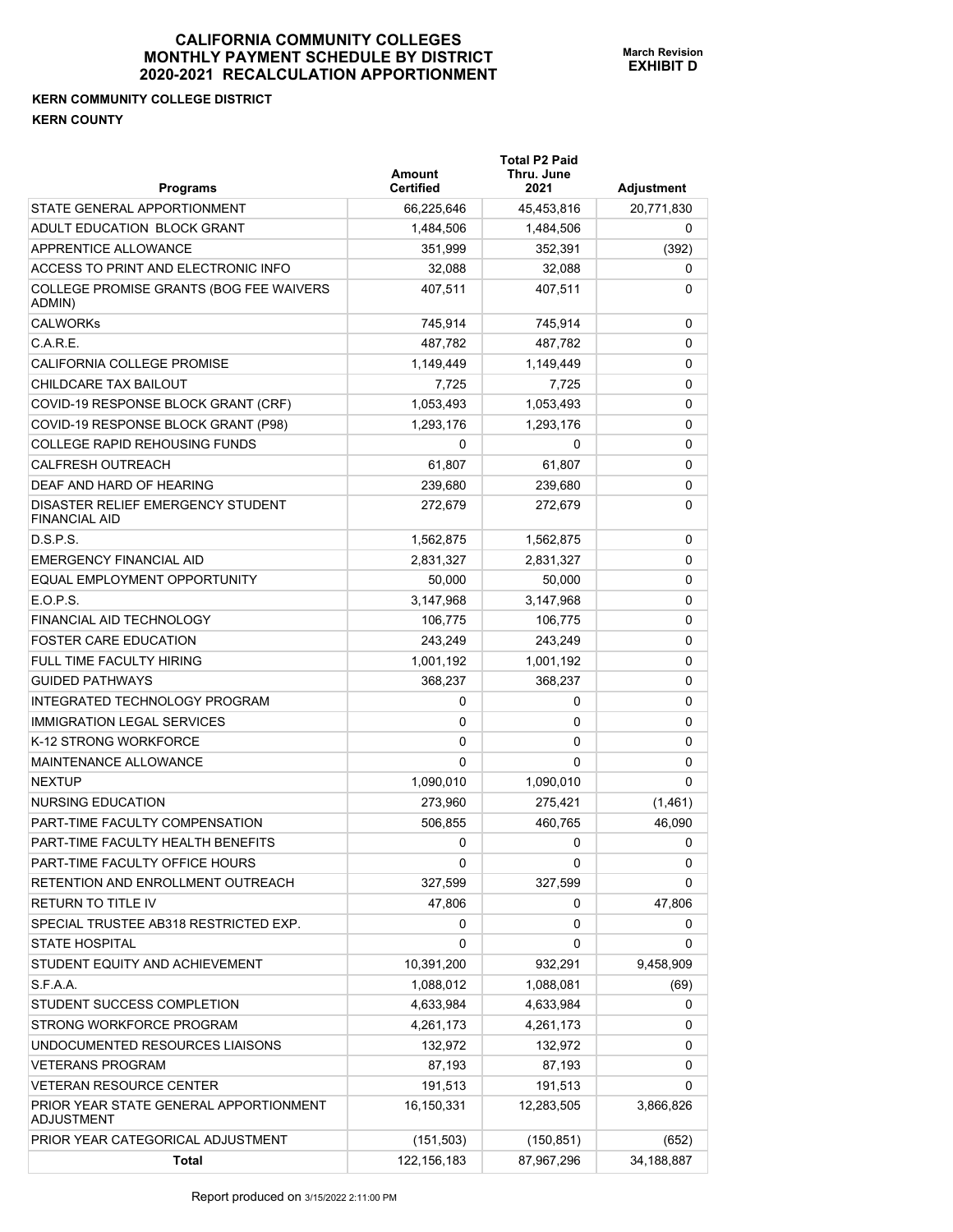# CALIFORNIA COMMUNITY COLLEGES
# MONTHLY PAYMENT SCHEDULE BY DISTRICT
# 2020-2021 RECALCULATION APPORTIONMENT

**March Revision**
**EXHIBIT D**

**KERN COMMUNITY COLLEGE DISTRICT**

**KERN COUNTY**

| Programs | Amount Certified | Total P2 Paid Thru. June 2021 | Adjustment |
|---|---|---|---|
| STATE GENERAL APPORTIONMENT | 66,225,646 | 45,453,816 | 20,771,830 |
| ADULT EDUCATION BLOCK GRANT | 1,484,506 | 1,484,506 | 0 |
| APPRENTICE ALLOWANCE | 351,999 | 352,391 | (392) |
| ACCESS TO PRINT AND ELECTRONIC INFO | 32,088 | 32,088 | 0 |
| COLLEGE PROMISE GRANTS (BOG FEE WAIVERS ADMIN) | 407,511 | 407,511 | 0 |
| CALWORKs | 745,914 | 745,914 | 0 |
| C.A.R.E. | 487,782 | 487,782 | 0 |
| CALIFORNIA COLLEGE PROMISE | 1,149,449 | 1,149,449 | 0 |
| CHILDCARE TAX BAILOUT | 7,725 | 7,725 | 0 |
| COVID-19 RESPONSE BLOCK GRANT (CRF) | 1,053,493 | 1,053,493 | 0 |
| COVID-19 RESPONSE BLOCK GRANT (P98) | 1,293,176 | 1,293,176 | 0 |
| COLLEGE RAPID REHOUSING FUNDS | 0 | 0 | 0 |
| CALFRESH OUTREACH | 61,807 | 61,807 | 0 |
| DEAF AND HARD OF HEARING | 239,680 | 239,680 | 0 |
| DISASTER RELIEF EMERGENCY STUDENT FINANCIAL AID | 272,679 | 272,679 | 0 |
| D.S.P.S. | 1,562,875 | 1,562,875 | 0 |
| EMERGENCY FINANCIAL AID | 2,831,327 | 2,831,327 | 0 |
| EQUAL EMPLOYMENT OPPORTUNITY | 50,000 | 50,000 | 0 |
| E.O.P.S. | 3,147,968 | 3,147,968 | 0 |
| FINANCIAL AID TECHNOLOGY | 106,775 | 106,775 | 0 |
| FOSTER CARE EDUCATION | 243,249 | 243,249 | 0 |
| FULL TIME FACULTY HIRING | 1,001,192 | 1,001,192 | 0 |
| GUIDED PATHWAYS | 368,237 | 368,237 | 0 |
| INTEGRATED TECHNOLOGY PROGRAM | 0 | 0 | 0 |
| IMMIGRATION LEGAL SERVICES | 0 | 0 | 0 |
| K-12 STRONG WORKFORCE | 0 | 0 | 0 |
| MAINTENANCE ALLOWANCE | 0 | 0 | 0 |
| NEXTUP | 1,090,010 | 1,090,010 | 0 |
| NURSING EDUCATION | 273,960 | 275,421 | (1,461) |
| PART-TIME FACULTY COMPENSATION | 506,855 | 460,765 | 46,090 |
| PART-TIME FACULTY HEALTH BENEFITS | 0 | 0 | 0 |
| PART-TIME FACULTY OFFICE HOURS | 0 | 0 | 0 |
| RETENTION AND ENROLLMENT OUTREACH | 327,599 | 327,599 | 0 |
| RETURN TO TITLE IV | 47,806 | 0 | 47,806 |
| SPECIAL TRUSTEE AB318 RESTRICTED EXP. | 0 | 0 | 0 |
| STATE HOSPITAL | 0 | 0 | 0 |
| STUDENT EQUITY AND ACHIEVEMENT | 10,391,200 | 932,291 | 9,458,909 |
| S.F.A.A. | 1,088,012 | 1,088,081 | (69) |
| STUDENT SUCCESS COMPLETION | 4,633,984 | 4,633,984 | 0 |
| STRONG WORKFORCE PROGRAM | 4,261,173 | 4,261,173 | 0 |
| UNDOCUMENTED RESOURCES LIAISONS | 132,972 | 132,972 | 0 |
| VETERANS PROGRAM | 87,193 | 87,193 | 0 |
| VETERAN RESOURCE CENTER | 191,513 | 191,513 | 0 |
| PRIOR YEAR STATE GENERAL APPORTIONMENT ADJUSTMENT | 16,150,331 | 12,283,505 | 3,866,826 |
| PRIOR YEAR CATEGORICAL ADJUSTMENT | (151,503) | (150,851) | (652) |
| **Total** | 122,156,183 | 87,967,296 | 34,188,887 |

Report produced on 3/15/2022 2:11:00 PM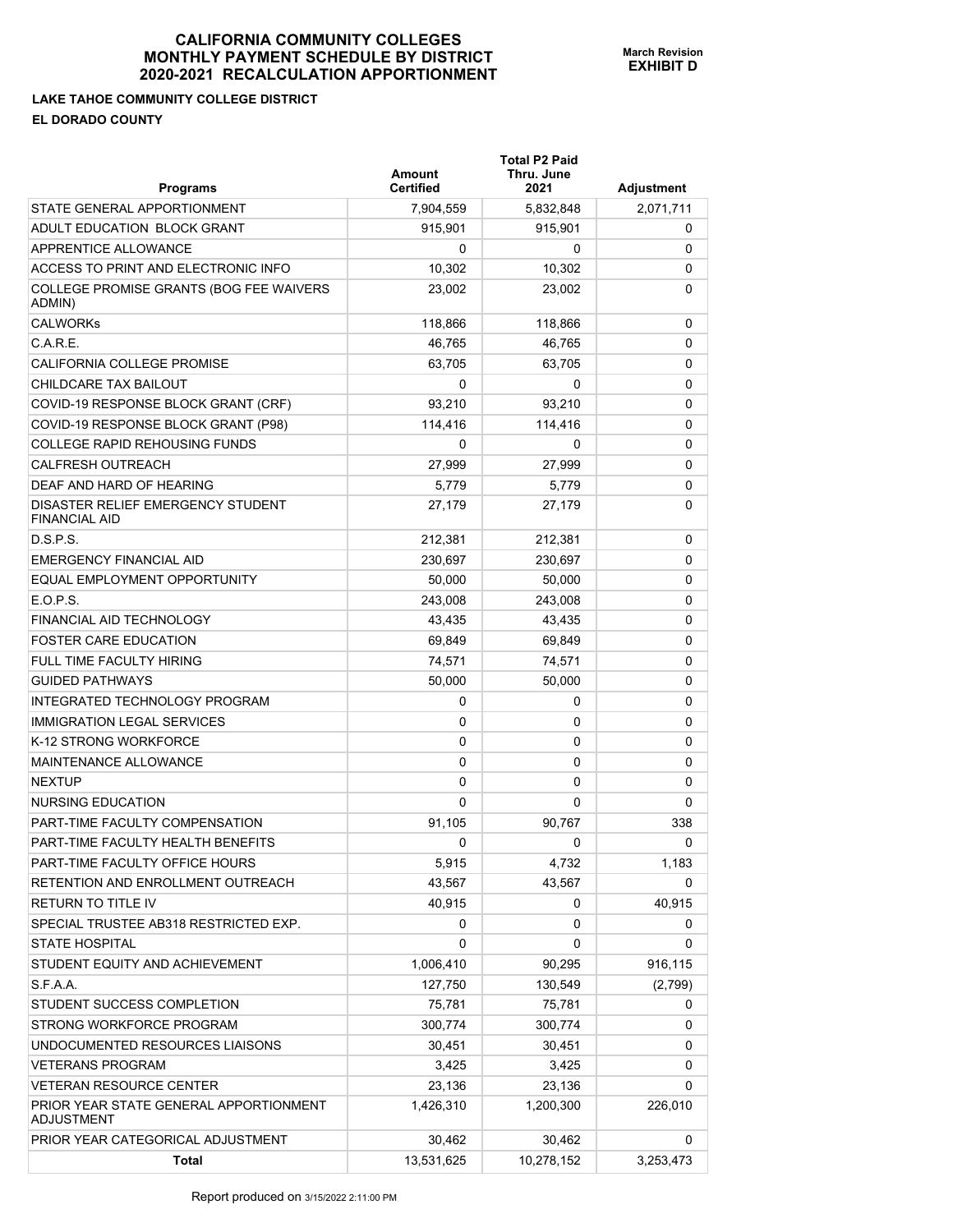# CALIFORNIA COMMUNITY COLLEGES
# MONTHLY PAYMENT SCHEDULE BY DISTRICT
# 2020-2021 RECALCULATION APPORTIONMENT

**March Revision**
**EXHIBIT D**

**LAKE TAHOE COMMUNITY COLLEGE DISTRICT**

**EL DORADO COUNTY**

| Programs | Amount Certified | Total P2 Paid Thru. June 2021 | Adjustment |
|---|---|---|---|
| STATE GENERAL APPORTIONMENT | 7,904,559 | 5,832,848 | 2,071,711 |
| ADULT EDUCATION BLOCK GRANT | 915,901 | 915,901 | 0 |
| APPRENTICE ALLOWANCE | 0 | 0 | 0 |
| ACCESS TO PRINT AND ELECTRONIC INFO | 10,302 | 10,302 | 0 |
| COLLEGE PROMISE GRANTS (BOG FEE WAIVERS ADMIN) | 23,002 | 23,002 | 0 |
| CALWORKs | 118,866 | 118,866 | 0 |
| C.A.R.E. | 46,765 | 46,765 | 0 |
| CALIFORNIA COLLEGE PROMISE | 63,705 | 63,705 | 0 |
| CHILDCARE TAX BAILOUT | 0 | 0 | 0 |
| COVID-19 RESPONSE BLOCK GRANT (CRF) | 93,210 | 93,210 | 0 |
| COVID-19 RESPONSE BLOCK GRANT (P98) | 114,416 | 114,416 | 0 |
| COLLEGE RAPID REHOUSING FUNDS | 0 | 0 | 0 |
| CALFRESH OUTREACH | 27,999 | 27,999 | 0 |
| DEAF AND HARD OF HEARING | 5,779 | 5,779 | 0 |
| DISASTER RELIEF EMERGENCY STUDENT FINANCIAL AID | 27,179 | 27,179 | 0 |
| D.S.P.S. | 212,381 | 212,381 | 0 |
| EMERGENCY FINANCIAL AID | 230,697 | 230,697 | 0 |
| EQUAL EMPLOYMENT OPPORTUNITY | 50,000 | 50,000 | 0 |
| E.O.P.S. | 243,008 | 243,008 | 0 |
| FINANCIAL AID TECHNOLOGY | 43,435 | 43,435 | 0 |
| FOSTER CARE EDUCATION | 69,849 | 69,849 | 0 |
| FULL TIME FACULTY HIRING | 74,571 | 74,571 | 0 |
| GUIDED PATHWAYS | 50,000 | 50,000 | 0 |
| INTEGRATED TECHNOLOGY PROGRAM | 0 | 0 | 0 |
| IMMIGRATION LEGAL SERVICES | 0 | 0 | 0 |
| K-12 STRONG WORKFORCE | 0 | 0 | 0 |
| MAINTENANCE ALLOWANCE | 0 | 0 | 0 |
| NEXTUP | 0 | 0 | 0 |
| NURSING EDUCATION | 0 | 0 | 0 |
| PART-TIME FACULTY COMPENSATION | 91,105 | 90,767 | 338 |
| PART-TIME FACULTY HEALTH BENEFITS | 0 | 0 | 0 |
| PART-TIME FACULTY OFFICE HOURS | 5,915 | 4,732 | 1,183 |
| RETENTION AND ENROLLMENT OUTREACH | 43,567 | 43,567 | 0 |
| RETURN TO TITLE IV | 40,915 | 0 | 40,915 |
| SPECIAL TRUSTEE AB318 RESTRICTED EXP. | 0 | 0 | 0 |
| STATE HOSPITAL | 0 | 0 | 0 |
| STUDENT EQUITY AND ACHIEVEMENT | 1,006,410 | 90,295 | 916,115 |
| S.F.A.A. | 127,750 | 130,549 | (2,799) |
| STUDENT SUCCESS COMPLETION | 75,781 | 75,781 | 0 |
| STRONG WORKFORCE PROGRAM | 300,774 | 300,774 | 0 |
| UNDOCUMENTED RESOURCES LIAISONS | 30,451 | 30,451 | 0 |
| VETERANS PROGRAM | 3,425 | 3,425 | 0 |
| VETERAN RESOURCE CENTER | 23,136 | 23,136 | 0 |
| PRIOR YEAR STATE GENERAL APPORTIONMENT ADJUSTMENT | 1,426,310 | 1,200,300 | 226,010 |
| PRIOR YEAR CATEGORICAL ADJUSTMENT | 30,462 | 30,462 | 0 |
| **Total** | 13,531,625 | 10,278,152 | 3,253,473 |

Report produced on 3/15/2022 2:11:00 PM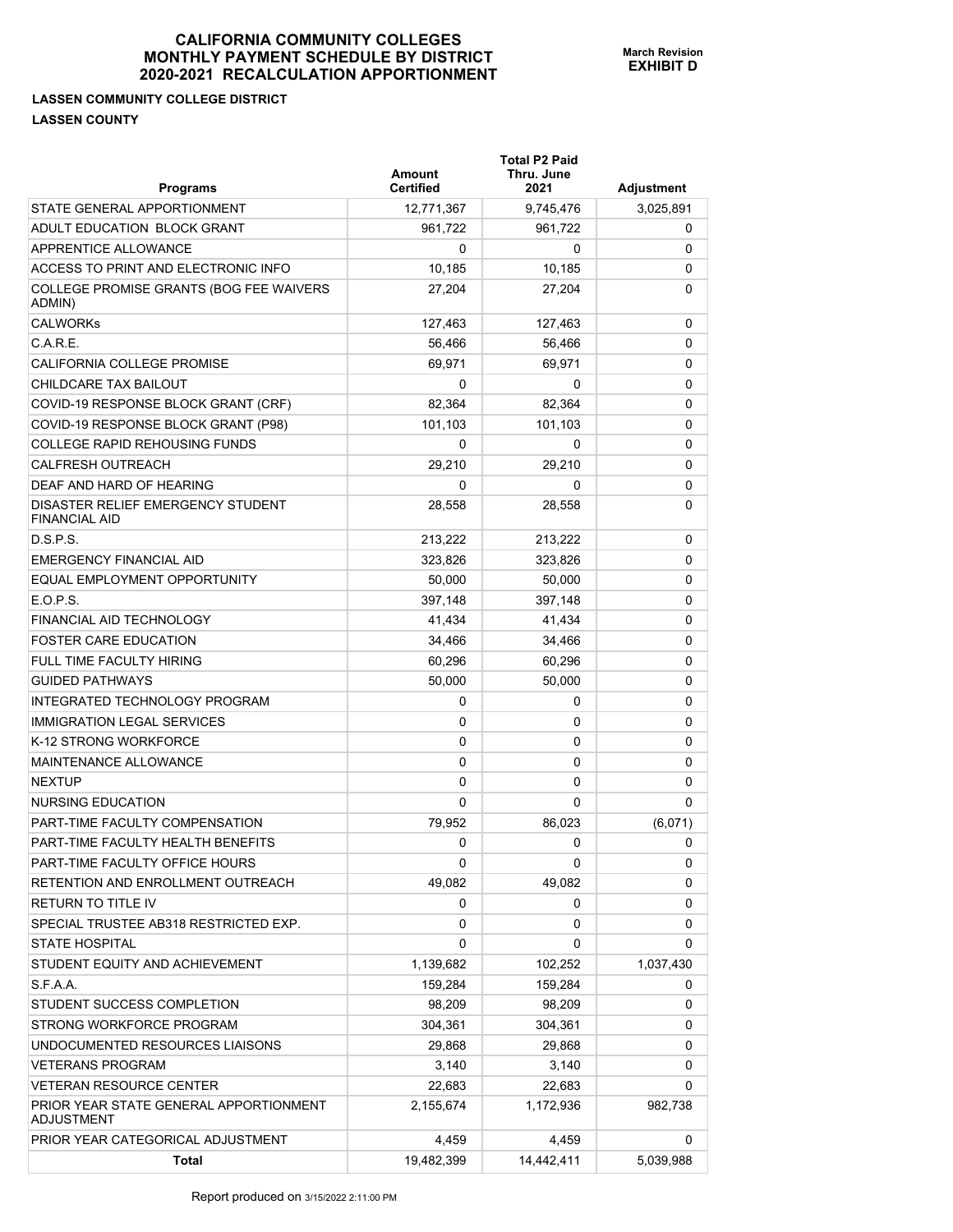# CALIFORNIA COMMUNITY COLLEGES
## MONTHLY PAYMENT SCHEDULE BY DISTRICT
## 2020-2021 RECALCULATION APPORTIONMENT

**March Revision**
**EXHIBIT D**

**LASSEN COMMUNITY COLLEGE DISTRICT**

**LASSEN COUNTY**

| Programs | Amount Certified | Total P2 Paid Thru. June 2021 | Adjustment |
|---|---|---|---|
| STATE GENERAL APPORTIONMENT | 12,771,367 | 9,745,476 | 3,025,891 |
| ADULT EDUCATION BLOCK GRANT | 961,722 | 961,722 | 0 |
| APPRENTICE ALLOWANCE | 0 | 0 | 0 |
| ACCESS TO PRINT AND ELECTRONIC INFO | 10,185 | 10,185 | 0 |
| COLLEGE PROMISE GRANTS (BOG FEE WAIVERS ADMIN) | 27,204 | 27,204 | 0 |
| CALWORKs | 127,463 | 127,463 | 0 |
| C.A.R.E. | 56,466 | 56,466 | 0 |
| CALIFORNIA COLLEGE PROMISE | 69,971 | 69,971 | 0 |
| CHILDCARE TAX BAILOUT | 0 | 0 | 0 |
| COVID-19 RESPONSE BLOCK GRANT (CRF) | 82,364 | 82,364 | 0 |
| COVID-19 RESPONSE BLOCK GRANT (P98) | 101,103 | 101,103 | 0 |
| COLLEGE RAPID REHOUSING FUNDS | 0 | 0 | 0 |
| CALFRESH OUTREACH | 29,210 | 29,210 | 0 |
| DEAF AND HARD OF HEARING | 0 | 0 | 0 |
| DISASTER RELIEF EMERGENCY STUDENT FINANCIAL AID | 28,558 | 28,558 | 0 |
| D.S.P.S. | 213,222 | 213,222 | 0 |
| EMERGENCY FINANCIAL AID | 323,826 | 323,826 | 0 |
| EQUAL EMPLOYMENT OPPORTUNITY | 50,000 | 50,000 | 0 |
| E.O.P.S. | 397,148 | 397,148 | 0 |
| FINANCIAL AID TECHNOLOGY | 41,434 | 41,434 | 0 |
| FOSTER CARE EDUCATION | 34,466 | 34,466 | 0 |
| FULL TIME FACULTY HIRING | 60,296 | 60,296 | 0 |
| GUIDED PATHWAYS | 50,000 | 50,000 | 0 |
| INTEGRATED TECHNOLOGY PROGRAM | 0 | 0 | 0 |
| IMMIGRATION LEGAL SERVICES | 0 | 0 | 0 |
| K-12 STRONG WORKFORCE | 0 | 0 | 0 |
| MAINTENANCE ALLOWANCE | 0 | 0 | 0 |
| NEXTUP | 0 | 0 | 0 |
| NURSING EDUCATION | 0 | 0 | 0 |
| PART-TIME FACULTY COMPENSATION | 79,952 | 86,023 | (6,071) |
| PART-TIME FACULTY HEALTH BENEFITS | 0 | 0 | 0 |
| PART-TIME FACULTY OFFICE HOURS | 0 | 0 | 0 |
| RETENTION AND ENROLLMENT OUTREACH | 49,082 | 49,082 | 0 |
| RETURN TO TITLE IV | 0 | 0 | 0 |
| SPECIAL TRUSTEE AB318 RESTRICTED EXP. | 0 | 0 | 0 |
| STATE HOSPITAL | 0 | 0 | 0 |
| STUDENT EQUITY AND ACHIEVEMENT | 1,139,682 | 102,252 | 1,037,430 |
| S.F.A.A. | 159,284 | 159,284 | 0 |
| STUDENT SUCCESS COMPLETION | 98,209 | 98,209 | 0 |
| STRONG WORKFORCE PROGRAM | 304,361 | 304,361 | 0 |
| UNDOCUMENTED RESOURCES LIAISONS | 29,868 | 29,868 | 0 |
| VETERANS PROGRAM | 3,140 | 3,140 | 0 |
| VETERAN RESOURCE CENTER | 22,683 | 22,683 | 0 |
| PRIOR YEAR STATE GENERAL APPORTIONMENT ADJUSTMENT | 2,155,674 | 1,172,936 | 982,738 |
| PRIOR YEAR CATEGORICAL ADJUSTMENT | 4,459 | 4,459 | 0 |
| **Total** | 19,482,399 | 14,442,411 | 5,039,988 |

Report produced on 3/15/2022 2:11:00 PM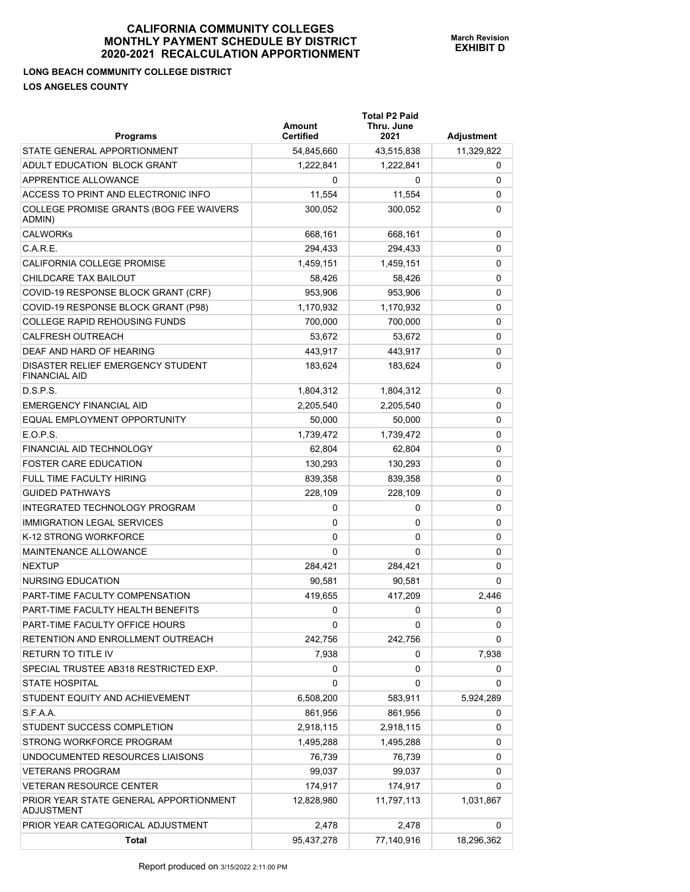# CALIFORNIA COMMUNITY COLLEGES
# MONTHLY PAYMENT SCHEDULE BY DISTRICT
# 2020-2021 RECALCULATION APPORTIONMENT

**March Revision**
**EXHIBIT D**

**LONG BEACH COMMUNITY COLLEGE DISTRICT**

**LOS ANGELES COUNTY**

| Programs | Amount Certified | Total P2 Paid Thru. June 2021 | Adjustment |
|---|---|---|---|
| STATE GENERAL APPORTIONMENT | 54,845,660 | 43,515,838 | 11,329,822 |
| ADULT EDUCATION BLOCK GRANT | 1,222,841 | 1,222,841 | 0 |
| APPRENTICE ALLOWANCE | 0 | 0 | 0 |
| ACCESS TO PRINT AND ELECTRONIC INFO | 11,554 | 11,554 | 0 |
| COLLEGE PROMISE GRANTS (BOG FEE WAIVERS ADMIN) | 300,052 | 300,052 | 0 |
| CALWORKs | 668,161 | 668,161 | 0 |
| C.A.R.E. | 294,433 | 294,433 | 0 |
| CALIFORNIA COLLEGE PROMISE | 1,459,151 | 1,459,151 | 0 |
| CHILDCARE TAX BAILOUT | 58,426 | 58,426 | 0 |
| COVID-19 RESPONSE BLOCK GRANT (CRF) | 953,906 | 953,906 | 0 |
| COVID-19 RESPONSE BLOCK GRANT (P98) | 1,170,932 | 1,170,932 | 0 |
| COLLEGE RAPID REHOUSING FUNDS | 700,000 | 700,000 | 0 |
| CALFRESH OUTREACH | 53,672 | 53,672 | 0 |
| DEAF AND HARD OF HEARING | 443,917 | 443,917 | 0 |
| DISASTER RELIEF EMERGENCY STUDENT FINANCIAL AID | 183,624 | 183,624 | 0 |
| D.S.P.S. | 1,804,312 | 1,804,312 | 0 |
| EMERGENCY FINANCIAL AID | 2,205,540 | 2,205,540 | 0 |
| EQUAL EMPLOYMENT OPPORTUNITY | 50,000 | 50,000 | 0 |
| E.O.P.S. | 1,739,472 | 1,739,472 | 0 |
| FINANCIAL AID TECHNOLOGY | 62,804 | 62,804 | 0 |
| FOSTER CARE EDUCATION | 130,293 | 130,293 | 0 |
| FULL TIME FACULTY HIRING | 839,358 | 839,358 | 0 |
| GUIDED PATHWAYS | 228,109 | 228,109 | 0 |
| INTEGRATED TECHNOLOGY PROGRAM | 0 | 0 | 0 |
| IMMIGRATION LEGAL SERVICES | 0 | 0 | 0 |
| K-12 STRONG WORKFORCE | 0 | 0 | 0 |
| MAINTENANCE ALLOWANCE | 0 | 0 | 0 |
| NEXTUP | 284,421 | 284,421 | 0 |
| NURSING EDUCATION | 90,581 | 90,581 | 0 |
| PART-TIME FACULTY COMPENSATION | 419,655 | 417,209 | 2,446 |
| PART-TIME FACULTY HEALTH BENEFITS | 0 | 0 | 0 |
| PART-TIME FACULTY OFFICE HOURS | 0 | 0 | 0 |
| RETENTION AND ENROLLMENT OUTREACH | 242,756 | 242,756 | 0 |
| RETURN TO TITLE IV | 7,938 | 0 | 7,938 |
| SPECIAL TRUSTEE AB318 RESTRICTED EXP. | 0 | 0 | 0 |
| STATE HOSPITAL | 0 | 0 | 0 |
| STUDENT EQUITY AND ACHIEVEMENT | 6,508,200 | 583,911 | 5,924,289 |
| S.F.A.A. | 861,956 | 861,956 | 0 |
| STUDENT SUCCESS COMPLETION | 2,918,115 | 2,918,115 | 0 |
| STRONG WORKFORCE PROGRAM | 1,495,288 | 1,495,288 | 0 |
| UNDOCUMENTED RESOURCES LIAISONS | 76,739 | 76,739 | 0 |
| VETERANS PROGRAM | 99,037 | 99,037 | 0 |
| VETERAN RESOURCE CENTER | 174,917 | 174,917 | 0 |
| PRIOR YEAR STATE GENERAL APPORTIONMENT ADJUSTMENT | 12,828,980 | 11,797,113 | 1,031,867 |
| PRIOR YEAR CATEGORICAL ADJUSTMENT | 2,478 | 2,478 | 0 |
| **Total** | 95,437,278 | 77,140,916 | 18,296,362 |

Report produced on 3/15/2022 2:11:00 PM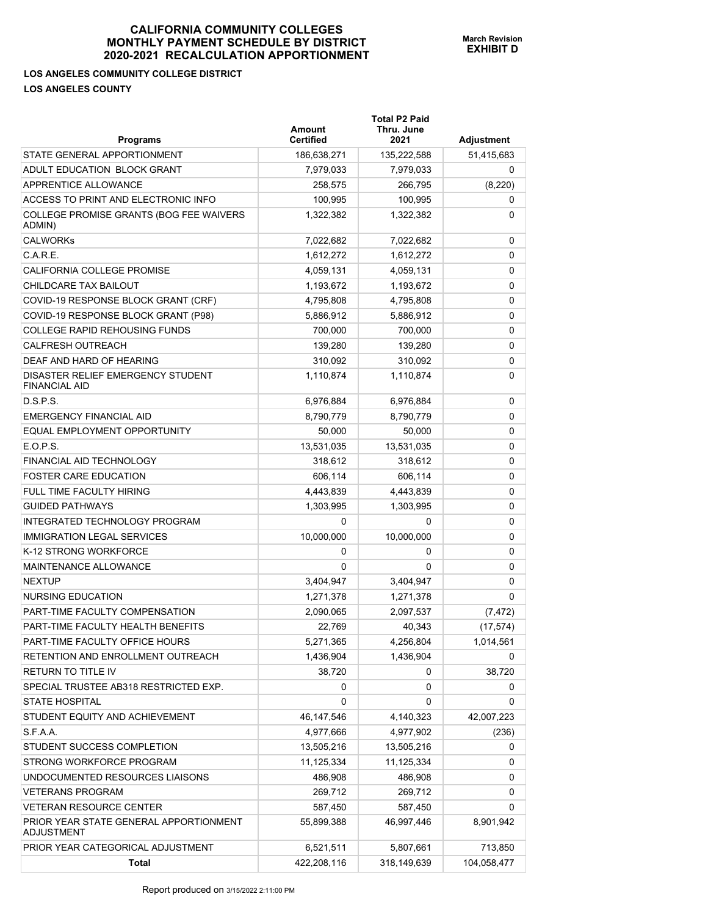# CALIFORNIA COMMUNITY COLLEGES MONTHLY PAYMENT SCHEDULE BY DISTRICT 2020-2021 RECALCULATION APPORTIONMENT

**March Revision**
**EXHIBIT D**

**LOS ANGELES COMMUNITY COLLEGE DISTRICT**

**LOS ANGELES COUNTY**

| Programs | Amount Certified | Total P2 Paid Thru. June 2021 | Adjustment |
|---|---|---|---|
| STATE GENERAL APPORTIONMENT | 186,638,271 | 135,222,588 | 51,415,683 |
| ADULT EDUCATION BLOCK GRANT | 7,979,033 | 7,979,033 | 0 |
| APPRENTICE ALLOWANCE | 258,575 | 266,795 | (8,220) |
| ACCESS TO PRINT AND ELECTRONIC INFO | 100,995 | 100,995 | 0 |
| COLLEGE PROMISE GRANTS (BOG FEE WAIVERS ADMIN) | 1,322,382 | 1,322,382 | 0 |
| CALWORKs | 7,022,682 | 7,022,682 | 0 |
| C.A.R.E. | 1,612,272 | 1,612,272 | 0 |
| CALIFORNIA COLLEGE PROMISE | 4,059,131 | 4,059,131 | 0 |
| CHILDCARE TAX BAILOUT | 1,193,672 | 1,193,672 | 0 |
| COVID-19 RESPONSE BLOCK GRANT (CRF) | 4,795,808 | 4,795,808 | 0 |
| COVID-19 RESPONSE BLOCK GRANT (P98) | 5,886,912 | 5,886,912 | 0 |
| COLLEGE RAPID REHOUSING FUNDS | 700,000 | 700,000 | 0 |
| CALFRESH OUTREACH | 139,280 | 139,280 | 0 |
| DEAF AND HARD OF HEARING | 310,092 | 310,092 | 0 |
| DISASTER RELIEF EMERGENCY STUDENT FINANCIAL AID | 1,110,874 | 1,110,874 | 0 |
| D.S.P.S. | 6,976,884 | 6,976,884 | 0 |
| EMERGENCY FINANCIAL AID | 8,790,779 | 8,790,779 | 0 |
| EQUAL EMPLOYMENT OPPORTUNITY | 50,000 | 50,000 | 0 |
| E.O.P.S. | 13,531,035 | 13,531,035 | 0 |
| FINANCIAL AID TECHNOLOGY | 318,612 | 318,612 | 0 |
| FOSTER CARE EDUCATION | 606,114 | 606,114 | 0 |
| FULL TIME FACULTY HIRING | 4,443,839 | 4,443,839 | 0 |
| GUIDED PATHWAYS | 1,303,995 | 1,303,995 | 0 |
| INTEGRATED TECHNOLOGY PROGRAM | 0 | 0 | 0 |
| IMMIGRATION LEGAL SERVICES | 10,000,000 | 10,000,000 | 0 |
| K-12 STRONG WORKFORCE | 0 | 0 | 0 |
| MAINTENANCE ALLOWANCE | 0 | 0 | 0 |
| NEXTUP | 3,404,947 | 3,404,947 | 0 |
| NURSING EDUCATION | 1,271,378 | 1,271,378 | 0 |
| PART-TIME FACULTY COMPENSATION | 2,090,065 | 2,097,537 | (7,472) |
| PART-TIME FACULTY HEALTH BENEFITS | 22,769 | 40,343 | (17,574) |
| PART-TIME FACULTY OFFICE HOURS | 5,271,365 | 4,256,804 | 1,014,561 |
| RETENTION AND ENROLLMENT OUTREACH | 1,436,904 | 1,436,904 | 0 |
| RETURN TO TITLE IV | 38,720 | 0 | 38,720 |
| SPECIAL TRUSTEE AB318 RESTRICTED EXP. | 0 | 0 | 0 |
| STATE HOSPITAL | 0 | 0 | 0 |
| STUDENT EQUITY AND ACHIEVEMENT | 46,147,546 | 4,140,323 | 42,007,223 |
| S.F.A.A. | 4,977,666 | 4,977,902 | (236) |
| STUDENT SUCCESS COMPLETION | 13,505,216 | 13,505,216 | 0 |
| STRONG WORKFORCE PROGRAM | 11,125,334 | 11,125,334 | 0 |
| UNDOCUMENTED RESOURCES LIAISONS | 486,908 | 486,908 | 0 |
| VETERANS PROGRAM | 269,712 | 269,712 | 0 |
| VETERAN RESOURCE CENTER | 587,450 | 587,450 | 0 |
| PRIOR YEAR STATE GENERAL APPORTIONMENT ADJUSTMENT | 55,899,388 | 46,997,446 | 8,901,942 |
| PRIOR YEAR CATEGORICAL ADJUSTMENT | 6,521,511 | 5,807,661 | 713,850 |
| **Total** | 422,208,116 | 318,149,639 | 104,058,477 |

Report produced on 3/15/2022 2:11:00 PM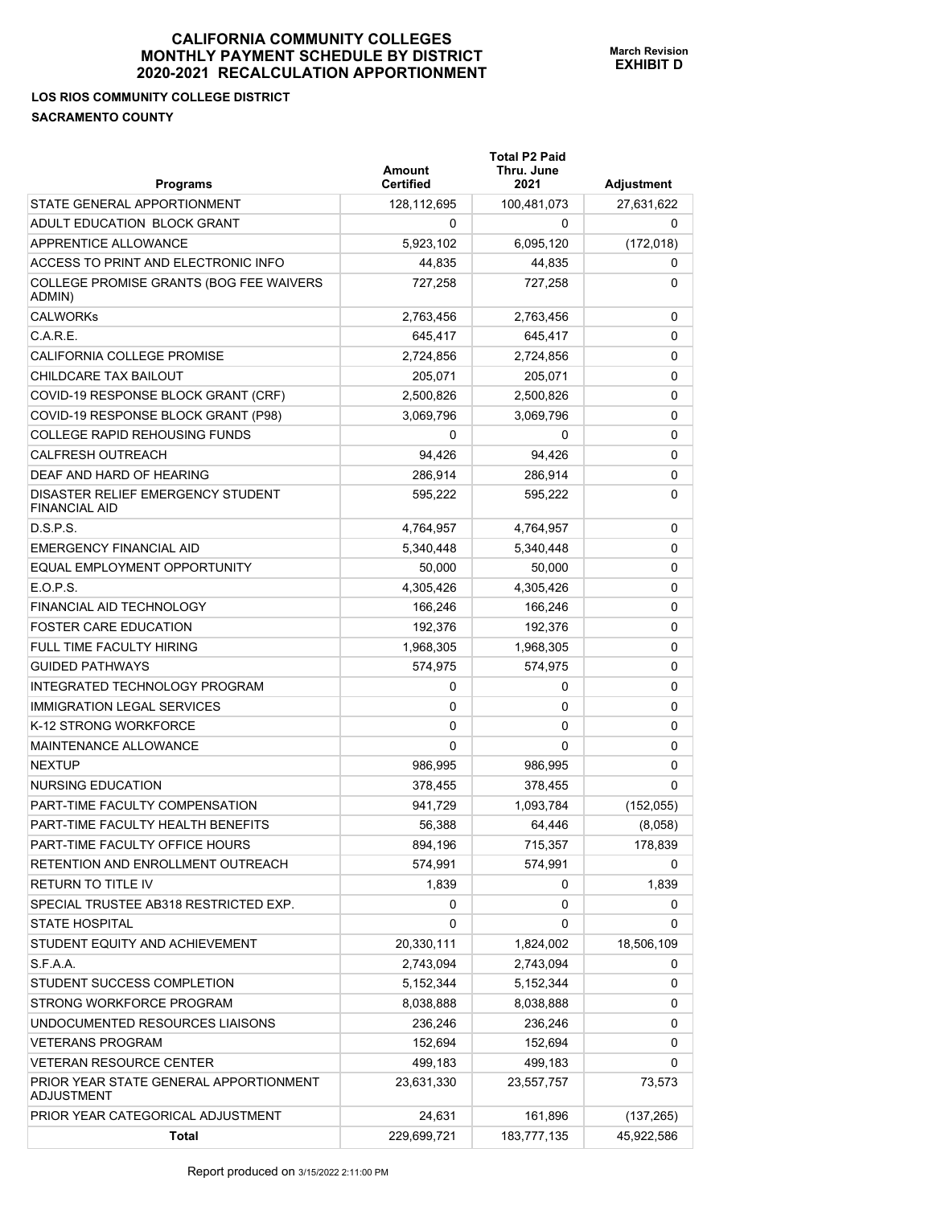# CALIFORNIA COMMUNITY COLLEGES
# MONTHLY PAYMENT SCHEDULE BY DISTRICT
# 2020-2021 RECALCULATION APPORTIONMENT

**March Revision**
**EXHIBIT D**

**LOS RIOS COMMUNITY COLLEGE DISTRICT**

**SACRAMENTO COUNTY**

| Programs | Amount Certified | Total P2 Paid Thru. June 2021 | Adjustment |
|---|---|---|---|
| STATE GENERAL APPORTIONMENT | 128,112,695 | 100,481,073 | 27,631,622 |
| ADULT EDUCATION BLOCK GRANT | 0 | 0 | 0 |
| APPRENTICE ALLOWANCE | 5,923,102 | 6,095,120 | (172,018) |
| ACCESS TO PRINT AND ELECTRONIC INFO | 44,835 | 44,835 | 0 |
| COLLEGE PROMISE GRANTS (BOG FEE WAIVERS ADMIN) | 727,258 | 727,258 | 0 |
| CALWORKs | 2,763,456 | 2,763,456 | 0 |
| C.A.R.E. | 645,417 | 645,417 | 0 |
| CALIFORNIA COLLEGE PROMISE | 2,724,856 | 2,724,856 | 0 |
| CHILDCARE TAX BAILOUT | 205,071 | 205,071 | 0 |
| COVID-19 RESPONSE BLOCK GRANT (CRF) | 2,500,826 | 2,500,826 | 0 |
| COVID-19 RESPONSE BLOCK GRANT (P98) | 3,069,796 | 3,069,796 | 0 |
| COLLEGE RAPID REHOUSING FUNDS | 0 | 0 | 0 |
| CALFRESH OUTREACH | 94,426 | 94,426 | 0 |
| DEAF AND HARD OF HEARING | 286,914 | 286,914 | 0 |
| DISASTER RELIEF EMERGENCY STUDENT FINANCIAL AID | 595,222 | 595,222 | 0 |
| D.S.P.S. | 4,764,957 | 4,764,957 | 0 |
| EMERGENCY FINANCIAL AID | 5,340,448 | 5,340,448 | 0 |
| EQUAL EMPLOYMENT OPPORTUNITY | 50,000 | 50,000 | 0 |
| E.O.P.S. | 4,305,426 | 4,305,426 | 0 |
| FINANCIAL AID TECHNOLOGY | 166,246 | 166,246 | 0 |
| FOSTER CARE EDUCATION | 192,376 | 192,376 | 0 |
| FULL TIME FACULTY HIRING | 1,968,305 | 1,968,305 | 0 |
| GUIDED PATHWAYS | 574,975 | 574,975 | 0 |
| INTEGRATED TECHNOLOGY PROGRAM | 0 | 0 | 0 |
| IMMIGRATION LEGAL SERVICES | 0 | 0 | 0 |
| K-12 STRONG WORKFORCE | 0 | 0 | 0 |
| MAINTENANCE ALLOWANCE | 0 | 0 | 0 |
| NEXTUP | 986,995 | 986,995 | 0 |
| NURSING EDUCATION | 378,455 | 378,455 | 0 |
| PART-TIME FACULTY COMPENSATION | 941,729 | 1,093,784 | (152,055) |
| PART-TIME FACULTY HEALTH BENEFITS | 56,388 | 64,446 | (8,058) |
| PART-TIME FACULTY OFFICE HOURS | 894,196 | 715,357 | 178,839 |
| RETENTION AND ENROLLMENT OUTREACH | 574,991 | 574,991 | 0 |
| RETURN TO TITLE IV | 1,839 | 0 | 1,839 |
| SPECIAL TRUSTEE AB318 RESTRICTED EXP. | 0 | 0 | 0 |
| STATE HOSPITAL | 0 | 0 | 0 |
| STUDENT EQUITY AND ACHIEVEMENT | 20,330,111 | 1,824,002 | 18,506,109 |
| S.F.A.A. | 2,743,094 | 2,743,094 | 0 |
| STUDENT SUCCESS COMPLETION | 5,152,344 | 5,152,344 | 0 |
| STRONG WORKFORCE PROGRAM | 8,038,888 | 8,038,888 | 0 |
| UNDOCUMENTED RESOURCES LIAISONS | 236,246 | 236,246 | 0 |
| VETERANS PROGRAM | 152,694 | 152,694 | 0 |
| VETERAN RESOURCE CENTER | 499,183 | 499,183 | 0 |
| PRIOR YEAR STATE GENERAL APPORTIONMENT ADJUSTMENT | 23,631,330 | 23,557,757 | 73,573 |
| PRIOR YEAR CATEGORICAL ADJUSTMENT | 24,631 | 161,896 | (137,265) |
| **Total** | 229,699,721 | 183,777,135 | 45,922,586 |

Report produced on 3/15/2022 2:11:00 PM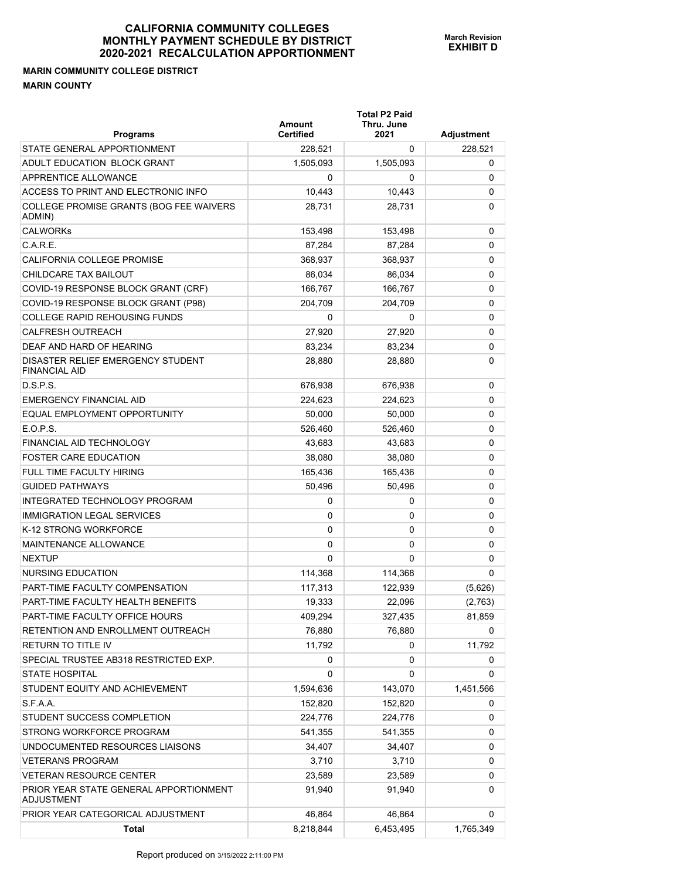# CALIFORNIA COMMUNITY COLLEGES
# MONTHLY PAYMENT SCHEDULE BY DISTRICT
# 2020-2021 RECALCULATION APPORTIONMENT

March Revision
**EXHIBIT D**

**MARIN COMMUNITY COLLEGE DISTRICT**
**MARIN COUNTY**

| Programs | Amount Certified | Total P2 Paid Thru. June 2021 | Adjustment |
|---|---|---|---|
| STATE GENERAL APPORTIONMENT | 228,521 | 0 | 228,521 |
| ADULT EDUCATION BLOCK GRANT | 1,505,093 | 1,505,093 | 0 |
| APPRENTICE ALLOWANCE | 0 | 0 | 0 |
| ACCESS TO PRINT AND ELECTRONIC INFO | 10,443 | 10,443 | 0 |
| COLLEGE PROMISE GRANTS (BOG FEE WAIVERS ADMIN) | 28,731 | 28,731 | 0 |
| CALWORKs | 153,498 | 153,498 | 0 |
| C.A.R.E. | 87,284 | 87,284 | 0 |
| CALIFORNIA COLLEGE PROMISE | 368,937 | 368,937 | 0 |
| CHILDCARE TAX BAILOUT | 86,034 | 86,034 | 0 |
| COVID-19 RESPONSE BLOCK GRANT (CRF) | 166,767 | 166,767 | 0 |
| COVID-19 RESPONSE BLOCK GRANT (P98) | 204,709 | 204,709 | 0 |
| COLLEGE RAPID REHOUSING FUNDS | 0 | 0 | 0 |
| CALFRESH OUTREACH | 27,920 | 27,920 | 0 |
| DEAF AND HARD OF HEARING | 83,234 | 83,234 | 0 |
| DISASTER RELIEF EMERGENCY STUDENT FINANCIAL AID | 28,880 | 28,880 | 0 |
| D.S.P.S. | 676,938 | 676,938 | 0 |
| EMERGENCY FINANCIAL AID | 224,623 | 224,623 | 0 |
| EQUAL EMPLOYMENT OPPORTUNITY | 50,000 | 50,000 | 0 |
| E.O.P.S. | 526,460 | 526,460 | 0 |
| FINANCIAL AID TECHNOLOGY | 43,683 | 43,683 | 0 |
| FOSTER CARE EDUCATION | 38,080 | 38,080 | 0 |
| FULL TIME FACULTY HIRING | 165,436 | 165,436 | 0 |
| GUIDED PATHWAYS | 50,496 | 50,496 | 0 |
| INTEGRATED TECHNOLOGY PROGRAM | 0 | 0 | 0 |
| IMMIGRATION LEGAL SERVICES | 0 | 0 | 0 |
| K-12 STRONG WORKFORCE | 0 | 0 | 0 |
| MAINTENANCE ALLOWANCE | 0 | 0 | 0 |
| NEXTUP | 0 | 0 | 0 |
| NURSING EDUCATION | 114,368 | 114,368 | 0 |
| PART-TIME FACULTY COMPENSATION | 117,313 | 122,939 | (5,626) |
| PART-TIME FACULTY HEALTH BENEFITS | 19,333 | 22,096 | (2,763) |
| PART-TIME FACULTY OFFICE HOURS | 409,294 | 327,435 | 81,859 |
| RETENTION AND ENROLLMENT OUTREACH | 76,880 | 76,880 | 0 |
| RETURN TO TITLE IV | 11,792 | 0 | 11,792 |
| SPECIAL TRUSTEE AB318 RESTRICTED EXP. | 0 | 0 | 0 |
| STATE HOSPITAL | 0 | 0 | 0 |
| STUDENT EQUITY AND ACHIEVEMENT | 1,594,636 | 143,070 | 1,451,566 |
| S.F.A.A. | 152,820 | 152,820 | 0 |
| STUDENT SUCCESS COMPLETION | 224,776 | 224,776 | 0 |
| STRONG WORKFORCE PROGRAM | 541,355 | 541,355 | 0 |
| UNDOCUMENTED RESOURCES LIAISONS | 34,407 | 34,407 | 0 |
| VETERANS PROGRAM | 3,710 | 3,710 | 0 |
| VETERAN RESOURCE CENTER | 23,589 | 23,589 | 0 |
| PRIOR YEAR STATE GENERAL APPORTIONMENT ADJUSTMENT | 91,940 | 91,940 | 0 |
| PRIOR YEAR CATEGORICAL ADJUSTMENT | 46,864 | 46,864 | 0 |
| **Total** | 8,218,844 | 6,453,495 | 1,765,349 |

Report produced on 3/15/2022 2:11:00 PM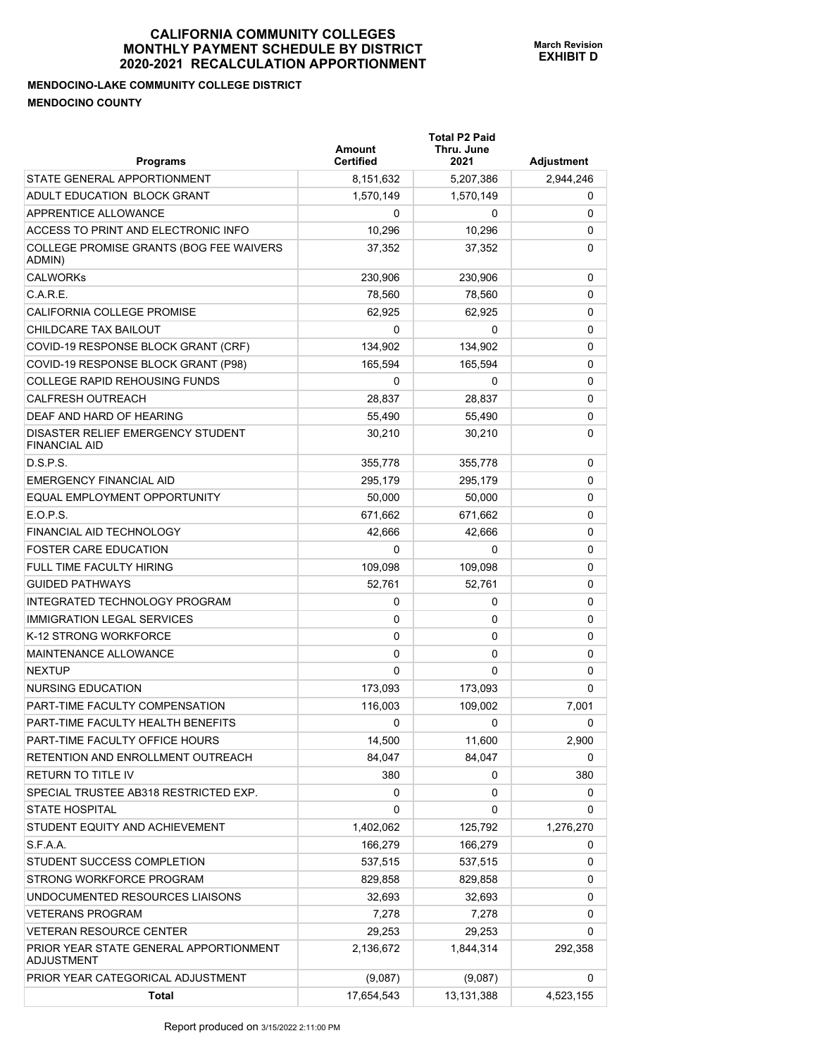# CALIFORNIA COMMUNITY COLLEGES MONTHLY PAYMENT SCHEDULE BY DISTRICT 2020-2021 RECALCULATION APPORTIONMENT

**March Revision**
**EXHIBIT D**

**MENDOCINO-LAKE COMMUNITY COLLEGE DISTRICT**

**MENDOCINO COUNTY**

| Programs | Amount Certified | Total P2 Paid Thru. June 2021 | Adjustment |
|---|---|---|---|
| STATE GENERAL APPORTIONMENT | 8,151,632 | 5,207,386 | 2,944,246 |
| ADULT EDUCATION BLOCK GRANT | 1,570,149 | 1,570,149 | 0 |
| APPRENTICE ALLOWANCE | 0 | 0 | 0 |
| ACCESS TO PRINT AND ELECTRONIC INFO | 10,296 | 10,296 | 0 |
| COLLEGE PROMISE GRANTS (BOG FEE WAIVERS ADMIN) | 37,352 | 37,352 | 0 |
| CALWORKs | 230,906 | 230,906 | 0 |
| C.A.R.E. | 78,560 | 78,560 | 0 |
| CALIFORNIA COLLEGE PROMISE | 62,925 | 62,925 | 0 |
| CHILDCARE TAX BAILOUT | 0 | 0 | 0 |
| COVID-19 RESPONSE BLOCK GRANT (CRF) | 134,902 | 134,902 | 0 |
| COVID-19 RESPONSE BLOCK GRANT (P98) | 165,594 | 165,594 | 0 |
| COLLEGE RAPID REHOUSING FUNDS | 0 | 0 | 0 |
| CALFRESH OUTREACH | 28,837 | 28,837 | 0 |
| DEAF AND HARD OF HEARING | 55,490 | 55,490 | 0 |
| DISASTER RELIEF EMERGENCY STUDENT FINANCIAL AID | 30,210 | 30,210 | 0 |
| D.S.P.S. | 355,778 | 355,778 | 0 |
| EMERGENCY FINANCIAL AID | 295,179 | 295,179 | 0 |
| EQUAL EMPLOYMENT OPPORTUNITY | 50,000 | 50,000 | 0 |
| E.O.P.S. | 671,662 | 671,662 | 0 |
| FINANCIAL AID TECHNOLOGY | 42,666 | 42,666 | 0 |
| FOSTER CARE EDUCATION | 0 | 0 | 0 |
| FULL TIME FACULTY HIRING | 109,098 | 109,098 | 0 |
| GUIDED PATHWAYS | 52,761 | 52,761 | 0 |
| INTEGRATED TECHNOLOGY PROGRAM | 0 | 0 | 0 |
| IMMIGRATION LEGAL SERVICES | 0 | 0 | 0 |
| K-12 STRONG WORKFORCE | 0 | 0 | 0 |
| MAINTENANCE ALLOWANCE | 0 | 0 | 0 |
| NEXTUP | 0 | 0 | 0 |
| NURSING EDUCATION | 173,093 | 173,093 | 0 |
| PART-TIME FACULTY COMPENSATION | 116,003 | 109,002 | 7,001 |
| PART-TIME FACULTY HEALTH BENEFITS | 0 | 0 | 0 |
| PART-TIME FACULTY OFFICE HOURS | 14,500 | 11,600 | 2,900 |
| RETENTION AND ENROLLMENT OUTREACH | 84,047 | 84,047 | 0 |
| RETURN TO TITLE IV | 380 | 0 | 380 |
| SPECIAL TRUSTEE AB318 RESTRICTED EXP. | 0 | 0 | 0 |
| STATE HOSPITAL | 0 | 0 | 0 |
| STUDENT EQUITY AND ACHIEVEMENT | 1,402,062 | 125,792 | 1,276,270 |
| S.F.A.A. | 166,279 | 166,279 | 0 |
| STUDENT SUCCESS COMPLETION | 537,515 | 537,515 | 0 |
| STRONG WORKFORCE PROGRAM | 829,858 | 829,858 | 0 |
| UNDOCUMENTED RESOURCES LIAISONS | 32,693 | 32,693 | 0 |
| VETERANS PROGRAM | 7,278 | 7,278 | 0 |
| VETERAN RESOURCE CENTER | 29,253 | 29,253 | 0 |
| PRIOR YEAR STATE GENERAL APPORTIONMENT ADJUSTMENT | 2,136,672 | 1,844,314 | 292,358 |
| PRIOR YEAR CATEGORICAL ADJUSTMENT | (9,087) | (9,087) | 0 |
| **Total** | 17,654,543 | 13,131,388 | 4,523,155 |

Report produced on 3/15/2022 2:11:00 PM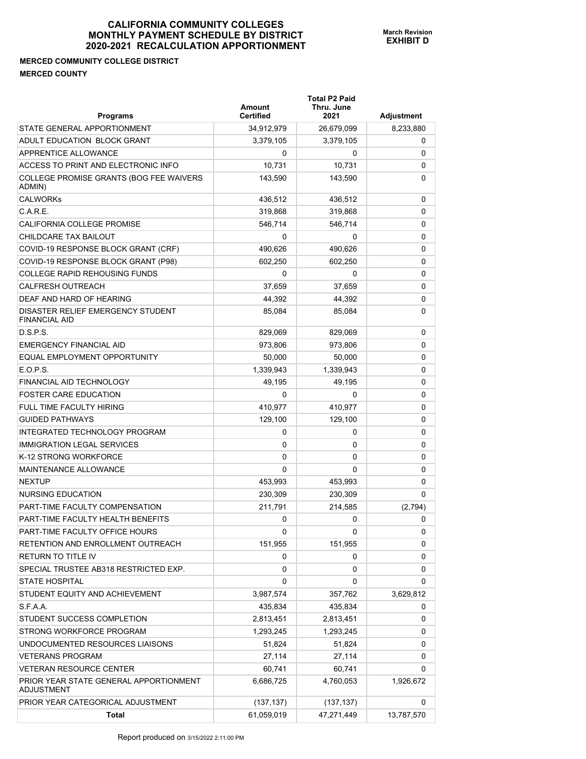# CALIFORNIA COMMUNITY COLLEGES
# MONTHLY PAYMENT SCHEDULE BY DISTRICT
# 2020-2021 RECALCULATION APPORTIONMENT

**March Revision**
**EXHIBIT D**

**MERCED COMMUNITY COLLEGE DISTRICT**

**MERCED COUNTY**

| Programs | Amount Certified | Total P2 Paid Thru. June 2021 | Adjustment |
|---|---|---|---|
| STATE GENERAL APPORTIONMENT | 34,912,979 | 26,679,099 | 8,233,880 |
| ADULT EDUCATION BLOCK GRANT | 3,379,105 | 3,379,105 | 0 |
| APPRENTICE ALLOWANCE | 0 | 0 | 0 |
| ACCESS TO PRINT AND ELECTRONIC INFO | 10,731 | 10,731 | 0 |
| COLLEGE PROMISE GRANTS (BOG FEE WAIVERS ADMIN) | 143,590 | 143,590 | 0 |
| CALWORKs | 436,512 | 436,512 | 0 |
| C.A.R.E. | 319,868 | 319,868 | 0 |
| CALIFORNIA COLLEGE PROMISE | 546,714 | 546,714 | 0 |
| CHILDCARE TAX BAILOUT | 0 | 0 | 0 |
| COVID-19 RESPONSE BLOCK GRANT (CRF) | 490,626 | 490,626 | 0 |
| COVID-19 RESPONSE BLOCK GRANT (P98) | 602,250 | 602,250 | 0 |
| COLLEGE RAPID REHOUSING FUNDS | 0 | 0 | 0 |
| CALFRESH OUTREACH | 37,659 | 37,659 | 0 |
| DEAF AND HARD OF HEARING | 44,392 | 44,392 | 0 |
| DISASTER RELIEF EMERGENCY STUDENT FINANCIAL AID | 85,084 | 85,084 | 0 |
| D.S.P.S. | 829,069 | 829,069 | 0 |
| EMERGENCY FINANCIAL AID | 973,806 | 973,806 | 0 |
| EQUAL EMPLOYMENT OPPORTUNITY | 50,000 | 50,000 | 0 |
| E.O.P.S. | 1,339,943 | 1,339,943 | 0 |
| FINANCIAL AID TECHNOLOGY | 49,195 | 49,195 | 0 |
| FOSTER CARE EDUCATION | 0 | 0 | 0 |
| FULL TIME FACULTY HIRING | 410,977 | 410,977 | 0 |
| GUIDED PATHWAYS | 129,100 | 129,100 | 0 |
| INTEGRATED TECHNOLOGY PROGRAM | 0 | 0 | 0 |
| IMMIGRATION LEGAL SERVICES | 0 | 0 | 0 |
| K-12 STRONG WORKFORCE | 0 | 0 | 0 |
| MAINTENANCE ALLOWANCE | 0 | 0 | 0 |
| NEXTUP | 453,993 | 453,993 | 0 |
| NURSING EDUCATION | 230,309 | 230,309 | 0 |
| PART-TIME FACULTY COMPENSATION | 211,791 | 214,585 | (2,794) |
| PART-TIME FACULTY HEALTH BENEFITS | 0 | 0 | 0 |
| PART-TIME FACULTY OFFICE HOURS | 0 | 0 | 0 |
| RETENTION AND ENROLLMENT OUTREACH | 151,955 | 151,955 | 0 |
| RETURN TO TITLE IV | 0 | 0 | 0 |
| SPECIAL TRUSTEE AB318 RESTRICTED EXP. | 0 | 0 | 0 |
| STATE HOSPITAL | 0 | 0 | 0 |
| STUDENT EQUITY AND ACHIEVEMENT | 3,987,574 | 357,762 | 3,629,812 |
| S.F.A.A. | 435,834 | 435,834 | 0 |
| STUDENT SUCCESS COMPLETION | 2,813,451 | 2,813,451 | 0 |
| STRONG WORKFORCE PROGRAM | 1,293,245 | 1,293,245 | 0 |
| UNDOCUMENTED RESOURCES LIAISONS | 51,824 | 51,824 | 0 |
| VETERANS PROGRAM | 27,114 | 27,114 | 0 |
| VETERAN RESOURCE CENTER | 60,741 | 60,741 | 0 |
| PRIOR YEAR STATE GENERAL APPORTIONMENT ADJUSTMENT | 6,686,725 | 4,760,053 | 1,926,672 |
| PRIOR YEAR CATEGORICAL ADJUSTMENT | (137,137) | (137,137) | 0 |
| **Total** | 61,059,019 | 47,271,449 | 13,787,570 |

Report produced on 3/15/2022 2:11:00 PM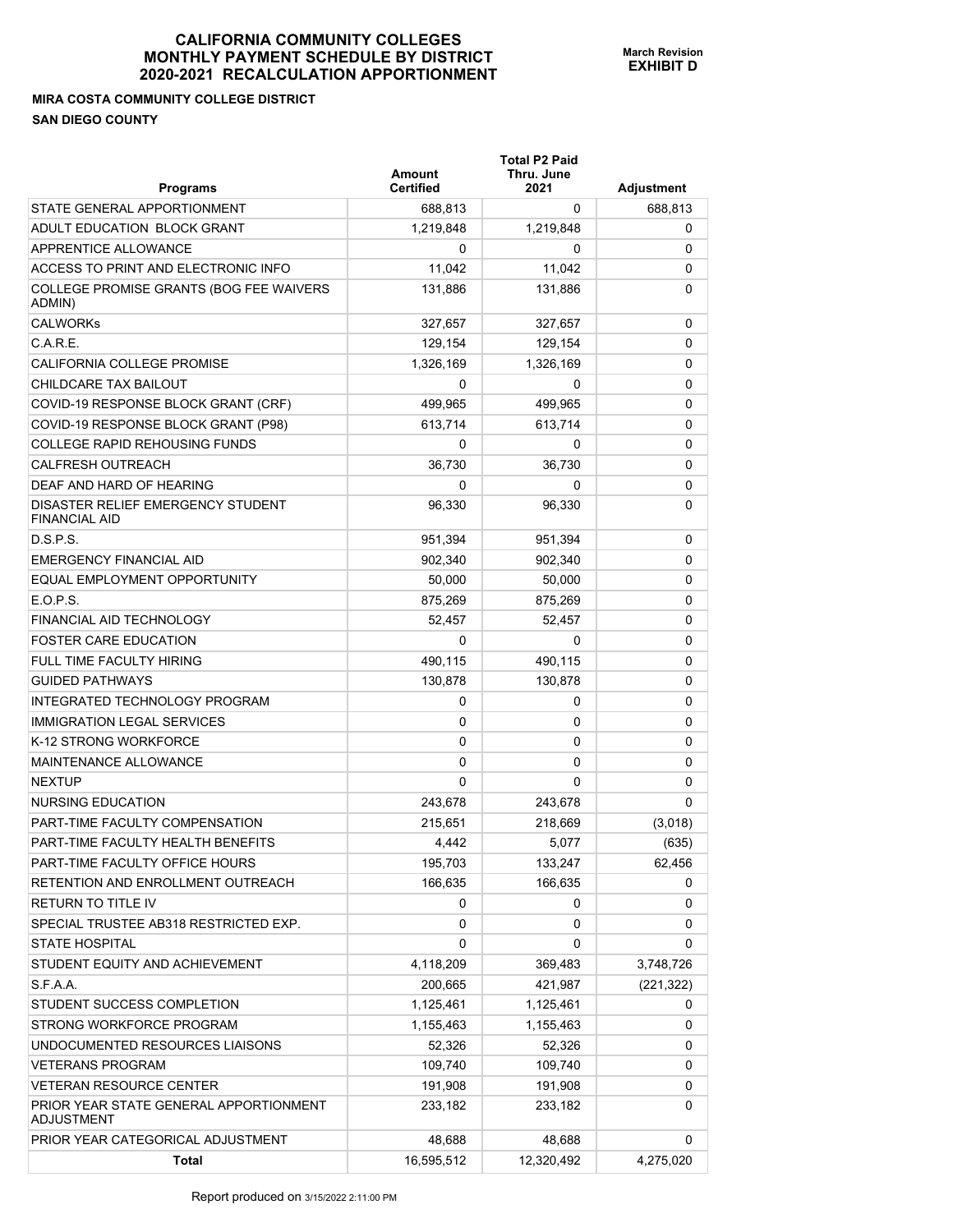# CALIFORNIA COMMUNITY COLLEGES
# MONTHLY PAYMENT SCHEDULE BY DISTRICT
# 2020-2021 RECALCULATION APPORTIONMENT

**March Revision**
**EXHIBIT D**

**MIRA COSTA COMMUNITY COLLEGE DISTRICT**

**SAN DIEGO COUNTY**

| Programs | Amount Certified | Total P2 Paid Thru. June 2021 | Adjustment |
|---|---|---|---|
| STATE GENERAL APPORTIONMENT | 688,813 | 0 | 688,813 |
| ADULT EDUCATION BLOCK GRANT | 1,219,848 | 1,219,848 | 0 |
| APPRENTICE ALLOWANCE | 0 | 0 | 0 |
| ACCESS TO PRINT AND ELECTRONIC INFO | 11,042 | 11,042 | 0 |
| COLLEGE PROMISE GRANTS (BOG FEE WAIVERS ADMIN) | 131,886 | 131,886 | 0 |
| CALWORKs | 327,657 | 327,657 | 0 |
| C.A.R.E. | 129,154 | 129,154 | 0 |
| CALIFORNIA COLLEGE PROMISE | 1,326,169 | 1,326,169 | 0 |
| CHILDCARE TAX BAILOUT | 0 | 0 | 0 |
| COVID-19 RESPONSE BLOCK GRANT (CRF) | 499,965 | 499,965 | 0 |
| COVID-19 RESPONSE BLOCK GRANT (P98) | 613,714 | 613,714 | 0 |
| COLLEGE RAPID REHOUSING FUNDS | 0 | 0 | 0 |
| CALFRESH OUTREACH | 36,730 | 36,730 | 0 |
| DEAF AND HARD OF HEARING | 0 | 0 | 0 |
| DISASTER RELIEF EMERGENCY STUDENT FINANCIAL AID | 96,330 | 96,330 | 0 |
| D.S.P.S. | 951,394 | 951,394 | 0 |
| EMERGENCY FINANCIAL AID | 902,340 | 902,340 | 0 |
| EQUAL EMPLOYMENT OPPORTUNITY | 50,000 | 50,000 | 0 |
| E.O.P.S. | 875,269 | 875,269 | 0 |
| FINANCIAL AID TECHNOLOGY | 52,457 | 52,457 | 0 |
| FOSTER CARE EDUCATION | 0 | 0 | 0 |
| FULL TIME FACULTY HIRING | 490,115 | 490,115 | 0 |
| GUIDED PATHWAYS | 130,878 | 130,878 | 0 |
| INTEGRATED TECHNOLOGY PROGRAM | 0 | 0 | 0 |
| IMMIGRATION LEGAL SERVICES | 0 | 0 | 0 |
| K-12 STRONG WORKFORCE | 0 | 0 | 0 |
| MAINTENANCE ALLOWANCE | 0 | 0 | 0 |
| NEXTUP | 0 | 0 | 0 |
| NURSING EDUCATION | 243,678 | 243,678 | 0 |
| PART-TIME FACULTY COMPENSATION | 215,651 | 218,669 | (3,018) |
| PART-TIME FACULTY HEALTH BENEFITS | 4,442 | 5,077 | (635) |
| PART-TIME FACULTY OFFICE HOURS | 195,703 | 133,247 | 62,456 |
| RETENTION AND ENROLLMENT OUTREACH | 166,635 | 166,635 | 0 |
| RETURN TO TITLE IV | 0 | 0 | 0 |
| SPECIAL TRUSTEE AB318 RESTRICTED EXP. | 0 | 0 | 0 |
| STATE HOSPITAL | 0 | 0 | 0 |
| STUDENT EQUITY AND ACHIEVEMENT | 4,118,209 | 369,483 | 3,748,726 |
| S.F.A.A. | 200,665 | 421,987 | (221,322) |
| STUDENT SUCCESS COMPLETION | 1,125,461 | 1,125,461 | 0 |
| STRONG WORKFORCE PROGRAM | 1,155,463 | 1,155,463 | 0 |
| UNDOCUMENTED RESOURCES LIAISONS | 52,326 | 52,326 | 0 |
| VETERANS PROGRAM | 109,740 | 109,740 | 0 |
| VETERAN RESOURCE CENTER | 191,908 | 191,908 | 0 |
| PRIOR YEAR STATE GENERAL APPORTIONMENT ADJUSTMENT | 233,182 | 233,182 | 0 |
| PRIOR YEAR CATEGORICAL ADJUSTMENT | 48,688 | 48,688 | 0 |
| **Total** | 16,595,512 | 12,320,492 | 4,275,020 |

Report produced on 3/15/2022 2:11:00 PM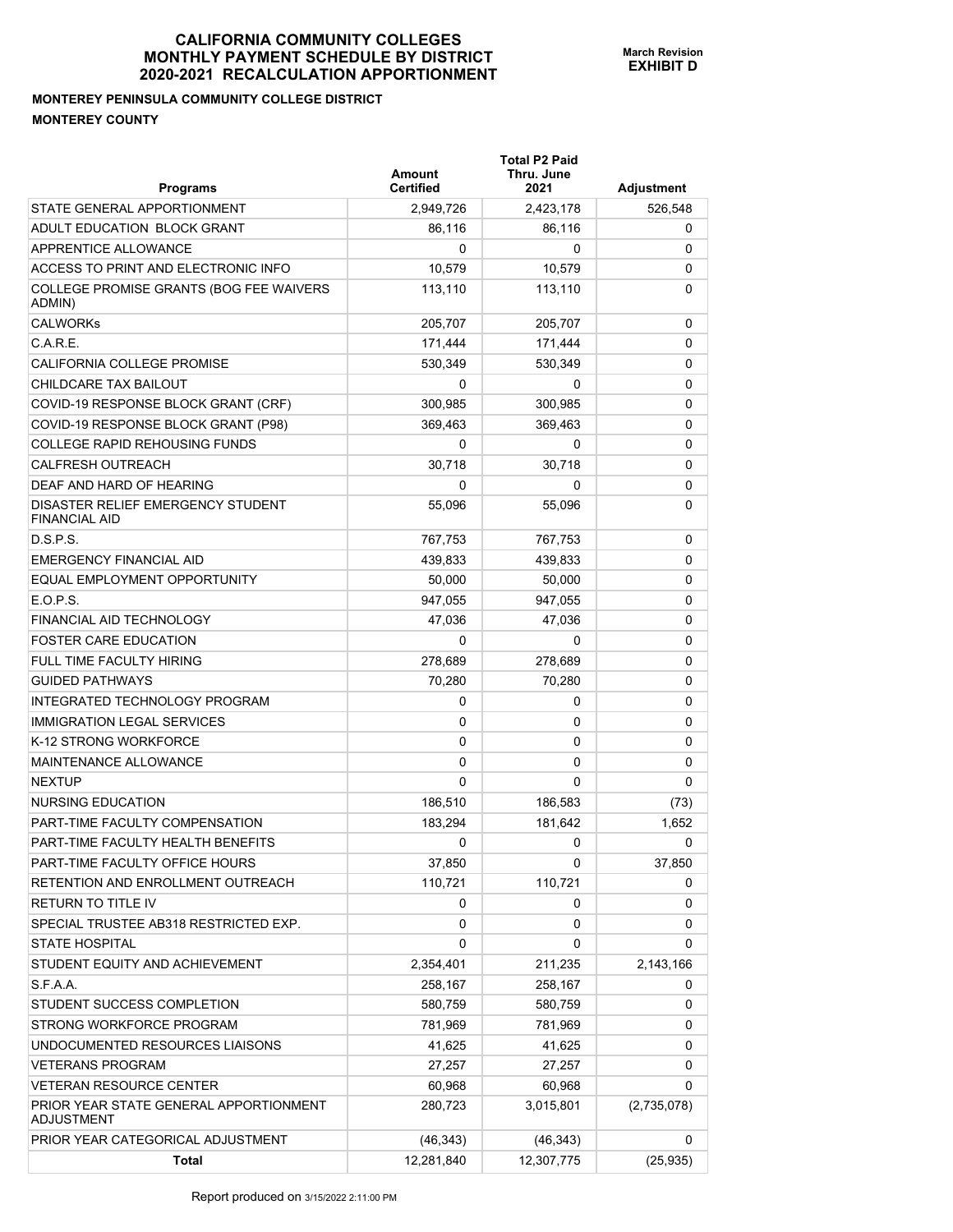# CALIFORNIA COMMUNITY COLLEGES MONTHLY PAYMENT SCHEDULE BY DISTRICT 2020-2021 RECALCULATION APPORTIONMENT

**March Revision**
**EXHIBIT D**

**MONTEREY PENINSULA COMMUNITY COLLEGE DISTRICT**

**MONTEREY COUNTY**

| Programs | Amount Certified | Total P2 Paid Thru. June 2021 | Adjustment |
|---|---|---|---|
| STATE GENERAL APPORTIONMENT | 2,949,726 | 2,423,178 | 526,548 |
| ADULT EDUCATION BLOCK GRANT | 86,116 | 86,116 | 0 |
| APPRENTICE ALLOWANCE | 0 | 0 | 0 |
| ACCESS TO PRINT AND ELECTRONIC INFO | 10,579 | 10,579 | 0 |
| COLLEGE PROMISE GRANTS (BOG FEE WAIVERS ADMIN) | 113,110 | 113,110 | 0 |
| CALWORKs | 205,707 | 205,707 | 0 |
| C.A.R.E. | 171,444 | 171,444 | 0 |
| CALIFORNIA COLLEGE PROMISE | 530,349 | 530,349 | 0 |
| CHILDCARE TAX BAILOUT | 0 | 0 | 0 |
| COVID-19 RESPONSE BLOCK GRANT (CRF) | 300,985 | 300,985 | 0 |
| COVID-19 RESPONSE BLOCK GRANT (P98) | 369,463 | 369,463 | 0 |
| COLLEGE RAPID REHOUSING FUNDS | 0 | 0 | 0 |
| CALFRESH OUTREACH | 30,718 | 30,718 | 0 |
| DEAF AND HARD OF HEARING | 0 | 0 | 0 |
| DISASTER RELIEF EMERGENCY STUDENT FINANCIAL AID | 55,096 | 55,096 | 0 |
| D.S.P.S. | 767,753 | 767,753 | 0 |
| EMERGENCY FINANCIAL AID | 439,833 | 439,833 | 0 |
| EQUAL EMPLOYMENT OPPORTUNITY | 50,000 | 50,000 | 0 |
| E.O.P.S. | 947,055 | 947,055 | 0 |
| FINANCIAL AID TECHNOLOGY | 47,036 | 47,036 | 0 |
| FOSTER CARE EDUCATION | 0 | 0 | 0 |
| FULL TIME FACULTY HIRING | 278,689 | 278,689 | 0 |
| GUIDED PATHWAYS | 70,280 | 70,280 | 0 |
| INTEGRATED TECHNOLOGY PROGRAM | 0 | 0 | 0 |
| IMMIGRATION LEGAL SERVICES | 0 | 0 | 0 |
| K-12 STRONG WORKFORCE | 0 | 0 | 0 |
| MAINTENANCE ALLOWANCE | 0 | 0 | 0 |
| NEXTUP | 0 | 0 | 0 |
| NURSING EDUCATION | 186,510 | 186,583 | (73) |
| PART-TIME FACULTY COMPENSATION | 183,294 | 181,642 | 1,652 |
| PART-TIME FACULTY HEALTH BENEFITS | 0 | 0 | 0 |
| PART-TIME FACULTY OFFICE HOURS | 37,850 | 0 | 37,850 |
| RETENTION AND ENROLLMENT OUTREACH | 110,721 | 110,721 | 0 |
| RETURN TO TITLE IV | 0 | 0 | 0 |
| SPECIAL TRUSTEE AB318 RESTRICTED EXP. | 0 | 0 | 0 |
| STATE HOSPITAL | 0 | 0 | 0 |
| STUDENT EQUITY AND ACHIEVEMENT | 2,354,401 | 211,235 | 2,143,166 |
| S.F.A.A. | 258,167 | 258,167 | 0 |
| STUDENT SUCCESS COMPLETION | 580,759 | 580,759 | 0 |
| STRONG WORKFORCE PROGRAM | 781,969 | 781,969 | 0 |
| UNDOCUMENTED RESOURCES LIAISONS | 41,625 | 41,625 | 0 |
| VETERANS PROGRAM | 27,257 | 27,257 | 0 |
| VETERAN RESOURCE CENTER | 60,968 | 60,968 | 0 |
| PRIOR YEAR STATE GENERAL APPORTIONMENT ADJUSTMENT | 280,723 | 3,015,801 | (2,735,078) |
| PRIOR YEAR CATEGORICAL ADJUSTMENT | (46,343) | (46,343) | 0 |
| **Total** | 12,281,840 | 12,307,775 | (25,935) |

Report produced on 3/15/2022 2:11:00 PM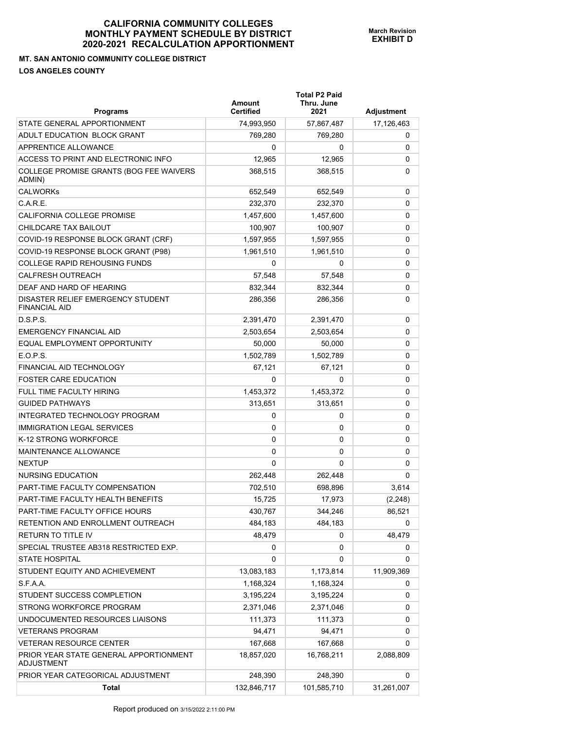# CALIFORNIA COMMUNITY COLLEGES MONTHLY PAYMENT SCHEDULE BY DISTRICT 2020-2021 RECALCULATION APPORTIONMENT

**March Revision**
**EXHIBIT D**

**MT. SAN ANTONIO COMMUNITY COLLEGE DISTRICT**

**LOS ANGELES COUNTY**

| Programs | Amount Certified | Total P2 Paid Thru. June 2021 | Adjustment |
|---|---|---|---|
| STATE GENERAL APPORTIONMENT | 74,993,950 | 57,867,487 | 17,126,463 |
| ADULT EDUCATION BLOCK GRANT | 769,280 | 769,280 | 0 |
| APPRENTICE ALLOWANCE | 0 | 0 | 0 |
| ACCESS TO PRINT AND ELECTRONIC INFO | 12,965 | 12,965 | 0 |
| COLLEGE PROMISE GRANTS (BOG FEE WAIVERS ADMIN) | 368,515 | 368,515 | 0 |
| CALWORKs | 652,549 | 652,549 | 0 |
| C.A.R.E. | 232,370 | 232,370 | 0 |
| CALIFORNIA COLLEGE PROMISE | 1,457,600 | 1,457,600 | 0 |
| CHILDCARE TAX BAILOUT | 100,907 | 100,907 | 0 |
| COVID-19 RESPONSE BLOCK GRANT (CRF) | 1,597,955 | 1,597,955 | 0 |
| COVID-19 RESPONSE BLOCK GRANT (P98) | 1,961,510 | 1,961,510 | 0 |
| COLLEGE RAPID REHOUSING FUNDS | 0 | 0 | 0 |
| CALFRESH OUTREACH | 57,548 | 57,548 | 0 |
| DEAF AND HARD OF HEARING | 832,344 | 832,344 | 0 |
| DISASTER RELIEF EMERGENCY STUDENT FINANCIAL AID | 286,356 | 286,356 | 0 |
| D.S.P.S. | 2,391,470 | 2,391,470 | 0 |
| EMERGENCY FINANCIAL AID | 2,503,654 | 2,503,654 | 0 |
| EQUAL EMPLOYMENT OPPORTUNITY | 50,000 | 50,000 | 0 |
| E.O.P.S. | 1,502,789 | 1,502,789 | 0 |
| FINANCIAL AID TECHNOLOGY | 67,121 | 67,121 | 0 |
| FOSTER CARE EDUCATION | 0 | 0 | 0 |
| FULL TIME FACULTY HIRING | 1,453,372 | 1,453,372 | 0 |
| GUIDED PATHWAYS | 313,651 | 313,651 | 0 |
| INTEGRATED TECHNOLOGY PROGRAM | 0 | 0 | 0 |
| IMMIGRATION LEGAL SERVICES | 0 | 0 | 0 |
| K-12 STRONG WORKFORCE | 0 | 0 | 0 |
| MAINTENANCE ALLOWANCE | 0 | 0 | 0 |
| NEXTUP | 0 | 0 | 0 |
| NURSING EDUCATION | 262,448 | 262,448 | 0 |
| PART-TIME FACULTY COMPENSATION | 702,510 | 698,896 | 3,614 |
| PART-TIME FACULTY HEALTH BENEFITS | 15,725 | 17,973 | (2,248) |
| PART-TIME FACULTY OFFICE HOURS | 430,767 | 344,246 | 86,521 |
| RETENTION AND ENROLLMENT OUTREACH | 484,183 | 484,183 | 0 |
| RETURN TO TITLE IV | 48,479 | 0 | 48,479 |
| SPECIAL TRUSTEE AB318 RESTRICTED EXP. | 0 | 0 | 0 |
| STATE HOSPITAL | 0 | 0 | 0 |
| STUDENT EQUITY AND ACHIEVEMENT | 13,083,183 | 1,173,814 | 11,909,369 |
| S.F.A.A. | 1,168,324 | 1,168,324 | 0 |
| STUDENT SUCCESS COMPLETION | 3,195,224 | 3,195,224 | 0 |
| STRONG WORKFORCE PROGRAM | 2,371,046 | 2,371,046 | 0 |
| UNDOCUMENTED RESOURCES LIAISONS | 111,373 | 111,373 | 0 |
| VETERANS PROGRAM | 94,471 | 94,471 | 0 |
| VETERAN RESOURCE CENTER | 167,668 | 167,668 | 0 |
| PRIOR YEAR STATE GENERAL APPORTIONMENT ADJUSTMENT | 18,857,020 | 16,768,211 | 2,088,809 |
| PRIOR YEAR CATEGORICAL ADJUSTMENT | 248,390 | 248,390 | 0 |
| **Total** | 132,846,717 | 101,585,710 | 31,261,007 |

Report produced on 3/15/2022 2:11:00 PM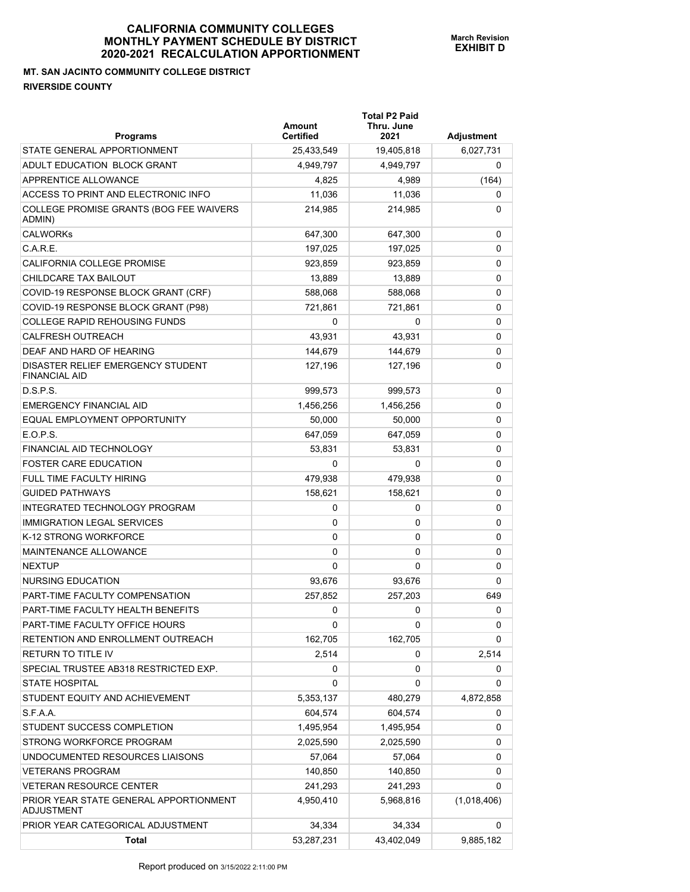# CALIFORNIA COMMUNITY COLLEGES
# MONTHLY PAYMENT SCHEDULE BY DISTRICT
# 2020-2021 RECALCULATION APPORTIONMENT

**March Revision**
**EXHIBIT D**

**MT. SAN JACINTO COMMUNITY COLLEGE DISTRICT**

**RIVERSIDE COUNTY**

| Programs | Amount Certified | Total P2 Paid Thru. June 2021 | Adjustment |
|---|---|---|---|
| STATE GENERAL APPORTIONMENT | 25,433,549 | 19,405,818 | 6,027,731 |
| ADULT EDUCATION BLOCK GRANT | 4,949,797 | 4,949,797 | 0 |
| APPRENTICE ALLOWANCE | 4,825 | 4,989 | (164) |
| ACCESS TO PRINT AND ELECTRONIC INFO | 11,036 | 11,036 | 0 |
| COLLEGE PROMISE GRANTS (BOG FEE WAIVERS ADMIN) | 214,985 | 214,985 | 0 |
| CALWORKs | 647,300 | 647,300 | 0 |
| C.A.R.E. | 197,025 | 197,025 | 0 |
| CALIFORNIA COLLEGE PROMISE | 923,859 | 923,859 | 0 |
| CHILDCARE TAX BAILOUT | 13,889 | 13,889 | 0 |
| COVID-19 RESPONSE BLOCK GRANT (CRF) | 588,068 | 588,068 | 0 |
| COVID-19 RESPONSE BLOCK GRANT (P98) | 721,861 | 721,861 | 0 |
| COLLEGE RAPID REHOUSING FUNDS | 0 | 0 | 0 |
| CALFRESH OUTREACH | 43,931 | 43,931 | 0 |
| DEAF AND HARD OF HEARING | 144,679 | 144,679 | 0 |
| DISASTER RELIEF EMERGENCY STUDENT FINANCIAL AID | 127,196 | 127,196 | 0 |
| D.S.P.S. | 999,573 | 999,573 | 0 |
| EMERGENCY FINANCIAL AID | 1,456,256 | 1,456,256 | 0 |
| EQUAL EMPLOYMENT OPPORTUNITY | 50,000 | 50,000 | 0 |
| E.O.P.S. | 647,059 | 647,059 | 0 |
| FINANCIAL AID TECHNOLOGY | 53,831 | 53,831 | 0 |
| FOSTER CARE EDUCATION | 0 | 0 | 0 |
| FULL TIME FACULTY HIRING | 479,938 | 479,938 | 0 |
| GUIDED PATHWAYS | 158,621 | 158,621 | 0 |
| INTEGRATED TECHNOLOGY PROGRAM | 0 | 0 | 0 |
| IMMIGRATION LEGAL SERVICES | 0 | 0 | 0 |
| K-12 STRONG WORKFORCE | 0 | 0 | 0 |
| MAINTENANCE ALLOWANCE | 0 | 0 | 0 |
| NEXTUP | 0 | 0 | 0 |
| NURSING EDUCATION | 93,676 | 93,676 | 0 |
| PART-TIME FACULTY COMPENSATION | 257,852 | 257,203 | 649 |
| PART-TIME FACULTY HEALTH BENEFITS | 0 | 0 | 0 |
| PART-TIME FACULTY OFFICE HOURS | 0 | 0 | 0 |
| RETENTION AND ENROLLMENT OUTREACH | 162,705 | 162,705 | 0 |
| RETURN TO TITLE IV | 2,514 | 0 | 2,514 |
| SPECIAL TRUSTEE AB318 RESTRICTED EXP. | 0 | 0 | 0 |
| STATE HOSPITAL | 0 | 0 | 0 |
| STUDENT EQUITY AND ACHIEVEMENT | 5,353,137 | 480,279 | 4,872,858 |
| S.F.A.A. | 604,574 | 604,574 | 0 |
| STUDENT SUCCESS COMPLETION | 1,495,954 | 1,495,954 | 0 |
| STRONG WORKFORCE PROGRAM | 2,025,590 | 2,025,590 | 0 |
| UNDOCUMENTED RESOURCES LIAISONS | 57,064 | 57,064 | 0 |
| VETERANS PROGRAM | 140,850 | 140,850 | 0 |
| VETERAN RESOURCE CENTER | 241,293 | 241,293 | 0 |
| PRIOR YEAR STATE GENERAL APPORTIONMENT ADJUSTMENT | 4,950,410 | 5,968,816 | (1,018,406) |
| PRIOR YEAR CATEGORICAL ADJUSTMENT | 34,334 | 34,334 | 0 |
| **Total** | 53,287,231 | 43,402,049 | 9,885,182 |

Report produced on 3/15/2022 2:11:00 PM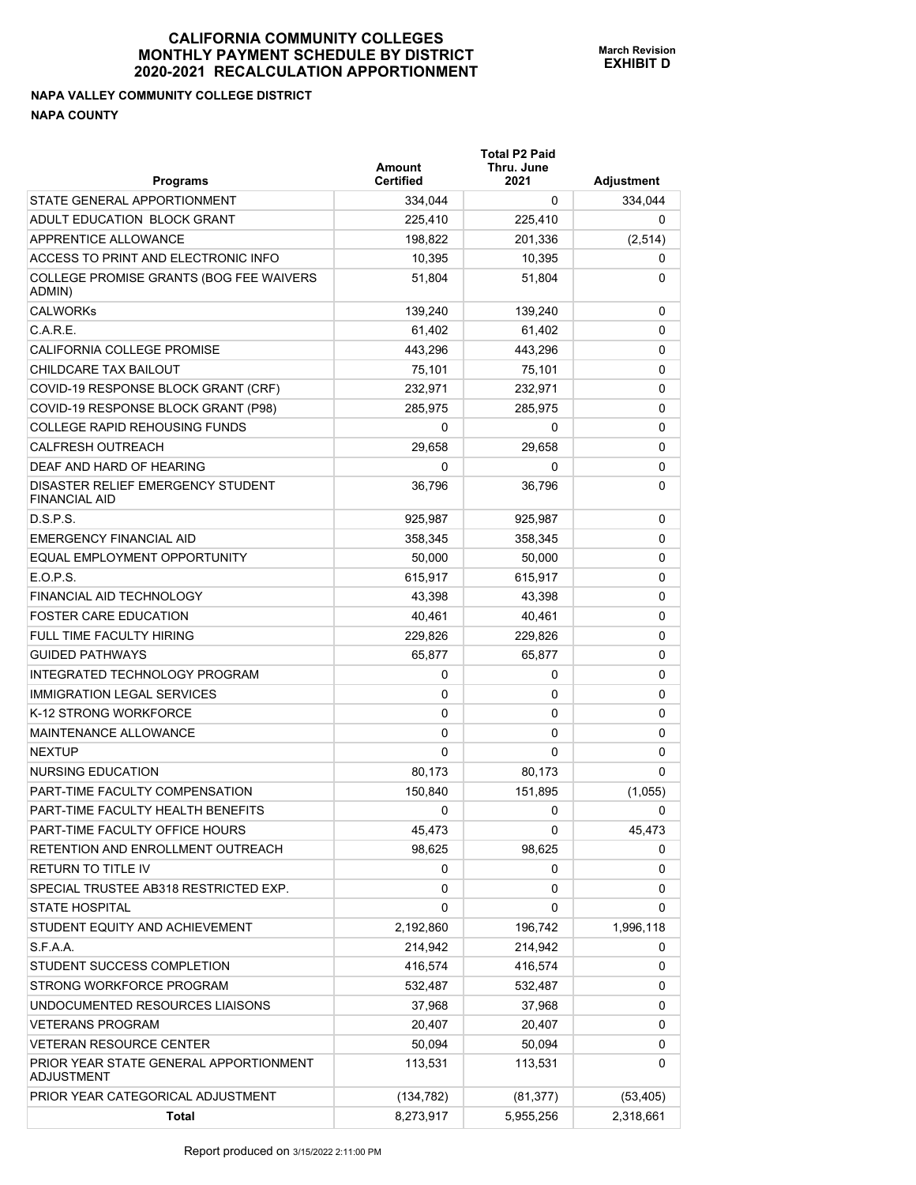# CALIFORNIA COMMUNITY COLLEGES MONTHLY PAYMENT SCHEDULE BY DISTRICT 2020-2021 RECALCULATION APPORTIONMENT

**March Revision**
**EXHIBIT D**

**NAPA VALLEY COMMUNITY COLLEGE DISTRICT**

**NAPA COUNTY**

| Programs | Amount Certified | Total P2 Paid Thru. June 2021 | Adjustment |
|---|---|---|---|
| STATE GENERAL APPORTIONMENT | 334,044 | 0 | 334,044 |
| ADULT EDUCATION BLOCK GRANT | 225,410 | 225,410 | 0 |
| APPRENTICE ALLOWANCE | 198,822 | 201,336 | (2,514) |
| ACCESS TO PRINT AND ELECTRONIC INFO | 10,395 | 10,395 | 0 |
| COLLEGE PROMISE GRANTS (BOG FEE WAIVERS ADMIN) | 51,804 | 51,804 | 0 |
| CALWORKs | 139,240 | 139,240 | 0 |
| C.A.R.E. | 61,402 | 61,402 | 0 |
| CALIFORNIA COLLEGE PROMISE | 443,296 | 443,296 | 0 |
| CHILDCARE TAX BAILOUT | 75,101 | 75,101 | 0 |
| COVID-19 RESPONSE BLOCK GRANT (CRF) | 232,971 | 232,971 | 0 |
| COVID-19 RESPONSE BLOCK GRANT (P98) | 285,975 | 285,975 | 0 |
| COLLEGE RAPID REHOUSING FUNDS | 0 | 0 | 0 |
| CALFRESH OUTREACH | 29,658 | 29,658 | 0 |
| DEAF AND HARD OF HEARING | 0 | 0 | 0 |
| DISASTER RELIEF EMERGENCY STUDENT FINANCIAL AID | 36,796 | 36,796 | 0 |
| D.S.P.S. | 925,987 | 925,987 | 0 |
| EMERGENCY FINANCIAL AID | 358,345 | 358,345 | 0 |
| EQUAL EMPLOYMENT OPPORTUNITY | 50,000 | 50,000 | 0 |
| E.O.P.S. | 615,917 | 615,917 | 0 |
| FINANCIAL AID TECHNOLOGY | 43,398 | 43,398 | 0 |
| FOSTER CARE EDUCATION | 40,461 | 40,461 | 0 |
| FULL TIME FACULTY HIRING | 229,826 | 229,826 | 0 |
| GUIDED PATHWAYS | 65,877 | 65,877 | 0 |
| INTEGRATED TECHNOLOGY PROGRAM | 0 | 0 | 0 |
| IMMIGRATION LEGAL SERVICES | 0 | 0 | 0 |
| K-12 STRONG WORKFORCE | 0 | 0 | 0 |
| MAINTENANCE ALLOWANCE | 0 | 0 | 0 |
| NEXTUP | 0 | 0 | 0 |
| NURSING EDUCATION | 80,173 | 80,173 | 0 |
| PART-TIME FACULTY COMPENSATION | 150,840 | 151,895 | (1,055) |
| PART-TIME FACULTY HEALTH BENEFITS | 0 | 0 | 0 |
| PART-TIME FACULTY OFFICE HOURS | 45,473 | 0 | 45,473 |
| RETENTION AND ENROLLMENT OUTREACH | 98,625 | 98,625 | 0 |
| RETURN TO TITLE IV | 0 | 0 | 0 |
| SPECIAL TRUSTEE AB318 RESTRICTED EXP. | 0 | 0 | 0 |
| STATE HOSPITAL | 0 | 0 | 0 |
| STUDENT EQUITY AND ACHIEVEMENT | 2,192,860 | 196,742 | 1,996,118 |
| S.F.A.A. | 214,942 | 214,942 | 0 |
| STUDENT SUCCESS COMPLETION | 416,574 | 416,574 | 0 |
| STRONG WORKFORCE PROGRAM | 532,487 | 532,487 | 0 |
| UNDOCUMENTED RESOURCES LIAISONS | 37,968 | 37,968 | 0 |
| VETERANS PROGRAM | 20,407 | 20,407 | 0 |
| VETERAN RESOURCE CENTER | 50,094 | 50,094 | 0 |
| PRIOR YEAR STATE GENERAL APPORTIONMENT ADJUSTMENT | 113,531 | 113,531 | 0 |
| PRIOR YEAR CATEGORICAL ADJUSTMENT | (134,782) | (81,377) | (53,405) |
| **Total** | 8,273,917 | 5,955,256 | 2,318,661 |

Report produced on 3/15/2022 2:11:00 PM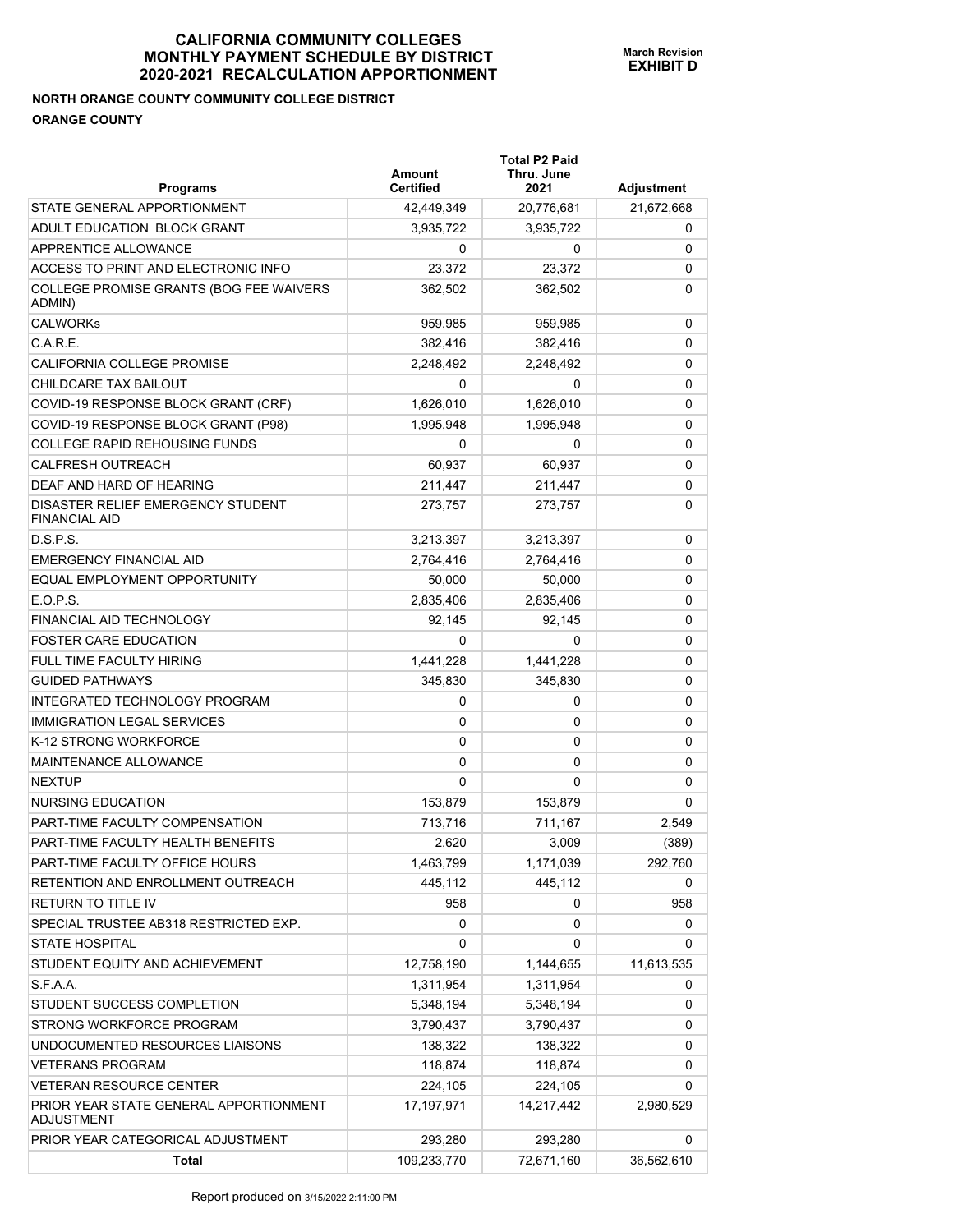# CALIFORNIA COMMUNITY COLLEGES
# MONTHLY PAYMENT SCHEDULE BY DISTRICT
# 2020-2021 RECALCULATION APPORTIONMENT

**March Revision**
**EXHIBIT D**

**NORTH ORANGE COUNTY COMMUNITY COLLEGE DISTRICT**

**ORANGE COUNTY**

| Programs | Amount Certified | Total P2 Paid Thru. June 2021 | Adjustment |
|---|---|---|---|
| STATE GENERAL APPORTIONMENT | 42,449,349 | 20,776,681 | 21,672,668 |
| ADULT EDUCATION BLOCK GRANT | 3,935,722 | 3,935,722 | 0 |
| APPRENTICE ALLOWANCE | 0 | 0 | 0 |
| ACCESS TO PRINT AND ELECTRONIC INFO | 23,372 | 23,372 | 0 |
| COLLEGE PROMISE GRANTS (BOG FEE WAIVERS ADMIN) | 362,502 | 362,502 | 0 |
| CALWORKs | 959,985 | 959,985 | 0 |
| C.A.R.E. | 382,416 | 382,416 | 0 |
| CALIFORNIA COLLEGE PROMISE | 2,248,492 | 2,248,492 | 0 |
| CHILDCARE TAX BAILOUT | 0 | 0 | 0 |
| COVID-19 RESPONSE BLOCK GRANT (CRF) | 1,626,010 | 1,626,010 | 0 |
| COVID-19 RESPONSE BLOCK GRANT (P98) | 1,995,948 | 1,995,948 | 0 |
| COLLEGE RAPID REHOUSING FUNDS | 0 | 0 | 0 |
| CALFRESH OUTREACH | 60,937 | 60,937 | 0 |
| DEAF AND HARD OF HEARING | 211,447 | 211,447 | 0 |
| DISASTER RELIEF EMERGENCY STUDENT FINANCIAL AID | 273,757 | 273,757 | 0 |
| D.S.P.S. | 3,213,397 | 3,213,397 | 0 |
| EMERGENCY FINANCIAL AID | 2,764,416 | 2,764,416 | 0 |
| EQUAL EMPLOYMENT OPPORTUNITY | 50,000 | 50,000 | 0 |
| E.O.P.S. | 2,835,406 | 2,835,406 | 0 |
| FINANCIAL AID TECHNOLOGY | 92,145 | 92,145 | 0 |
| FOSTER CARE EDUCATION | 0 | 0 | 0 |
| FULL TIME FACULTY HIRING | 1,441,228 | 1,441,228 | 0 |
| GUIDED PATHWAYS | 345,830 | 345,830 | 0 |
| INTEGRATED TECHNOLOGY PROGRAM | 0 | 0 | 0 |
| IMMIGRATION LEGAL SERVICES | 0 | 0 | 0 |
| K-12 STRONG WORKFORCE | 0 | 0 | 0 |
| MAINTENANCE ALLOWANCE | 0 | 0 | 0 |
| NEXTUP | 0 | 0 | 0 |
| NURSING EDUCATION | 153,879 | 153,879 | 0 |
| PART-TIME FACULTY COMPENSATION | 713,716 | 711,167 | 2,549 |
| PART-TIME FACULTY HEALTH BENEFITS | 2,620 | 3,009 | (389) |
| PART-TIME FACULTY OFFICE HOURS | 1,463,799 | 1,171,039 | 292,760 |
| RETENTION AND ENROLLMENT OUTREACH | 445,112 | 445,112 | 0 |
| RETURN TO TITLE IV | 958 | 0 | 958 |
| SPECIAL TRUSTEE AB318 RESTRICTED EXP. | 0 | 0 | 0 |
| STATE HOSPITAL | 0 | 0 | 0 |
| STUDENT EQUITY AND ACHIEVEMENT | 12,758,190 | 1,144,655 | 11,613,535 |
| S.F.A.A. | 1,311,954 | 1,311,954 | 0 |
| STUDENT SUCCESS COMPLETION | 5,348,194 | 5,348,194 | 0 |
| STRONG WORKFORCE PROGRAM | 3,790,437 | 3,790,437 | 0 |
| UNDOCUMENTED RESOURCES LIAISONS | 138,322 | 138,322 | 0 |
| VETERANS PROGRAM | 118,874 | 118,874 | 0 |
| VETERAN RESOURCE CENTER | 224,105 | 224,105 | 0 |
| PRIOR YEAR STATE GENERAL APPORTIONMENT ADJUSTMENT | 17,197,971 | 14,217,442 | 2,980,529 |
| PRIOR YEAR CATEGORICAL ADJUSTMENT | 293,280 | 293,280 | 0 |
| **Total** | 109,233,770 | 72,671,160 | 36,562,610 |

Report produced on 3/15/2022 2:11:00 PM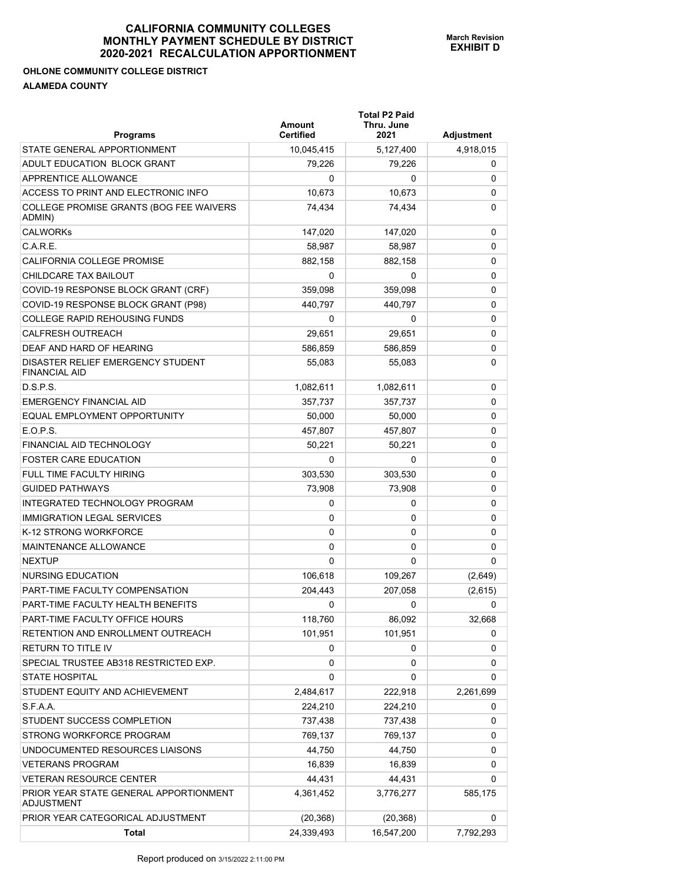# CALIFORNIA COMMUNITY COLLEGES
# MONTHLY PAYMENT SCHEDULE BY DISTRICT
# 2020-2021 RECALCULATION APPORTIONMENT

**March Revision**
**EXHIBIT D**

**OHLONE COMMUNITY COLLEGE DISTRICT**

**ALAMEDA COUNTY**

| Programs | Amount Certified | Total P2 Paid Thru. June 2021 | Adjustment |
|---|---|---|---|
| STATE GENERAL APPORTIONMENT | 10,045,415 | 5,127,400 | 4,918,015 |
| ADULT EDUCATION BLOCK GRANT | 79,226 | 79,226 | 0 |
| APPRENTICE ALLOWANCE | 0 | 0 | 0 |
| ACCESS TO PRINT AND ELECTRONIC INFO | 10,673 | 10,673 | 0 |
| COLLEGE PROMISE GRANTS (BOG FEE WAIVERS ADMIN) | 74,434 | 74,434 | 0 |
| CALWORKs | 147,020 | 147,020 | 0 |
| C.A.R.E. | 58,987 | 58,987 | 0 |
| CALIFORNIA COLLEGE PROMISE | 882,158 | 882,158 | 0 |
| CHILDCARE TAX BAILOUT | 0 | 0 | 0 |
| COVID-19 RESPONSE BLOCK GRANT (CRF) | 359,098 | 359,098 | 0 |
| COVID-19 RESPONSE BLOCK GRANT (P98) | 440,797 | 440,797 | 0 |
| COLLEGE RAPID REHOUSING FUNDS | 0 | 0 | 0 |
| CALFRESH OUTREACH | 29,651 | 29,651 | 0 |
| DEAF AND HARD OF HEARING | 586,859 | 586,859 | 0 |
| DISASTER RELIEF EMERGENCY STUDENT FINANCIAL AID | 55,083 | 55,083 | 0 |
| D.S.P.S. | 1,082,611 | 1,082,611 | 0 |
| EMERGENCY FINANCIAL AID | 357,737 | 357,737 | 0 |
| EQUAL EMPLOYMENT OPPORTUNITY | 50,000 | 50,000 | 0 |
| E.O.P.S. | 457,807 | 457,807 | 0 |
| FINANCIAL AID TECHNOLOGY | 50,221 | 50,221 | 0 |
| FOSTER CARE EDUCATION | 0 | 0 | 0 |
| FULL TIME FACULTY HIRING | 303,530 | 303,530 | 0 |
| GUIDED PATHWAYS | 73,908 | 73,908 | 0 |
| INTEGRATED TECHNOLOGY PROGRAM | 0 | 0 | 0 |
| IMMIGRATION LEGAL SERVICES | 0 | 0 | 0 |
| K-12 STRONG WORKFORCE | 0 | 0 | 0 |
| MAINTENANCE ALLOWANCE | 0 | 0 | 0 |
| NEXTUP | 0 | 0 | 0 |
| NURSING EDUCATION | 106,618 | 109,267 | (2,649) |
| PART-TIME FACULTY COMPENSATION | 204,443 | 207,058 | (2,615) |
| PART-TIME FACULTY HEALTH BENEFITS | 0 | 0 | 0 |
| PART-TIME FACULTY OFFICE HOURS | 118,760 | 86,092 | 32,668 |
| RETENTION AND ENROLLMENT OUTREACH | 101,951 | 101,951 | 0 |
| RETURN TO TITLE IV | 0 | 0 | 0 |
| SPECIAL TRUSTEE AB318 RESTRICTED EXP. | 0 | 0 | 0 |
| STATE HOSPITAL | 0 | 0 | 0 |
| STUDENT EQUITY AND ACHIEVEMENT | 2,484,617 | 222,918 | 2,261,699 |
| S.F.A.A. | 224,210 | 224,210 | 0 |
| STUDENT SUCCESS COMPLETION | 737,438 | 737,438 | 0 |
| STRONG WORKFORCE PROGRAM | 769,137 | 769,137 | 0 |
| UNDOCUMENTED RESOURCES LIAISONS | 44,750 | 44,750 | 0 |
| VETERANS PROGRAM | 16,839 | 16,839 | 0 |
| VETERAN RESOURCE CENTER | 44,431 | 44,431 | 0 |
| PRIOR YEAR STATE GENERAL APPORTIONMENT ADJUSTMENT | 4,361,452 | 3,776,277 | 585,175 |
| PRIOR YEAR CATEGORICAL ADJUSTMENT | (20,368) | (20,368) | 0 |
| **Total** | 24,339,493 | 16,547,200 | 7,792,293 |

Report produced on 3/15/2022 2:11:00 PM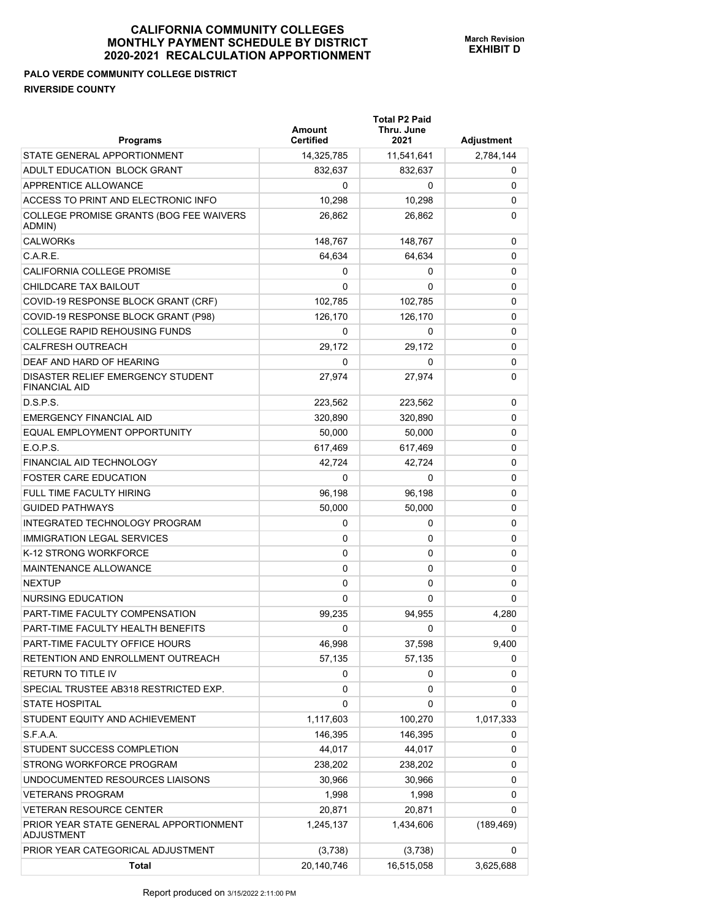# CALIFORNIA COMMUNITY COLLEGES
# MONTHLY PAYMENT SCHEDULE BY DISTRICT
# 2020-2021 RECALCULATION APPORTIONMENT

**March Revision**
**EXHIBIT D**

**PALO VERDE COMMUNITY COLLEGE DISTRICT**
**RIVERSIDE COUNTY**

| Programs | Amount Certified | Total P2 Paid Thru. June 2021 | Adjustment |
|---|---|---|---|
| STATE GENERAL APPORTIONMENT | 14,325,785 | 11,541,641 | 2,784,144 |
| ADULT EDUCATION BLOCK GRANT | 832,637 | 832,637 | 0 |
| APPRENTICE ALLOWANCE | 0 | 0 | 0 |
| ACCESS TO PRINT AND ELECTRONIC INFO | 10,298 | 10,298 | 0 |
| COLLEGE PROMISE GRANTS (BOG FEE WAIVERS ADMIN) | 26,862 | 26,862 | 0 |
| CALWORKs | 148,767 | 148,767 | 0 |
| C.A.R.E. | 64,634 | 64,634 | 0 |
| CALIFORNIA COLLEGE PROMISE | 0 | 0 | 0 |
| CHILDCARE TAX BAILOUT | 0 | 0 | 0 |
| COVID-19 RESPONSE BLOCK GRANT (CRF) | 102,785 | 102,785 | 0 |
| COVID-19 RESPONSE BLOCK GRANT (P98) | 126,170 | 126,170 | 0 |
| COLLEGE RAPID REHOUSING FUNDS | 0 | 0 | 0 |
| CALFRESH OUTREACH | 29,172 | 29,172 | 0 |
| DEAF AND HARD OF HEARING | 0 | 0 | 0 |
| DISASTER RELIEF EMERGENCY STUDENT FINANCIAL AID | 27,974 | 27,974 | 0 |
| D.S.P.S. | 223,562 | 223,562 | 0 |
| EMERGENCY FINANCIAL AID | 320,890 | 320,890 | 0 |
| EQUAL EMPLOYMENT OPPORTUNITY | 50,000 | 50,000 | 0 |
| E.O.P.S. | 617,469 | 617,469 | 0 |
| FINANCIAL AID TECHNOLOGY | 42,724 | 42,724 | 0 |
| FOSTER CARE EDUCATION | 0 | 0 | 0 |
| FULL TIME FACULTY HIRING | 96,198 | 96,198 | 0 |
| GUIDED PATHWAYS | 50,000 | 50,000 | 0 |
| INTEGRATED TECHNOLOGY PROGRAM | 0 | 0 | 0 |
| IMMIGRATION LEGAL SERVICES | 0 | 0 | 0 |
| K-12 STRONG WORKFORCE | 0 | 0 | 0 |
| MAINTENANCE ALLOWANCE | 0 | 0 | 0 |
| NEXTUP | 0 | 0 | 0 |
| NURSING EDUCATION | 0 | 0 | 0 |
| PART-TIME FACULTY COMPENSATION | 99,235 | 94,955 | 4,280 |
| PART-TIME FACULTY HEALTH BENEFITS | 0 | 0 | 0 |
| PART-TIME FACULTY OFFICE HOURS | 46,998 | 37,598 | 9,400 |
| RETENTION AND ENROLLMENT OUTREACH | 57,135 | 57,135 | 0 |
| RETURN TO TITLE IV | 0 | 0 | 0 |
| SPECIAL TRUSTEE AB318 RESTRICTED EXP. | 0 | 0 | 0 |
| STATE HOSPITAL | 0 | 0 | 0 |
| STUDENT EQUITY AND ACHIEVEMENT | 1,117,603 | 100,270 | 1,017,333 |
| S.F.A.A. | 146,395 | 146,395 | 0 |
| STUDENT SUCCESS COMPLETION | 44,017 | 44,017 | 0 |
| STRONG WORKFORCE PROGRAM | 238,202 | 238,202 | 0 |
| UNDOCUMENTED RESOURCES LIAISONS | 30,966 | 30,966 | 0 |
| VETERANS PROGRAM | 1,998 | 1,998 | 0 |
| VETERAN RESOURCE CENTER | 20,871 | 20,871 | 0 |
| PRIOR YEAR STATE GENERAL APPORTIONMENT ADJUSTMENT | 1,245,137 | 1,434,606 | (189,469) |
| PRIOR YEAR CATEGORICAL ADJUSTMENT | (3,738) | (3,738) | 0 |
| **Total** | 20,140,746 | 16,515,058 | 3,625,688 |

Report produced on 3/15/2022 2:11:00 PM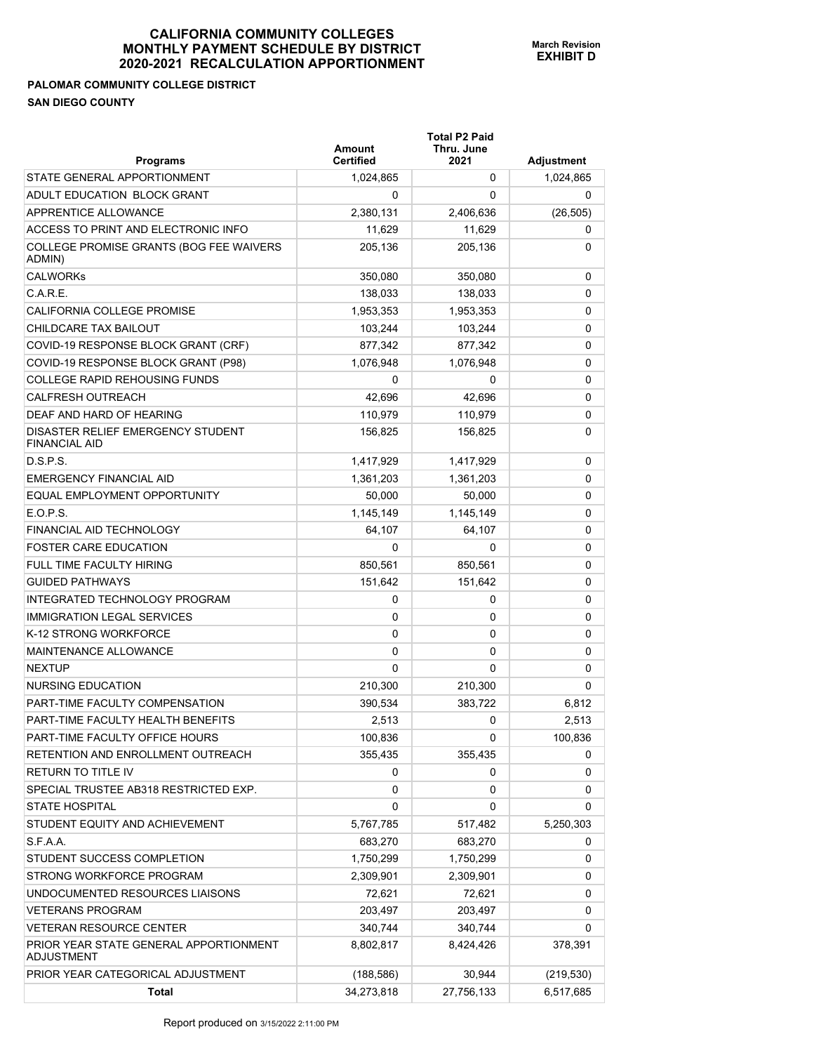**CALIFORNIA COMMUNITY COLLEGES**
**MONTHLY PAYMENT SCHEDULE BY DISTRICT**
**2020-2021 RECALCULATION APPORTIONMENT**

**March Revision**
**EXHIBIT D**

**PALOMAR COMMUNITY COLLEGE DISTRICT**

**SAN DIEGO COUNTY**

| Programs | Amount Certified | Total P2 Paid Thru. June 2021 | Adjustment |
|---|---|---|---|
| STATE GENERAL APPORTIONMENT | 1,024,865 | 0 | 1,024,865 |
| ADULT EDUCATION BLOCK GRANT | 0 | 0 | 0 |
| APPRENTICE ALLOWANCE | 2,380,131 | 2,406,636 | (26,505) |
| ACCESS TO PRINT AND ELECTRONIC INFO | 11,629 | 11,629 | 0 |
| COLLEGE PROMISE GRANTS (BOG FEE WAIVERS ADMIN) | 205,136 | 205,136 | 0 |
| CALWORKs | 350,080 | 350,080 | 0 |
| C.A.R.E. | 138,033 | 138,033 | 0 |
| CALIFORNIA COLLEGE PROMISE | 1,953,353 | 1,953,353 | 0 |
| CHILDCARE TAX BAILOUT | 103,244 | 103,244 | 0 |
| COVID-19 RESPONSE BLOCK GRANT (CRF) | 877,342 | 877,342 | 0 |
| COVID-19 RESPONSE BLOCK GRANT (P98) | 1,076,948 | 1,076,948 | 0 |
| COLLEGE RAPID REHOUSING FUNDS | 0 | 0 | 0 |
| CALFRESH OUTREACH | 42,696 | 42,696 | 0 |
| DEAF AND HARD OF HEARING | 110,979 | 110,979 | 0 |
| DISASTER RELIEF EMERGENCY STUDENT FINANCIAL AID | 156,825 | 156,825 | 0 |
| D.S.P.S. | 1,417,929 | 1,417,929 | 0 |
| EMERGENCY FINANCIAL AID | 1,361,203 | 1,361,203 | 0 |
| EQUAL EMPLOYMENT OPPORTUNITY | 50,000 | 50,000 | 0 |
| E.O.P.S. | 1,145,149 | 1,145,149 | 0 |
| FINANCIAL AID TECHNOLOGY | 64,107 | 64,107 | 0 |
| FOSTER CARE EDUCATION | 0 | 0 | 0 |
| FULL TIME FACULTY HIRING | 850,561 | 850,561 | 0 |
| GUIDED PATHWAYS | 151,642 | 151,642 | 0 |
| INTEGRATED TECHNOLOGY PROGRAM | 0 | 0 | 0 |
| IMMIGRATION LEGAL SERVICES | 0 | 0 | 0 |
| K-12 STRONG WORKFORCE | 0 | 0 | 0 |
| MAINTENANCE ALLOWANCE | 0 | 0 | 0 |
| NEXTUP | 0 | 0 | 0 |
| NURSING EDUCATION | 210,300 | 210,300 | 0 |
| PART-TIME FACULTY COMPENSATION | 390,534 | 383,722 | 6,812 |
| PART-TIME FACULTY HEALTH BENEFITS | 2,513 | 0 | 2,513 |
| PART-TIME FACULTY OFFICE HOURS | 100,836 | 0 | 100,836 |
| RETENTION AND ENROLLMENT OUTREACH | 355,435 | 355,435 | 0 |
| RETURN TO TITLE IV | 0 | 0 | 0 |
| SPECIAL TRUSTEE AB318 RESTRICTED EXP. | 0 | 0 | 0 |
| STATE HOSPITAL | 0 | 0 | 0 |
| STUDENT EQUITY AND ACHIEVEMENT | 5,767,785 | 517,482 | 5,250,303 |
| S.F.A.A. | 683,270 | 683,270 | 0 |
| STUDENT SUCCESS COMPLETION | 1,750,299 | 1,750,299 | 0 |
| STRONG WORKFORCE PROGRAM | 2,309,901 | 2,309,901 | 0 |
| UNDOCUMENTED RESOURCES LIAISONS | 72,621 | 72,621 | 0 |
| VETERANS PROGRAM | 203,497 | 203,497 | 0 |
| VETERAN RESOURCE CENTER | 340,744 | 340,744 | 0 |
| PRIOR YEAR STATE GENERAL APPORTIONMENT ADJUSTMENT | 8,802,817 | 8,424,426 | 378,391 |
| PRIOR YEAR CATEGORICAL ADJUSTMENT | (188,586) | 30,944 | (219,530) |
| **Total** | 34,273,818 | 27,756,133 | 6,517,685 |

Report produced on 3/15/2022 2:11:00 PM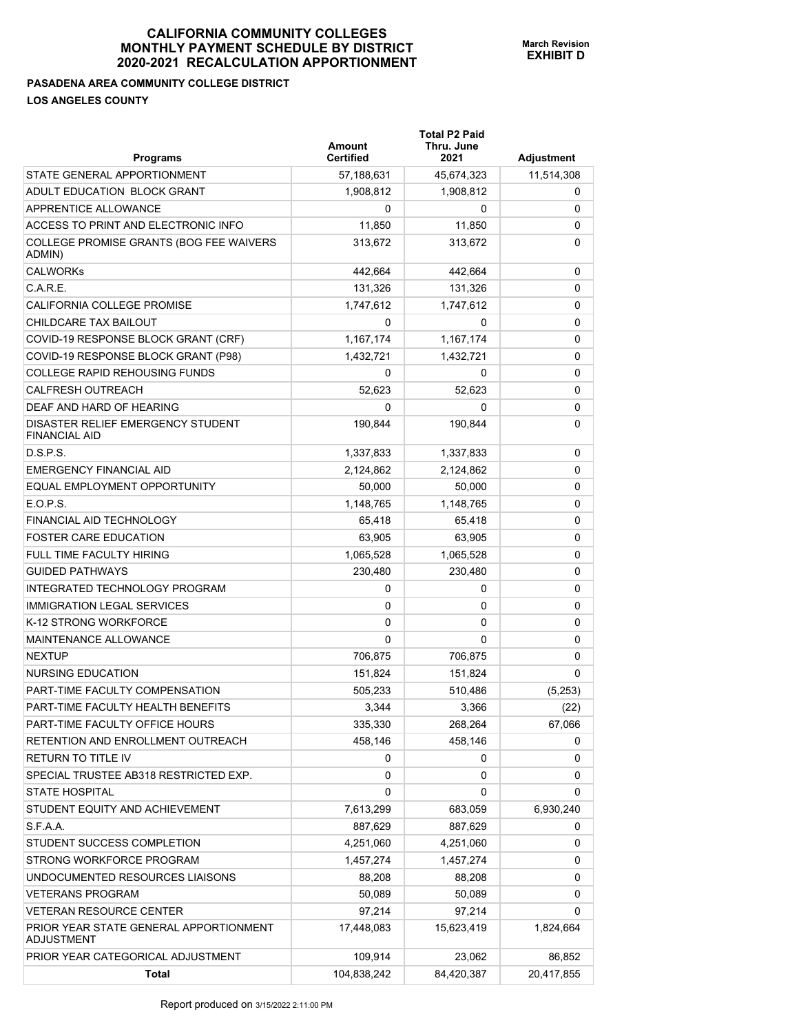# CALIFORNIA COMMUNITY COLLEGES
# MONTHLY PAYMENT SCHEDULE BY DISTRICT
# 2020-2021 RECALCULATION APPORTIONMENT

**March Revision**
**EXHIBIT D**

**PASADENA AREA COMMUNITY COLLEGE DISTRICT**

**LOS ANGELES COUNTY**

| Programs | Amount Certified | Total P2 Paid Thru. June 2021 | Adjustment |
|---|---|---|---|
| STATE GENERAL APPORTIONMENT | 57,188,631 | 45,674,323 | 11,514,308 |
| ADULT EDUCATION BLOCK GRANT | 1,908,812 | 1,908,812 | 0 |
| APPRENTICE ALLOWANCE | 0 | 0 | 0 |
| ACCESS TO PRINT AND ELECTRONIC INFO | 11,850 | 11,850 | 0 |
| COLLEGE PROMISE GRANTS (BOG FEE WAIVERS ADMIN) | 313,672 | 313,672 | 0 |
| CALWORKs | 442,664 | 442,664 | 0 |
| C.A.R.E. | 131,326 | 131,326 | 0 |
| CALIFORNIA COLLEGE PROMISE | 1,747,612 | 1,747,612 | 0 |
| CHILDCARE TAX BAILOUT | 0 | 0 | 0 |
| COVID-19 RESPONSE BLOCK GRANT (CRF) | 1,167,174 | 1,167,174 | 0 |
| COVID-19 RESPONSE BLOCK GRANT (P98) | 1,432,721 | 1,432,721 | 0 |
| COLLEGE RAPID REHOUSING FUNDS | 0 | 0 | 0 |
| CALFRESH OUTREACH | 52,623 | 52,623 | 0 |
| DEAF AND HARD OF HEARING | 0 | 0 | 0 |
| DISASTER RELIEF EMERGENCY STUDENT FINANCIAL AID | 190,844 | 190,844 | 0 |
| D.S.P.S. | 1,337,833 | 1,337,833 | 0 |
| EMERGENCY FINANCIAL AID | 2,124,862 | 2,124,862 | 0 |
| EQUAL EMPLOYMENT OPPORTUNITY | 50,000 | 50,000 | 0 |
| E.O.P.S. | 1,148,765 | 1,148,765 | 0 |
| FINANCIAL AID TECHNOLOGY | 65,418 | 65,418 | 0 |
| FOSTER CARE EDUCATION | 63,905 | 63,905 | 0 |
| FULL TIME FACULTY HIRING | 1,065,528 | 1,065,528 | 0 |
| GUIDED PATHWAYS | 230,480 | 230,480 | 0 |
| INTEGRATED TECHNOLOGY PROGRAM | 0 | 0 | 0 |
| IMMIGRATION LEGAL SERVICES | 0 | 0 | 0 |
| K-12 STRONG WORKFORCE | 0 | 0 | 0 |
| MAINTENANCE ALLOWANCE | 0 | 0 | 0 |
| NEXTUP | 706,875 | 706,875 | 0 |
| NURSING EDUCATION | 151,824 | 151,824 | 0 |
| PART-TIME FACULTY COMPENSATION | 505,233 | 510,486 | (5,253) |
| PART-TIME FACULTY HEALTH BENEFITS | 3,344 | 3,366 | (22) |
| PART-TIME FACULTY OFFICE HOURS | 335,330 | 268,264 | 67,066 |
| RETENTION AND ENROLLMENT OUTREACH | 458,146 | 458,146 | 0 |
| RETURN TO TITLE IV | 0 | 0 | 0 |
| SPECIAL TRUSTEE AB318 RESTRICTED EXP. | 0 | 0 | 0 |
| STATE HOSPITAL | 0 | 0 | 0 |
| STUDENT EQUITY AND ACHIEVEMENT | 7,613,299 | 683,059 | 6,930,240 |
| S.F.A.A. | 887,629 | 887,629 | 0 |
| STUDENT SUCCESS COMPLETION | 4,251,060 | 4,251,060 | 0 |
| STRONG WORKFORCE PROGRAM | 1,457,274 | 1,457,274 | 0 |
| UNDOCUMENTED RESOURCES LIAISONS | 88,208 | 88,208 | 0 |
| VETERANS PROGRAM | 50,089 | 50,089 | 0 |
| VETERAN RESOURCE CENTER | 97,214 | 97,214 | 0 |
| PRIOR YEAR STATE GENERAL APPORTIONMENT ADJUSTMENT | 17,448,083 | 15,623,419 | 1,824,664 |
| PRIOR YEAR CATEGORICAL ADJUSTMENT | 109,914 | 23,062 | 86,852 |
| **Total** | 104,838,242 | 84,420,387 | 20,417,855 |

Report produced on 3/15/2022 2:11:00 PM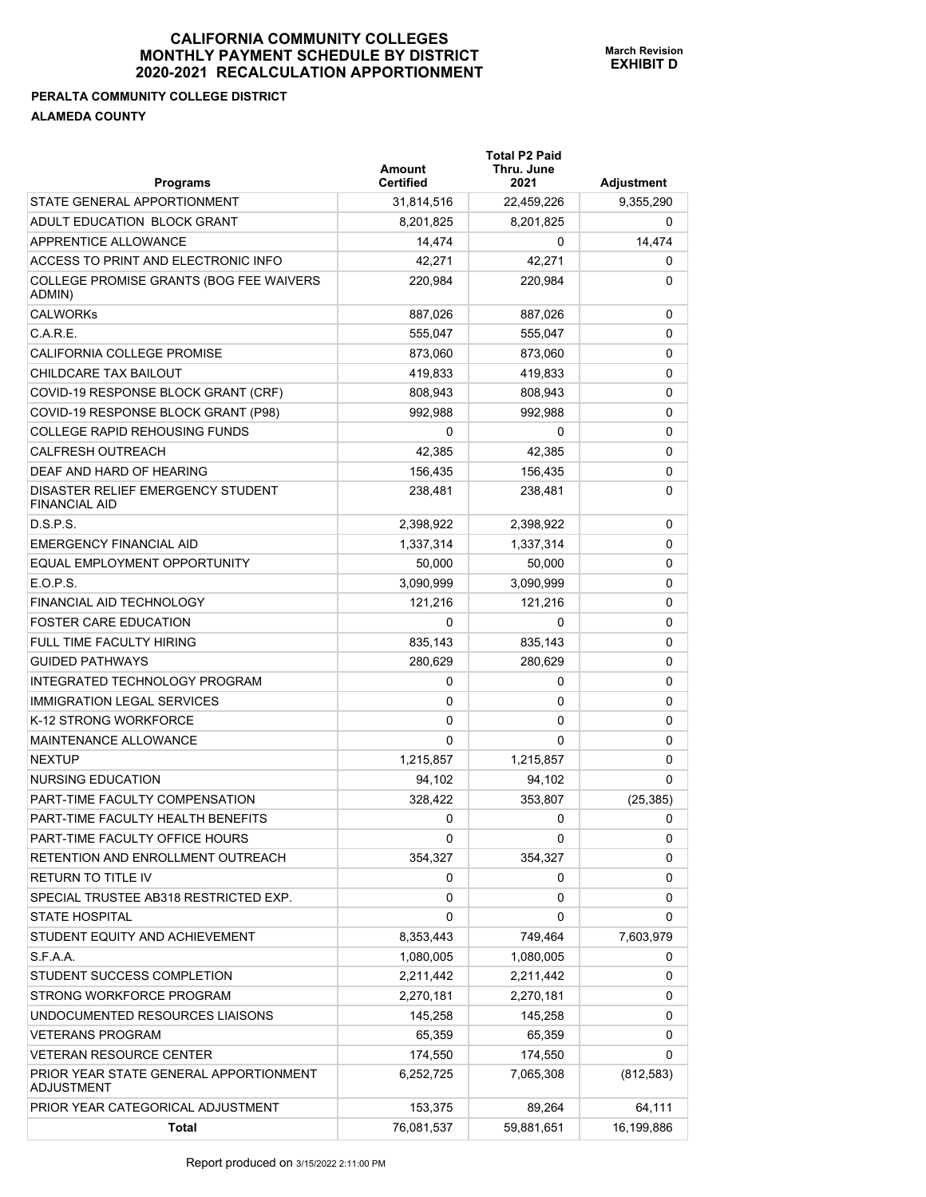# CALIFORNIA COMMUNITY COLLEGES
# MONTHLY PAYMENT SCHEDULE BY DISTRICT
# 2020-2021 RECALCULATION APPORTIONMENT

**March Revision**
**EXHIBIT D**

**PERALTA COMMUNITY COLLEGE DISTRICT**

**ALAMEDA COUNTY**

| Programs | Amount Certified | Total P2 Paid Thru. June 2021 | Adjustment |
|---|---|---|---|
| STATE GENERAL APPORTIONMENT | 31,814,516 | 22,459,226 | 9,355,290 |
| ADULT EDUCATION BLOCK GRANT | 8,201,825 | 8,201,825 | 0 |
| APPRENTICE ALLOWANCE | 14,474 | 0 | 14,474 |
| ACCESS TO PRINT AND ELECTRONIC INFO | 42,271 | 42,271 | 0 |
| COLLEGE PROMISE GRANTS (BOG FEE WAIVERS ADMIN) | 220,984 | 220,984 | 0 |
| CALWORKs | 887,026 | 887,026 | 0 |
| C.A.R.E. | 555,047 | 555,047 | 0 |
| CALIFORNIA COLLEGE PROMISE | 873,060 | 873,060 | 0 |
| CHILDCARE TAX BAILOUT | 419,833 | 419,833 | 0 |
| COVID-19 RESPONSE BLOCK GRANT (CRF) | 808,943 | 808,943 | 0 |
| COVID-19 RESPONSE BLOCK GRANT (P98) | 992,988 | 992,988 | 0 |
| COLLEGE RAPID REHOUSING FUNDS | 0 | 0 | 0 |
| CALFRESH OUTREACH | 42,385 | 42,385 | 0 |
| DEAF AND HARD OF HEARING | 156,435 | 156,435 | 0 |
| DISASTER RELIEF EMERGENCY STUDENT FINANCIAL AID | 238,481 | 238,481 | 0 |
| D.S.P.S. | 2,398,922 | 2,398,922 | 0 |
| EMERGENCY FINANCIAL AID | 1,337,314 | 1,337,314 | 0 |
| EQUAL EMPLOYMENT OPPORTUNITY | 50,000 | 50,000 | 0 |
| E.O.P.S. | 3,090,999 | 3,090,999 | 0 |
| FINANCIAL AID TECHNOLOGY | 121,216 | 121,216 | 0 |
| FOSTER CARE EDUCATION | 0 | 0 | 0 |
| FULL TIME FACULTY HIRING | 835,143 | 835,143 | 0 |
| GUIDED PATHWAYS | 280,629 | 280,629 | 0 |
| INTEGRATED TECHNOLOGY PROGRAM | 0 | 0 | 0 |
| IMMIGRATION LEGAL SERVICES | 0 | 0 | 0 |
| K-12 STRONG WORKFORCE | 0 | 0 | 0 |
| MAINTENANCE ALLOWANCE | 0 | 0 | 0 |
| NEXTUP | 1,215,857 | 1,215,857 | 0 |
| NURSING EDUCATION | 94,102 | 94,102 | 0 |
| PART-TIME FACULTY COMPENSATION | 328,422 | 353,807 | (25,385) |
| PART-TIME FACULTY HEALTH BENEFITS | 0 | 0 | 0 |
| PART-TIME FACULTY OFFICE HOURS | 0 | 0 | 0 |
| RETENTION AND ENROLLMENT OUTREACH | 354,327 | 354,327 | 0 |
| RETURN TO TITLE IV | 0 | 0 | 0 |
| SPECIAL TRUSTEE AB318 RESTRICTED EXP. | 0 | 0 | 0 |
| STATE HOSPITAL | 0 | 0 | 0 |
| STUDENT EQUITY AND ACHIEVEMENT | 8,353,443 | 749,464 | 7,603,979 |
| S.F.A.A. | 1,080,005 | 1,080,005 | 0 |
| STUDENT SUCCESS COMPLETION | 2,211,442 | 2,211,442 | 0 |
| STRONG WORKFORCE PROGRAM | 2,270,181 | 2,270,181 | 0 |
| UNDOCUMENTED RESOURCES LIAISONS | 145,258 | 145,258 | 0 |
| VETERANS PROGRAM | 65,359 | 65,359 | 0 |
| VETERAN RESOURCE CENTER | 174,550 | 174,550 | 0 |
| PRIOR YEAR STATE GENERAL APPORTIONMENT ADJUSTMENT | 6,252,725 | 7,065,308 | (812,583) |
| PRIOR YEAR CATEGORICAL ADJUSTMENT | 153,375 | 89,264 | 64,111 |
| **Total** | 76,081,537 | 59,881,651 | 16,199,886 |

Report produced on 3/15/2022 2:11:00 PM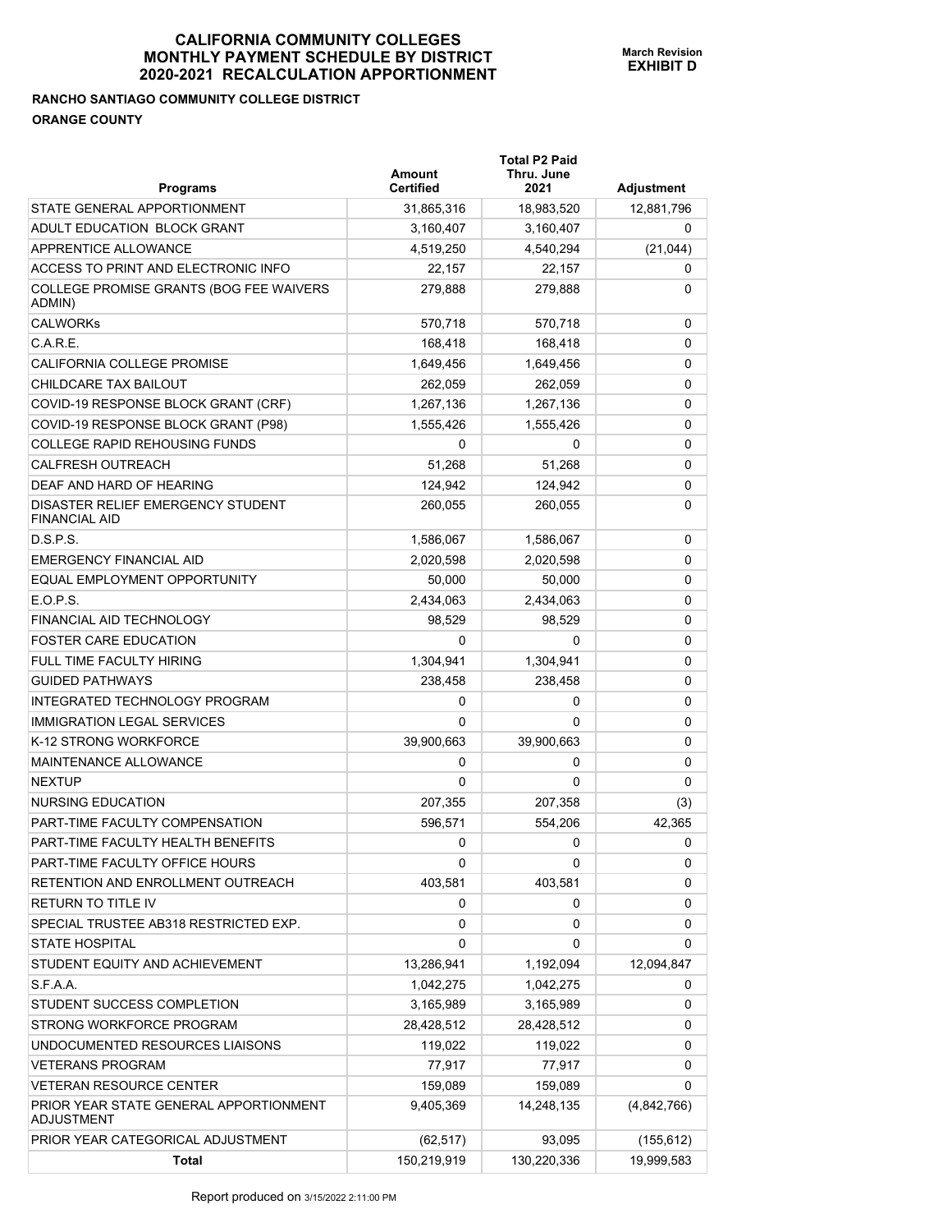# CALIFORNIA COMMUNITY COLLEGES
# MONTHLY PAYMENT SCHEDULE BY DISTRICT
# 2020-2021 RECALCULATION APPORTIONMENT

**March Revision**
**EXHIBIT D**

**RANCHO SANTIAGO COMMUNITY COLLEGE DISTRICT**

**ORANGE COUNTY**

| Programs | Amount Certified | Total P2 Paid Thru. June 2021 | Adjustment |
|---|---|---|---|
| STATE GENERAL APPORTIONMENT | 31,865,316 | 18,983,520 | 12,881,796 |
| ADULT EDUCATION BLOCK GRANT | 3,160,407 | 3,160,407 | 0 |
| APPRENTICE ALLOWANCE | 4,519,250 | 4,540,294 | (21,044) |
| ACCESS TO PRINT AND ELECTRONIC INFO | 22,157 | 22,157 | 0 |
| COLLEGE PROMISE GRANTS (BOG FEE WAIVERS ADMIN) | 279,888 | 279,888 | 0 |
| CALWORKs | 570,718 | 570,718 | 0 |
| C.A.R.E. | 168,418 | 168,418 | 0 |
| CALIFORNIA COLLEGE PROMISE | 1,649,456 | 1,649,456 | 0 |
| CHILDCARE TAX BAILOUT | 262,059 | 262,059 | 0 |
| COVID-19 RESPONSE BLOCK GRANT (CRF) | 1,267,136 | 1,267,136 | 0 |
| COVID-19 RESPONSE BLOCK GRANT (P98) | 1,555,426 | 1,555,426 | 0 |
| COLLEGE RAPID REHOUSING FUNDS | 0 | 0 | 0 |
| CALFRESH OUTREACH | 51,268 | 51,268 | 0 |
| DEAF AND HARD OF HEARING | 124,942 | 124,942 | 0 |
| DISASTER RELIEF EMERGENCY STUDENT FINANCIAL AID | 260,055 | 260,055 | 0 |
| D.S.P.S. | 1,586,067 | 1,586,067 | 0 |
| EMERGENCY FINANCIAL AID | 2,020,598 | 2,020,598 | 0 |
| EQUAL EMPLOYMENT OPPORTUNITY | 50,000 | 50,000 | 0 |
| E.O.P.S. | 2,434,063 | 2,434,063 | 0 |
| FINANCIAL AID TECHNOLOGY | 98,529 | 98,529 | 0 |
| FOSTER CARE EDUCATION | 0 | 0 | 0 |
| FULL TIME FACULTY HIRING | 1,304,941 | 1,304,941 | 0 |
| GUIDED PATHWAYS | 238,458 | 238,458 | 0 |
| INTEGRATED TECHNOLOGY PROGRAM | 0 | 0 | 0 |
| IMMIGRATION LEGAL SERVICES | 0 | 0 | 0 |
| K-12 STRONG WORKFORCE | 39,900,663 | 39,900,663 | 0 |
| MAINTENANCE ALLOWANCE | 0 | 0 | 0 |
| NEXTUP | 0 | 0 | 0 |
| NURSING EDUCATION | 207,355 | 207,358 | (3) |
| PART-TIME FACULTY COMPENSATION | 596,571 | 554,206 | 42,365 |
| PART-TIME FACULTY HEALTH BENEFITS | 0 | 0 | 0 |
| PART-TIME FACULTY OFFICE HOURS | 0 | 0 | 0 |
| RETENTION AND ENROLLMENT OUTREACH | 403,581 | 403,581 | 0 |
| RETURN TO TITLE IV | 0 | 0 | 0 |
| SPECIAL TRUSTEE AB318 RESTRICTED EXP. | 0 | 0 | 0 |
| STATE HOSPITAL | 0 | 0 | 0 |
| STUDENT EQUITY AND ACHIEVEMENT | 13,286,941 | 1,192,094 | 12,094,847 |
| S.F.A.A. | 1,042,275 | 1,042,275 | 0 |
| STUDENT SUCCESS COMPLETION | 3,165,989 | 3,165,989 | 0 |
| STRONG WORKFORCE PROGRAM | 28,428,512 | 28,428,512 | 0 |
| UNDOCUMENTED RESOURCES LIAISONS | 119,022 | 119,022 | 0 |
| VETERANS PROGRAM | 77,917 | 77,917 | 0 |
| VETERAN RESOURCE CENTER | 159,089 | 159,089 | 0 |
| PRIOR YEAR STATE GENERAL APPORTIONMENT ADJUSTMENT | 9,405,369 | 14,248,135 | (4,842,766) |
| PRIOR YEAR CATEGORICAL ADJUSTMENT | (62,517) | 93,095 | (155,612) |
| **Total** | 150,219,919 | 130,220,336 | 19,999,583 |

Report produced on 3/15/2022 2:11:00 PM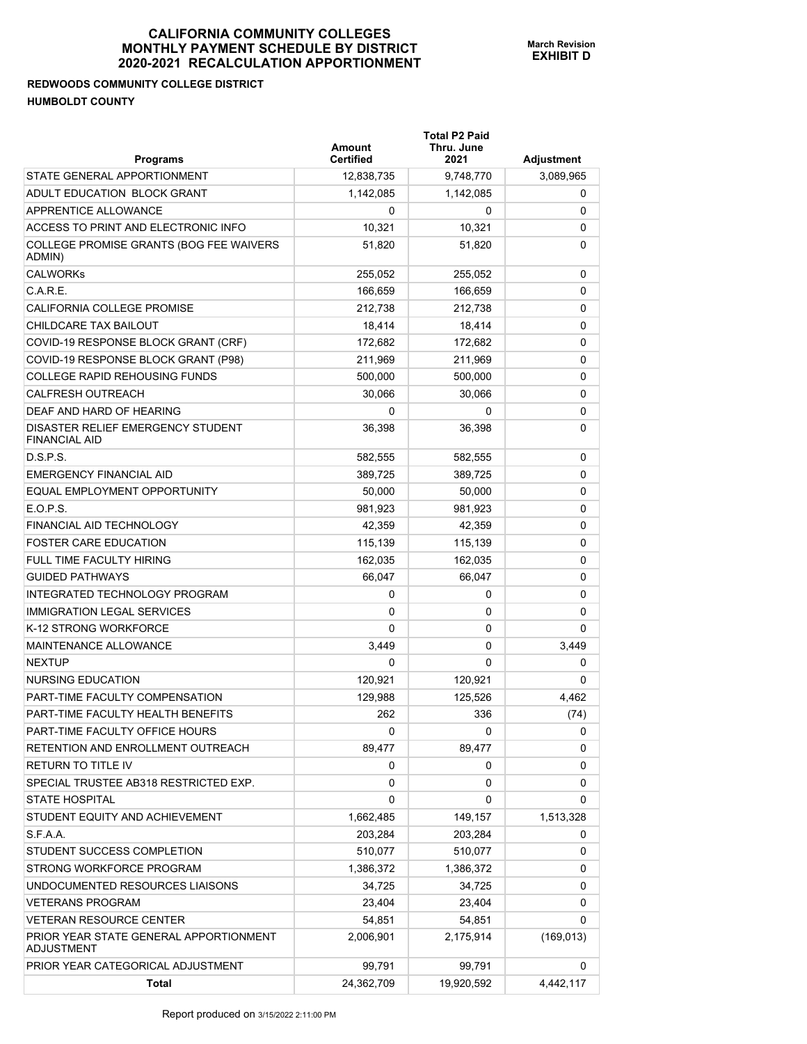# CALIFORNIA COMMUNITY COLLEGES
# MONTHLY PAYMENT SCHEDULE BY DISTRICT
# 2020-2021 RECALCULATION APPORTIONMENT

**March Revision**
**EXHIBIT D**

**REDWOODS COMMUNITY COLLEGE DISTRICT**
**HUMBOLDT COUNTY**

| Programs | Amount Certified | Total P2 Paid Thru. June 2021 | Adjustment |
|---|---|---|---|
| STATE GENERAL APPORTIONMENT | 12,838,735 | 9,748,770 | 3,089,965 |
| ADULT EDUCATION BLOCK GRANT | 1,142,085 | 1,142,085 | 0 |
| APPRENTICE ALLOWANCE | 0 | 0 | 0 |
| ACCESS TO PRINT AND ELECTRONIC INFO | 10,321 | 10,321 | 0 |
| COLLEGE PROMISE GRANTS (BOG FEE WAIVERS ADMIN) | 51,820 | 51,820 | 0 |
| CALWORKs | 255,052 | 255,052 | 0 |
| C.A.R.E. | 166,659 | 166,659 | 0 |
| CALIFORNIA COLLEGE PROMISE | 212,738 | 212,738 | 0 |
| CHILDCARE TAX BAILOUT | 18,414 | 18,414 | 0 |
| COVID-19 RESPONSE BLOCK GRANT (CRF) | 172,682 | 172,682 | 0 |
| COVID-19 RESPONSE BLOCK GRANT (P98) | 211,969 | 211,969 | 0 |
| COLLEGE RAPID REHOUSING FUNDS | 500,000 | 500,000 | 0 |
| CALFRESH OUTREACH | 30,066 | 30,066 | 0 |
| DEAF AND HARD OF HEARING | 0 | 0 | 0 |
| DISASTER RELIEF EMERGENCY STUDENT FINANCIAL AID | 36,398 | 36,398 | 0 |
| D.S.P.S. | 582,555 | 582,555 | 0 |
| EMERGENCY FINANCIAL AID | 389,725 | 389,725 | 0 |
| EQUAL EMPLOYMENT OPPORTUNITY | 50,000 | 50,000 | 0 |
| E.O.P.S. | 981,923 | 981,923 | 0 |
| FINANCIAL AID TECHNOLOGY | 42,359 | 42,359 | 0 |
| FOSTER CARE EDUCATION | 115,139 | 115,139 | 0 |
| FULL TIME FACULTY HIRING | 162,035 | 162,035 | 0 |
| GUIDED PATHWAYS | 66,047 | 66,047 | 0 |
| INTEGRATED TECHNOLOGY PROGRAM | 0 | 0 | 0 |
| IMMIGRATION LEGAL SERVICES | 0 | 0 | 0 |
| K-12 STRONG WORKFORCE | 0 | 0 | 0 |
| MAINTENANCE ALLOWANCE | 3,449 | 0 | 3,449 |
| NEXTUP | 0 | 0 | 0 |
| NURSING EDUCATION | 120,921 | 120,921 | 0 |
| PART-TIME FACULTY COMPENSATION | 129,988 | 125,526 | 4,462 |
| PART-TIME FACULTY HEALTH BENEFITS | 262 | 336 | (74) |
| PART-TIME FACULTY OFFICE HOURS | 0 | 0 | 0 |
| RETENTION AND ENROLLMENT OUTREACH | 89,477 | 89,477 | 0 |
| RETURN TO TITLE IV | 0 | 0 | 0 |
| SPECIAL TRUSTEE AB318 RESTRICTED EXP. | 0 | 0 | 0 |
| STATE HOSPITAL | 0 | 0 | 0 |
| STUDENT EQUITY AND ACHIEVEMENT | 1,662,485 | 149,157 | 1,513,328 |
| S.F.A.A. | 203,284 | 203,284 | 0 |
| STUDENT SUCCESS COMPLETION | 510,077 | 510,077 | 0 |
| STRONG WORKFORCE PROGRAM | 1,386,372 | 1,386,372 | 0 |
| UNDOCUMENTED RESOURCES LIAISONS | 34,725 | 34,725 | 0 |
| VETERANS PROGRAM | 23,404 | 23,404 | 0 |
| VETERAN RESOURCE CENTER | 54,851 | 54,851 | 0 |
| PRIOR YEAR STATE GENERAL APPORTIONMENT ADJUSTMENT | 2,006,901 | 2,175,914 | (169,013) |
| PRIOR YEAR CATEGORICAL ADJUSTMENT | 99,791 | 99,791 | 0 |
| **Total** | 24,362,709 | 19,920,592 | 4,442,117 |

Report produced on 3/15/2022 2:11:00 PM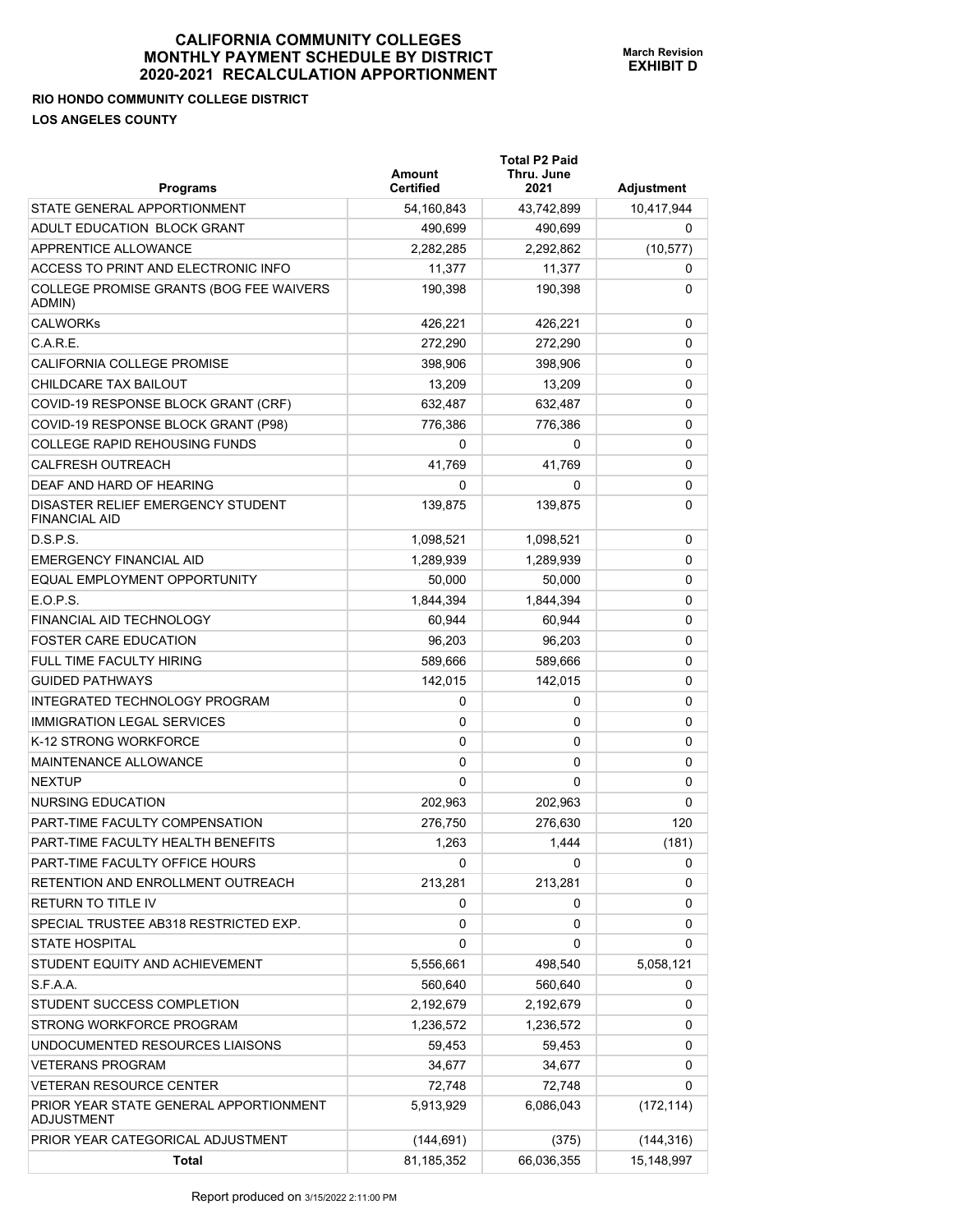# CALIFORNIA COMMUNITY COLLEGES
# MONTHLY PAYMENT SCHEDULE BY DISTRICT
# 2020-2021 RECALCULATION APPORTIONMENT

**March Revision**
**EXHIBIT D**

**RIO HONDO COMMUNITY COLLEGE DISTRICT**

**LOS ANGELES COUNTY**

| Programs | Amount Certified | Total P2 Paid Thru. June 2021 | Adjustment |
|---|---|---|---|
| STATE GENERAL APPORTIONMENT | 54,160,843 | 43,742,899 | 10,417,944 |
| ADULT EDUCATION BLOCK GRANT | 490,699 | 490,699 | 0 |
| APPRENTICE ALLOWANCE | 2,282,285 | 2,292,862 | (10,577) |
| ACCESS TO PRINT AND ELECTRONIC INFO | 11,377 | 11,377 | 0 |
| COLLEGE PROMISE GRANTS (BOG FEE WAIVERS ADMIN) | 190,398 | 190,398 | 0 |
| CALWORKs | 426,221 | 426,221 | 0 |
| C.A.R.E. | 272,290 | 272,290 | 0 |
| CALIFORNIA COLLEGE PROMISE | 398,906 | 398,906 | 0 |
| CHILDCARE TAX BAILOUT | 13,209 | 13,209 | 0 |
| COVID-19 RESPONSE BLOCK GRANT (CRF) | 632,487 | 632,487 | 0 |
| COVID-19 RESPONSE BLOCK GRANT (P98) | 776,386 | 776,386 | 0 |
| COLLEGE RAPID REHOUSING FUNDS | 0 | 0 | 0 |
| CALFRESH OUTREACH | 41,769 | 41,769 | 0 |
| DEAF AND HARD OF HEARING | 0 | 0 | 0 |
| DISASTER RELIEF EMERGENCY STUDENT FINANCIAL AID | 139,875 | 139,875 | 0 |
| D.S.P.S. | 1,098,521 | 1,098,521 | 0 |
| EMERGENCY FINANCIAL AID | 1,289,939 | 1,289,939 | 0 |
| EQUAL EMPLOYMENT OPPORTUNITY | 50,000 | 50,000 | 0 |
| E.O.P.S. | 1,844,394 | 1,844,394 | 0 |
| FINANCIAL AID TECHNOLOGY | 60,944 | 60,944 | 0 |
| FOSTER CARE EDUCATION | 96,203 | 96,203 | 0 |
| FULL TIME FACULTY HIRING | 589,666 | 589,666 | 0 |
| GUIDED PATHWAYS | 142,015 | 142,015 | 0 |
| INTEGRATED TECHNOLOGY PROGRAM | 0 | 0 | 0 |
| IMMIGRATION LEGAL SERVICES | 0 | 0 | 0 |
| K-12 STRONG WORKFORCE | 0 | 0 | 0 |
| MAINTENANCE ALLOWANCE | 0 | 0 | 0 |
| NEXTUP | 0 | 0 | 0 |
| NURSING EDUCATION | 202,963 | 202,963 | 0 |
| PART-TIME FACULTY COMPENSATION | 276,750 | 276,630 | 120 |
| PART-TIME FACULTY HEALTH BENEFITS | 1,263 | 1,444 | (181) |
| PART-TIME FACULTY OFFICE HOURS | 0 | 0 | 0 |
| RETENTION AND ENROLLMENT OUTREACH | 213,281 | 213,281 | 0 |
| RETURN TO TITLE IV | 0 | 0 | 0 |
| SPECIAL TRUSTEE AB318 RESTRICTED EXP. | 0 | 0 | 0 |
| STATE HOSPITAL | 0 | 0 | 0 |
| STUDENT EQUITY AND ACHIEVEMENT | 5,556,661 | 498,540 | 5,058,121 |
| S.F.A.A. | 560,640 | 560,640 | 0 |
| STUDENT SUCCESS COMPLETION | 2,192,679 | 2,192,679 | 0 |
| STRONG WORKFORCE PROGRAM | 1,236,572 | 1,236,572 | 0 |
| UNDOCUMENTED RESOURCES LIAISONS | 59,453 | 59,453 | 0 |
| VETERANS PROGRAM | 34,677 | 34,677 | 0 |
| VETERAN RESOURCE CENTER | 72,748 | 72,748 | 0 |
| PRIOR YEAR STATE GENERAL APPORTIONMENT ADJUSTMENT | 5,913,929 | 6,086,043 | (172,114) |
| PRIOR YEAR CATEGORICAL ADJUSTMENT | (144,691) | (375) | (144,316) |
| **Total** | 81,185,352 | 66,036,355 | 15,148,997 |

Report produced on 3/15/2022 2:11:00 PM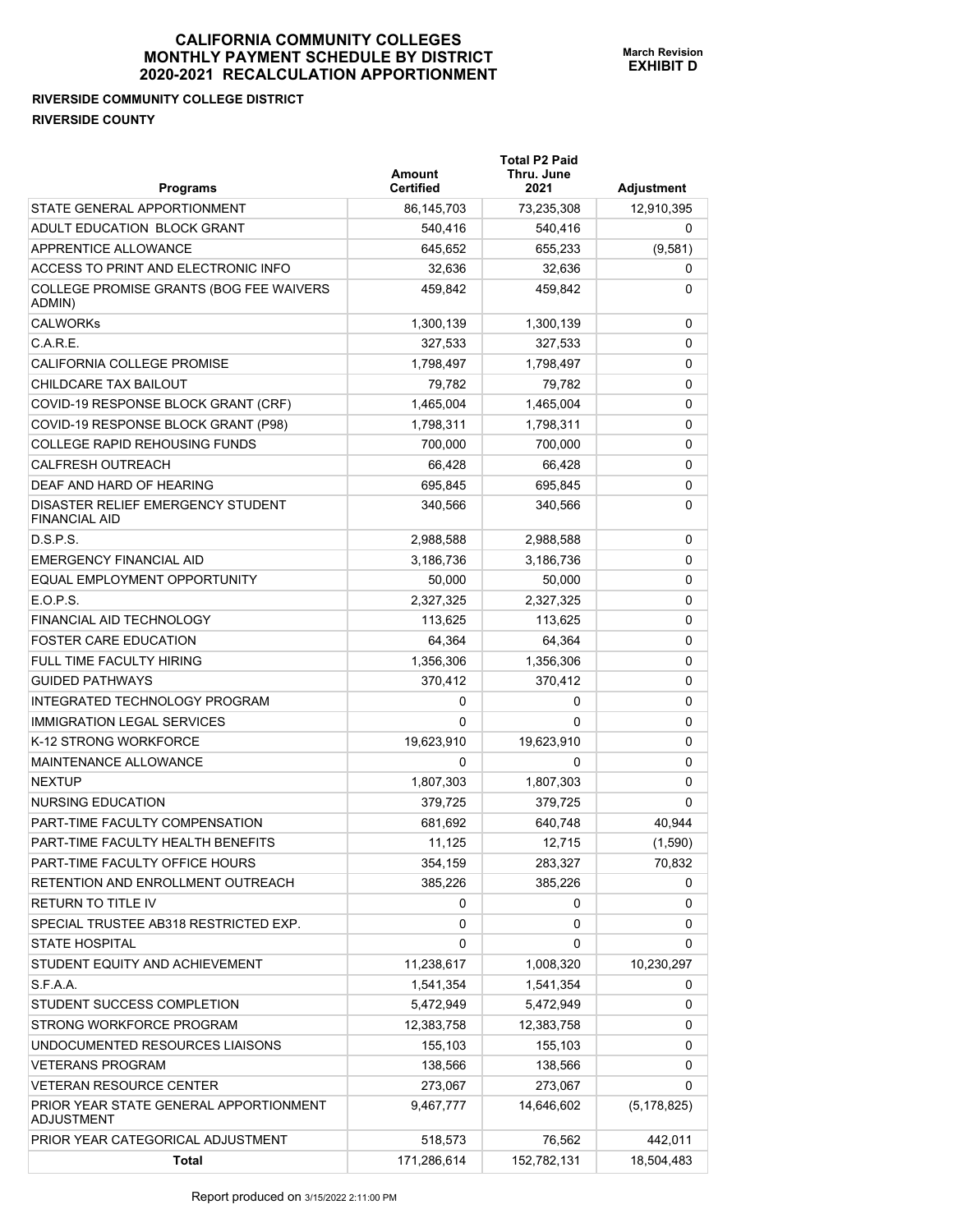# CALIFORNIA COMMUNITY COLLEGES
# MONTHLY PAYMENT SCHEDULE BY DISTRICT
# 2020-2021 RECALCULATION APPORTIONMENT

**March Revision**
**EXHIBIT D**

**RIVERSIDE COMMUNITY COLLEGE DISTRICT**

**RIVERSIDE COUNTY**

| Programs | Amount Certified | Total P2 Paid Thru. June 2021 | Adjustment |
|---|---|---|---|
| STATE GENERAL APPORTIONMENT | 86,145,703 | 73,235,308 | 12,910,395 |
| ADULT EDUCATION BLOCK GRANT | 540,416 | 540,416 | 0 |
| APPRENTICE ALLOWANCE | 645,652 | 655,233 | (9,581) |
| ACCESS TO PRINT AND ELECTRONIC INFO | 32,636 | 32,636 | 0 |
| COLLEGE PROMISE GRANTS (BOG FEE WAIVERS ADMIN) | 459,842 | 459,842 | 0 |
| CALWORKs | 1,300,139 | 1,300,139 | 0 |
| C.A.R.E. | 327,533 | 327,533 | 0 |
| CALIFORNIA COLLEGE PROMISE | 1,798,497 | 1,798,497 | 0 |
| CHILDCARE TAX BAILOUT | 79,782 | 79,782 | 0 |
| COVID-19 RESPONSE BLOCK GRANT (CRF) | 1,465,004 | 1,465,004 | 0 |
| COVID-19 RESPONSE BLOCK GRANT (P98) | 1,798,311 | 1,798,311 | 0 |
| COLLEGE RAPID REHOUSING FUNDS | 700,000 | 700,000 | 0 |
| CALFRESH OUTREACH | 66,428 | 66,428 | 0 |
| DEAF AND HARD OF HEARING | 695,845 | 695,845 | 0 |
| DISASTER RELIEF EMERGENCY STUDENT FINANCIAL AID | 340,566 | 340,566 | 0 |
| D.S.P.S. | 2,988,588 | 2,988,588 | 0 |
| EMERGENCY FINANCIAL AID | 3,186,736 | 3,186,736 | 0 |
| EQUAL EMPLOYMENT OPPORTUNITY | 50,000 | 50,000 | 0 |
| E.O.P.S. | 2,327,325 | 2,327,325 | 0 |
| FINANCIAL AID TECHNOLOGY | 113,625 | 113,625 | 0 |
| FOSTER CARE EDUCATION | 64,364 | 64,364 | 0 |
| FULL TIME FACULTY HIRING | 1,356,306 | 1,356,306 | 0 |
| GUIDED PATHWAYS | 370,412 | 370,412 | 0 |
| INTEGRATED TECHNOLOGY PROGRAM | 0 | 0 | 0 |
| IMMIGRATION LEGAL SERVICES | 0 | 0 | 0 |
| K-12 STRONG WORKFORCE | 19,623,910 | 19,623,910 | 0 |
| MAINTENANCE ALLOWANCE | 0 | 0 | 0 |
| NEXTUP | 1,807,303 | 1,807,303 | 0 |
| NURSING EDUCATION | 379,725 | 379,725 | 0 |
| PART-TIME FACULTY COMPENSATION | 681,692 | 640,748 | 40,944 |
| PART-TIME FACULTY HEALTH BENEFITS | 11,125 | 12,715 | (1,590) |
| PART-TIME FACULTY OFFICE HOURS | 354,159 | 283,327 | 70,832 |
| RETENTION AND ENROLLMENT OUTREACH | 385,226 | 385,226 | 0 |
| RETURN TO TITLE IV | 0 | 0 | 0 |
| SPECIAL TRUSTEE AB318 RESTRICTED EXP. | 0 | 0 | 0 |
| STATE HOSPITAL | 0 | 0 | 0 |
| STUDENT EQUITY AND ACHIEVEMENT | 11,238,617 | 1,008,320 | 10,230,297 |
| S.F.A.A. | 1,541,354 | 1,541,354 | 0 |
| STUDENT SUCCESS COMPLETION | 5,472,949 | 5,472,949 | 0 |
| STRONG WORKFORCE PROGRAM | 12,383,758 | 12,383,758 | 0 |
| UNDOCUMENTED RESOURCES LIAISONS | 155,103 | 155,103 | 0 |
| VETERANS PROGRAM | 138,566 | 138,566 | 0 |
| VETERAN RESOURCE CENTER | 273,067 | 273,067 | 0 |
| PRIOR YEAR STATE GENERAL APPORTIONMENT ADJUSTMENT | 9,467,777 | 14,646,602 | (5,178,825) |
| PRIOR YEAR CATEGORICAL ADJUSTMENT | 518,573 | 76,562 | 442,011 |
| **Total** | 171,286,614 | 152,782,131 | 18,504,483 |

Report produced on 3/15/2022 2:11:00 PM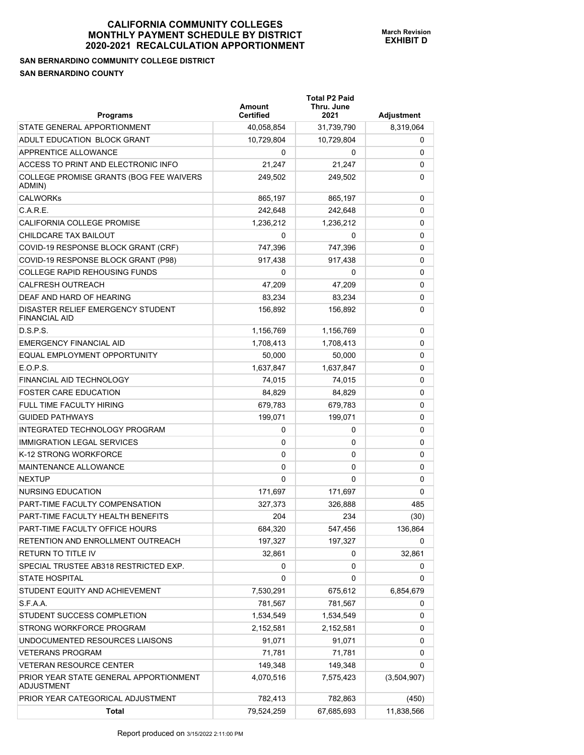# CALIFORNIA COMMUNITY COLLEGES
# MONTHLY PAYMENT SCHEDULE BY DISTRICT
# 2020-2021 RECALCULATION APPORTIONMENT

**March Revision**
**EXHIBIT D**

**SAN BERNARDINO COMMUNITY COLLEGE DISTRICT**

**SAN BERNARDINO COUNTY**

| Programs | Amount Certified | Total P2 Paid Thru. June 2021 | Adjustment |
|---|---|---|---|
| STATE GENERAL APPORTIONMENT | 40,058,854 | 31,739,790 | 8,319,064 |
| ADULT EDUCATION BLOCK GRANT | 10,729,804 | 10,729,804 | 0 |
| APPRENTICE ALLOWANCE | 0 | 0 | 0 |
| ACCESS TO PRINT AND ELECTRONIC INFO | 21,247 | 21,247 | 0 |
| COLLEGE PROMISE GRANTS (BOG FEE WAIVERS ADMIN) | 249,502 | 249,502 | 0 |
| CALWORKs | 865,197 | 865,197 | 0 |
| C.A.R.E. | 242,648 | 242,648 | 0 |
| CALIFORNIA COLLEGE PROMISE | 1,236,212 | 1,236,212 | 0 |
| CHILDCARE TAX BAILOUT | 0 | 0 | 0 |
| COVID-19 RESPONSE BLOCK GRANT (CRF) | 747,396 | 747,396 | 0 |
| COVID-19 RESPONSE BLOCK GRANT (P98) | 917,438 | 917,438 | 0 |
| COLLEGE RAPID REHOUSING FUNDS | 0 | 0 | 0 |
| CALFRESH OUTREACH | 47,209 | 47,209 | 0 |
| DEAF AND HARD OF HEARING | 83,234 | 83,234 | 0 |
| DISASTER RELIEF EMERGENCY STUDENT FINANCIAL AID | 156,892 | 156,892 | 0 |
| D.S.P.S. | 1,156,769 | 1,156,769 | 0 |
| EMERGENCY FINANCIAL AID | 1,708,413 | 1,708,413 | 0 |
| EQUAL EMPLOYMENT OPPORTUNITY | 50,000 | 50,000 | 0 |
| E.O.P.S. | 1,637,847 | 1,637,847 | 0 |
| FINANCIAL AID TECHNOLOGY | 74,015 | 74,015 | 0 |
| FOSTER CARE EDUCATION | 84,829 | 84,829 | 0 |
| FULL TIME FACULTY HIRING | 679,783 | 679,783 | 0 |
| GUIDED PATHWAYS | 199,071 | 199,071 | 0 |
| INTEGRATED TECHNOLOGY PROGRAM | 0 | 0 | 0 |
| IMMIGRATION LEGAL SERVICES | 0 | 0 | 0 |
| K-12 STRONG WORKFORCE | 0 | 0 | 0 |
| MAINTENANCE ALLOWANCE | 0 | 0 | 0 |
| NEXTUP | 0 | 0 | 0 |
| NURSING EDUCATION | 171,697 | 171,697 | 0 |
| PART-TIME FACULTY COMPENSATION | 327,373 | 326,888 | 485 |
| PART-TIME FACULTY HEALTH BENEFITS | 204 | 234 | (30) |
| PART-TIME FACULTY OFFICE HOURS | 684,320 | 547,456 | 136,864 |
| RETENTION AND ENROLLMENT OUTREACH | 197,327 | 197,327 | 0 |
| RETURN TO TITLE IV | 32,861 | 0 | 32,861 |
| SPECIAL TRUSTEE AB318 RESTRICTED EXP. | 0 | 0 | 0 |
| STATE HOSPITAL | 0 | 0 | 0 |
| STUDENT EQUITY AND ACHIEVEMENT | 7,530,291 | 675,612 | 6,854,679 |
| S.F.A.A. | 781,567 | 781,567 | 0 |
| STUDENT SUCCESS COMPLETION | 1,534,549 | 1,534,549 | 0 |
| STRONG WORKFORCE PROGRAM | 2,152,581 | 2,152,581 | 0 |
| UNDOCUMENTED RESOURCES LIAISONS | 91,071 | 91,071 | 0 |
| VETERANS PROGRAM | 71,781 | 71,781 | 0 |
| VETERAN RESOURCE CENTER | 149,348 | 149,348 | 0 |
| PRIOR YEAR STATE GENERAL APPORTIONMENT ADJUSTMENT | 4,070,516 | 7,575,423 | (3,504,907) |
| PRIOR YEAR CATEGORICAL ADJUSTMENT | 782,413 | 782,863 | (450) |
| **Total** | 79,524,259 | 67,685,693 | 11,838,566 |

Report produced on 3/15/2022 2:11:00 PM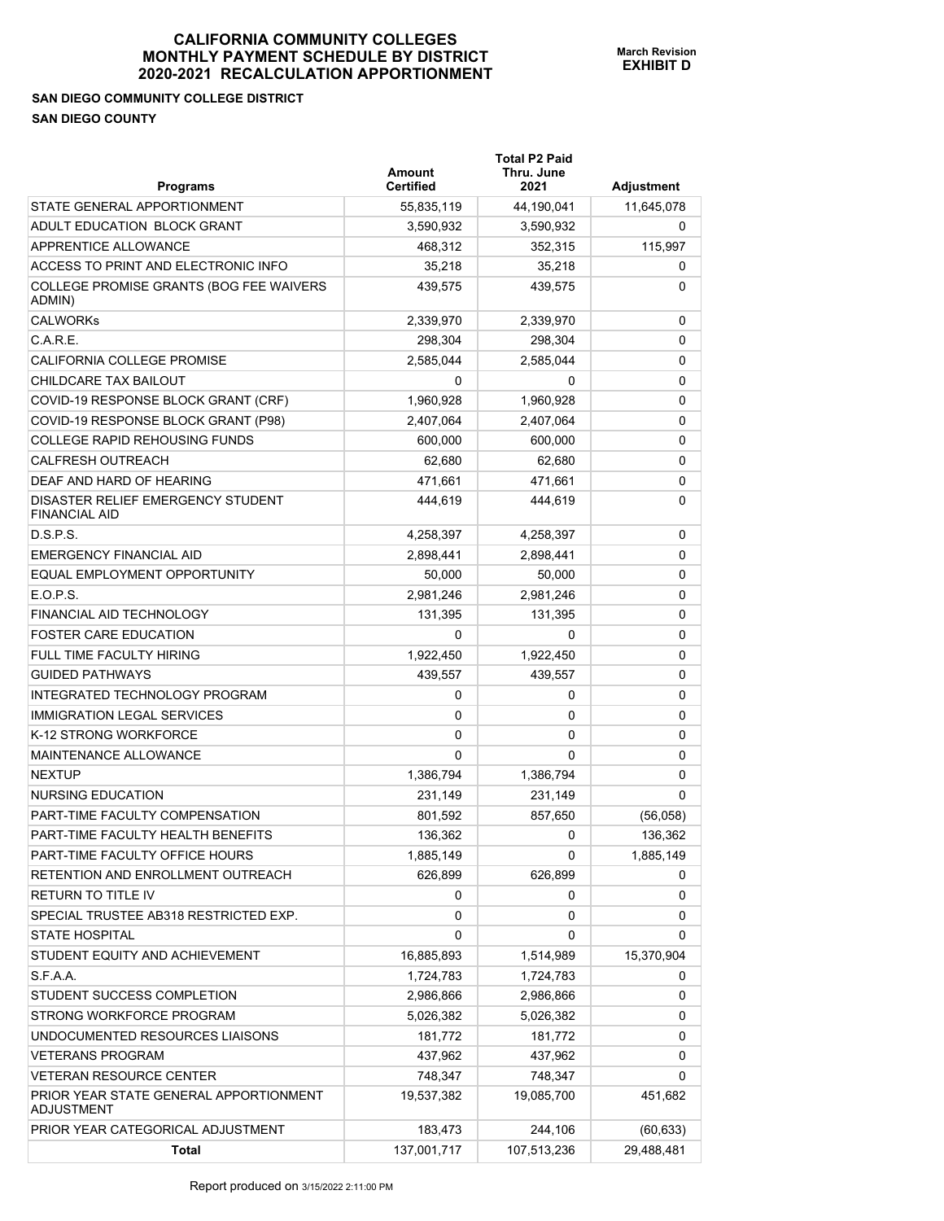# CALIFORNIA COMMUNITY COLLEGES MONTHLY PAYMENT SCHEDULE BY DISTRICT 2020-2021 RECALCULATION APPORTIONMENT

**March Revision**
**EXHIBIT D**

**SAN DIEGO COMMUNITY COLLEGE DISTRICT**
**SAN DIEGO COUNTY**

| Programs | Amount Certified | Total P2 Paid Thru. June 2021 | Adjustment |
|---|---|---|---|
| STATE GENERAL APPORTIONMENT | 55,835,119 | 44,190,041 | 11,645,078 |
| ADULT EDUCATION BLOCK GRANT | 3,590,932 | 3,590,932 | 0 |
| APPRENTICE ALLOWANCE | 468,312 | 352,315 | 115,997 |
| ACCESS TO PRINT AND ELECTRONIC INFO | 35,218 | 35,218 | 0 |
| COLLEGE PROMISE GRANTS (BOG FEE WAIVERS ADMIN) | 439,575 | 439,575 | 0 |
| CALWORKs | 2,339,970 | 2,339,970 | 0 |
| C.A.R.E. | 298,304 | 298,304 | 0 |
| CALIFORNIA COLLEGE PROMISE | 2,585,044 | 2,585,044 | 0 |
| CHILDCARE TAX BAILOUT | 0 | 0 | 0 |
| COVID-19 RESPONSE BLOCK GRANT (CRF) | 1,960,928 | 1,960,928 | 0 |
| COVID-19 RESPONSE BLOCK GRANT (P98) | 2,407,064 | 2,407,064 | 0 |
| COLLEGE RAPID REHOUSING FUNDS | 600,000 | 600,000 | 0 |
| CALFRESH OUTREACH | 62,680 | 62,680 | 0 |
| DEAF AND HARD OF HEARING | 471,661 | 471,661 | 0 |
| DISASTER RELIEF EMERGENCY STUDENT FINANCIAL AID | 444,619 | 444,619 | 0 |
| D.S.P.S. | 4,258,397 | 4,258,397 | 0 |
| EMERGENCY FINANCIAL AID | 2,898,441 | 2,898,441 | 0 |
| EQUAL EMPLOYMENT OPPORTUNITY | 50,000 | 50,000 | 0 |
| E.O.P.S. | 2,981,246 | 2,981,246 | 0 |
| FINANCIAL AID TECHNOLOGY | 131,395 | 131,395 | 0 |
| FOSTER CARE EDUCATION | 0 | 0 | 0 |
| FULL TIME FACULTY HIRING | 1,922,450 | 1,922,450 | 0 |
| GUIDED PATHWAYS | 439,557 | 439,557 | 0 |
| INTEGRATED TECHNOLOGY PROGRAM | 0 | 0 | 0 |
| IMMIGRATION LEGAL SERVICES | 0 | 0 | 0 |
| K-12 STRONG WORKFORCE | 0 | 0 | 0 |
| MAINTENANCE ALLOWANCE | 0 | 0 | 0 |
| NEXTUP | 1,386,794 | 1,386,794 | 0 |
| NURSING EDUCATION | 231,149 | 231,149 | 0 |
| PART-TIME FACULTY COMPENSATION | 801,592 | 857,650 | (56,058) |
| PART-TIME FACULTY HEALTH BENEFITS | 136,362 | 0 | 136,362 |
| PART-TIME FACULTY OFFICE HOURS | 1,885,149 | 0 | 1,885,149 |
| RETENTION AND ENROLLMENT OUTREACH | 626,899 | 626,899 | 0 |
| RETURN TO TITLE IV | 0 | 0 | 0 |
| SPECIAL TRUSTEE AB318 RESTRICTED EXP. | 0 | 0 | 0 |
| STATE HOSPITAL | 0 | 0 | 0 |
| STUDENT EQUITY AND ACHIEVEMENT | 16,885,893 | 1,514,989 | 15,370,904 |
| S.F.A.A. | 1,724,783 | 1,724,783 | 0 |
| STUDENT SUCCESS COMPLETION | 2,986,866 | 2,986,866 | 0 |
| STRONG WORKFORCE PROGRAM | 5,026,382 | 5,026,382 | 0 |
| UNDOCUMENTED RESOURCES LIAISONS | 181,772 | 181,772 | 0 |
| VETERANS PROGRAM | 437,962 | 437,962 | 0 |
| VETERAN RESOURCE CENTER | 748,347 | 748,347 | 0 |
| PRIOR YEAR STATE GENERAL APPORTIONMENT ADJUSTMENT | 19,537,382 | 19,085,700 | 451,682 |
| PRIOR YEAR CATEGORICAL ADJUSTMENT | 183,473 | 244,106 | (60,633) |
| **Total** | 137,001,717 | 107,513,236 | 29,488,481 |

Report produced on 3/15/2022 2:11:00 PM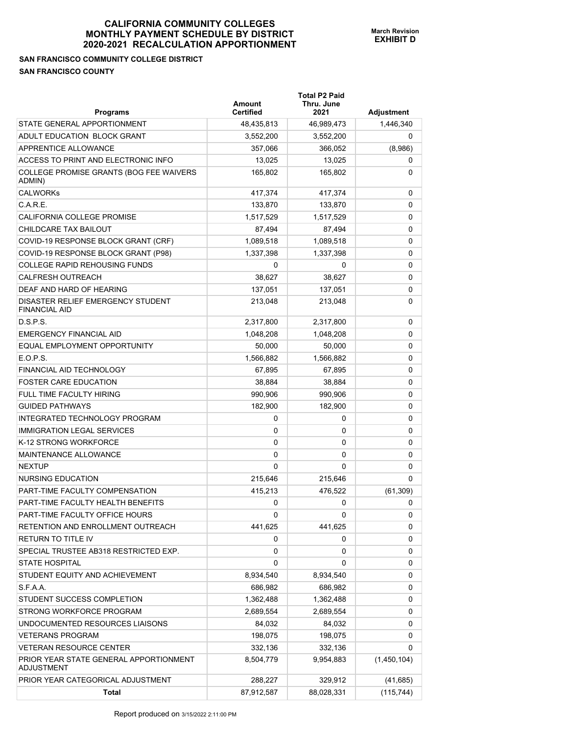# CALIFORNIA COMMUNITY COLLEGES
# MONTHLY PAYMENT SCHEDULE BY DISTRICT
# 2020-2021 RECALCULATION APPORTIONMENT

**March Revision**
**EXHIBIT D**

**SAN FRANCISCO COMMUNITY COLLEGE DISTRICT**

**SAN FRANCISCO COUNTY**

| Programs | Amount Certified | Total P2 Paid Thru. June 2021 | Adjustment |
|---|---|---|---|
| STATE GENERAL APPORTIONMENT | 48,435,813 | 46,989,473 | 1,446,340 |
| ADULT EDUCATION BLOCK GRANT | 3,552,200 | 3,552,200 | 0 |
| APPRENTICE ALLOWANCE | 357,066 | 366,052 | (8,986) |
| ACCESS TO PRINT AND ELECTRONIC INFO | 13,025 | 13,025 | 0 |
| COLLEGE PROMISE GRANTS (BOG FEE WAIVERS ADMIN) | 165,802 | 165,802 | 0 |
| CALWORKs | 417,374 | 417,374 | 0 |
| C.A.R.E. | 133,870 | 133,870 | 0 |
| CALIFORNIA COLLEGE PROMISE | 1,517,529 | 1,517,529 | 0 |
| CHILDCARE TAX BAILOUT | 87,494 | 87,494 | 0 |
| COVID-19 RESPONSE BLOCK GRANT (CRF) | 1,089,518 | 1,089,518 | 0 |
| COVID-19 RESPONSE BLOCK GRANT (P98) | 1,337,398 | 1,337,398 | 0 |
| COLLEGE RAPID REHOUSING FUNDS | 0 | 0 | 0 |
| CALFRESH OUTREACH | 38,627 | 38,627 | 0 |
| DEAF AND HARD OF HEARING | 137,051 | 137,051 | 0 |
| DISASTER RELIEF EMERGENCY STUDENT FINANCIAL AID | 213,048 | 213,048 | 0 |
| D.S.P.S. | 2,317,800 | 2,317,800 | 0 |
| EMERGENCY FINANCIAL AID | 1,048,208 | 1,048,208 | 0 |
| EQUAL EMPLOYMENT OPPORTUNITY | 50,000 | 50,000 | 0 |
| E.O.P.S. | 1,566,882 | 1,566,882 | 0 |
| FINANCIAL AID TECHNOLOGY | 67,895 | 67,895 | 0 |
| FOSTER CARE EDUCATION | 38,884 | 38,884 | 0 |
| FULL TIME FACULTY HIRING | 990,906 | 990,906 | 0 |
| GUIDED PATHWAYS | 182,900 | 182,900 | 0 |
| INTEGRATED TECHNOLOGY PROGRAM | 0 | 0 | 0 |
| IMMIGRATION LEGAL SERVICES | 0 | 0 | 0 |
| K-12 STRONG WORKFORCE | 0 | 0 | 0 |
| MAINTENANCE ALLOWANCE | 0 | 0 | 0 |
| NEXTUP | 0 | 0 | 0 |
| NURSING EDUCATION | 215,646 | 215,646 | 0 |
| PART-TIME FACULTY COMPENSATION | 415,213 | 476,522 | (61,309) |
| PART-TIME FACULTY HEALTH BENEFITS | 0 | 0 | 0 |
| PART-TIME FACULTY OFFICE HOURS | 0 | 0 | 0 |
| RETENTION AND ENROLLMENT OUTREACH | 441,625 | 441,625 | 0 |
| RETURN TO TITLE IV | 0 | 0 | 0 |
| SPECIAL TRUSTEE AB318 RESTRICTED EXP. | 0 | 0 | 0 |
| STATE HOSPITAL | 0 | 0 | 0 |
| STUDENT EQUITY AND ACHIEVEMENT | 8,934,540 | 8,934,540 | 0 |
| S.F.A.A. | 686,982 | 686,982 | 0 |
| STUDENT SUCCESS COMPLETION | 1,362,488 | 1,362,488 | 0 |
| STRONG WORKFORCE PROGRAM | 2,689,554 | 2,689,554 | 0 |
| UNDOCUMENTED RESOURCES LIAISONS | 84,032 | 84,032 | 0 |
| VETERANS PROGRAM | 198,075 | 198,075 | 0 |
| VETERAN RESOURCE CENTER | 332,136 | 332,136 | 0 |
| PRIOR YEAR STATE GENERAL APPORTIONMENT ADJUSTMENT | 8,504,779 | 9,954,883 | (1,450,104) |
| PRIOR YEAR CATEGORICAL ADJUSTMENT | 288,227 | 329,912 | (41,685) |
| **Total** | 87,912,587 | 88,028,331 | (115,744) |

Report produced on 3/15/2022 2:11:00 PM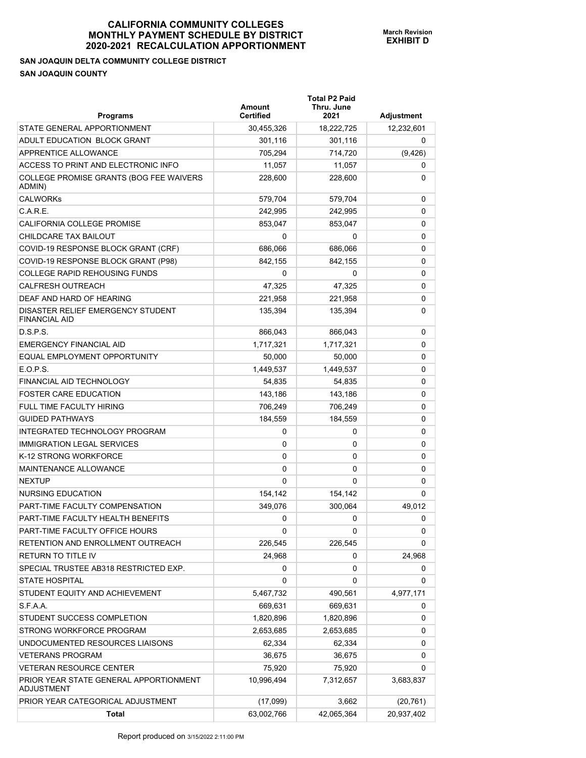# CALIFORNIA COMMUNITY COLLEGES
# MONTHLY PAYMENT SCHEDULE BY DISTRICT
# 2020-2021 RECALCULATION APPORTIONMENT

**March Revision**
**EXHIBIT D**

**SAN JOAQUIN DELTA COMMUNITY COLLEGE DISTRICT**
**SAN JOAQUIN COUNTY**

| Programs | Amount Certified | Total P2 Paid Thru. June 2021 | Adjustment |
|---|---|---|---|
| STATE GENERAL APPORTIONMENT | 30,455,326 | 18,222,725 | 12,232,601 |
| ADULT EDUCATION BLOCK GRANT | 301,116 | 301,116 | 0 |
| APPRENTICE ALLOWANCE | 705,294 | 714,720 | (9,426) |
| ACCESS TO PRINT AND ELECTRONIC INFO | 11,057 | 11,057 | 0 |
| COLLEGE PROMISE GRANTS (BOG FEE WAIVERS ADMIN) | 228,600 | 228,600 | 0 |
| CALWORKs | 579,704 | 579,704 | 0 |
| C.A.R.E. | 242,995 | 242,995 | 0 |
| CALIFORNIA COLLEGE PROMISE | 853,047 | 853,047 | 0 |
| CHILDCARE TAX BAILOUT | 0 | 0 | 0 |
| COVID-19 RESPONSE BLOCK GRANT (CRF) | 686,066 | 686,066 | 0 |
| COVID-19 RESPONSE BLOCK GRANT (P98) | 842,155 | 842,155 | 0 |
| COLLEGE RAPID REHOUSING FUNDS | 0 | 0 | 0 |
| CALFRESH OUTREACH | 47,325 | 47,325 | 0 |
| DEAF AND HARD OF HEARING | 221,958 | 221,958 | 0 |
| DISASTER RELIEF EMERGENCY STUDENT FINANCIAL AID | 135,394 | 135,394 | 0 |
| D.S.P.S. | 866,043 | 866,043 | 0 |
| EMERGENCY FINANCIAL AID | 1,717,321 | 1,717,321 | 0 |
| EQUAL EMPLOYMENT OPPORTUNITY | 50,000 | 50,000 | 0 |
| E.O.P.S. | 1,449,537 | 1,449,537 | 0 |
| FINANCIAL AID TECHNOLOGY | 54,835 | 54,835 | 0 |
| FOSTER CARE EDUCATION | 143,186 | 143,186 | 0 |
| FULL TIME FACULTY HIRING | 706,249 | 706,249 | 0 |
| GUIDED PATHWAYS | 184,559 | 184,559 | 0 |
| INTEGRATED TECHNOLOGY PROGRAM | 0 | 0 | 0 |
| IMMIGRATION LEGAL SERVICES | 0 | 0 | 0 |
| K-12 STRONG WORKFORCE | 0 | 0 | 0 |
| MAINTENANCE ALLOWANCE | 0 | 0 | 0 |
| NEXTUP | 0 | 0 | 0 |
| NURSING EDUCATION | 154,142 | 154,142 | 0 |
| PART-TIME FACULTY COMPENSATION | 349,076 | 300,064 | 49,012 |
| PART-TIME FACULTY HEALTH BENEFITS | 0 | 0 | 0 |
| PART-TIME FACULTY OFFICE HOURS | 0 | 0 | 0 |
| RETENTION AND ENROLLMENT OUTREACH | 226,545 | 226,545 | 0 |
| RETURN TO TITLE IV | 24,968 | 0 | 24,968 |
| SPECIAL TRUSTEE AB318 RESTRICTED EXP. | 0 | 0 | 0 |
| STATE HOSPITAL | 0 | 0 | 0 |
| STUDENT EQUITY AND ACHIEVEMENT | 5,467,732 | 490,561 | 4,977,171 |
| S.F.A.A. | 669,631 | 669,631 | 0 |
| STUDENT SUCCESS COMPLETION | 1,820,896 | 1,820,896 | 0 |
| STRONG WORKFORCE PROGRAM | 2,653,685 | 2,653,685 | 0 |
| UNDOCUMENTED RESOURCES LIAISONS | 62,334 | 62,334 | 0 |
| VETERANS PROGRAM | 36,675 | 36,675 | 0 |
| VETERAN RESOURCE CENTER | 75,920 | 75,920 | 0 |
| PRIOR YEAR STATE GENERAL APPORTIONMENT ADJUSTMENT | 10,996,494 | 7,312,657 | 3,683,837 |
| PRIOR YEAR CATEGORICAL ADJUSTMENT | (17,099) | 3,662 | (20,761) |
| **Total** | 63,002,766 | 42,065,364 | 20,937,402 |

Report produced on 3/15/2022 2:11:00 PM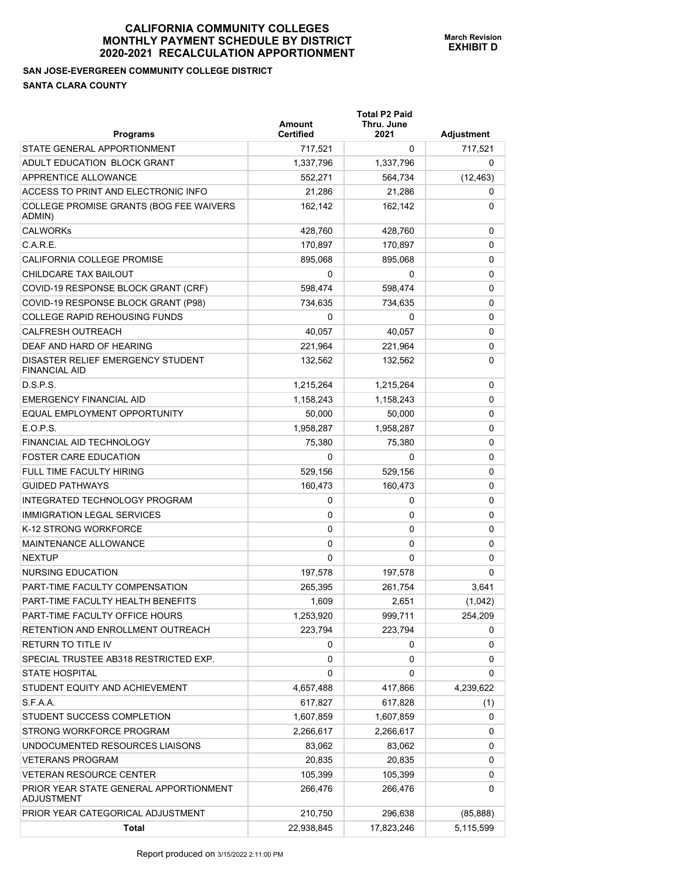# CALIFORNIA COMMUNITY COLLEGES MONTHLY PAYMENT SCHEDULE BY DISTRICT 2020-2021 RECALCULATION APPORTIONMENT

**March Revision EXHIBIT D**

**SAN JOSE-EVERGREEN COMMUNITY COLLEGE DISTRICT**

**SANTA CLARA COUNTY**

| Programs | Amount Certified | Total P2 Paid Thru. June 2021 | Adjustment |
|---|---|---|---|
| STATE GENERAL APPORTIONMENT | 717,521 | 0 | 717,521 |
| ADULT EDUCATION BLOCK GRANT | 1,337,796 | 1,337,796 | 0 |
| APPRENTICE ALLOWANCE | 552,271 | 564,734 | (12,463) |
| ACCESS TO PRINT AND ELECTRONIC INFO | 21,286 | 21,286 | 0 |
| COLLEGE PROMISE GRANTS (BOG FEE WAIVERS ADMIN) | 162,142 | 162,142 | 0 |
| CALWORKs | 428,760 | 428,760 | 0 |
| C.A.R.E. | 170,897 | 170,897 | 0 |
| CALIFORNIA COLLEGE PROMISE | 895,068 | 895,068 | 0 |
| CHILDCARE TAX BAILOUT | 0 | 0 | 0 |
| COVID-19 RESPONSE BLOCK GRANT (CRF) | 598,474 | 598,474 | 0 |
| COVID-19 RESPONSE BLOCK GRANT (P98) | 734,635 | 734,635 | 0 |
| COLLEGE RAPID REHOUSING FUNDS | 0 | 0 | 0 |
| CALFRESH OUTREACH | 40,057 | 40,057 | 0 |
| DEAF AND HARD OF HEARING | 221,964 | 221,964 | 0 |
| DISASTER RELIEF EMERGENCY STUDENT FINANCIAL AID | 132,562 | 132,562 | 0 |
| D.S.P.S. | 1,215,264 | 1,215,264 | 0 |
| EMERGENCY FINANCIAL AID | 1,158,243 | 1,158,243 | 0 |
| EQUAL EMPLOYMENT OPPORTUNITY | 50,000 | 50,000 | 0 |
| E.O.P.S. | 1,958,287 | 1,958,287 | 0 |
| FINANCIAL AID TECHNOLOGY | 75,380 | 75,380 | 0 |
| FOSTER CARE EDUCATION | 0 | 0 | 0 |
| FULL TIME FACULTY HIRING | 529,156 | 529,156 | 0 |
| GUIDED PATHWAYS | 160,473 | 160,473 | 0 |
| INTEGRATED TECHNOLOGY PROGRAM | 0 | 0 | 0 |
| IMMIGRATION LEGAL SERVICES | 0 | 0 | 0 |
| K-12 STRONG WORKFORCE | 0 | 0 | 0 |
| MAINTENANCE ALLOWANCE | 0 | 0 | 0 |
| NEXTUP | 0 | 0 | 0 |
| NURSING EDUCATION | 197,578 | 197,578 | 0 |
| PART-TIME FACULTY COMPENSATION | 265,395 | 261,754 | 3,641 |
| PART-TIME FACULTY HEALTH BENEFITS | 1,609 | 2,651 | (1,042) |
| PART-TIME FACULTY OFFICE HOURS | 1,253,920 | 999,711 | 254,209 |
| RETENTION AND ENROLLMENT OUTREACH | 223,794 | 223,794 | 0 |
| RETURN TO TITLE IV | 0 | 0 | 0 |
| SPECIAL TRUSTEE AB318 RESTRICTED EXP. | 0 | 0 | 0 |
| STATE HOSPITAL | 0 | 0 | 0 |
| STUDENT EQUITY AND ACHIEVEMENT | 4,657,488 | 417,866 | 4,239,622 |
| S.F.A.A. | 617,827 | 617,828 | (1) |
| STUDENT SUCCESS COMPLETION | 1,607,859 | 1,607,859 | 0 |
| STRONG WORKFORCE PROGRAM | 2,266,617 | 2,266,617 | 0 |
| UNDOCUMENTED RESOURCES LIAISONS | 83,062 | 83,062 | 0 |
| VETERANS PROGRAM | 20,835 | 20,835 | 0 |
| VETERAN RESOURCE CENTER | 105,399 | 105,399 | 0 |
| PRIOR YEAR STATE GENERAL APPORTIONMENT ADJUSTMENT | 266,476 | 266,476 | 0 |
| PRIOR YEAR CATEGORICAL ADJUSTMENT | 210,750 | 296,638 | (85,888) |
| **Total** | 22,938,845 | 17,823,246 | 5,115,599 |

Report produced on 3/15/2022 2:11:00 PM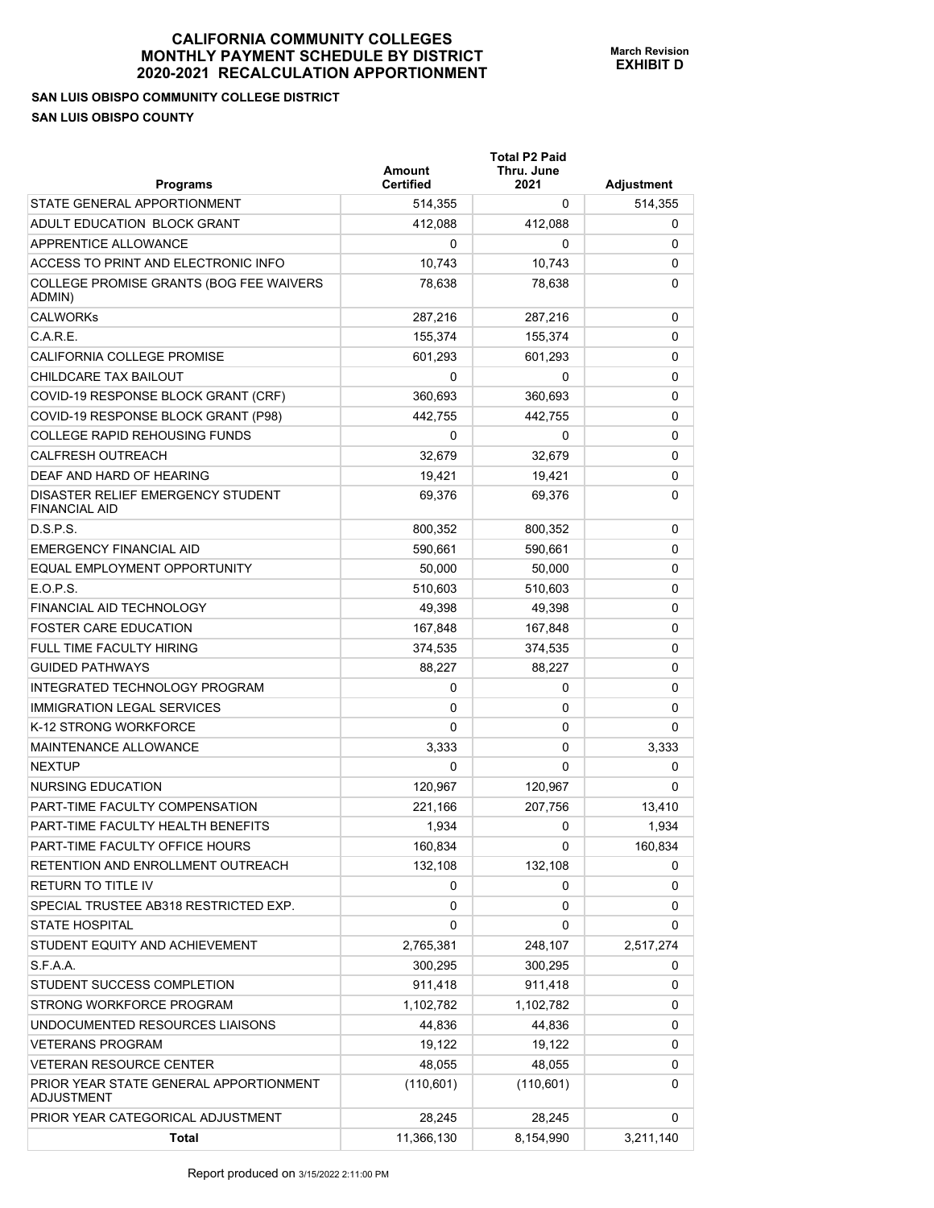# CALIFORNIA COMMUNITY COLLEGES
# MONTHLY PAYMENT SCHEDULE BY DISTRICT
# 2020-2021 RECALCULATION APPORTIONMENT

**March Revision**
**EXHIBIT D**

**SAN LUIS OBISPO COMMUNITY COLLEGE DISTRICT**

**SAN LUIS OBISPO COUNTY**

| Programs | Amount Certified | Total P2 Paid Thru. June 2021 | Adjustment |
|---|---|---|---|
| STATE GENERAL APPORTIONMENT | 514,355 | 0 | 514,355 |
| ADULT EDUCATION BLOCK GRANT | 412,088 | 412,088 | 0 |
| APPRENTICE ALLOWANCE | 0 | 0 | 0 |
| ACCESS TO PRINT AND ELECTRONIC INFO | 10,743 | 10,743 | 0 |
| COLLEGE PROMISE GRANTS (BOG FEE WAIVERS ADMIN) | 78,638 | 78,638 | 0 |
| CALWORKs | 287,216 | 287,216 | 0 |
| C.A.R.E. | 155,374 | 155,374 | 0 |
| CALIFORNIA COLLEGE PROMISE | 601,293 | 601,293 | 0 |
| CHILDCARE TAX BAILOUT | 0 | 0 | 0 |
| COVID-19 RESPONSE BLOCK GRANT (CRF) | 360,693 | 360,693 | 0 |
| COVID-19 RESPONSE BLOCK GRANT (P98) | 442,755 | 442,755 | 0 |
| COLLEGE RAPID REHOUSING FUNDS | 0 | 0 | 0 |
| CALFRESH OUTREACH | 32,679 | 32,679 | 0 |
| DEAF AND HARD OF HEARING | 19,421 | 19,421 | 0 |
| DISASTER RELIEF EMERGENCY STUDENT FINANCIAL AID | 69,376 | 69,376 | 0 |
| D.S.P.S. | 800,352 | 800,352 | 0 |
| EMERGENCY FINANCIAL AID | 590,661 | 590,661 | 0 |
| EQUAL EMPLOYMENT OPPORTUNITY | 50,000 | 50,000 | 0 |
| E.O.P.S. | 510,603 | 510,603 | 0 |
| FINANCIAL AID TECHNOLOGY | 49,398 | 49,398 | 0 |
| FOSTER CARE EDUCATION | 167,848 | 167,848 | 0 |
| FULL TIME FACULTY HIRING | 374,535 | 374,535 | 0 |
| GUIDED PATHWAYS | 88,227 | 88,227 | 0 |
| INTEGRATED TECHNOLOGY PROGRAM | 0 | 0 | 0 |
| IMMIGRATION LEGAL SERVICES | 0 | 0 | 0 |
| K-12 STRONG WORKFORCE | 0 | 0 | 0 |
| MAINTENANCE ALLOWANCE | 3,333 | 0 | 3,333 |
| NEXTUP | 0 | 0 | 0 |
| NURSING EDUCATION | 120,967 | 120,967 | 0 |
| PART-TIME FACULTY COMPENSATION | 221,166 | 207,756 | 13,410 |
| PART-TIME FACULTY HEALTH BENEFITS | 1,934 | 0 | 1,934 |
| PART-TIME FACULTY OFFICE HOURS | 160,834 | 0 | 160,834 |
| RETENTION AND ENROLLMENT OUTREACH | 132,108 | 132,108 | 0 |
| RETURN TO TITLE IV | 0 | 0 | 0 |
| SPECIAL TRUSTEE AB318 RESTRICTED EXP. | 0 | 0 | 0 |
| STATE HOSPITAL | 0 | 0 | 0 |
| STUDENT EQUITY AND ACHIEVEMENT | 2,765,381 | 248,107 | 2,517,274 |
| S.F.A.A. | 300,295 | 300,295 | 0 |
| STUDENT SUCCESS COMPLETION | 911,418 | 911,418 | 0 |
| STRONG WORKFORCE PROGRAM | 1,102,782 | 1,102,782 | 0 |
| UNDOCUMENTED RESOURCES LIAISONS | 44,836 | 44,836 | 0 |
| VETERANS PROGRAM | 19,122 | 19,122 | 0 |
| VETERAN RESOURCE CENTER | 48,055 | 48,055 | 0 |
| PRIOR YEAR STATE GENERAL APPORTIONMENT ADJUSTMENT | (110,601) | (110,601) | 0 |
| PRIOR YEAR CATEGORICAL ADJUSTMENT | 28,245 | 28,245 | 0 |
| **Total** | 11,366,130 | 8,154,990 | 3,211,140 |

Report produced on 3/15/2022 2:11:00 PM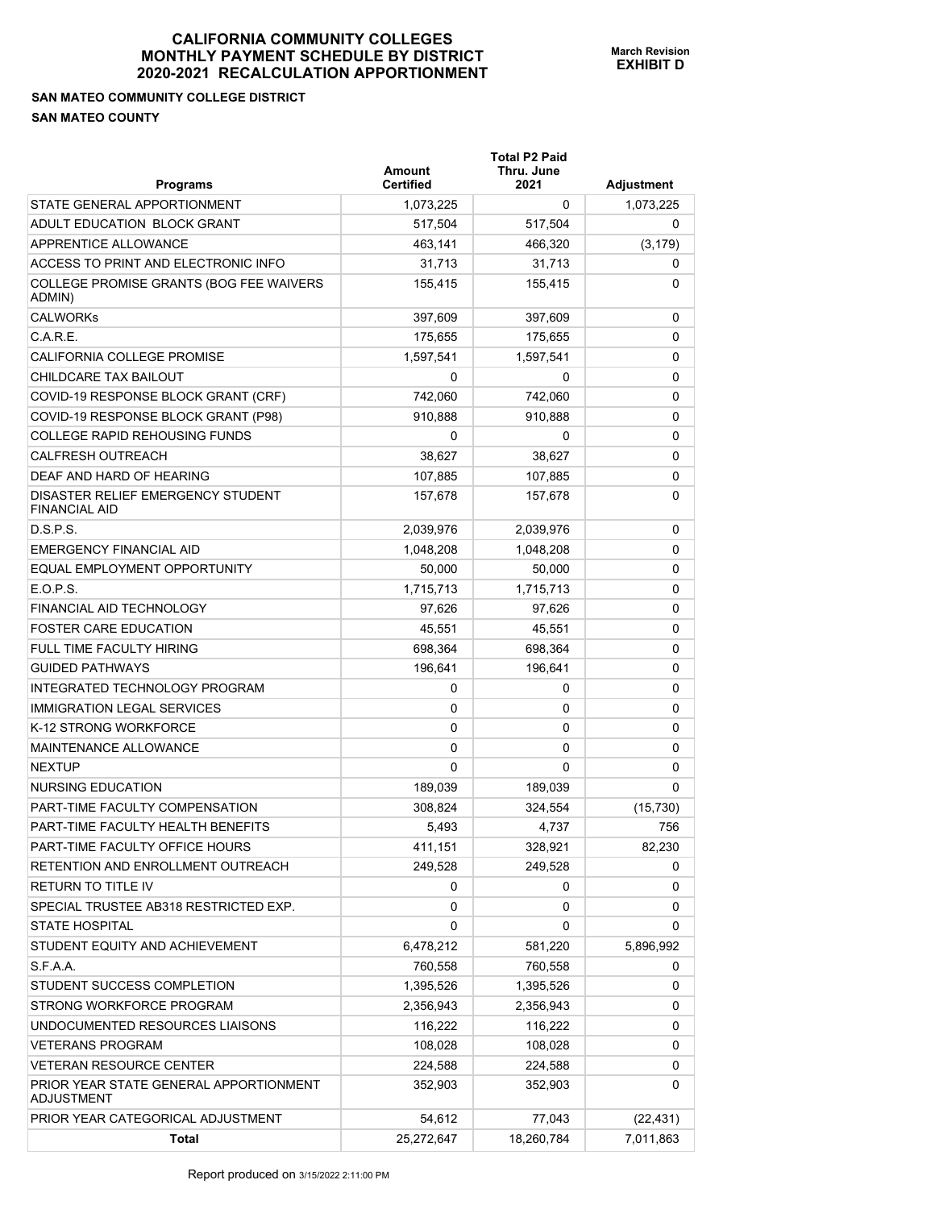# CALIFORNIA COMMUNITY COLLEGES
# MONTHLY PAYMENT SCHEDULE BY DISTRICT
# 2020-2021 RECALCULATION APPORTIONMENT

**March Revision**
**EXHIBIT D**

**SAN MATEO COMMUNITY COLLEGE DISTRICT**
**SAN MATEO COUNTY**

| Programs | Amount Certified | Total P2 Paid Thru. June 2021 | Adjustment |
|---|---|---|---|
| STATE GENERAL APPORTIONMENT | 1,073,225 | 0 | 1,073,225 |
| ADULT EDUCATION BLOCK GRANT | 517,504 | 517,504 | 0 |
| APPRENTICE ALLOWANCE | 463,141 | 466,320 | (3,179) |
| ACCESS TO PRINT AND ELECTRONIC INFO | 31,713 | 31,713 | 0 |
| COLLEGE PROMISE GRANTS (BOG FEE WAIVERS ADMIN) | 155,415 | 155,415 | 0 |
| CALWORKs | 397,609 | 397,609 | 0 |
| C.A.R.E. | 175,655 | 175,655 | 0 |
| CALIFORNIA COLLEGE PROMISE | 1,597,541 | 1,597,541 | 0 |
| CHILDCARE TAX BAILOUT | 0 | 0 | 0 |
| COVID-19 RESPONSE BLOCK GRANT (CRF) | 742,060 | 742,060 | 0 |
| COVID-19 RESPONSE BLOCK GRANT (P98) | 910,888 | 910,888 | 0 |
| COLLEGE RAPID REHOUSING FUNDS | 0 | 0 | 0 |
| CALFRESH OUTREACH | 38,627 | 38,627 | 0 |
| DEAF AND HARD OF HEARING | 107,885 | 107,885 | 0 |
| DISASTER RELIEF EMERGENCY STUDENT FINANCIAL AID | 157,678 | 157,678 | 0 |
| D.S.P.S. | 2,039,976 | 2,039,976 | 0 |
| EMERGENCY FINANCIAL AID | 1,048,208 | 1,048,208 | 0 |
| EQUAL EMPLOYMENT OPPORTUNITY | 50,000 | 50,000 | 0 |
| E.O.P.S. | 1,715,713 | 1,715,713 | 0 |
| FINANCIAL AID TECHNOLOGY | 97,626 | 97,626 | 0 |
| FOSTER CARE EDUCATION | 45,551 | 45,551 | 0 |
| FULL TIME FACULTY HIRING | 698,364 | 698,364 | 0 |
| GUIDED PATHWAYS | 196,641 | 196,641 | 0 |
| INTEGRATED TECHNOLOGY PROGRAM | 0 | 0 | 0 |
| IMMIGRATION LEGAL SERVICES | 0 | 0 | 0 |
| K-12 STRONG WORKFORCE | 0 | 0 | 0 |
| MAINTENANCE ALLOWANCE | 0 | 0 | 0 |
| NEXTUP | 0 | 0 | 0 |
| NURSING EDUCATION | 189,039 | 189,039 | 0 |
| PART-TIME FACULTY COMPENSATION | 308,824 | 324,554 | (15,730) |
| PART-TIME FACULTY HEALTH BENEFITS | 5,493 | 4,737 | 756 |
| PART-TIME FACULTY OFFICE HOURS | 411,151 | 328,921 | 82,230 |
| RETENTION AND ENROLLMENT OUTREACH | 249,528 | 249,528 | 0 |
| RETURN TO TITLE IV | 0 | 0 | 0 |
| SPECIAL TRUSTEE AB318 RESTRICTED EXP. | 0 | 0 | 0 |
| STATE HOSPITAL | 0 | 0 | 0 |
| STUDENT EQUITY AND ACHIEVEMENT | 6,478,212 | 581,220 | 5,896,992 |
| S.F.A.A. | 760,558 | 760,558 | 0 |
| STUDENT SUCCESS COMPLETION | 1,395,526 | 1,395,526 | 0 |
| STRONG WORKFORCE PROGRAM | 2,356,943 | 2,356,943 | 0 |
| UNDOCUMENTED RESOURCES LIAISONS | 116,222 | 116,222 | 0 |
| VETERANS PROGRAM | 108,028 | 108,028 | 0 |
| VETERAN RESOURCE CENTER | 224,588 | 224,588 | 0 |
| PRIOR YEAR STATE GENERAL APPORTIONMENT ADJUSTMENT | 352,903 | 352,903 | 0 |
| PRIOR YEAR CATEGORICAL ADJUSTMENT | 54,612 | 77,043 | (22,431) |
| **Total** | 25,272,647 | 18,260,784 | 7,011,863 |

Report produced on 3/15/2022 2:11:00 PM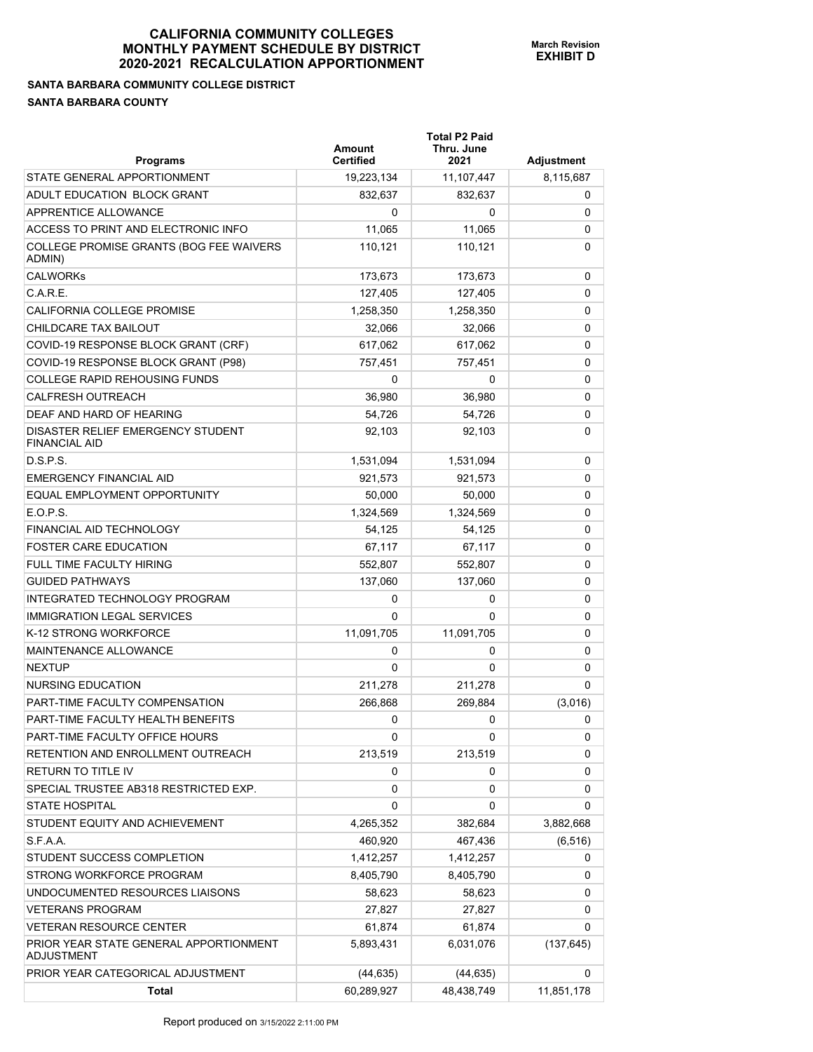# CALIFORNIA COMMUNITY COLLEGES
# MONTHLY PAYMENT SCHEDULE BY DISTRICT
# 2020-2021 RECALCULATION APPORTIONMENT

**March Revision**
**EXHIBIT D**

**SANTA BARBARA COMMUNITY COLLEGE DISTRICT**

**SANTA BARBARA COUNTY**

| Programs | Amount Certified | Total P2 Paid Thru. June 2021 | Adjustment |
|---|---|---|---|
| STATE GENERAL APPORTIONMENT | 19,223,134 | 11,107,447 | 8,115,687 |
| ADULT EDUCATION BLOCK GRANT | 832,637 | 832,637 | 0 |
| APPRENTICE ALLOWANCE | 0 | 0 | 0 |
| ACCESS TO PRINT AND ELECTRONIC INFO | 11,065 | 11,065 | 0 |
| COLLEGE PROMISE GRANTS (BOG FEE WAIVERS ADMIN) | 110,121 | 110,121 | 0 |
| CALWORKs | 173,673 | 173,673 | 0 |
| C.A.R.E. | 127,405 | 127,405 | 0 |
| CALIFORNIA COLLEGE PROMISE | 1,258,350 | 1,258,350 | 0 |
| CHILDCARE TAX BAILOUT | 32,066 | 32,066 | 0 |
| COVID-19 RESPONSE BLOCK GRANT (CRF) | 617,062 | 617,062 | 0 |
| COVID-19 RESPONSE BLOCK GRANT (P98) | 757,451 | 757,451 | 0 |
| COLLEGE RAPID REHOUSING FUNDS | 0 | 0 | 0 |
| CALFRESH OUTREACH | 36,980 | 36,980 | 0 |
| DEAF AND HARD OF HEARING | 54,726 | 54,726 | 0 |
| DISASTER RELIEF EMERGENCY STUDENT FINANCIAL AID | 92,103 | 92,103 | 0 |
| D.S.P.S. | 1,531,094 | 1,531,094 | 0 |
| EMERGENCY FINANCIAL AID | 921,573 | 921,573 | 0 |
| EQUAL EMPLOYMENT OPPORTUNITY | 50,000 | 50,000 | 0 |
| E.O.P.S. | 1,324,569 | 1,324,569 | 0 |
| FINANCIAL AID TECHNOLOGY | 54,125 | 54,125 | 0 |
| FOSTER CARE EDUCATION | 67,117 | 67,117 | 0 |
| FULL TIME FACULTY HIRING | 552,807 | 552,807 | 0 |
| GUIDED PATHWAYS | 137,060 | 137,060 | 0 |
| INTEGRATED TECHNOLOGY PROGRAM | 0 | 0 | 0 |
| IMMIGRATION LEGAL SERVICES | 0 | 0 | 0 |
| K-12 STRONG WORKFORCE | 11,091,705 | 11,091,705 | 0 |
| MAINTENANCE ALLOWANCE | 0 | 0 | 0 |
| NEXTUP | 0 | 0 | 0 |
| NURSING EDUCATION | 211,278 | 211,278 | 0 |
| PART-TIME FACULTY COMPENSATION | 266,868 | 269,884 | (3,016) |
| PART-TIME FACULTY HEALTH BENEFITS | 0 | 0 | 0 |
| PART-TIME FACULTY OFFICE HOURS | 0 | 0 | 0 |
| RETENTION AND ENROLLMENT OUTREACH | 213,519 | 213,519 | 0 |
| RETURN TO TITLE IV | 0 | 0 | 0 |
| SPECIAL TRUSTEE AB318 RESTRICTED EXP. | 0 | 0 | 0 |
| STATE HOSPITAL | 0 | 0 | 0 |
| STUDENT EQUITY AND ACHIEVEMENT | 4,265,352 | 382,684 | 3,882,668 |
| S.F.A.A. | 460,920 | 467,436 | (6,516) |
| STUDENT SUCCESS COMPLETION | 1,412,257 | 1,412,257 | 0 |
| STRONG WORKFORCE PROGRAM | 8,405,790 | 8,405,790 | 0 |
| UNDOCUMENTED RESOURCES LIAISONS | 58,623 | 58,623 | 0 |
| VETERANS PROGRAM | 27,827 | 27,827 | 0 |
| VETERAN RESOURCE CENTER | 61,874 | 61,874 | 0 |
| PRIOR YEAR STATE GENERAL APPORTIONMENT ADJUSTMENT | 5,893,431 | 6,031,076 | (137,645) |
| PRIOR YEAR CATEGORICAL ADJUSTMENT | (44,635) | (44,635) | 0 |
| **Total** | 60,289,927 | 48,438,749 | 11,851,178 |

Report produced on 3/15/2022 2:11:00 PM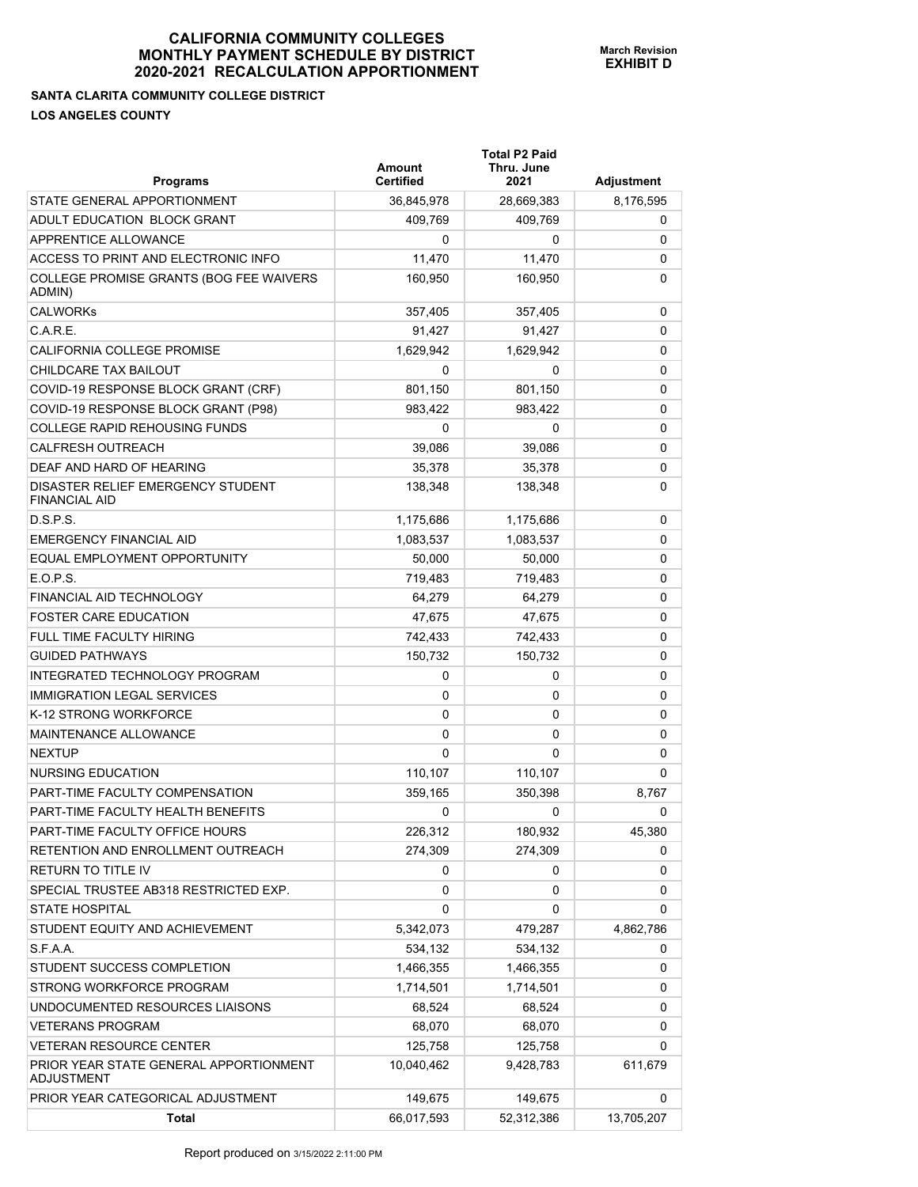# CALIFORNIA COMMUNITY COLLEGES
# MONTHLY PAYMENT SCHEDULE BY DISTRICT
# 2020-2021 RECALCULATION APPORTIONMENT

**March Revision**
**EXHIBIT D**

**SANTA CLARITA COMMUNITY COLLEGE DISTRICT**

**LOS ANGELES COUNTY**

| Programs | Amount Certified | Total P2 Paid Thru. June 2021 | Adjustment |
|---|---|---|---|
| STATE GENERAL APPORTIONMENT | 36,845,978 | 28,669,383 | 8,176,595 |
| ADULT EDUCATION BLOCK GRANT | 409,769 | 409,769 | 0 |
| APPRENTICE ALLOWANCE | 0 | 0 | 0 |
| ACCESS TO PRINT AND ELECTRONIC INFO | 11,470 | 11,470 | 0 |
| COLLEGE PROMISE GRANTS (BOG FEE WAIVERS ADMIN) | 160,950 | 160,950 | 0 |
| CALWORKs | 357,405 | 357,405 | 0 |
| C.A.R.E. | 91,427 | 91,427 | 0 |
| CALIFORNIA COLLEGE PROMISE | 1,629,942 | 1,629,942 | 0 |
| CHILDCARE TAX BAILOUT | 0 | 0 | 0 |
| COVID-19 RESPONSE BLOCK GRANT (CRF) | 801,150 | 801,150 | 0 |
| COVID-19 RESPONSE BLOCK GRANT (P98) | 983,422 | 983,422 | 0 |
| COLLEGE RAPID REHOUSING FUNDS | 0 | 0 | 0 |
| CALFRESH OUTREACH | 39,086 | 39,086 | 0 |
| DEAF AND HARD OF HEARING | 35,378 | 35,378 | 0 |
| DISASTER RELIEF EMERGENCY STUDENT FINANCIAL AID | 138,348 | 138,348 | 0 |
| D.S.P.S. | 1,175,686 | 1,175,686 | 0 |
| EMERGENCY FINANCIAL AID | 1,083,537 | 1,083,537 | 0 |
| EQUAL EMPLOYMENT OPPORTUNITY | 50,000 | 50,000 | 0 |
| E.O.P.S. | 719,483 | 719,483 | 0 |
| FINANCIAL AID TECHNOLOGY | 64,279 | 64,279 | 0 |
| FOSTER CARE EDUCATION | 47,675 | 47,675 | 0 |
| FULL TIME FACULTY HIRING | 742,433 | 742,433 | 0 |
| GUIDED PATHWAYS | 150,732 | 150,732 | 0 |
| INTEGRATED TECHNOLOGY PROGRAM | 0 | 0 | 0 |
| IMMIGRATION LEGAL SERVICES | 0 | 0 | 0 |
| K-12 STRONG WORKFORCE | 0 | 0 | 0 |
| MAINTENANCE ALLOWANCE | 0 | 0 | 0 |
| NEXTUP | 0 | 0 | 0 |
| NURSING EDUCATION | 110,107 | 110,107 | 0 |
| PART-TIME FACULTY COMPENSATION | 359,165 | 350,398 | 8,767 |
| PART-TIME FACULTY HEALTH BENEFITS | 0 | 0 | 0 |
| PART-TIME FACULTY OFFICE HOURS | 226,312 | 180,932 | 45,380 |
| RETENTION AND ENROLLMENT OUTREACH | 274,309 | 274,309 | 0 |
| RETURN TO TITLE IV | 0 | 0 | 0 |
| SPECIAL TRUSTEE AB318 RESTRICTED EXP. | 0 | 0 | 0 |
| STATE HOSPITAL | 0 | 0 | 0 |
| STUDENT EQUITY AND ACHIEVEMENT | 5,342,073 | 479,287 | 4,862,786 |
| S.F.A.A. | 534,132 | 534,132 | 0 |
| STUDENT SUCCESS COMPLETION | 1,466,355 | 1,466,355 | 0 |
| STRONG WORKFORCE PROGRAM | 1,714,501 | 1,714,501 | 0 |
| UNDOCUMENTED RESOURCES LIAISONS | 68,524 | 68,524 | 0 |
| VETERANS PROGRAM | 68,070 | 68,070 | 0 |
| VETERAN RESOURCE CENTER | 125,758 | 125,758 | 0 |
| PRIOR YEAR STATE GENERAL APPORTIONMENT ADJUSTMENT | 10,040,462 | 9,428,783 | 611,679 |
| PRIOR YEAR CATEGORICAL ADJUSTMENT | 149,675 | 149,675 | 0 |
| **Total** | 66,017,593 | 52,312,386 | 13,705,207 |

Report produced on 3/15/2022 2:11:00 PM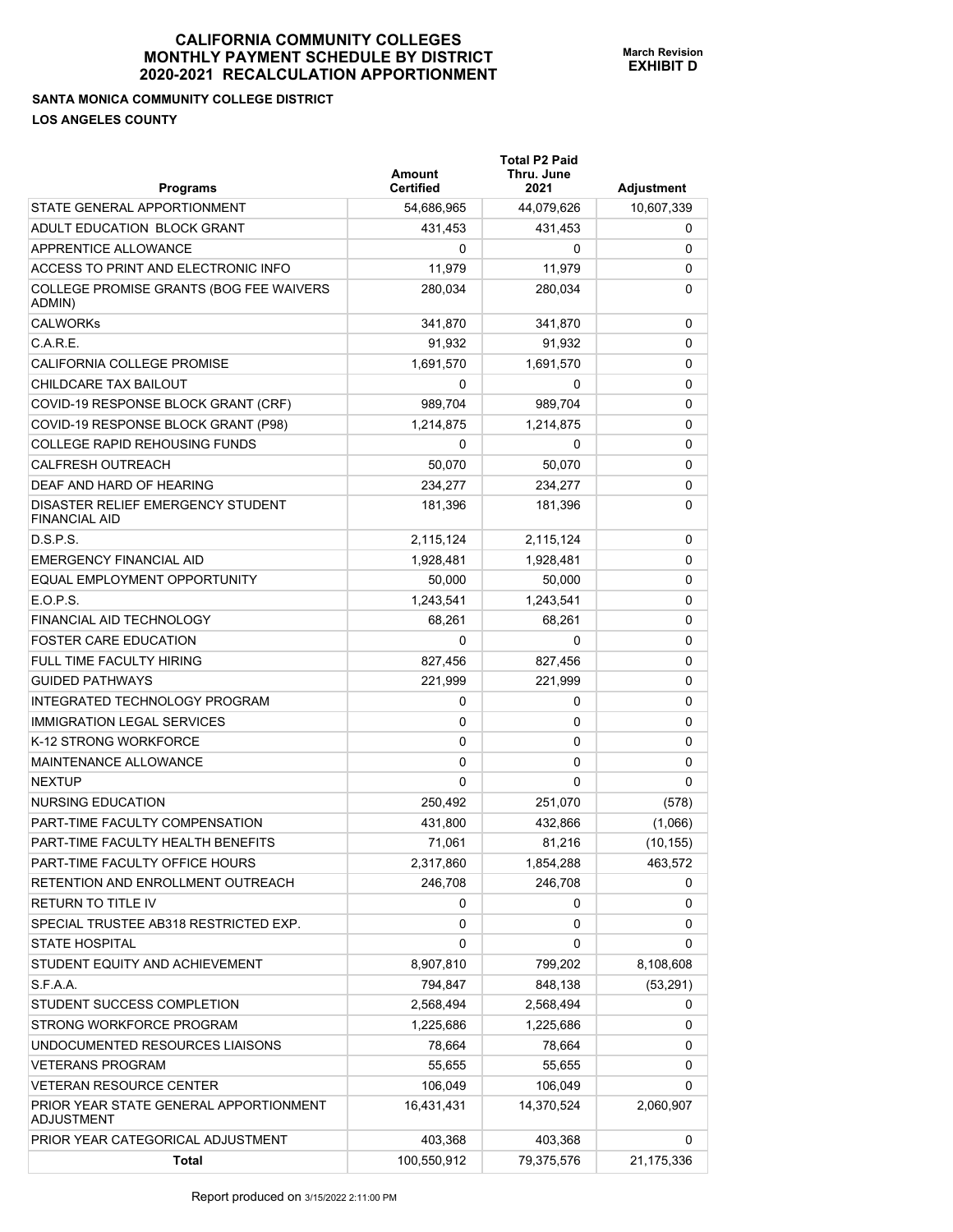# CALIFORNIA COMMUNITY COLLEGES
# MONTHLY PAYMENT SCHEDULE BY DISTRICT
# 2020-2021 RECALCULATION APPORTIONMENT

**March Revision**
**EXHIBIT D**

**SANTA MONICA COMMUNITY COLLEGE DISTRICT**

**LOS ANGELES COUNTY**

| Programs | Amount Certified | Total P2 Paid Thru. June 2021 | Adjustment |
|---|---|---|---|
| STATE GENERAL APPORTIONMENT | 54,686,965 | 44,079,626 | 10,607,339 |
| ADULT EDUCATION BLOCK GRANT | 431,453 | 431,453 | 0 |
| APPRENTICE ALLOWANCE | 0 | 0 | 0 |
| ACCESS TO PRINT AND ELECTRONIC INFO | 11,979 | 11,979 | 0 |
| COLLEGE PROMISE GRANTS (BOG FEE WAIVERS ADMIN) | 280,034 | 280,034 | 0 |
| CALWORKs | 341,870 | 341,870 | 0 |
| C.A.R.E. | 91,932 | 91,932 | 0 |
| CALIFORNIA COLLEGE PROMISE | 1,691,570 | 1,691,570 | 0 |
| CHILDCARE TAX BAILOUT | 0 | 0 | 0 |
| COVID-19 RESPONSE BLOCK GRANT (CRF) | 989,704 | 989,704 | 0 |
| COVID-19 RESPONSE BLOCK GRANT (P98) | 1,214,875 | 1,214,875 | 0 |
| COLLEGE RAPID REHOUSING FUNDS | 0 | 0 | 0 |
| CALFRESH OUTREACH | 50,070 | 50,070 | 0 |
| DEAF AND HARD OF HEARING | 234,277 | 234,277 | 0 |
| DISASTER RELIEF EMERGENCY STUDENT FINANCIAL AID | 181,396 | 181,396 | 0 |
| D.S.P.S. | 2,115,124 | 2,115,124 | 0 |
| EMERGENCY FINANCIAL AID | 1,928,481 | 1,928,481 | 0 |
| EQUAL EMPLOYMENT OPPORTUNITY | 50,000 | 50,000 | 0 |
| E.O.P.S. | 1,243,541 | 1,243,541 | 0 |
| FINANCIAL AID TECHNOLOGY | 68,261 | 68,261 | 0 |
| FOSTER CARE EDUCATION | 0 | 0 | 0 |
| FULL TIME FACULTY HIRING | 827,456 | 827,456 | 0 |
| GUIDED PATHWAYS | 221,999 | 221,999 | 0 |
| INTEGRATED TECHNOLOGY PROGRAM | 0 | 0 | 0 |
| IMMIGRATION LEGAL SERVICES | 0 | 0 | 0 |
| K-12 STRONG WORKFORCE | 0 | 0 | 0 |
| MAINTENANCE ALLOWANCE | 0 | 0 | 0 |
| NEXTUP | 0 | 0 | 0 |
| NURSING EDUCATION | 250,492 | 251,070 | (578) |
| PART-TIME FACULTY COMPENSATION | 431,800 | 432,866 | (1,066) |
| PART-TIME FACULTY HEALTH BENEFITS | 71,061 | 81,216 | (10,155) |
| PART-TIME FACULTY OFFICE HOURS | 2,317,860 | 1,854,288 | 463,572 |
| RETENTION AND ENROLLMENT OUTREACH | 246,708 | 246,708 | 0 |
| RETURN TO TITLE IV | 0 | 0 | 0 |
| SPECIAL TRUSTEE AB318 RESTRICTED EXP. | 0 | 0 | 0 |
| STATE HOSPITAL | 0 | 0 | 0 |
| STUDENT EQUITY AND ACHIEVEMENT | 8,907,810 | 799,202 | 8,108,608 |
| S.F.A.A. | 794,847 | 848,138 | (53,291) |
| STUDENT SUCCESS COMPLETION | 2,568,494 | 2,568,494 | 0 |
| STRONG WORKFORCE PROGRAM | 1,225,686 | 1,225,686 | 0 |
| UNDOCUMENTED RESOURCES LIAISONS | 78,664 | 78,664 | 0 |
| VETERANS PROGRAM | 55,655 | 55,655 | 0 |
| VETERAN RESOURCE CENTER | 106,049 | 106,049 | 0 |
| PRIOR YEAR STATE GENERAL APPORTIONMENT ADJUSTMENT | 16,431,431 | 14,370,524 | 2,060,907 |
| PRIOR YEAR CATEGORICAL ADJUSTMENT | 403,368 | 403,368 | 0 |
| **Total** | 100,550,912 | 79,375,576 | 21,175,336 |

Report produced on 3/15/2022 2:11:00 PM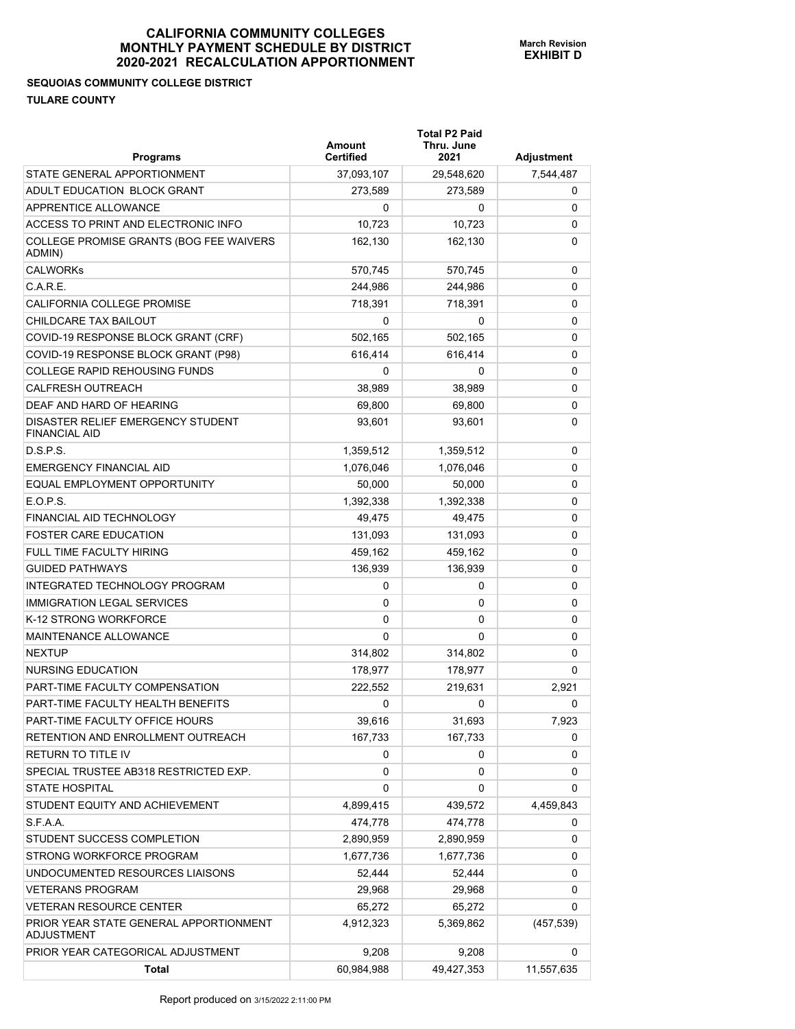# CALIFORNIA COMMUNITY COLLEGES
# MONTHLY PAYMENT SCHEDULE BY DISTRICT
# 2020-2021 RECALCULATION APPORTIONMENT

**March Revision**
**EXHIBIT D**

**SEQUOIAS COMMUNITY COLLEGE DISTRICT**

**TULARE COUNTY**

| Programs | Amount Certified | Total P2 Paid Thru. June 2021 | Adjustment |
|---|---|---|---|
| STATE GENERAL APPORTIONMENT | 37,093,107 | 29,548,620 | 7,544,487 |
| ADULT EDUCATION BLOCK GRANT | 273,589 | 273,589 | 0 |
| APPRENTICE ALLOWANCE | 0 | 0 | 0 |
| ACCESS TO PRINT AND ELECTRONIC INFO | 10,723 | 10,723 | 0 |
| COLLEGE PROMISE GRANTS (BOG FEE WAIVERS ADMIN) | 162,130 | 162,130 | 0 |
| CALWORKs | 570,745 | 570,745 | 0 |
| C.A.R.E. | 244,986 | 244,986 | 0 |
| CALIFORNIA COLLEGE PROMISE | 718,391 | 718,391 | 0 |
| CHILDCARE TAX BAILOUT | 0 | 0 | 0 |
| COVID-19 RESPONSE BLOCK GRANT (CRF) | 502,165 | 502,165 | 0 |
| COVID-19 RESPONSE BLOCK GRANT (P98) | 616,414 | 616,414 | 0 |
| COLLEGE RAPID REHOUSING FUNDS | 0 | 0 | 0 |
| CALFRESH OUTREACH | 38,989 | 38,989 | 0 |
| DEAF AND HARD OF HEARING | 69,800 | 69,800 | 0 |
| DISASTER RELIEF EMERGENCY STUDENT FINANCIAL AID | 93,601 | 93,601 | 0 |
| D.S.P.S. | 1,359,512 | 1,359,512 | 0 |
| EMERGENCY FINANCIAL AID | 1,076,046 | 1,076,046 | 0 |
| EQUAL EMPLOYMENT OPPORTUNITY | 50,000 | 50,000 | 0 |
| E.O.P.S. | 1,392,338 | 1,392,338 | 0 |
| FINANCIAL AID TECHNOLOGY | 49,475 | 49,475 | 0 |
| FOSTER CARE EDUCATION | 131,093 | 131,093 | 0 |
| FULL TIME FACULTY HIRING | 459,162 | 459,162 | 0 |
| GUIDED PATHWAYS | 136,939 | 136,939 | 0 |
| INTEGRATED TECHNOLOGY PROGRAM | 0 | 0 | 0 |
| IMMIGRATION LEGAL SERVICES | 0 | 0 | 0 |
| K-12 STRONG WORKFORCE | 0 | 0 | 0 |
| MAINTENANCE ALLOWANCE | 0 | 0 | 0 |
| NEXTUP | 314,802 | 314,802 | 0 |
| NURSING EDUCATION | 178,977 | 178,977 | 0 |
| PART-TIME FACULTY COMPENSATION | 222,552 | 219,631 | 2,921 |
| PART-TIME FACULTY HEALTH BENEFITS | 0 | 0 | 0 |
| PART-TIME FACULTY OFFICE HOURS | 39,616 | 31,693 | 7,923 |
| RETENTION AND ENROLLMENT OUTREACH | 167,733 | 167,733 | 0 |
| RETURN TO TITLE IV | 0 | 0 | 0 |
| SPECIAL TRUSTEE AB318 RESTRICTED EXP. | 0 | 0 | 0 |
| STATE HOSPITAL | 0 | 0 | 0 |
| STUDENT EQUITY AND ACHIEVEMENT | 4,899,415 | 439,572 | 4,459,843 |
| S.F.A.A. | 474,778 | 474,778 | 0 |
| STUDENT SUCCESS COMPLETION | 2,890,959 | 2,890,959 | 0 |
| STRONG WORKFORCE PROGRAM | 1,677,736 | 1,677,736 | 0 |
| UNDOCUMENTED RESOURCES LIAISONS | 52,444 | 52,444 | 0 |
| VETERANS PROGRAM | 29,968 | 29,968 | 0 |
| VETERAN RESOURCE CENTER | 65,272 | 65,272 | 0 |
| PRIOR YEAR STATE GENERAL APPORTIONMENT ADJUSTMENT | 4,912,323 | 5,369,862 | (457,539) |
| PRIOR YEAR CATEGORICAL ADJUSTMENT | 9,208 | 9,208 | 0 |
| **Total** | 60,984,988 | 49,427,353 | 11,557,635 |

Report produced on 3/15/2022 2:11:00 PM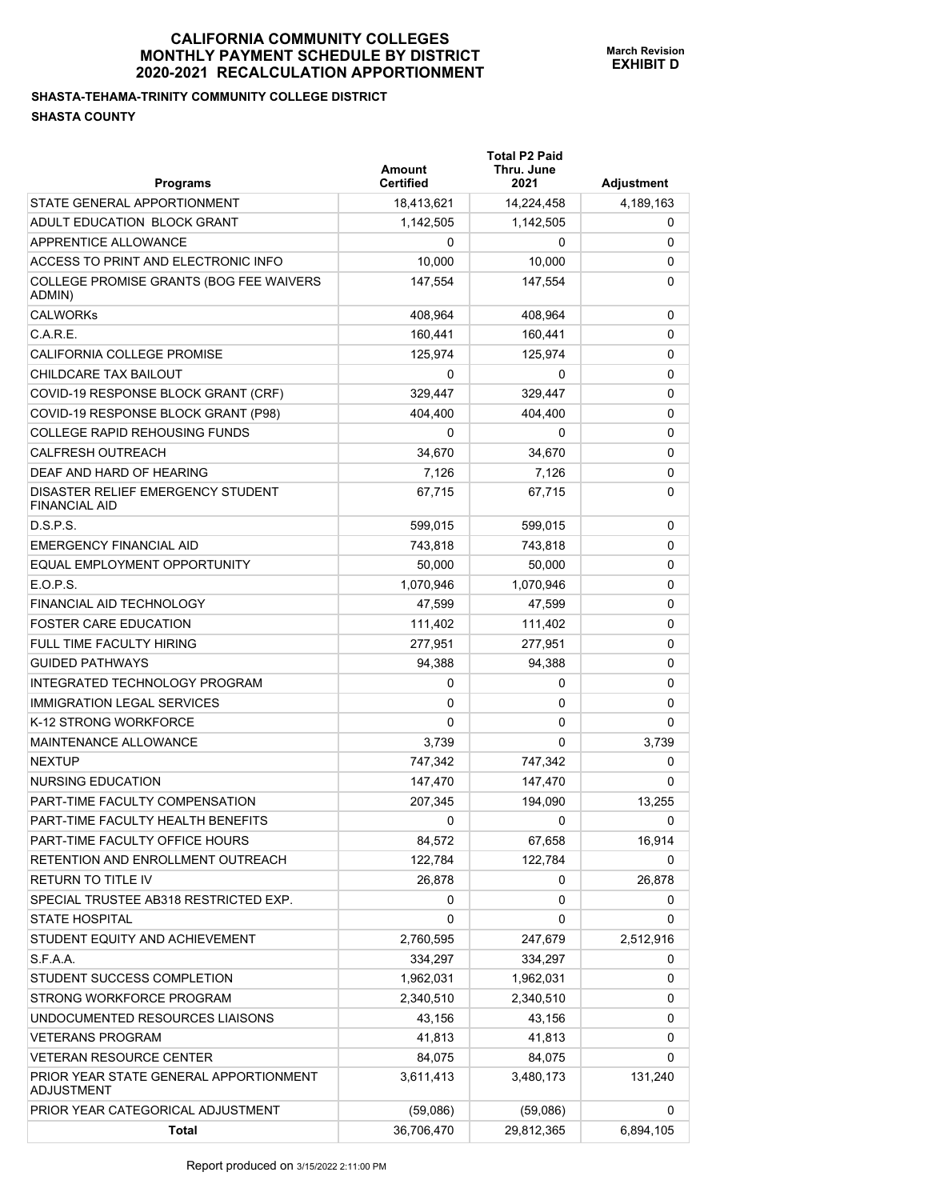# CALIFORNIA COMMUNITY COLLEGES
# MONTHLY PAYMENT SCHEDULE BY DISTRICT
# 2020-2021 RECALCULATION APPORTIONMENT

**March Revision**
**EXHIBIT D**

**SHASTA-TEHAMA-TRINITY COMMUNITY COLLEGE DISTRICT**

**SHASTA COUNTY**

| Programs | Amount Certified | Total P2 Paid Thru. June 2021 | Adjustment |
|---|---|---|---|
| STATE GENERAL APPORTIONMENT | 18,413,621 | 14,224,458 | 4,189,163 |
| ADULT EDUCATION BLOCK GRANT | 1,142,505 | 1,142,505 | 0 |
| APPRENTICE ALLOWANCE | 0 | 0 | 0 |
| ACCESS TO PRINT AND ELECTRONIC INFO | 10,000 | 10,000 | 0 |
| COLLEGE PROMISE GRANTS (BOG FEE WAIVERS ADMIN) | 147,554 | 147,554 | 0 |
| CALWORKs | 408,964 | 408,964 | 0 |
| C.A.R.E. | 160,441 | 160,441 | 0 |
| CALIFORNIA COLLEGE PROMISE | 125,974 | 125,974 | 0 |
| CHILDCARE TAX BAILOUT | 0 | 0 | 0 |
| COVID-19 RESPONSE BLOCK GRANT (CRF) | 329,447 | 329,447 | 0 |
| COVID-19 RESPONSE BLOCK GRANT (P98) | 404,400 | 404,400 | 0 |
| COLLEGE RAPID REHOUSING FUNDS | 0 | 0 | 0 |
| CALFRESH OUTREACH | 34,670 | 34,670 | 0 |
| DEAF AND HARD OF HEARING | 7,126 | 7,126 | 0 |
| DISASTER RELIEF EMERGENCY STUDENT FINANCIAL AID | 67,715 | 67,715 | 0 |
| D.S.P.S. | 599,015 | 599,015 | 0 |
| EMERGENCY FINANCIAL AID | 743,818 | 743,818 | 0 |
| EQUAL EMPLOYMENT OPPORTUNITY | 50,000 | 50,000 | 0 |
| E.O.P.S. | 1,070,946 | 1,070,946 | 0 |
| FINANCIAL AID TECHNOLOGY | 47,599 | 47,599 | 0 |
| FOSTER CARE EDUCATION | 111,402 | 111,402 | 0 |
| FULL TIME FACULTY HIRING | 277,951 | 277,951 | 0 |
| GUIDED PATHWAYS | 94,388 | 94,388 | 0 |
| INTEGRATED TECHNOLOGY PROGRAM | 0 | 0 | 0 |
| IMMIGRATION LEGAL SERVICES | 0 | 0 | 0 |
| K-12 STRONG WORKFORCE | 0 | 0 | 0 |
| MAINTENANCE ALLOWANCE | 3,739 | 0 | 3,739 |
| NEXTUP | 747,342 | 747,342 | 0 |
| NURSING EDUCATION | 147,470 | 147,470 | 0 |
| PART-TIME FACULTY COMPENSATION | 207,345 | 194,090 | 13,255 |
| PART-TIME FACULTY HEALTH BENEFITS | 0 | 0 | 0 |
| PART-TIME FACULTY OFFICE HOURS | 84,572 | 67,658 | 16,914 |
| RETENTION AND ENROLLMENT OUTREACH | 122,784 | 122,784 | 0 |
| RETURN TO TITLE IV | 26,878 | 0 | 26,878 |
| SPECIAL TRUSTEE AB318 RESTRICTED EXP. | 0 | 0 | 0 |
| STATE HOSPITAL | 0 | 0 | 0 |
| STUDENT EQUITY AND ACHIEVEMENT | 2,760,595 | 247,679 | 2,512,916 |
| S.F.A.A. | 334,297 | 334,297 | 0 |
| STUDENT SUCCESS COMPLETION | 1,962,031 | 1,962,031 | 0 |
| STRONG WORKFORCE PROGRAM | 2,340,510 | 2,340,510 | 0 |
| UNDOCUMENTED RESOURCES LIAISONS | 43,156 | 43,156 | 0 |
| VETERANS PROGRAM | 41,813 | 41,813 | 0 |
| VETERAN RESOURCE CENTER | 84,075 | 84,075 | 0 |
| PRIOR YEAR STATE GENERAL APPORTIONMENT ADJUSTMENT | 3,611,413 | 3,480,173 | 131,240 |
| PRIOR YEAR CATEGORICAL ADJUSTMENT | (59,086) | (59,086) | 0 |
| **Total** | 36,706,470 | 29,812,365 | 6,894,105 |

Report produced on 3/15/2022 2:11:00 PM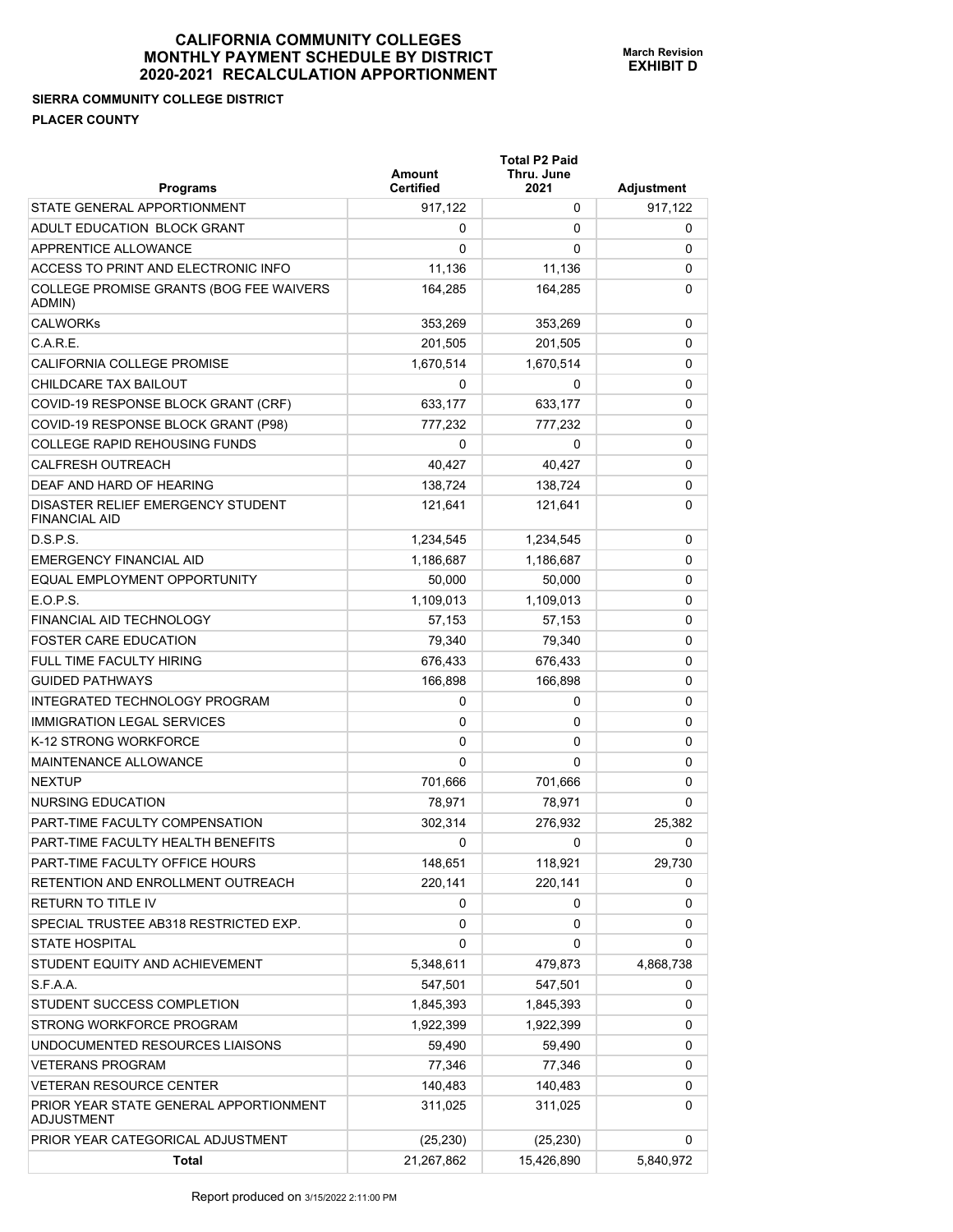# CALIFORNIA COMMUNITY COLLEGES MONTHLY PAYMENT SCHEDULE BY DISTRICT 2020-2021 RECALCULATION APPORTIONMENT

**March Revision EXHIBIT D**

**SIERRA COMMUNITY COLLEGE DISTRICT**

**PLACER COUNTY**

| Programs | Amount Certified | Total P2 Paid Thru. June 2021 | Adjustment |
|---|---|---|---|
| STATE GENERAL APPORTIONMENT | 917,122 | 0 | 917,122 |
| ADULT EDUCATION BLOCK GRANT | 0 | 0 | 0 |
| APPRENTICE ALLOWANCE | 0 | 0 | 0 |
| ACCESS TO PRINT AND ELECTRONIC INFO | 11,136 | 11,136 | 0 |
| COLLEGE PROMISE GRANTS (BOG FEE WAIVERS ADMIN) | 164,285 | 164,285 | 0 |
| CALWORKs | 353,269 | 353,269 | 0 |
| C.A.R.E. | 201,505 | 201,505 | 0 |
| CALIFORNIA COLLEGE PROMISE | 1,670,514 | 1,670,514 | 0 |
| CHILDCARE TAX BAILOUT | 0 | 0 | 0 |
| COVID-19 RESPONSE BLOCK GRANT (CRF) | 633,177 | 633,177 | 0 |
| COVID-19 RESPONSE BLOCK GRANT (P98) | 777,232 | 777,232 | 0 |
| COLLEGE RAPID REHOUSING FUNDS | 0 | 0 | 0 |
| CALFRESH OUTREACH | 40,427 | 40,427 | 0 |
| DEAF AND HARD OF HEARING | 138,724 | 138,724 | 0 |
| DISASTER RELIEF EMERGENCY STUDENT FINANCIAL AID | 121,641 | 121,641 | 0 |
| D.S.P.S. | 1,234,545 | 1,234,545 | 0 |
| EMERGENCY FINANCIAL AID | 1,186,687 | 1,186,687 | 0 |
| EQUAL EMPLOYMENT OPPORTUNITY | 50,000 | 50,000 | 0 |
| E.O.P.S. | 1,109,013 | 1,109,013 | 0 |
| FINANCIAL AID TECHNOLOGY | 57,153 | 57,153 | 0 |
| FOSTER CARE EDUCATION | 79,340 | 79,340 | 0 |
| FULL TIME FACULTY HIRING | 676,433 | 676,433 | 0 |
| GUIDED PATHWAYS | 166,898 | 166,898 | 0 |
| INTEGRATED TECHNOLOGY PROGRAM | 0 | 0 | 0 |
| IMMIGRATION LEGAL SERVICES | 0 | 0 | 0 |
| K-12 STRONG WORKFORCE | 0 | 0 | 0 |
| MAINTENANCE ALLOWANCE | 0 | 0 | 0 |
| NEXTUP | 701,666 | 701,666 | 0 |
| NURSING EDUCATION | 78,971 | 78,971 | 0 |
| PART-TIME FACULTY COMPENSATION | 302,314 | 276,932 | 25,382 |
| PART-TIME FACULTY HEALTH BENEFITS | 0 | 0 | 0 |
| PART-TIME FACULTY OFFICE HOURS | 148,651 | 118,921 | 29,730 |
| RETENTION AND ENROLLMENT OUTREACH | 220,141 | 220,141 | 0 |
| RETURN TO TITLE IV | 0 | 0 | 0 |
| SPECIAL TRUSTEE AB318 RESTRICTED EXP. | 0 | 0 | 0 |
| STATE HOSPITAL | 0 | 0 | 0 |
| STUDENT EQUITY AND ACHIEVEMENT | 5,348,611 | 479,873 | 4,868,738 |
| S.F.A.A. | 547,501 | 547,501 | 0 |
| STUDENT SUCCESS COMPLETION | 1,845,393 | 1,845,393 | 0 |
| STRONG WORKFORCE PROGRAM | 1,922,399 | 1,922,399 | 0 |
| UNDOCUMENTED RESOURCES LIAISONS | 59,490 | 59,490 | 0 |
| VETERANS PROGRAM | 77,346 | 77,346 | 0 |
| VETERAN RESOURCE CENTER | 140,483 | 140,483 | 0 |
| PRIOR YEAR STATE GENERAL APPORTIONMENT ADJUSTMENT | 311,025 | 311,025 | 0 |
| PRIOR YEAR CATEGORICAL ADJUSTMENT | (25,230) | (25,230) | 0 |
| **Total** | 21,267,862 | 15,426,890 | 5,840,972 |

Report produced on 3/15/2022 2:11:00 PM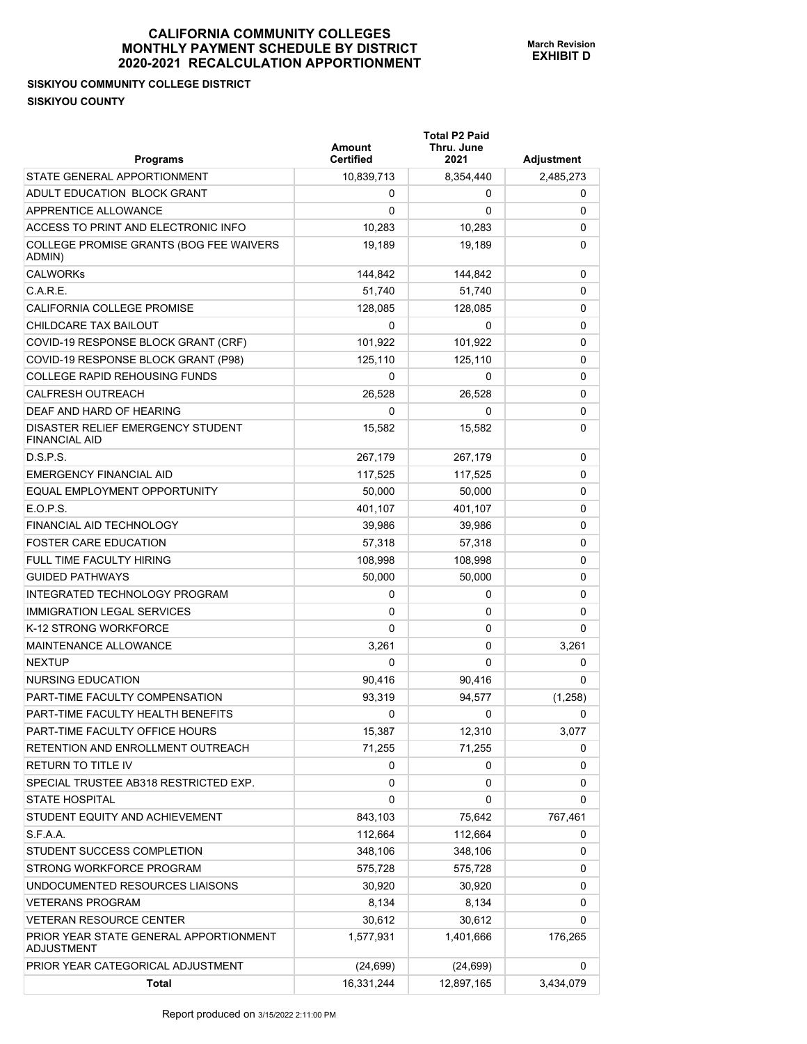# CALIFORNIA COMMUNITY COLLEGES
# MONTHLY PAYMENT SCHEDULE BY DISTRICT
# 2020-2021 RECALCULATION APPORTIONMENT

**March Revision**
**EXHIBIT D**

**SISKIYOU COMMUNITY COLLEGE DISTRICT**
**SISKIYOU COUNTY**

| Programs | Amount Certified | Total P2 Paid Thru. June 2021 | Adjustment |
|---|---|---|---|
| STATE GENERAL APPORTIONMENT | 10,839,713 | 8,354,440 | 2,485,273 |
| ADULT EDUCATION BLOCK GRANT | 0 | 0 | 0 |
| APPRENTICE ALLOWANCE | 0 | 0 | 0 |
| ACCESS TO PRINT AND ELECTRONIC INFO | 10,283 | 10,283 | 0 |
| COLLEGE PROMISE GRANTS (BOG FEE WAIVERS ADMIN) | 19,189 | 19,189 | 0 |
| CALWORKs | 144,842 | 144,842 | 0 |
| C.A.R.E. | 51,740 | 51,740 | 0 |
| CALIFORNIA COLLEGE PROMISE | 128,085 | 128,085 | 0 |
| CHILDCARE TAX BAILOUT | 0 | 0 | 0 |
| COVID-19 RESPONSE BLOCK GRANT (CRF) | 101,922 | 101,922 | 0 |
| COVID-19 RESPONSE BLOCK GRANT (P98) | 125,110 | 125,110 | 0 |
| COLLEGE RAPID REHOUSING FUNDS | 0 | 0 | 0 |
| CALFRESH OUTREACH | 26,528 | 26,528 | 0 |
| DEAF AND HARD OF HEARING | 0 | 0 | 0 |
| DISASTER RELIEF EMERGENCY STUDENT FINANCIAL AID | 15,582 | 15,582 | 0 |
| D.S.P.S. | 267,179 | 267,179 | 0 |
| EMERGENCY FINANCIAL AID | 117,525 | 117,525 | 0 |
| EQUAL EMPLOYMENT OPPORTUNITY | 50,000 | 50,000 | 0 |
| E.O.P.S. | 401,107 | 401,107 | 0 |
| FINANCIAL AID TECHNOLOGY | 39,986 | 39,986 | 0 |
| FOSTER CARE EDUCATION | 57,318 | 57,318 | 0 |
| FULL TIME FACULTY HIRING | 108,998 | 108,998 | 0 |
| GUIDED PATHWAYS | 50,000 | 50,000 | 0 |
| INTEGRATED TECHNOLOGY PROGRAM | 0 | 0 | 0 |
| IMMIGRATION LEGAL SERVICES | 0 | 0 | 0 |
| K-12 STRONG WORKFORCE | 0 | 0 | 0 |
| MAINTENANCE ALLOWANCE | 3,261 | 0 | 3,261 |
| NEXTUP | 0 | 0 | 0 |
| NURSING EDUCATION | 90,416 | 90,416 | 0 |
| PART-TIME FACULTY COMPENSATION | 93,319 | 94,577 | (1,258) |
| PART-TIME FACULTY HEALTH BENEFITS | 0 | 0 | 0 |
| PART-TIME FACULTY OFFICE HOURS | 15,387 | 12,310 | 3,077 |
| RETENTION AND ENROLLMENT OUTREACH | 71,255 | 71,255 | 0 |
| RETURN TO TITLE IV | 0 | 0 | 0 |
| SPECIAL TRUSTEE AB318 RESTRICTED EXP. | 0 | 0 | 0 |
| STATE HOSPITAL | 0 | 0 | 0 |
| STUDENT EQUITY AND ACHIEVEMENT | 843,103 | 75,642 | 767,461 |
| S.F.A.A. | 112,664 | 112,664 | 0 |
| STUDENT SUCCESS COMPLETION | 348,106 | 348,106 | 0 |
| STRONG WORKFORCE PROGRAM | 575,728 | 575,728 | 0 |
| UNDOCUMENTED RESOURCES LIAISONS | 30,920 | 30,920 | 0 |
| VETERANS PROGRAM | 8,134 | 8,134 | 0 |
| VETERAN RESOURCE CENTER | 30,612 | 30,612 | 0 |
| PRIOR YEAR STATE GENERAL APPORTIONMENT ADJUSTMENT | 1,577,931 | 1,401,666 | 176,265 |
| PRIOR YEAR CATEGORICAL ADJUSTMENT | (24,699) | (24,699) | 0 |
| **Total** | 16,331,244 | 12,897,165 | 3,434,079 |

Report produced on 3/15/2022 2:11:00 PM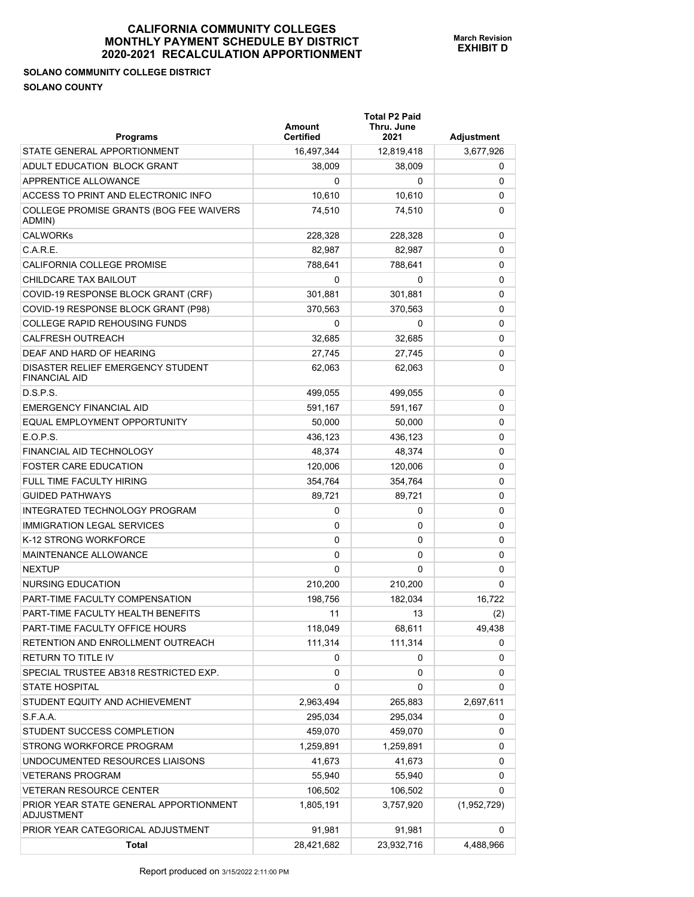# CALIFORNIA COMMUNITY COLLEGES
# MONTHLY PAYMENT SCHEDULE BY DISTRICT
# 2020-2021 RECALCULATION APPORTIONMENT

**March Revision**
**EXHIBIT D**

**SOLANO COMMUNITY COLLEGE DISTRICT**

**SOLANO COUNTY**

| Programs | Amount Certified | Total P2 Paid Thru. June 2021 | Adjustment |
|---|---|---|---|
| STATE GENERAL APPORTIONMENT | 16,497,344 | 12,819,418 | 3,677,926 |
| ADULT EDUCATION BLOCK GRANT | 38,009 | 38,009 | 0 |
| APPRENTICE ALLOWANCE | 0 | 0 | 0 |
| ACCESS TO PRINT AND ELECTRONIC INFO | 10,610 | 10,610 | 0 |
| COLLEGE PROMISE GRANTS (BOG FEE WAIVERS ADMIN) | 74,510 | 74,510 | 0 |
| CALWORKs | 228,328 | 228,328 | 0 |
| C.A.R.E. | 82,987 | 82,987 | 0 |
| CALIFORNIA COLLEGE PROMISE | 788,641 | 788,641 | 0 |
| CHILDCARE TAX BAILOUT | 0 | 0 | 0 |
| COVID-19 RESPONSE BLOCK GRANT (CRF) | 301,881 | 301,881 | 0 |
| COVID-19 RESPONSE BLOCK GRANT (P98) | 370,563 | 370,563 | 0 |
| COLLEGE RAPID REHOUSING FUNDS | 0 | 0 | 0 |
| CALFRESH OUTREACH | 32,685 | 32,685 | 0 |
| DEAF AND HARD OF HEARING | 27,745 | 27,745 | 0 |
| DISASTER RELIEF EMERGENCY STUDENT FINANCIAL AID | 62,063 | 62,063 | 0 |
| D.S.P.S. | 499,055 | 499,055 | 0 |
| EMERGENCY FINANCIAL AID | 591,167 | 591,167 | 0 |
| EQUAL EMPLOYMENT OPPORTUNITY | 50,000 | 50,000 | 0 |
| E.O.P.S. | 436,123 | 436,123 | 0 |
| FINANCIAL AID TECHNOLOGY | 48,374 | 48,374 | 0 |
| FOSTER CARE EDUCATION | 120,006 | 120,006 | 0 |
| FULL TIME FACULTY HIRING | 354,764 | 354,764 | 0 |
| GUIDED PATHWAYS | 89,721 | 89,721 | 0 |
| INTEGRATED TECHNOLOGY PROGRAM | 0 | 0 | 0 |
| IMMIGRATION LEGAL SERVICES | 0 | 0 | 0 |
| K-12 STRONG WORKFORCE | 0 | 0 | 0 |
| MAINTENANCE ALLOWANCE | 0 | 0 | 0 |
| NEXTUP | 0 | 0 | 0 |
| NURSING EDUCATION | 210,200 | 210,200 | 0 |
| PART-TIME FACULTY COMPENSATION | 198,756 | 182,034 | 16,722 |
| PART-TIME FACULTY HEALTH BENEFITS | 11 | 13 | (2) |
| PART-TIME FACULTY OFFICE HOURS | 118,049 | 68,611 | 49,438 |
| RETENTION AND ENROLLMENT OUTREACH | 111,314 | 111,314 | 0 |
| RETURN TO TITLE IV | 0 | 0 | 0 |
| SPECIAL TRUSTEE AB318 RESTRICTED EXP. | 0 | 0 | 0 |
| STATE HOSPITAL | 0 | 0 | 0 |
| STUDENT EQUITY AND ACHIEVEMENT | 2,963,494 | 265,883 | 2,697,611 |
| S.F.A.A. | 295,034 | 295,034 | 0 |
| STUDENT SUCCESS COMPLETION | 459,070 | 459,070 | 0 |
| STRONG WORKFORCE PROGRAM | 1,259,891 | 1,259,891 | 0 |
| UNDOCUMENTED RESOURCES LIAISONS | 41,673 | 41,673 | 0 |
| VETERANS PROGRAM | 55,940 | 55,940 | 0 |
| VETERAN RESOURCE CENTER | 106,502 | 106,502 | 0 |
| PRIOR YEAR STATE GENERAL APPORTIONMENT ADJUSTMENT | 1,805,191 | 3,757,920 | (1,952,729) |
| PRIOR YEAR CATEGORICAL ADJUSTMENT | 91,981 | 91,981 | 0 |
| **Total** | 28,421,682 | 23,932,716 | 4,488,966 |

Report produced on 3/15/2022 2:11:00 PM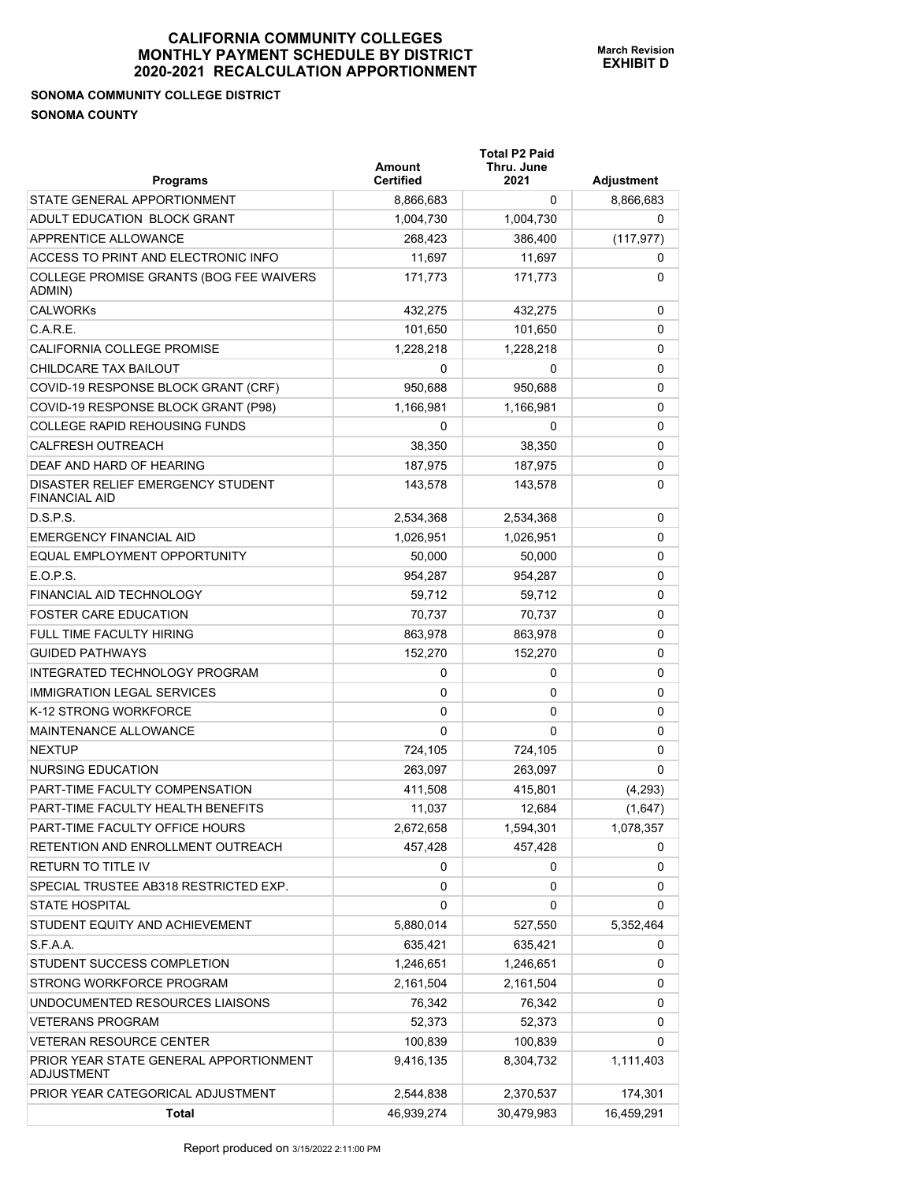# CALIFORNIA COMMUNITY COLLEGES
# MONTHLY PAYMENT SCHEDULE BY DISTRICT
# 2020-2021 RECALCULATION APPORTIONMENT

**March Revision**
**EXHIBIT D**

**SONOMA COMMUNITY COLLEGE DISTRICT**

**SONOMA COUNTY**

| Programs | Amount Certified | Total P2 Paid Thru. June 2021 | Adjustment |
|---|---|---|---|
| STATE GENERAL APPORTIONMENT | 8,866,683 | 0 | 8,866,683 |
| ADULT EDUCATION BLOCK GRANT | 1,004,730 | 1,004,730 | 0 |
| APPRENTICE ALLOWANCE | 268,423 | 386,400 | (117,977) |
| ACCESS TO PRINT AND ELECTRONIC INFO | 11,697 | 11,697 | 0 |
| COLLEGE PROMISE GRANTS (BOG FEE WAIVERS ADMIN) | 171,773 | 171,773 | 0 |
| CALWORKs | 432,275 | 432,275 | 0 |
| C.A.R.E. | 101,650 | 101,650 | 0 |
| CALIFORNIA COLLEGE PROMISE | 1,228,218 | 1,228,218 | 0 |
| CHILDCARE TAX BAILOUT | 0 | 0 | 0 |
| COVID-19 RESPONSE BLOCK GRANT (CRF) | 950,688 | 950,688 | 0 |
| COVID-19 RESPONSE BLOCK GRANT (P98) | 1,166,981 | 1,166,981 | 0 |
| COLLEGE RAPID REHOUSING FUNDS | 0 | 0 | 0 |
| CALFRESH OUTREACH | 38,350 | 38,350 | 0 |
| DEAF AND HARD OF HEARING | 187,975 | 187,975 | 0 |
| DISASTER RELIEF EMERGENCY STUDENT FINANCIAL AID | 143,578 | 143,578 | 0 |
| D.S.P.S. | 2,534,368 | 2,534,368 | 0 |
| EMERGENCY FINANCIAL AID | 1,026,951 | 1,026,951 | 0 |
| EQUAL EMPLOYMENT OPPORTUNITY | 50,000 | 50,000 | 0 |
| E.O.P.S. | 954,287 | 954,287 | 0 |
| FINANCIAL AID TECHNOLOGY | 59,712 | 59,712 | 0 |
| FOSTER CARE EDUCATION | 70,737 | 70,737 | 0 |
| FULL TIME FACULTY HIRING | 863,978 | 863,978 | 0 |
| GUIDED PATHWAYS | 152,270 | 152,270 | 0 |
| INTEGRATED TECHNOLOGY PROGRAM | 0 | 0 | 0 |
| IMMIGRATION LEGAL SERVICES | 0 | 0 | 0 |
| K-12 STRONG WORKFORCE | 0 | 0 | 0 |
| MAINTENANCE ALLOWANCE | 0 | 0 | 0 |
| NEXTUP | 724,105 | 724,105 | 0 |
| NURSING EDUCATION | 263,097 | 263,097 | 0 |
| PART-TIME FACULTY COMPENSATION | 411,508 | 415,801 | (4,293) |
| PART-TIME FACULTY HEALTH BENEFITS | 11,037 | 12,684 | (1,647) |
| PART-TIME FACULTY OFFICE HOURS | 2,672,658 | 1,594,301 | 1,078,357 |
| RETENTION AND ENROLLMENT OUTREACH | 457,428 | 457,428 | 0 |
| RETURN TO TITLE IV | 0 | 0 | 0 |
| SPECIAL TRUSTEE AB318 RESTRICTED EXP. | 0 | 0 | 0 |
| STATE HOSPITAL | 0 | 0 | 0 |
| STUDENT EQUITY AND ACHIEVEMENT | 5,880,014 | 527,550 | 5,352,464 |
| S.F.A.A. | 635,421 | 635,421 | 0 |
| STUDENT SUCCESS COMPLETION | 1,246,651 | 1,246,651 | 0 |
| STRONG WORKFORCE PROGRAM | 2,161,504 | 2,161,504 | 0 |
| UNDOCUMENTED RESOURCES LIAISONS | 76,342 | 76,342 | 0 |
| VETERANS PROGRAM | 52,373 | 52,373 | 0 |
| VETERAN RESOURCE CENTER | 100,839 | 100,839 | 0 |
| PRIOR YEAR STATE GENERAL APPORTIONMENT ADJUSTMENT | 9,416,135 | 8,304,732 | 1,111,403 |
| PRIOR YEAR CATEGORICAL ADJUSTMENT | 2,544,838 | 2,370,537 | 174,301 |
| **Total** | 46,939,274 | 30,479,983 | 16,459,291 |

Report produced on 3/15/2022 2:11:00 PM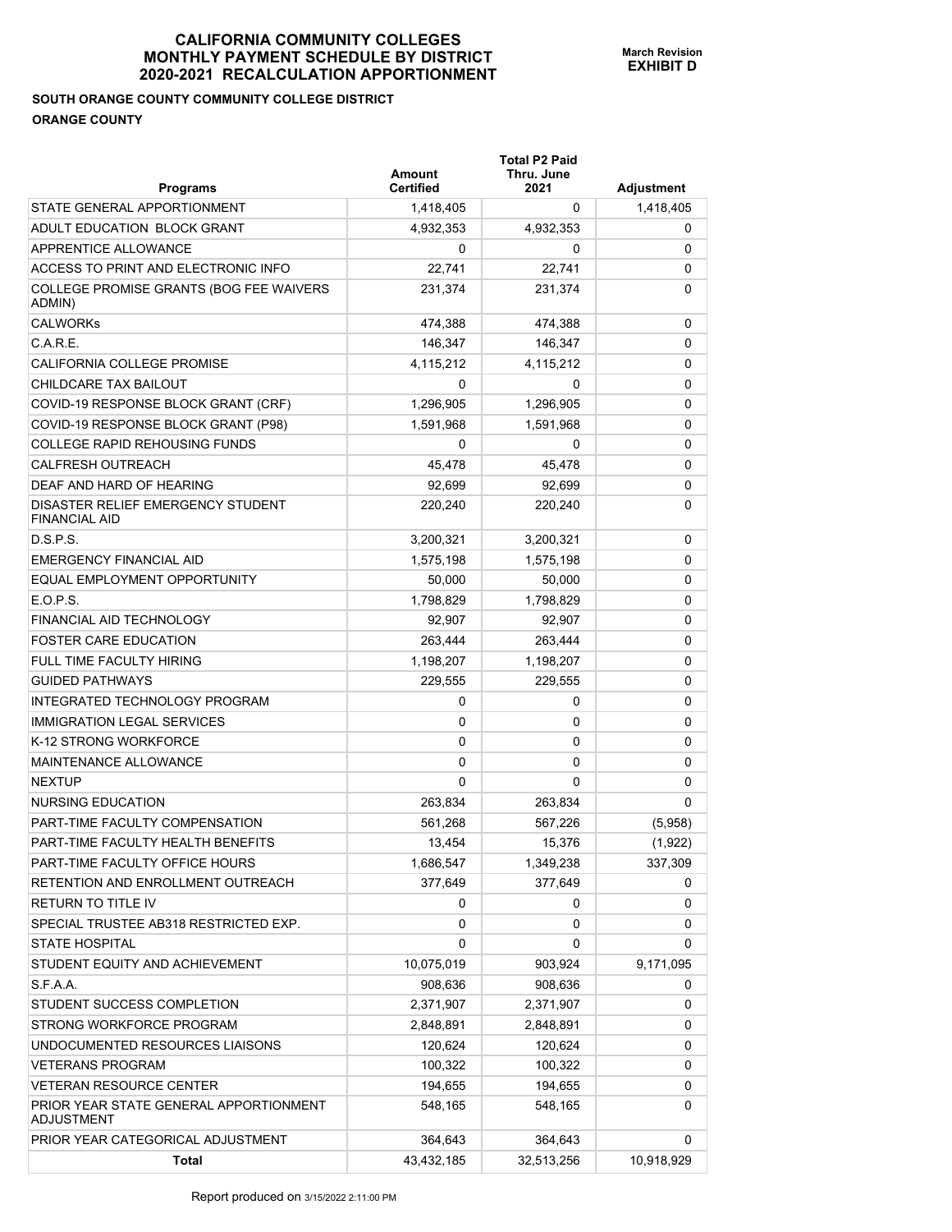# CALIFORNIA COMMUNITY COLLEGES
# MONTHLY PAYMENT SCHEDULE BY DISTRICT
# 2020-2021 RECALCULATION APPORTIONMENT

**March Revision**
**EXHIBIT D**

**SOUTH ORANGE COUNTY COMMUNITY COLLEGE DISTRICT**

**ORANGE COUNTY**

| Programs | Amount Certified | Total P2 Paid Thru. June 2021 | Adjustment |
|---|---|---|---|
| STATE GENERAL APPORTIONMENT | 1,418,405 | 0 | 1,418,405 |
| ADULT EDUCATION BLOCK GRANT | 4,932,353 | 4,932,353 | 0 |
| APPRENTICE ALLOWANCE | 0 | 0 | 0 |
| ACCESS TO PRINT AND ELECTRONIC INFO | 22,741 | 22,741 | 0 |
| COLLEGE PROMISE GRANTS (BOG FEE WAIVERS ADMIN) | 231,374 | 231,374 | 0 |
| CALWORKs | 474,388 | 474,388 | 0 |
| C.A.R.E. | 146,347 | 146,347 | 0 |
| CALIFORNIA COLLEGE PROMISE | 4,115,212 | 4,115,212 | 0 |
| CHILDCARE TAX BAILOUT | 0 | 0 | 0 |
| COVID-19 RESPONSE BLOCK GRANT (CRF) | 1,296,905 | 1,296,905 | 0 |
| COVID-19 RESPONSE BLOCK GRANT (P98) | 1,591,968 | 1,591,968 | 0 |
| COLLEGE RAPID REHOUSING FUNDS | 0 | 0 | 0 |
| CALFRESH OUTREACH | 45,478 | 45,478 | 0 |
| DEAF AND HARD OF HEARING | 92,699 | 92,699 | 0 |
| DISASTER RELIEF EMERGENCY STUDENT FINANCIAL AID | 220,240 | 220,240 | 0 |
| D.S.P.S. | 3,200,321 | 3,200,321 | 0 |
| EMERGENCY FINANCIAL AID | 1,575,198 | 1,575,198 | 0 |
| EQUAL EMPLOYMENT OPPORTUNITY | 50,000 | 50,000 | 0 |
| E.O.P.S. | 1,798,829 | 1,798,829 | 0 |
| FINANCIAL AID TECHNOLOGY | 92,907 | 92,907 | 0 |
| FOSTER CARE EDUCATION | 263,444 | 263,444 | 0 |
| FULL TIME FACULTY HIRING | 1,198,207 | 1,198,207 | 0 |
| GUIDED PATHWAYS | 229,555 | 229,555 | 0 |
| INTEGRATED TECHNOLOGY PROGRAM | 0 | 0 | 0 |
| IMMIGRATION LEGAL SERVICES | 0 | 0 | 0 |
| K-12 STRONG WORKFORCE | 0 | 0 | 0 |
| MAINTENANCE ALLOWANCE | 0 | 0 | 0 |
| NEXTUP | 0 | 0 | 0 |
| NURSING EDUCATION | 263,834 | 263,834 | 0 |
| PART-TIME FACULTY COMPENSATION | 561,268 | 567,226 | (5,958) |
| PART-TIME FACULTY HEALTH BENEFITS | 13,454 | 15,376 | (1,922) |
| PART-TIME FACULTY OFFICE HOURS | 1,686,547 | 1,349,238 | 337,309 |
| RETENTION AND ENROLLMENT OUTREACH | 377,649 | 377,649 | 0 |
| RETURN TO TITLE IV | 0 | 0 | 0 |
| SPECIAL TRUSTEE AB318 RESTRICTED EXP. | 0 | 0 | 0 |
| STATE HOSPITAL | 0 | 0 | 0 |
| STUDENT EQUITY AND ACHIEVEMENT | 10,075,019 | 903,924 | 9,171,095 |
| S.F.A.A. | 908,636 | 908,636 | 0 |
| STUDENT SUCCESS COMPLETION | 2,371,907 | 2,371,907 | 0 |
| STRONG WORKFORCE PROGRAM | 2,848,891 | 2,848,891 | 0 |
| UNDOCUMENTED RESOURCES LIAISONS | 120,624 | 120,624 | 0 |
| VETERANS PROGRAM | 100,322 | 100,322 | 0 |
| VETERAN RESOURCE CENTER | 194,655 | 194,655 | 0 |
| PRIOR YEAR STATE GENERAL APPORTIONMENT ADJUSTMENT | 548,165 | 548,165 | 0 |
| PRIOR YEAR CATEGORICAL ADJUSTMENT | 364,643 | 364,643 | 0 |
| **Total** | 43,432,185 | 32,513,256 | 10,918,929 |

Report produced on 3/15/2022 2:11:00 PM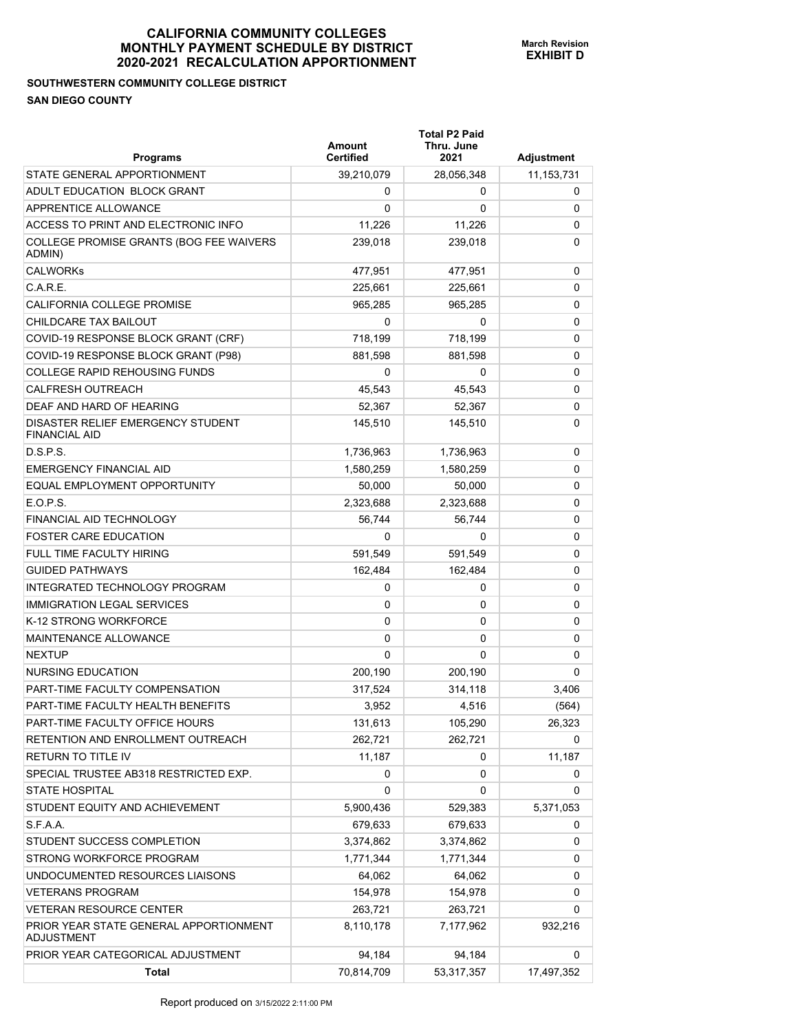# CALIFORNIA COMMUNITY COLLEGES MONTHLY PAYMENT SCHEDULE BY DISTRICT 2020-2021 RECALCULATION APPORTIONMENT

**March Revision**
**EXHIBIT D**

**SOUTHWESTERN COMMUNITY COLLEGE DISTRICT**
**SAN DIEGO COUNTY**

| Programs | Amount Certified | Total P2 Paid Thru. June 2021 | Adjustment |
|---|---|---|---|
| STATE GENERAL APPORTIONMENT | 39,210,079 | 28,056,348 | 11,153,731 |
| ADULT EDUCATION BLOCK GRANT | 0 | 0 | 0 |
| APPRENTICE ALLOWANCE | 0 | 0 | 0 |
| ACCESS TO PRINT AND ELECTRONIC INFO | 11,226 | 11,226 | 0 |
| COLLEGE PROMISE GRANTS (BOG FEE WAIVERS ADMIN) | 239,018 | 239,018 | 0 |
| CALWORKs | 477,951 | 477,951 | 0 |
| C.A.R.E. | 225,661 | 225,661 | 0 |
| CALIFORNIA COLLEGE PROMISE | 965,285 | 965,285 | 0 |
| CHILDCARE TAX BAILOUT | 0 | 0 | 0 |
| COVID-19 RESPONSE BLOCK GRANT (CRF) | 718,199 | 718,199 | 0 |
| COVID-19 RESPONSE BLOCK GRANT (P98) | 881,598 | 881,598 | 0 |
| COLLEGE RAPID REHOUSING FUNDS | 0 | 0 | 0 |
| CALFRESH OUTREACH | 45,543 | 45,543 | 0 |
| DEAF AND HARD OF HEARING | 52,367 | 52,367 | 0 |
| DISASTER RELIEF EMERGENCY STUDENT FINANCIAL AID | 145,510 | 145,510 | 0 |
| D.S.P.S. | 1,736,963 | 1,736,963 | 0 |
| EMERGENCY FINANCIAL AID | 1,580,259 | 1,580,259 | 0 |
| EQUAL EMPLOYMENT OPPORTUNITY | 50,000 | 50,000 | 0 |
| E.O.P.S. | 2,323,688 | 2,323,688 | 0 |
| FINANCIAL AID TECHNOLOGY | 56,744 | 56,744 | 0 |
| FOSTER CARE EDUCATION | 0 | 0 | 0 |
| FULL TIME FACULTY HIRING | 591,549 | 591,549 | 0 |
| GUIDED PATHWAYS | 162,484 | 162,484 | 0 |
| INTEGRATED TECHNOLOGY PROGRAM | 0 | 0 | 0 |
| IMMIGRATION LEGAL SERVICES | 0 | 0 | 0 |
| K-12 STRONG WORKFORCE | 0 | 0 | 0 |
| MAINTENANCE ALLOWANCE | 0 | 0 | 0 |
| NEXTUP | 0 | 0 | 0 |
| NURSING EDUCATION | 200,190 | 200,190 | 0 |
| PART-TIME FACULTY COMPENSATION | 317,524 | 314,118 | 3,406 |
| PART-TIME FACULTY HEALTH BENEFITS | 3,952 | 4,516 | (564) |
| PART-TIME FACULTY OFFICE HOURS | 131,613 | 105,290 | 26,323 |
| RETENTION AND ENROLLMENT OUTREACH | 262,721 | 262,721 | 0 |
| RETURN TO TITLE IV | 11,187 | 0 | 11,187 |
| SPECIAL TRUSTEE AB318 RESTRICTED EXP. | 0 | 0 | 0 |
| STATE HOSPITAL | 0 | 0 | 0 |
| STUDENT EQUITY AND ACHIEVEMENT | 5,900,436 | 529,383 | 5,371,053 |
| S.F.A.A. | 679,633 | 679,633 | 0 |
| STUDENT SUCCESS COMPLETION | 3,374,862 | 3,374,862 | 0 |
| STRONG WORKFORCE PROGRAM | 1,771,344 | 1,771,344 | 0 |
| UNDOCUMENTED RESOURCES LIAISONS | 64,062 | 64,062 | 0 |
| VETERANS PROGRAM | 154,978 | 154,978 | 0 |
| VETERAN RESOURCE CENTER | 263,721 | 263,721 | 0 |
| PRIOR YEAR STATE GENERAL APPORTIONMENT ADJUSTMENT | 8,110,178 | 7,177,962 | 932,216 |
| PRIOR YEAR CATEGORICAL ADJUSTMENT | 94,184 | 94,184 | 0 |
| **Total** | 70,814,709 | 53,317,357 | 17,497,352 |

Report produced on 3/15/2022 2:11:00 PM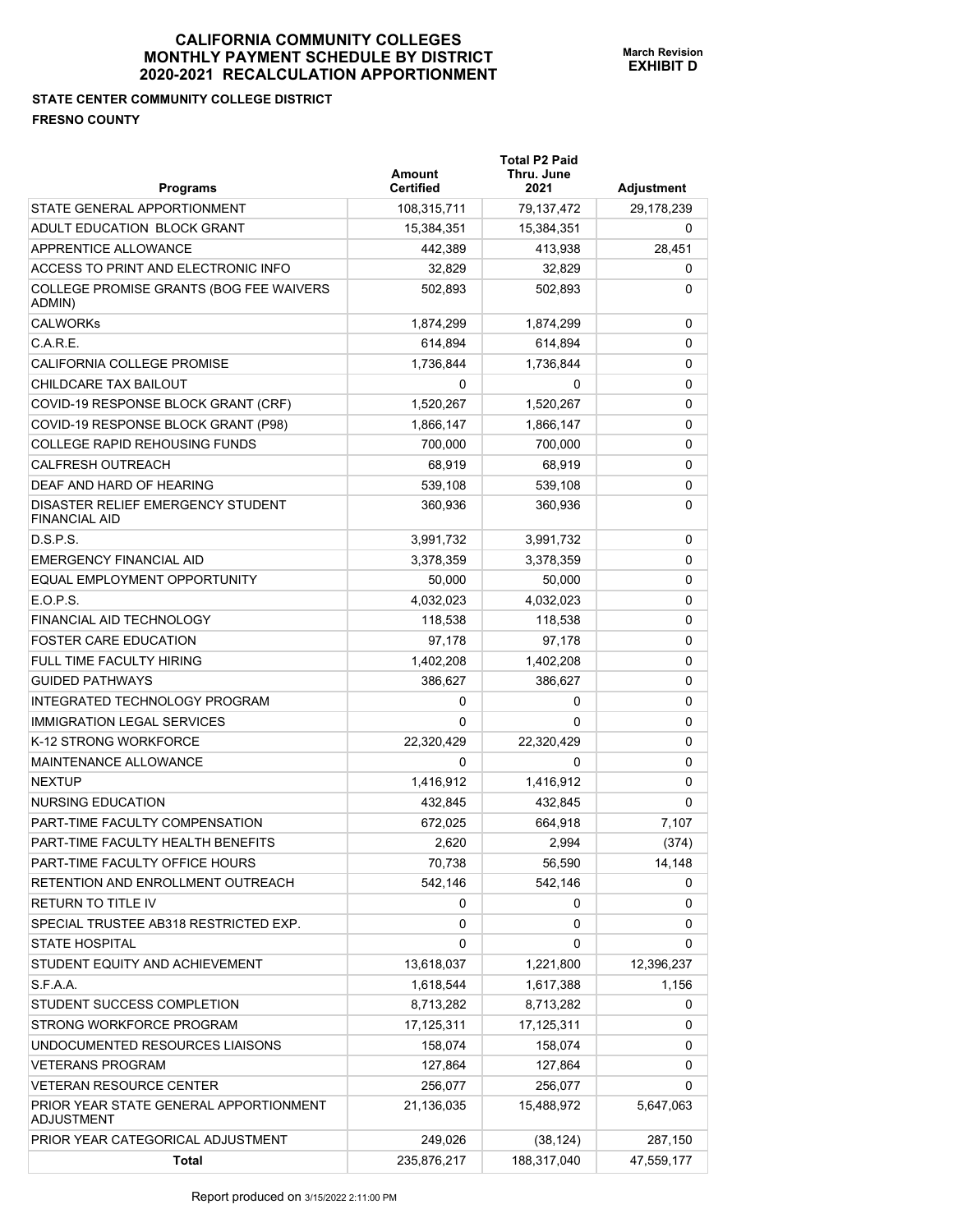# CALIFORNIA COMMUNITY COLLEGES
# MONTHLY PAYMENT SCHEDULE BY DISTRICT
# 2020-2021 RECALCULATION APPORTIONMENT

**March Revision**
**EXHIBIT D**

**STATE CENTER COMMUNITY COLLEGE DISTRICT**

**FRESNO COUNTY**

| Programs | Amount Certified | Total P2 Paid Thru. June 2021 | Adjustment |
|---|---|---|---|
| STATE GENERAL APPORTIONMENT | 108,315,711 | 79,137,472 | 29,178,239 |
| ADULT EDUCATION BLOCK GRANT | 15,384,351 | 15,384,351 | 0 |
| APPRENTICE ALLOWANCE | 442,389 | 413,938 | 28,451 |
| ACCESS TO PRINT AND ELECTRONIC INFO | 32,829 | 32,829 | 0 |
| COLLEGE PROMISE GRANTS (BOG FEE WAIVERS ADMIN) | 502,893 | 502,893 | 0 |
| CALWORKs | 1,874,299 | 1,874,299 | 0 |
| C.A.R.E. | 614,894 | 614,894 | 0 |
| CALIFORNIA COLLEGE PROMISE | 1,736,844 | 1,736,844 | 0 |
| CHILDCARE TAX BAILOUT | 0 | 0 | 0 |
| COVID-19 RESPONSE BLOCK GRANT (CRF) | 1,520,267 | 1,520,267 | 0 |
| COVID-19 RESPONSE BLOCK GRANT (P98) | 1,866,147 | 1,866,147 | 0 |
| COLLEGE RAPID REHOUSING FUNDS | 700,000 | 700,000 | 0 |
| CALFRESH OUTREACH | 68,919 | 68,919 | 0 |
| DEAF AND HARD OF HEARING | 539,108 | 539,108 | 0 |
| DISASTER RELIEF EMERGENCY STUDENT FINANCIAL AID | 360,936 | 360,936 | 0 |
| D.S.P.S. | 3,991,732 | 3,991,732 | 0 |
| EMERGENCY FINANCIAL AID | 3,378,359 | 3,378,359 | 0 |
| EQUAL EMPLOYMENT OPPORTUNITY | 50,000 | 50,000 | 0 |
| E.O.P.S. | 4,032,023 | 4,032,023 | 0 |
| FINANCIAL AID TECHNOLOGY | 118,538 | 118,538 | 0 |
| FOSTER CARE EDUCATION | 97,178 | 97,178 | 0 |
| FULL TIME FACULTY HIRING | 1,402,208 | 1,402,208 | 0 |
| GUIDED PATHWAYS | 386,627 | 386,627 | 0 |
| INTEGRATED TECHNOLOGY PROGRAM | 0 | 0 | 0 |
| IMMIGRATION LEGAL SERVICES | 0 | 0 | 0 |
| K-12 STRONG WORKFORCE | 22,320,429 | 22,320,429 | 0 |
| MAINTENANCE ALLOWANCE | 0 | 0 | 0 |
| NEXTUP | 1,416,912 | 1,416,912 | 0 |
| NURSING EDUCATION | 432,845 | 432,845 | 0 |
| PART-TIME FACULTY COMPENSATION | 672,025 | 664,918 | 7,107 |
| PART-TIME FACULTY HEALTH BENEFITS | 2,620 | 2,994 | (374) |
| PART-TIME FACULTY OFFICE HOURS | 70,738 | 56,590 | 14,148 |
| RETENTION AND ENROLLMENT OUTREACH | 542,146 | 542,146 | 0 |
| RETURN TO TITLE IV | 0 | 0 | 0 |
| SPECIAL TRUSTEE AB318 RESTRICTED EXP. | 0 | 0 | 0 |
| STATE HOSPITAL | 0 | 0 | 0 |
| STUDENT EQUITY AND ACHIEVEMENT | 13,618,037 | 1,221,800 | 12,396,237 |
| S.F.A.A. | 1,618,544 | 1,617,388 | 1,156 |
| STUDENT SUCCESS COMPLETION | 8,713,282 | 8,713,282 | 0 |
| STRONG WORKFORCE PROGRAM | 17,125,311 | 17,125,311 | 0 |
| UNDOCUMENTED RESOURCES LIAISONS | 158,074 | 158,074 | 0 |
| VETERANS PROGRAM | 127,864 | 127,864 | 0 |
| VETERAN RESOURCE CENTER | 256,077 | 256,077 | 0 |
| PRIOR YEAR STATE GENERAL APPORTIONMENT ADJUSTMENT | 21,136,035 | 15,488,972 | 5,647,063 |
| PRIOR YEAR CATEGORICAL ADJUSTMENT | 249,026 | (38,124) | 287,150 |
| **Total** | 235,876,217 | 188,317,040 | 47,559,177 |

Report produced on 3/15/2022 2:11:00 PM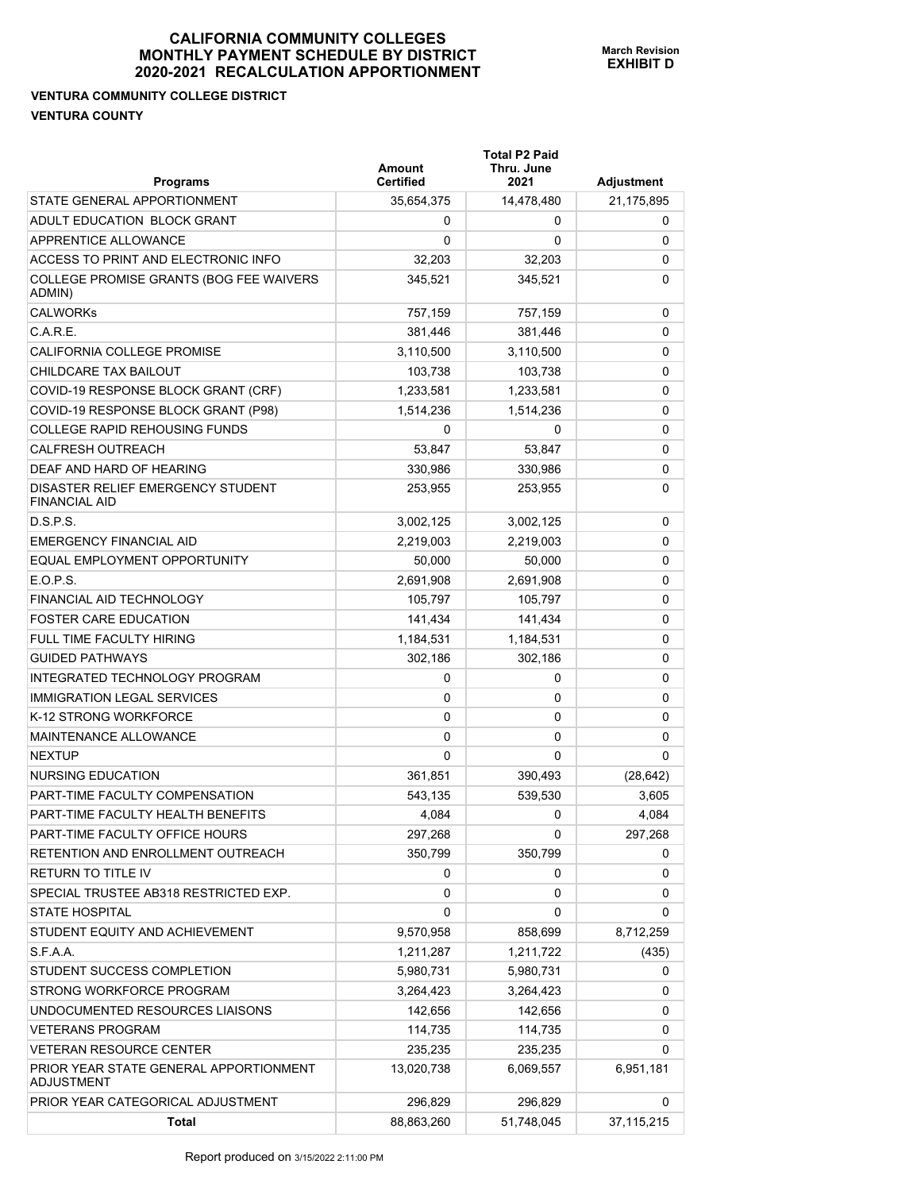# CALIFORNIA COMMUNITY COLLEGES MONTHLY PAYMENT SCHEDULE BY DISTRICT 2020-2021 RECALCULATION APPORTIONMENT

**March Revision EXHIBIT D**

**VENTURA COMMUNITY COLLEGE DISTRICT**

**VENTURA COUNTY**

| Programs | Amount Certified | Total P2 Paid Thru. June 2021 | Adjustment |
|---|---|---|---|
| STATE GENERAL APPORTIONMENT | 35,654,375 | 14,478,480 | 21,175,895 |
| ADULT EDUCATION BLOCK GRANT | 0 | 0 | 0 |
| APPRENTICE ALLOWANCE | 0 | 0 | 0 |
| ACCESS TO PRINT AND ELECTRONIC INFO | 32,203 | 32,203 | 0 |
| COLLEGE PROMISE GRANTS (BOG FEE WAIVERS ADMIN) | 345,521 | 345,521 | 0 |
| CALWORKs | 757,159 | 757,159 | 0 |
| C.A.R.E. | 381,446 | 381,446 | 0 |
| CALIFORNIA COLLEGE PROMISE | 3,110,500 | 3,110,500 | 0 |
| CHILDCARE TAX BAILOUT | 103,738 | 103,738 | 0 |
| COVID-19 RESPONSE BLOCK GRANT (CRF) | 1,233,581 | 1,233,581 | 0 |
| COVID-19 RESPONSE BLOCK GRANT (P98) | 1,514,236 | 1,514,236 | 0 |
| COLLEGE RAPID REHOUSING FUNDS | 0 | 0 | 0 |
| CALFRESH OUTREACH | 53,847 | 53,847 | 0 |
| DEAF AND HARD OF HEARING | 330,986 | 330,986 | 0 |
| DISASTER RELIEF EMERGENCY STUDENT FINANCIAL AID | 253,955 | 253,955 | 0 |
| D.S.P.S. | 3,002,125 | 3,002,125 | 0 |
| EMERGENCY FINANCIAL AID | 2,219,003 | 2,219,003 | 0 |
| EQUAL EMPLOYMENT OPPORTUNITY | 50,000 | 50,000 | 0 |
| E.O.P.S. | 2,691,908 | 2,691,908 | 0 |
| FINANCIAL AID TECHNOLOGY | 105,797 | 105,797 | 0 |
| FOSTER CARE EDUCATION | 141,434 | 141,434 | 0 |
| FULL TIME FACULTY HIRING | 1,184,531 | 1,184,531 | 0 |
| GUIDED PATHWAYS | 302,186 | 302,186 | 0 |
| INTEGRATED TECHNOLOGY PROGRAM | 0 | 0 | 0 |
| IMMIGRATION LEGAL SERVICES | 0 | 0 | 0 |
| K-12 STRONG WORKFORCE | 0 | 0 | 0 |
| MAINTENANCE ALLOWANCE | 0 | 0 | 0 |
| NEXTUP | 0 | 0 | 0 |
| NURSING EDUCATION | 361,851 | 390,493 | (28,642) |
| PART-TIME FACULTY COMPENSATION | 543,135 | 539,530 | 3,605 |
| PART-TIME FACULTY HEALTH BENEFITS | 4,084 | 0 | 4,084 |
| PART-TIME FACULTY OFFICE HOURS | 297,268 | 0 | 297,268 |
| RETENTION AND ENROLLMENT OUTREACH | 350,799 | 350,799 | 0 |
| RETURN TO TITLE IV | 0 | 0 | 0 |
| SPECIAL TRUSTEE AB318 RESTRICTED EXP. | 0 | 0 | 0 |
| STATE HOSPITAL | 0 | 0 | 0 |
| STUDENT EQUITY AND ACHIEVEMENT | 9,570,958 | 858,699 | 8,712,259 |
| S.F.A.A. | 1,211,287 | 1,211,722 | (435) |
| STUDENT SUCCESS COMPLETION | 5,980,731 | 5,980,731 | 0 |
| STRONG WORKFORCE PROGRAM | 3,264,423 | 3,264,423 | 0 |
| UNDOCUMENTED RESOURCES LIAISONS | 142,656 | 142,656 | 0 |
| VETERANS PROGRAM | 114,735 | 114,735 | 0 |
| VETERAN RESOURCE CENTER | 235,235 | 235,235 | 0 |
| PRIOR YEAR STATE GENERAL APPORTIONMENT ADJUSTMENT | 13,020,738 | 6,069,557 | 6,951,181 |
| PRIOR YEAR CATEGORICAL ADJUSTMENT | 296,829 | 296,829 | 0 |
| **Total** | 88,863,260 | 51,748,045 | 37,115,215 |

Report produced on 3/15/2022 2:11:00 PM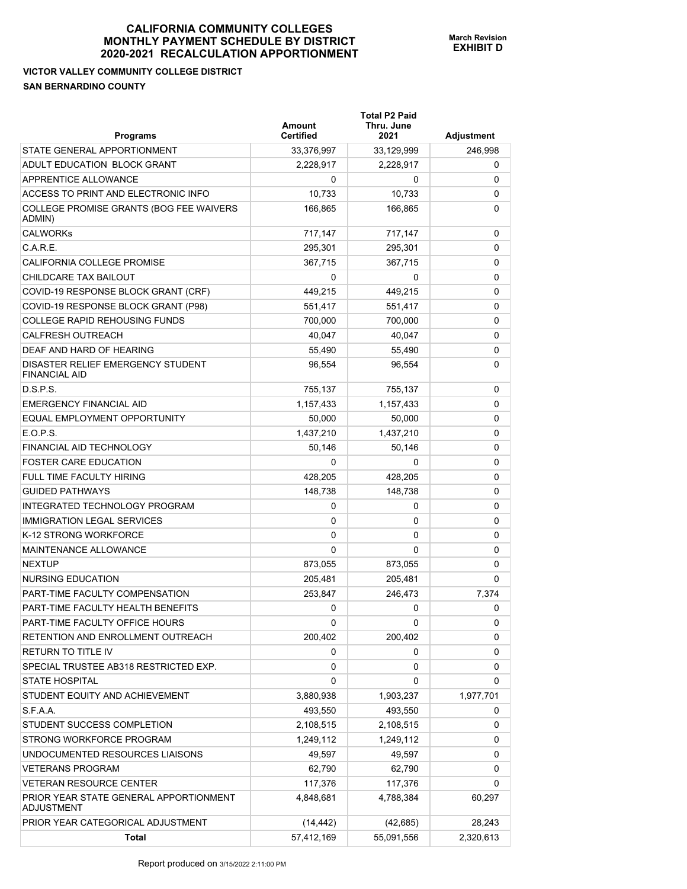# CALIFORNIA COMMUNITY COLLEGES
# MONTHLY PAYMENT SCHEDULE BY DISTRICT
# 2020-2021 RECALCULATION APPORTIONMENT

**March Revision**
**EXHIBIT D**

**VICTOR VALLEY COMMUNITY COLLEGE DISTRICT**
**SAN BERNARDINO COUNTY**

| Programs | Amount Certified | Total P2 Paid Thru. June 2021 | Adjustment |
|---|---|---|---|
| STATE GENERAL APPORTIONMENT | 33,376,997 | 33,129,999 | 246,998 |
| ADULT EDUCATION BLOCK GRANT | 2,228,917 | 2,228,917 | 0 |
| APPRENTICE ALLOWANCE | 0 | 0 | 0 |
| ACCESS TO PRINT AND ELECTRONIC INFO | 10,733 | 10,733 | 0 |
| COLLEGE PROMISE GRANTS (BOG FEE WAIVERS ADMIN) | 166,865 | 166,865 | 0 |
| CALWORKs | 717,147 | 717,147 | 0 |
| C.A.R.E. | 295,301 | 295,301 | 0 |
| CALIFORNIA COLLEGE PROMISE | 367,715 | 367,715 | 0 |
| CHILDCARE TAX BAILOUT | 0 | 0 | 0 |
| COVID-19 RESPONSE BLOCK GRANT (CRF) | 449,215 | 449,215 | 0 |
| COVID-19 RESPONSE BLOCK GRANT (P98) | 551,417 | 551,417 | 0 |
| COLLEGE RAPID REHOUSING FUNDS | 700,000 | 700,000 | 0 |
| CALFRESH OUTREACH | 40,047 | 40,047 | 0 |
| DEAF AND HARD OF HEARING | 55,490 | 55,490 | 0 |
| DISASTER RELIEF EMERGENCY STUDENT FINANCIAL AID | 96,554 | 96,554 | 0 |
| D.S.P.S. | 755,137 | 755,137 | 0 |
| EMERGENCY FINANCIAL AID | 1,157,433 | 1,157,433 | 0 |
| EQUAL EMPLOYMENT OPPORTUNITY | 50,000 | 50,000 | 0 |
| E.O.P.S. | 1,437,210 | 1,437,210 | 0 |
| FINANCIAL AID TECHNOLOGY | 50,146 | 50,146 | 0 |
| FOSTER CARE EDUCATION | 0 | 0 | 0 |
| FULL TIME FACULTY HIRING | 428,205 | 428,205 | 0 |
| GUIDED PATHWAYS | 148,738 | 148,738 | 0 |
| INTEGRATED TECHNOLOGY PROGRAM | 0 | 0 | 0 |
| IMMIGRATION LEGAL SERVICES | 0 | 0 | 0 |
| K-12 STRONG WORKFORCE | 0 | 0 | 0 |
| MAINTENANCE ALLOWANCE | 0 | 0 | 0 |
| NEXTUP | 873,055 | 873,055 | 0 |
| NURSING EDUCATION | 205,481 | 205,481 | 0 |
| PART-TIME FACULTY COMPENSATION | 253,847 | 246,473 | 7,374 |
| PART-TIME FACULTY HEALTH BENEFITS | 0 | 0 | 0 |
| PART-TIME FACULTY OFFICE HOURS | 0 | 0 | 0 |
| RETENTION AND ENROLLMENT OUTREACH | 200,402 | 200,402 | 0 |
| RETURN TO TITLE IV | 0 | 0 | 0 |
| SPECIAL TRUSTEE AB318 RESTRICTED EXP. | 0 | 0 | 0 |
| STATE HOSPITAL | 0 | 0 | 0 |
| STUDENT EQUITY AND ACHIEVEMENT | 3,880,938 | 1,903,237 | 1,977,701 |
| S.F.A.A. | 493,550 | 493,550 | 0 |
| STUDENT SUCCESS COMPLETION | 2,108,515 | 2,108,515 | 0 |
| STRONG WORKFORCE PROGRAM | 1,249,112 | 1,249,112 | 0 |
| UNDOCUMENTED RESOURCES LIAISONS | 49,597 | 49,597 | 0 |
| VETERANS PROGRAM | 62,790 | 62,790 | 0 |
| VETERAN RESOURCE CENTER | 117,376 | 117,376 | 0 |
| PRIOR YEAR STATE GENERAL APPORTIONMENT ADJUSTMENT | 4,848,681 | 4,788,384 | 60,297 |
| PRIOR YEAR CATEGORICAL ADJUSTMENT | (14,442) | (42,685) | 28,243 |
| **Total** | 57,412,169 | 55,091,556 | 2,320,613 |

Report produced on 3/15/2022 2:11:00 PM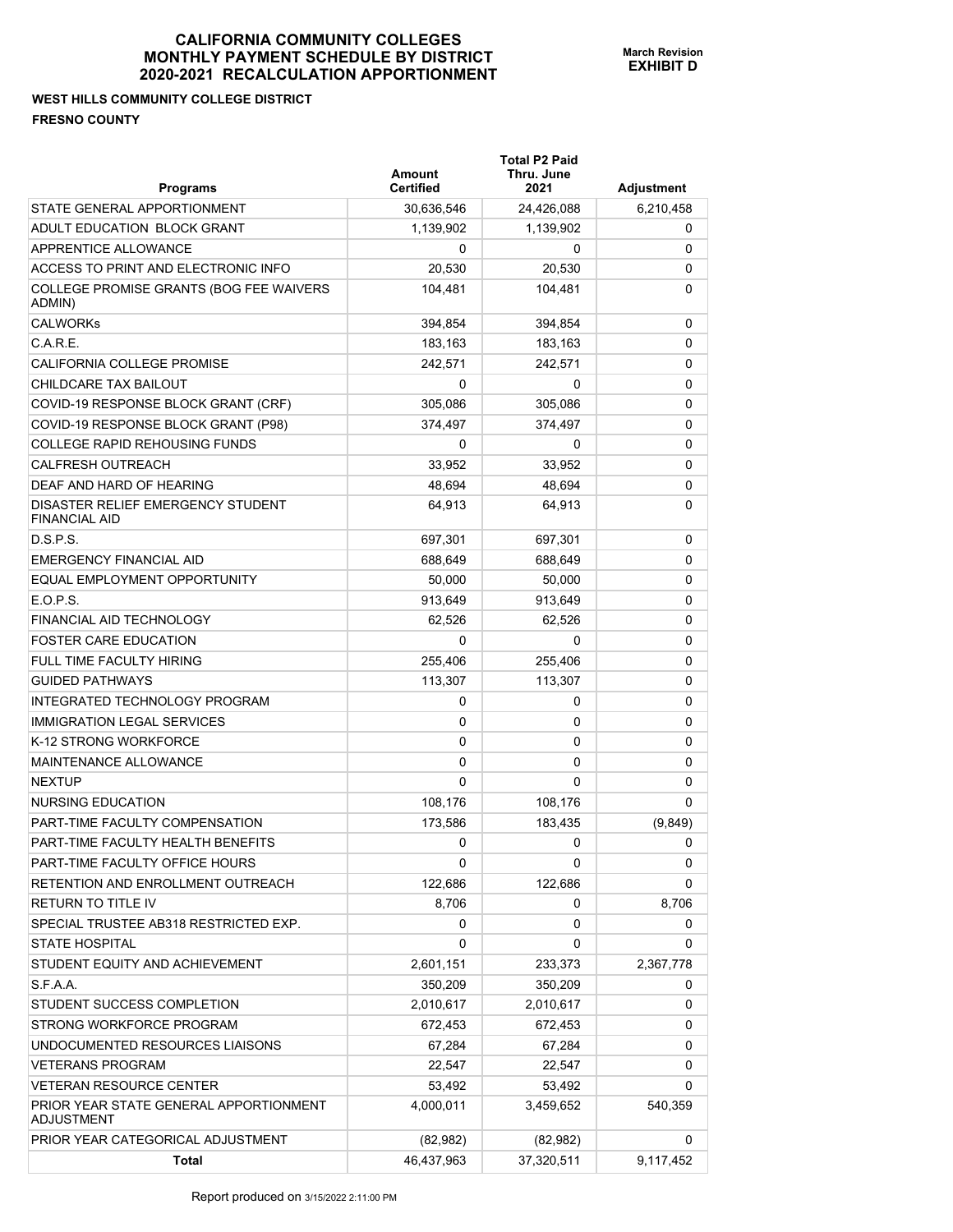# CALIFORNIA COMMUNITY COLLEGES
# MONTHLY PAYMENT SCHEDULE BY DISTRICT
# 2020-2021 RECALCULATION APPORTIONMENT

**March Revision**
**EXHIBIT D**

**WEST HILLS COMMUNITY COLLEGE DISTRICT**

**FRESNO COUNTY**

| Programs | Amount Certified | Total P2 Paid Thru. June 2021 | Adjustment |
|---|---|---|---|
| STATE GENERAL APPORTIONMENT | 30,636,546 | 24,426,088 | 6,210,458 |
| ADULT EDUCATION BLOCK GRANT | 1,139,902 | 1,139,902 | 0 |
| APPRENTICE ALLOWANCE | 0 | 0 | 0 |
| ACCESS TO PRINT AND ELECTRONIC INFO | 20,530 | 20,530 | 0 |
| COLLEGE PROMISE GRANTS (BOG FEE WAIVERS ADMIN) | 104,481 | 104,481 | 0 |
| CALWORKs | 394,854 | 394,854 | 0 |
| C.A.R.E. | 183,163 | 183,163 | 0 |
| CALIFORNIA COLLEGE PROMISE | 242,571 | 242,571 | 0 |
| CHILDCARE TAX BAILOUT | 0 | 0 | 0 |
| COVID-19 RESPONSE BLOCK GRANT (CRF) | 305,086 | 305,086 | 0 |
| COVID-19 RESPONSE BLOCK GRANT (P98) | 374,497 | 374,497 | 0 |
| COLLEGE RAPID REHOUSING FUNDS | 0 | 0 | 0 |
| CALFRESH OUTREACH | 33,952 | 33,952 | 0 |
| DEAF AND HARD OF HEARING | 48,694 | 48,694 | 0 |
| DISASTER RELIEF EMERGENCY STUDENT FINANCIAL AID | 64,913 | 64,913 | 0 |
| D.S.P.S. | 697,301 | 697,301 | 0 |
| EMERGENCY FINANCIAL AID | 688,649 | 688,649 | 0 |
| EQUAL EMPLOYMENT OPPORTUNITY | 50,000 | 50,000 | 0 |
| E.O.P.S. | 913,649 | 913,649 | 0 |
| FINANCIAL AID TECHNOLOGY | 62,526 | 62,526 | 0 |
| FOSTER CARE EDUCATION | 0 | 0 | 0 |
| FULL TIME FACULTY HIRING | 255,406 | 255,406 | 0 |
| GUIDED PATHWAYS | 113,307 | 113,307 | 0 |
| INTEGRATED TECHNOLOGY PROGRAM | 0 | 0 | 0 |
| IMMIGRATION LEGAL SERVICES | 0 | 0 | 0 |
| K-12 STRONG WORKFORCE | 0 | 0 | 0 |
| MAINTENANCE ALLOWANCE | 0 | 0 | 0 |
| NEXTUP | 0 | 0 | 0 |
| NURSING EDUCATION | 108,176 | 108,176 | 0 |
| PART-TIME FACULTY COMPENSATION | 173,586 | 183,435 | (9,849) |
| PART-TIME FACULTY HEALTH BENEFITS | 0 | 0 | 0 |
| PART-TIME FACULTY OFFICE HOURS | 0 | 0 | 0 |
| RETENTION AND ENROLLMENT OUTREACH | 122,686 | 122,686 | 0 |
| RETURN TO TITLE IV | 8,706 | 0 | 8,706 |
| SPECIAL TRUSTEE AB318 RESTRICTED EXP. | 0 | 0 | 0 |
| STATE HOSPITAL | 0 | 0 | 0 |
| STUDENT EQUITY AND ACHIEVEMENT | 2,601,151 | 233,373 | 2,367,778 |
| S.F.A.A. | 350,209 | 350,209 | 0 |
| STUDENT SUCCESS COMPLETION | 2,010,617 | 2,010,617 | 0 |
| STRONG WORKFORCE PROGRAM | 672,453 | 672,453 | 0 |
| UNDOCUMENTED RESOURCES LIAISONS | 67,284 | 67,284 | 0 |
| VETERANS PROGRAM | 22,547 | 22,547 | 0 |
| VETERAN RESOURCE CENTER | 53,492 | 53,492 | 0 |
| PRIOR YEAR STATE GENERAL APPORTIONMENT ADJUSTMENT | 4,000,011 | 3,459,652 | 540,359 |
| PRIOR YEAR CATEGORICAL ADJUSTMENT | (82,982) | (82,982) | 0 |
| **Total** | 46,437,963 | 37,320,511 | 9,117,452 |

Report produced on 3/15/2022 2:11:00 PM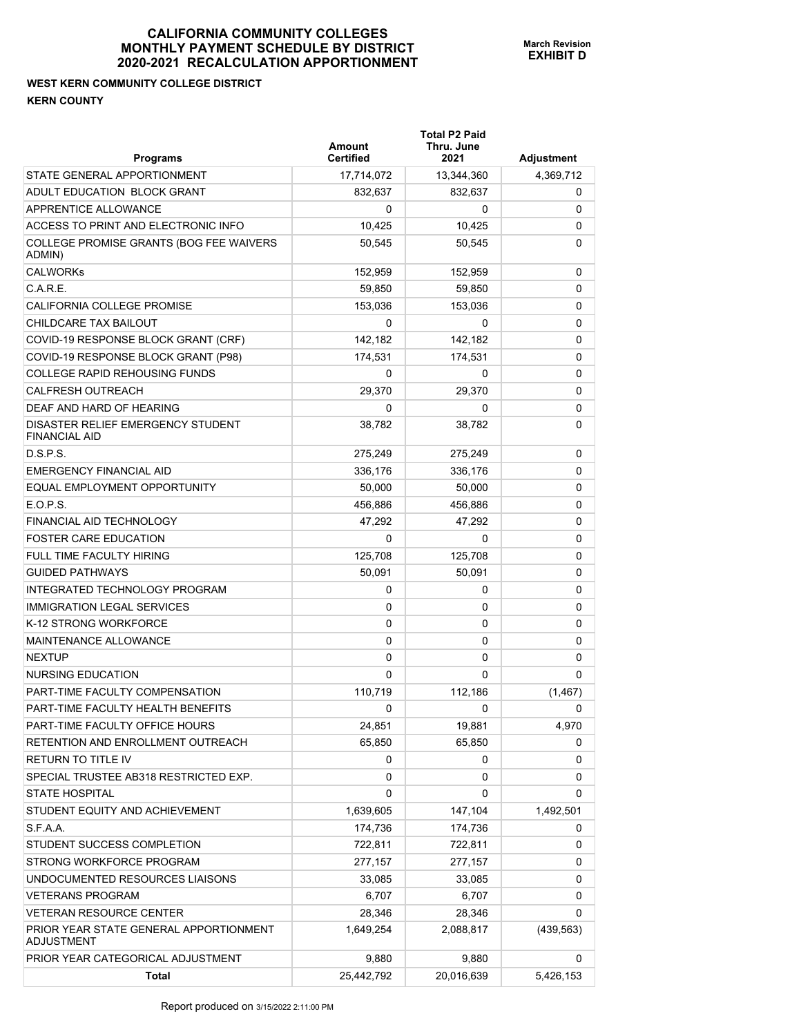# CALIFORNIA COMMUNITY COLLEGES
## MONTHLY PAYMENT SCHEDULE BY DISTRICT
## 2020-2021 RECALCULATION APPORTIONMENT

March Revision
**EXHIBIT D**

**WEST KERN COMMUNITY COLLEGE DISTRICT**
**KERN COUNTY**

| Programs | Amount Certified | Total P2 Paid Thru. June 2021 | Adjustment |
|---|---|---|---|
| STATE GENERAL APPORTIONMENT | 17,714,072 | 13,344,360 | 4,369,712 |
| ADULT EDUCATION BLOCK GRANT | 832,637 | 832,637 | 0 |
| APPRENTICE ALLOWANCE | 0 | 0 | 0 |
| ACCESS TO PRINT AND ELECTRONIC INFO | 10,425 | 10,425 | 0 |
| COLLEGE PROMISE GRANTS (BOG FEE WAIVERS ADMIN) | 50,545 | 50,545 | 0 |
| CALWORKs | 152,959 | 152,959 | 0 |
| C.A.R.E. | 59,850 | 59,850 | 0 |
| CALIFORNIA COLLEGE PROMISE | 153,036 | 153,036 | 0 |
| CHILDCARE TAX BAILOUT | 0 | 0 | 0 |
| COVID-19 RESPONSE BLOCK GRANT (CRF) | 142,182 | 142,182 | 0 |
| COVID-19 RESPONSE BLOCK GRANT (P98) | 174,531 | 174,531 | 0 |
| COLLEGE RAPID REHOUSING FUNDS | 0 | 0 | 0 |
| CALFRESH OUTREACH | 29,370 | 29,370 | 0 |
| DEAF AND HARD OF HEARING | 0 | 0 | 0 |
| DISASTER RELIEF EMERGENCY STUDENT FINANCIAL AID | 38,782 | 38,782 | 0 |
| D.S.P.S. | 275,249 | 275,249 | 0 |
| EMERGENCY FINANCIAL AID | 336,176 | 336,176 | 0 |
| EQUAL EMPLOYMENT OPPORTUNITY | 50,000 | 50,000 | 0 |
| E.O.P.S. | 456,886 | 456,886 | 0 |
| FINANCIAL AID TECHNOLOGY | 47,292 | 47,292 | 0 |
| FOSTER CARE EDUCATION | 0 | 0 | 0 |
| FULL TIME FACULTY HIRING | 125,708 | 125,708 | 0 |
| GUIDED PATHWAYS | 50,091 | 50,091 | 0 |
| INTEGRATED TECHNOLOGY PROGRAM | 0 | 0 | 0 |
| IMMIGRATION LEGAL SERVICES | 0 | 0 | 0 |
| K-12 STRONG WORKFORCE | 0 | 0 | 0 |
| MAINTENANCE ALLOWANCE | 0 | 0 | 0 |
| NEXTUP | 0 | 0 | 0 |
| NURSING EDUCATION | 0 | 0 | 0 |
| PART-TIME FACULTY COMPENSATION | 110,719 | 112,186 | (1,467) |
| PART-TIME FACULTY HEALTH BENEFITS | 0 | 0 | 0 |
| PART-TIME FACULTY OFFICE HOURS | 24,851 | 19,881 | 4,970 |
| RETENTION AND ENROLLMENT OUTREACH | 65,850 | 65,850 | 0 |
| RETURN TO TITLE IV | 0 | 0 | 0 |
| SPECIAL TRUSTEE AB318 RESTRICTED EXP. | 0 | 0 | 0 |
| STATE HOSPITAL | 0 | 0 | 0 |
| STUDENT EQUITY AND ACHIEVEMENT | 1,639,605 | 147,104 | 1,492,501 |
| S.F.A.A. | 174,736 | 174,736 | 0 |
| STUDENT SUCCESS COMPLETION | 722,811 | 722,811 | 0 |
| STRONG WORKFORCE PROGRAM | 277,157 | 277,157 | 0 |
| UNDOCUMENTED RESOURCES LIAISONS | 33,085 | 33,085 | 0 |
| VETERANS PROGRAM | 6,707 | 6,707 | 0 |
| VETERAN RESOURCE CENTER | 28,346 | 28,346 | 0 |
| PRIOR YEAR STATE GENERAL APPORTIONMENT ADJUSTMENT | 1,649,254 | 2,088,817 | (439,563) |
| PRIOR YEAR CATEGORICAL ADJUSTMENT | 9,880 | 9,880 | 0 |
| **Total** | 25,442,792 | 20,016,639 | 5,426,153 |

Report produced on 3/15/2022 2:11:00 PM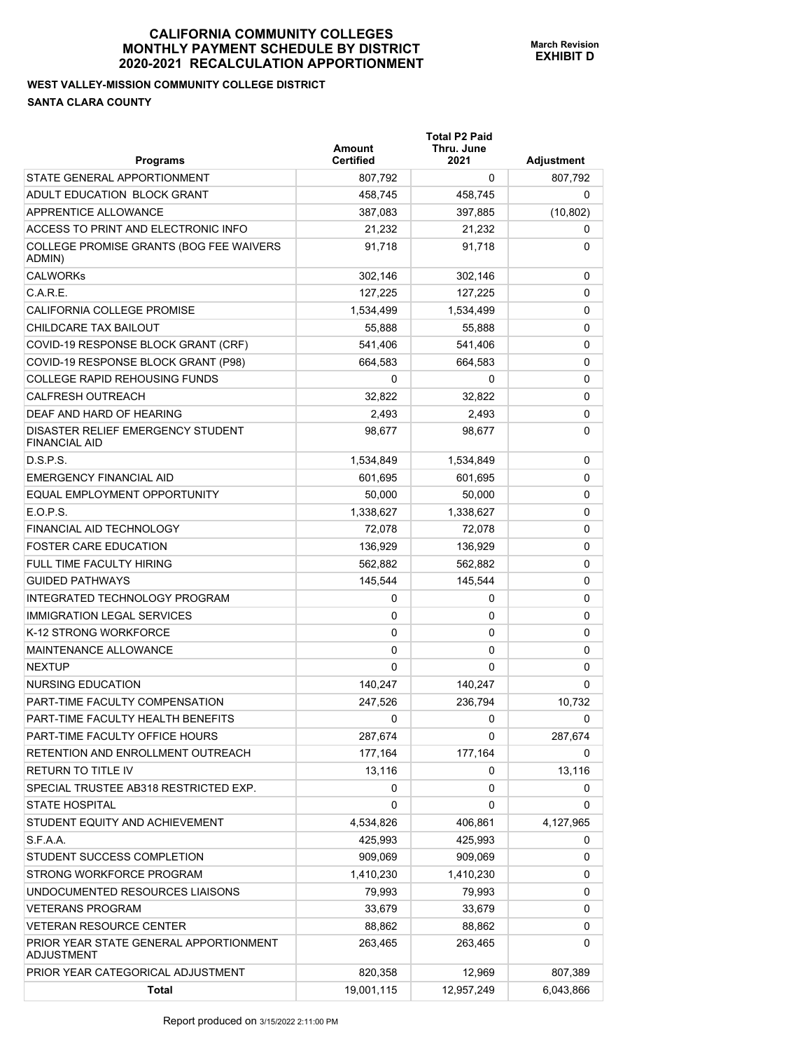# CALIFORNIA COMMUNITY COLLEGES
# MONTHLY PAYMENT SCHEDULE BY DISTRICT
# 2020-2021 RECALCULATION APPORTIONMENT

**March Revision**
**EXHIBIT D**

**WEST VALLEY-MISSION COMMUNITY COLLEGE DISTRICT**

**SANTA CLARA COUNTY**

| Programs | Amount Certified | Total P2 Paid Thru. June 2021 | Adjustment |
|---|---|---|---|
| STATE GENERAL APPORTIONMENT | 807,792 | 0 | 807,792 |
| ADULT EDUCATION BLOCK GRANT | 458,745 | 458,745 | 0 |
| APPRENTICE ALLOWANCE | 387,083 | 397,885 | (10,802) |
| ACCESS TO PRINT AND ELECTRONIC INFO | 21,232 | 21,232 | 0 |
| COLLEGE PROMISE GRANTS (BOG FEE WAIVERS ADMIN) | 91,718 | 91,718 | 0 |
| CALWORKs | 302,146 | 302,146 | 0 |
| C.A.R.E. | 127,225 | 127,225 | 0 |
| CALIFORNIA COLLEGE PROMISE | 1,534,499 | 1,534,499 | 0 |
| CHILDCARE TAX BAILOUT | 55,888 | 55,888 | 0 |
| COVID-19 RESPONSE BLOCK GRANT (CRF) | 541,406 | 541,406 | 0 |
| COVID-19 RESPONSE BLOCK GRANT (P98) | 664,583 | 664,583 | 0 |
| COLLEGE RAPID REHOUSING FUNDS | 0 | 0 | 0 |
| CALFRESH OUTREACH | 32,822 | 32,822 | 0 |
| DEAF AND HARD OF HEARING | 2,493 | 2,493 | 0 |
| DISASTER RELIEF EMERGENCY STUDENT FINANCIAL AID | 98,677 | 98,677 | 0 |
| D.S.P.S. | 1,534,849 | 1,534,849 | 0 |
| EMERGENCY FINANCIAL AID | 601,695 | 601,695 | 0 |
| EQUAL EMPLOYMENT OPPORTUNITY | 50,000 | 50,000 | 0 |
| E.O.P.S. | 1,338,627 | 1,338,627 | 0 |
| FINANCIAL AID TECHNOLOGY | 72,078 | 72,078 | 0 |
| FOSTER CARE EDUCATION | 136,929 | 136,929 | 0 |
| FULL TIME FACULTY HIRING | 562,882 | 562,882 | 0 |
| GUIDED PATHWAYS | 145,544 | 145,544 | 0 |
| INTEGRATED TECHNOLOGY PROGRAM | 0 | 0 | 0 |
| IMMIGRATION LEGAL SERVICES | 0 | 0 | 0 |
| K-12 STRONG WORKFORCE | 0 | 0 | 0 |
| MAINTENANCE ALLOWANCE | 0 | 0 | 0 |
| NEXTUP | 0 | 0 | 0 |
| NURSING EDUCATION | 140,247 | 140,247 | 0 |
| PART-TIME FACULTY COMPENSATION | 247,526 | 236,794 | 10,732 |
| PART-TIME FACULTY HEALTH BENEFITS | 0 | 0 | 0 |
| PART-TIME FACULTY OFFICE HOURS | 287,674 | 0 | 287,674 |
| RETENTION AND ENROLLMENT OUTREACH | 177,164 | 177,164 | 0 |
| RETURN TO TITLE IV | 13,116 | 0 | 13,116 |
| SPECIAL TRUSTEE AB318 RESTRICTED EXP. | 0 | 0 | 0 |
| STATE HOSPITAL | 0 | 0 | 0 |
| STUDENT EQUITY AND ACHIEVEMENT | 4,534,826 | 406,861 | 4,127,965 |
| S.F.A.A. | 425,993 | 425,993 | 0 |
| STUDENT SUCCESS COMPLETION | 909,069 | 909,069 | 0 |
| STRONG WORKFORCE PROGRAM | 1,410,230 | 1,410,230 | 0 |
| UNDOCUMENTED RESOURCES LIAISONS | 79,993 | 79,993 | 0 |
| VETERANS PROGRAM | 33,679 | 33,679 | 0 |
| VETERAN RESOURCE CENTER | 88,862 | 88,862 | 0 |
| PRIOR YEAR STATE GENERAL APPORTIONMENT ADJUSTMENT | 263,465 | 263,465 | 0 |
| PRIOR YEAR CATEGORICAL ADJUSTMENT | 820,358 | 12,969 | 807,389 |
| **Total** | 19,001,115 | 12,957,249 | 6,043,866 |

Report produced on 3/15/2022 2:11:00 PM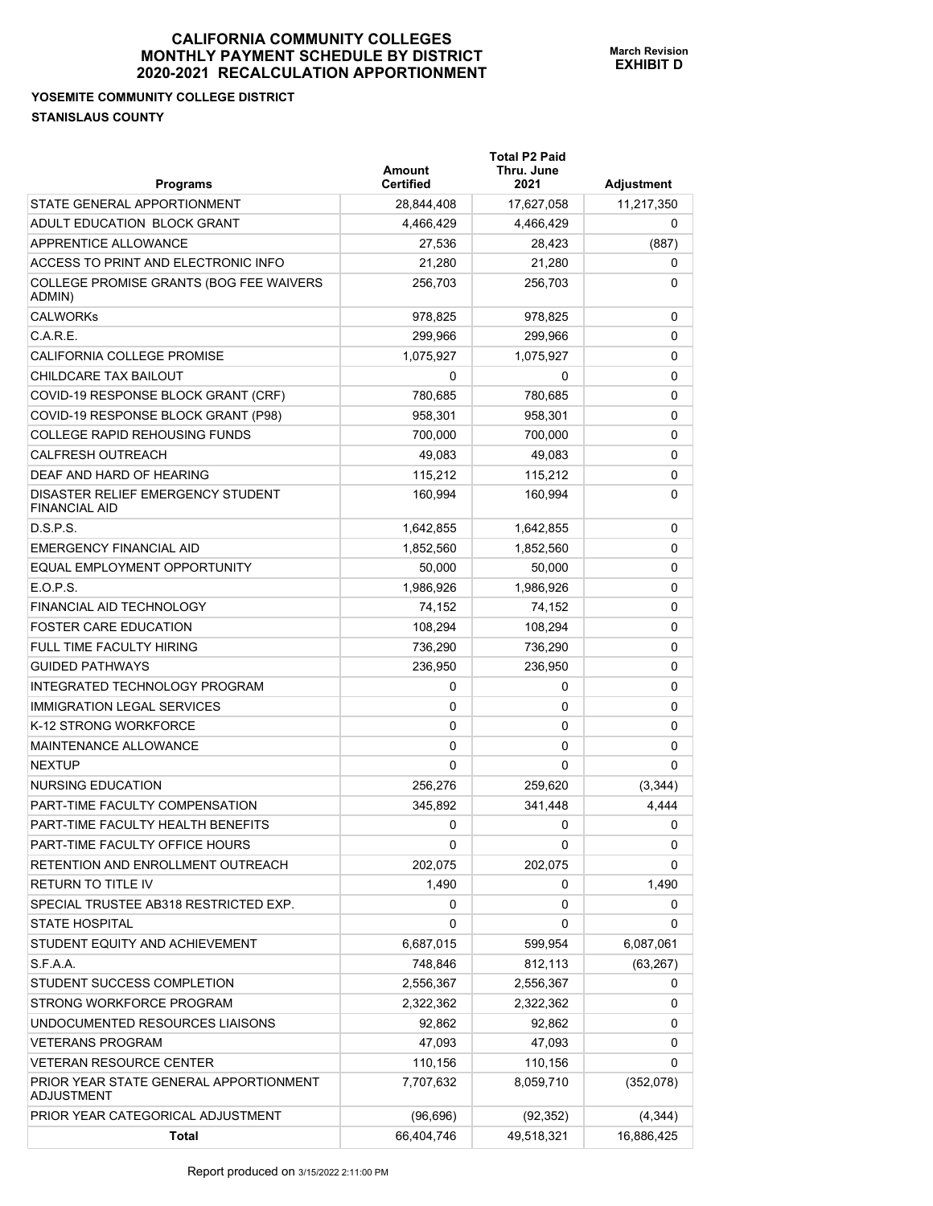# CALIFORNIA COMMUNITY COLLEGES
# MONTHLY PAYMENT SCHEDULE BY DISTRICT
# 2020-2021 RECALCULATION APPORTIONMENT

**March Revision**
**EXHIBIT D**

**YOSEMITE COMMUNITY COLLEGE DISTRICT**

**STANISLAUS COUNTY**

| Programs | Amount Certified | Total P2 Paid Thru. June 2021 | Adjustment |
|---|---|---|---|
| STATE GENERAL APPORTIONMENT | 28,844,408 | 17,627,058 | 11,217,350 |
| ADULT EDUCATION BLOCK GRANT | 4,466,429 | 4,466,429 | 0 |
| APPRENTICE ALLOWANCE | 27,536 | 28,423 | (887) |
| ACCESS TO PRINT AND ELECTRONIC INFO | 21,280 | 21,280 | 0 |
| COLLEGE PROMISE GRANTS (BOG FEE WAIVERS ADMIN) | 256,703 | 256,703 | 0 |
| CALWORKs | 978,825 | 978,825 | 0 |
| C.A.R.E. | 299,966 | 299,966 | 0 |
| CALIFORNIA COLLEGE PROMISE | 1,075,927 | 1,075,927 | 0 |
| CHILDCARE TAX BAILOUT | 0 | 0 | 0 |
| COVID-19 RESPONSE BLOCK GRANT (CRF) | 780,685 | 780,685 | 0 |
| COVID-19 RESPONSE BLOCK GRANT (P98) | 958,301 | 958,301 | 0 |
| COLLEGE RAPID REHOUSING FUNDS | 700,000 | 700,000 | 0 |
| CALFRESH OUTREACH | 49,083 | 49,083 | 0 |
| DEAF AND HARD OF HEARING | 115,212 | 115,212 | 0 |
| DISASTER RELIEF EMERGENCY STUDENT FINANCIAL AID | 160,994 | 160,994 | 0 |
| D.S.P.S. | 1,642,855 | 1,642,855 | 0 |
| EMERGENCY FINANCIAL AID | 1,852,560 | 1,852,560 | 0 |
| EQUAL EMPLOYMENT OPPORTUNITY | 50,000 | 50,000 | 0 |
| E.O.P.S. | 1,986,926 | 1,986,926 | 0 |
| FINANCIAL AID TECHNOLOGY | 74,152 | 74,152 | 0 |
| FOSTER CARE EDUCATION | 108,294 | 108,294 | 0 |
| FULL TIME FACULTY HIRING | 736,290 | 736,290 | 0 |
| GUIDED PATHWAYS | 236,950 | 236,950 | 0 |
| INTEGRATED TECHNOLOGY PROGRAM | 0 | 0 | 0 |
| IMMIGRATION LEGAL SERVICES | 0 | 0 | 0 |
| K-12 STRONG WORKFORCE | 0 | 0 | 0 |
| MAINTENANCE ALLOWANCE | 0 | 0 | 0 |
| NEXTUP | 0 | 0 | 0 |
| NURSING EDUCATION | 256,276 | 259,620 | (3,344) |
| PART-TIME FACULTY COMPENSATION | 345,892 | 341,448 | 4,444 |
| PART-TIME FACULTY HEALTH BENEFITS | 0 | 0 | 0 |
| PART-TIME FACULTY OFFICE HOURS | 0 | 0 | 0 |
| RETENTION AND ENROLLMENT OUTREACH | 202,075 | 202,075 | 0 |
| RETURN TO TITLE IV | 1,490 | 0 | 1,490 |
| SPECIAL TRUSTEE AB318 RESTRICTED EXP. | 0 | 0 | 0 |
| STATE HOSPITAL | 0 | 0 | 0 |
| STUDENT EQUITY AND ACHIEVEMENT | 6,687,015 | 599,954 | 6,087,061 |
| S.F.A.A. | 748,846 | 812,113 | (63,267) |
| STUDENT SUCCESS COMPLETION | 2,556,367 | 2,556,367 | 0 |
| STRONG WORKFORCE PROGRAM | 2,322,362 | 2,322,362 | 0 |
| UNDOCUMENTED RESOURCES LIAISONS | 92,862 | 92,862 | 0 |
| VETERANS PROGRAM | 47,093 | 47,093 | 0 |
| VETERAN RESOURCE CENTER | 110,156 | 110,156 | 0 |
| PRIOR YEAR STATE GENERAL APPORTIONMENT ADJUSTMENT | 7,707,632 | 8,059,710 | (352,078) |
| PRIOR YEAR CATEGORICAL ADJUSTMENT | (96,696) | (92,352) | (4,344) |
| **Total** | 66,404,746 | 49,518,321 | 16,886,425 |

Report produced on 3/15/2022 2:11:00 PM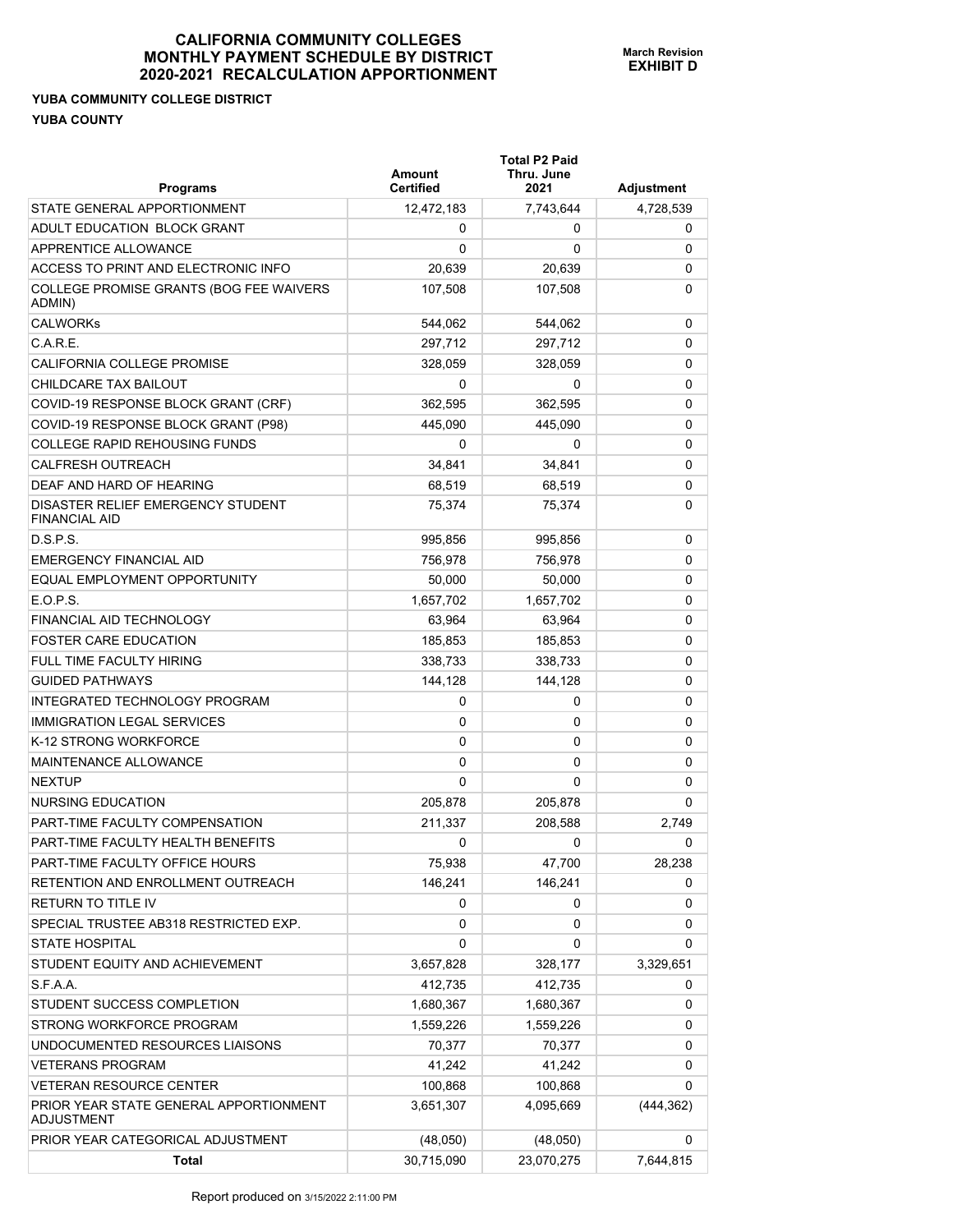# CALIFORNIA COMMUNITY COLLEGES
# MONTHLY PAYMENT SCHEDULE BY DISTRICT
# 2020-2021 RECALCULATION APPORTIONMENT

**March Revision**
**EXHIBIT D**

**YUBA COMMUNITY COLLEGE DISTRICT**

**YUBA COUNTY**

| Programs | Amount Certified | Total P2 Paid Thru. June 2021 | Adjustment |
|---|---|---|---|
| STATE GENERAL APPORTIONMENT | 12,472,183 | 7,743,644 | 4,728,539 |
| ADULT EDUCATION BLOCK GRANT | 0 | 0 | 0 |
| APPRENTICE ALLOWANCE | 0 | 0 | 0 |
| ACCESS TO PRINT AND ELECTRONIC INFO | 20,639 | 20,639 | 0 |
| COLLEGE PROMISE GRANTS (BOG FEE WAIVERS ADMIN) | 107,508 | 107,508 | 0 |
| CALWORKs | 544,062 | 544,062 | 0 |
| C.A.R.E. | 297,712 | 297,712 | 0 |
| CALIFORNIA COLLEGE PROMISE | 328,059 | 328,059 | 0 |
| CHILDCARE TAX BAILOUT | 0 | 0 | 0 |
| COVID-19 RESPONSE BLOCK GRANT (CRF) | 362,595 | 362,595 | 0 |
| COVID-19 RESPONSE BLOCK GRANT (P98) | 445,090 | 445,090 | 0 |
| COLLEGE RAPID REHOUSING FUNDS | 0 | 0 | 0 |
| CALFRESH OUTREACH | 34,841 | 34,841 | 0 |
| DEAF AND HARD OF HEARING | 68,519 | 68,519 | 0 |
| DISASTER RELIEF EMERGENCY STUDENT FINANCIAL AID | 75,374 | 75,374 | 0 |
| D.S.P.S. | 995,856 | 995,856 | 0 |
| EMERGENCY FINANCIAL AID | 756,978 | 756,978 | 0 |
| EQUAL EMPLOYMENT OPPORTUNITY | 50,000 | 50,000 | 0 |
| E.O.P.S. | 1,657,702 | 1,657,702 | 0 |
| FINANCIAL AID TECHNOLOGY | 63,964 | 63,964 | 0 |
| FOSTER CARE EDUCATION | 185,853 | 185,853 | 0 |
| FULL TIME FACULTY HIRING | 338,733 | 338,733 | 0 |
| GUIDED PATHWAYS | 144,128 | 144,128 | 0 |
| INTEGRATED TECHNOLOGY PROGRAM | 0 | 0 | 0 |
| IMMIGRATION LEGAL SERVICES | 0 | 0 | 0 |
| K-12 STRONG WORKFORCE | 0 | 0 | 0 |
| MAINTENANCE ALLOWANCE | 0 | 0 | 0 |
| NEXTUP | 0 | 0 | 0 |
| NURSING EDUCATION | 205,878 | 205,878 | 0 |
| PART-TIME FACULTY COMPENSATION | 211,337 | 208,588 | 2,749 |
| PART-TIME FACULTY HEALTH BENEFITS | 0 | 0 | 0 |
| PART-TIME FACULTY OFFICE HOURS | 75,938 | 47,700 | 28,238 |
| RETENTION AND ENROLLMENT OUTREACH | 146,241 | 146,241 | 0 |
| RETURN TO TITLE IV | 0 | 0 | 0 |
| SPECIAL TRUSTEE AB318 RESTRICTED EXP. | 0 | 0 | 0 |
| STATE HOSPITAL | 0 | 0 | 0 |
| STUDENT EQUITY AND ACHIEVEMENT | 3,657,828 | 328,177 | 3,329,651 |
| S.F.A.A. | 412,735 | 412,735 | 0 |
| STUDENT SUCCESS COMPLETION | 1,680,367 | 1,680,367 | 0 |
| STRONG WORKFORCE PROGRAM | 1,559,226 | 1,559,226 | 0 |
| UNDOCUMENTED RESOURCES LIAISONS | 70,377 | 70,377 | 0 |
| VETERANS PROGRAM | 41,242 | 41,242 | 0 |
| VETERAN RESOURCE CENTER | 100,868 | 100,868 | 0 |
| PRIOR YEAR STATE GENERAL APPORTIONMENT ADJUSTMENT | 3,651,307 | 4,095,669 | (444,362) |
| PRIOR YEAR CATEGORICAL ADJUSTMENT | (48,050) | (48,050) | 0 |
| **Total** | 30,715,090 | 23,070,275 | 7,644,815 |

Report produced on 3/15/2022 2:11:00 PM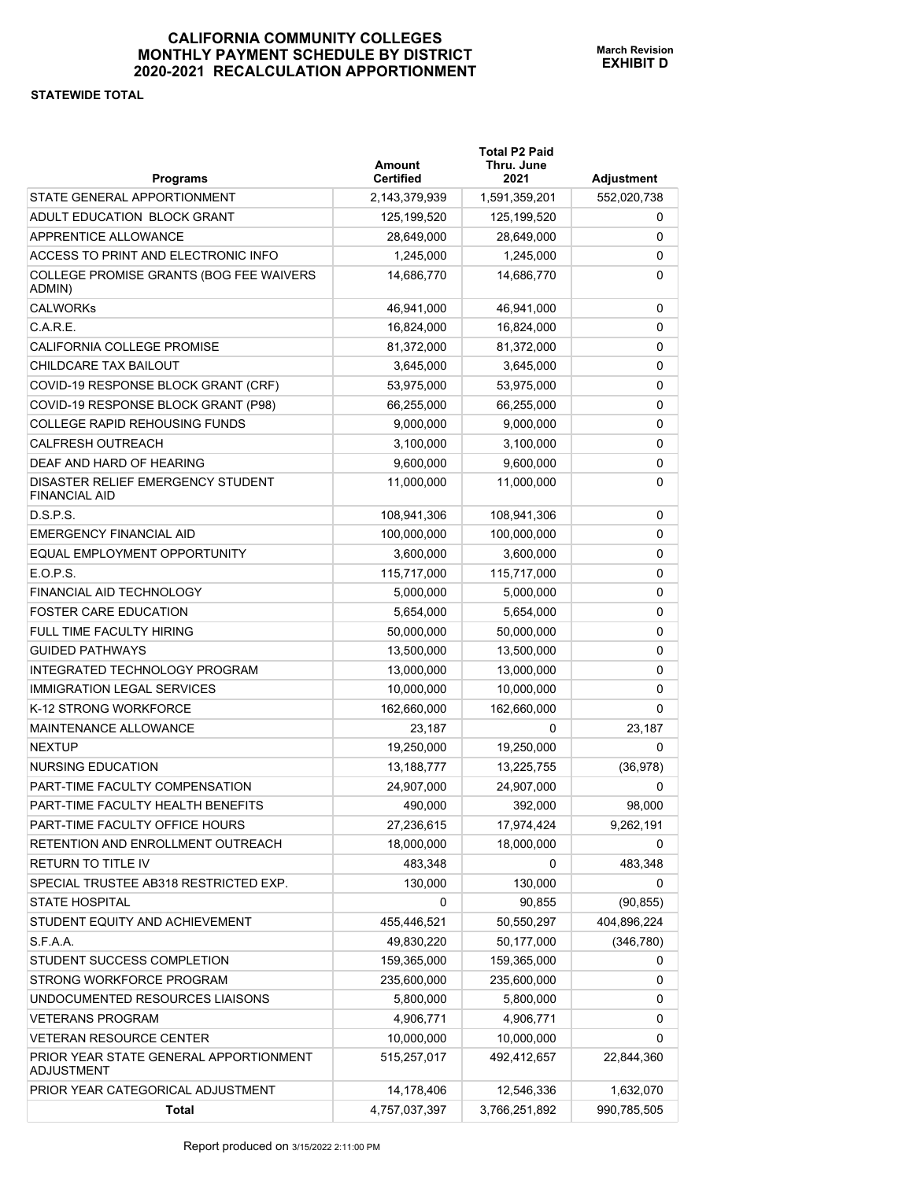# CALIFORNIA COMMUNITY COLLEGES
# MONTHLY PAYMENT SCHEDULE BY DISTRICT
# 2020-2021 RECALCULATION APPORTIONMENT

**March Revision**
**EXHIBIT D**

**STATEWIDE TOTAL**

| Programs | Amount Certified | Total P2 Paid Thru. June 2021 | Adjustment |
|---|---|---|---|
| STATE GENERAL APPORTIONMENT | 2,143,379,939 | 1,591,359,201 | 552,020,738 |
| ADULT EDUCATION BLOCK GRANT | 125,199,520 | 125,199,520 | 0 |
| APPRENTICE ALLOWANCE | 28,649,000 | 28,649,000 | 0 |
| ACCESS TO PRINT AND ELECTRONIC INFO | 1,245,000 | 1,245,000 | 0 |
| COLLEGE PROMISE GRANTS (BOG FEE WAIVERS ADMIN) | 14,686,770 | 14,686,770 | 0 |
| CALWORKs | 46,941,000 | 46,941,000 | 0 |
| C.A.R.E. | 16,824,000 | 16,824,000 | 0 |
| CALIFORNIA COLLEGE PROMISE | 81,372,000 | 81,372,000 | 0 |
| CHILDCARE TAX BAILOUT | 3,645,000 | 3,645,000 | 0 |
| COVID-19 RESPONSE BLOCK GRANT (CRF) | 53,975,000 | 53,975,000 | 0 |
| COVID-19 RESPONSE BLOCK GRANT (P98) | 66,255,000 | 66,255,000 | 0 |
| COLLEGE RAPID REHOUSING FUNDS | 9,000,000 | 9,000,000 | 0 |
| CALFRESH OUTREACH | 3,100,000 | 3,100,000 | 0 |
| DEAF AND HARD OF HEARING | 9,600,000 | 9,600,000 | 0 |
| DISASTER RELIEF EMERGENCY STUDENT FINANCIAL AID | 11,000,000 | 11,000,000 | 0 |
| D.S.P.S. | 108,941,306 | 108,941,306 | 0 |
| EMERGENCY FINANCIAL AID | 100,000,000 | 100,000,000 | 0 |
| EQUAL EMPLOYMENT OPPORTUNITY | 3,600,000 | 3,600,000 | 0 |
| E.O.P.S. | 115,717,000 | 115,717,000 | 0 |
| FINANCIAL AID TECHNOLOGY | 5,000,000 | 5,000,000 | 0 |
| FOSTER CARE EDUCATION | 5,654,000 | 5,654,000 | 0 |
| FULL TIME FACULTY HIRING | 50,000,000 | 50,000,000 | 0 |
| GUIDED PATHWAYS | 13,500,000 | 13,500,000 | 0 |
| INTEGRATED TECHNOLOGY PROGRAM | 13,000,000 | 13,000,000 | 0 |
| IMMIGRATION LEGAL SERVICES | 10,000,000 | 10,000,000 | 0 |
| K-12 STRONG WORKFORCE | 162,660,000 | 162,660,000 | 0 |
| MAINTENANCE ALLOWANCE | 23,187 | 0 | 23,187 |
| NEXTUP | 19,250,000 | 19,250,000 | 0 |
| NURSING EDUCATION | 13,188,777 | 13,225,755 | (36,978) |
| PART-TIME FACULTY COMPENSATION | 24,907,000 | 24,907,000 | 0 |
| PART-TIME FACULTY HEALTH BENEFITS | 490,000 | 392,000 | 98,000 |
| PART-TIME FACULTY OFFICE HOURS | 27,236,615 | 17,974,424 | 9,262,191 |
| RETENTION AND ENROLLMENT OUTREACH | 18,000,000 | 18,000,000 | 0 |
| RETURN TO TITLE IV | 483,348 | 0 | 483,348 |
| SPECIAL TRUSTEE AB318 RESTRICTED EXP. | 130,000 | 130,000 | 0 |
| STATE HOSPITAL | 0 | 90,855 | (90,855) |
| STUDENT EQUITY AND ACHIEVEMENT | 455,446,521 | 50,550,297 | 404,896,224 |
| S.F.A.A. | 49,830,220 | 50,177,000 | (346,780) |
| STUDENT SUCCESS COMPLETION | 159,365,000 | 159,365,000 | 0 |
| STRONG WORKFORCE PROGRAM | 235,600,000 | 235,600,000 | 0 |
| UNDOCUMENTED RESOURCES LIAISONS | 5,800,000 | 5,800,000 | 0 |
| VETERANS PROGRAM | 4,906,771 | 4,906,771 | 0 |
| VETERAN RESOURCE CENTER | 10,000,000 | 10,000,000 | 0 |
| PRIOR YEAR STATE GENERAL APPORTIONMENT ADJUSTMENT | 515,257,017 | 492,412,657 | 22,844,360 |
| PRIOR YEAR CATEGORICAL ADJUSTMENT | 14,178,406 | 12,546,336 | 1,632,070 |
| **Total** | 4,757,037,397 | 3,766,251,892 | 990,785,505 |

Report produced on 3/15/2022 2:11:00 PM